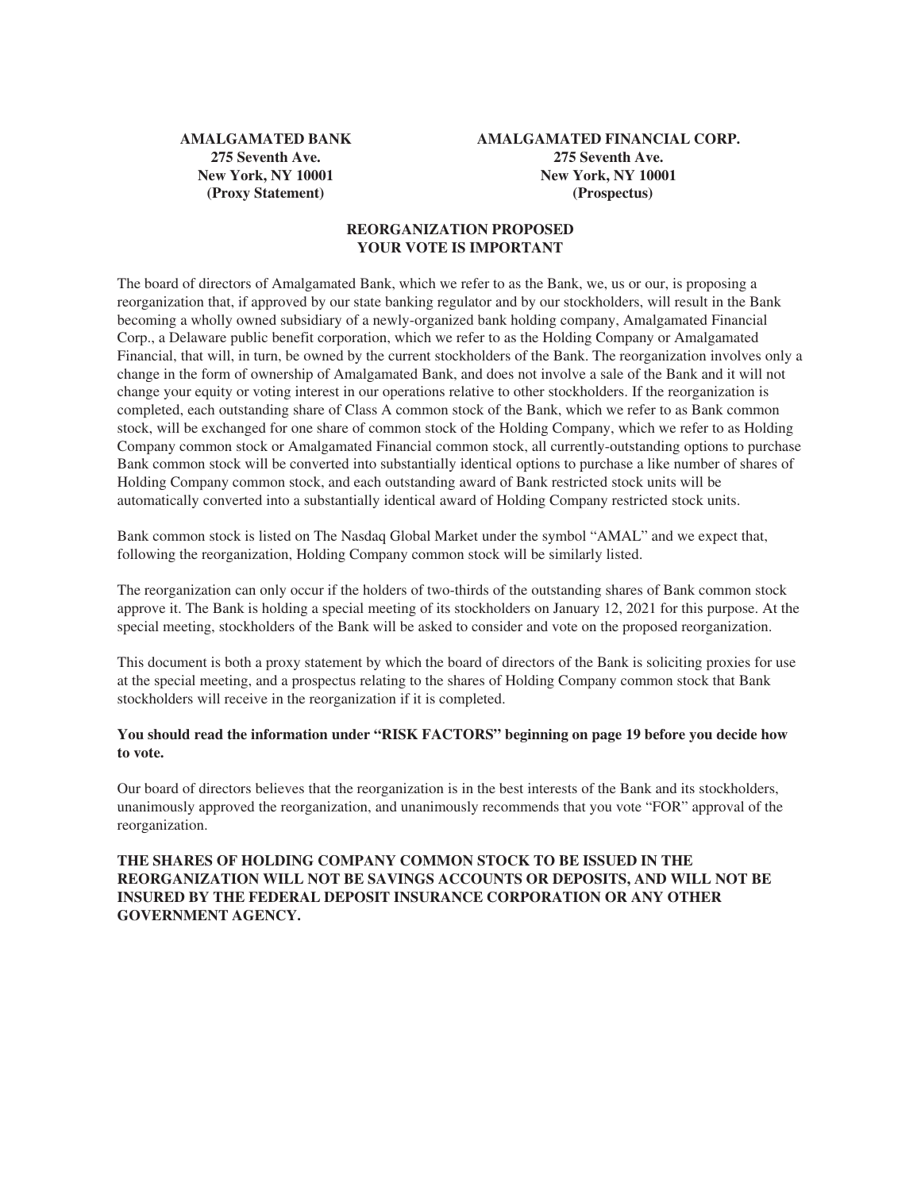| **AMALGAMATED BANK** | **AMALGAMATED FINANCIAL CORP.** |
|---|---|
| **275 Seventh Ave.** | **275 Seventh Ave.** |
| **New York, NY 10001** | **New York, NY 10001** |
| **(Proxy Statement)** | **(Prospectus)** |

## REORGANIZATION PROPOSED
## YOUR VOTE IS IMPORTANT

The board of directors of Amalgamated Bank, which we refer to as the Bank, we, us or our, is proposing a reorganization that, if approved by our state banking regulator and by our stockholders, will result in the Bank becoming a wholly owned subsidiary of a newly-organized bank holding company, Amalgamated Financial Corp., a Delaware public benefit corporation, which we refer to as the Holding Company or Amalgamated Financial, that will, in turn, be owned by the current stockholders of the Bank. The reorganization involves only a change in the form of ownership of Amalgamated Bank, and does not involve a sale of the Bank and it will not change your equity or voting interest in our operations relative to other stockholders. If the reorganization is completed, each outstanding share of Class A common stock of the Bank, which we refer to as Bank common stock, will be exchanged for one share of common stock of the Holding Company, which we refer to as Holding Company common stock or Amalgamated Financial common stock, all currently-outstanding options to purchase Bank common stock will be converted into substantially identical options to purchase a like number of shares of Holding Company common stock, and each outstanding award of Bank restricted stock units will be automatically converted into a substantially identical award of Holding Company restricted stock units.

Bank common stock is listed on The Nasdaq Global Market under the symbol "AMAL" and we expect that, following the reorganization, Holding Company common stock will be similarly listed.

The reorganization can only occur if the holders of two-thirds of the outstanding shares of Bank common stock approve it. The Bank is holding a special meeting of its stockholders on January 12, 2021 for this purpose. At the special meeting, stockholders of the Bank will be asked to consider and vote on the proposed reorganization.

This document is both a proxy statement by which the board of directors of the Bank is soliciting proxies for use at the special meeting, and a prospectus relating to the shares of Holding Company common stock that Bank stockholders will receive in the reorganization if it is completed.

**You should read the information under "RISK FACTORS" beginning on page 19 before you decide how to vote.**

Our board of directors believes that the reorganization is in the best interests of the Bank and its stockholders, unanimously approved the reorganization, and unanimously recommends that you vote "FOR" approval of the reorganization.

**THE SHARES OF HOLDING COMPANY COMMON STOCK TO BE ISSUED IN THE REORGANIZATION WILL NOT BE SAVINGS ACCOUNTS OR DEPOSITS, AND WILL NOT BE INSURED BY THE FEDERAL DEPOSIT INSURANCE CORPORATION OR ANY OTHER GOVERNMENT AGENCY.**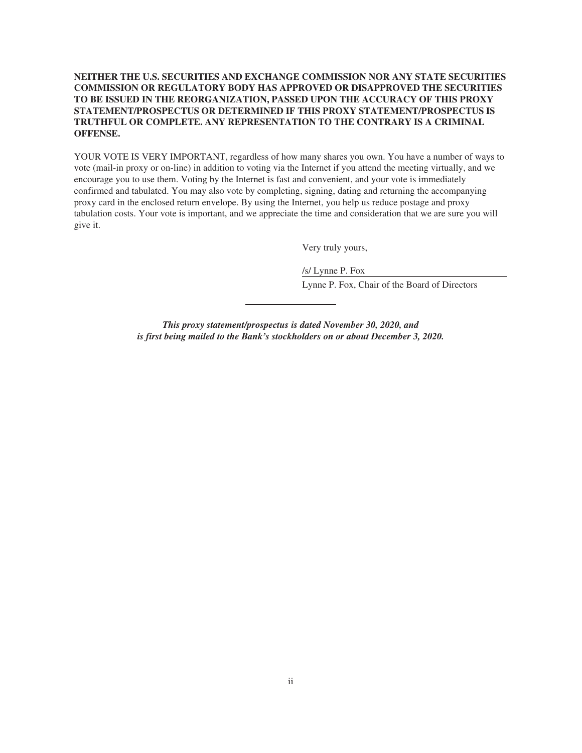**NEITHER THE U.S. SECURITIES AND EXCHANGE COMMISSION NOR ANY STATE SECURITIES COMMISSION OR REGULATORY BODY HAS APPROVED OR DISAPPROVED THE SECURITIES TO BE ISSUED IN THE REORGANIZATION, PASSED UPON THE ACCURACY OF THIS PROXY STATEMENT/PROSPECTUS OR DETERMINED IF THIS PROXY STATEMENT/PROSPECTUS IS TRUTHFUL OR COMPLETE. ANY REPRESENTATION TO THE CONTRARY IS A CRIMINAL OFFENSE.**

YOUR VOTE IS VERY IMPORTANT, regardless of how many shares you own. You have a number of ways to vote (mail-in proxy or on-line) in addition to voting via the Internet if you attend the meeting virtually, and we encourage you to use them. Voting by the Internet is fast and convenient, and your vote is immediately confirmed and tabulated. You may also vote by completing, signing, dating and returning the accompanying proxy card in the enclosed return envelope. By using the Internet, you help us reduce postage and proxy tabulation costs. Your vote is important, and we appreciate the time and consideration that we are sure you will give it.

Very truly yours,

/s/ Lynne P. Fox

Lynne P. Fox, Chair of the Board of Directors

---

***This proxy statement/prospectus is dated November 30, 2020, and is first being mailed to the Bank's stockholders on or about December 3, 2020.***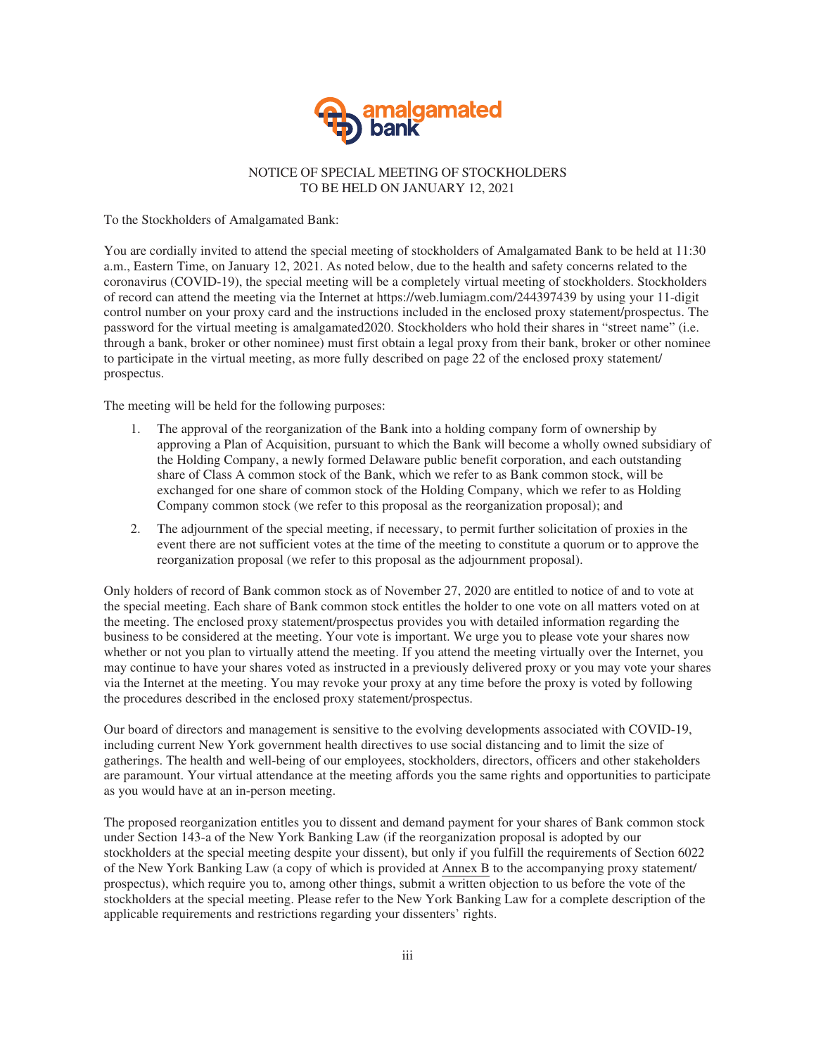NOTICE OF SPECIAL MEETING OF STOCKHOLDERS
TO BE HELD ON JANUARY 12, 2021

To the Stockholders of Amalgamated Bank:

You are cordially invited to attend the special meeting of stockholders of Amalgamated Bank to be held at 11:30 a.m., Eastern Time, on January 12, 2021. As noted below, due to the health and safety concerns related to the coronavirus (COVID-19), the special meeting will be a completely virtual meeting of stockholders. Stockholders of record can attend the meeting via the Internet at https://web.lumiagm.com/244397439 by using your 11-digit control number on your proxy card and the instructions included in the enclosed proxy statement/prospectus. The password for the virtual meeting is amalgamated2020. Stockholders who hold their shares in "street name" (i.e. through a bank, broker or other nominee) must first obtain a legal proxy from their bank, broker or other nominee to participate in the virtual meeting, as more fully described on page 22 of the enclosed proxy statement/prospectus.

The meeting will be held for the following purposes:

1. The approval of the reorganization of the Bank into a holding company form of ownership by approving a Plan of Acquisition, pursuant to which the Bank will become a wholly owned subsidiary of the Holding Company, a newly formed Delaware public benefit corporation, and each outstanding share of Class A common stock of the Bank, which we refer to as Bank common stock, will be exchanged for one share of common stock of the Holding Company, which we refer to as Holding Company common stock (we refer to this proposal as the reorganization proposal); and
2. The adjournment of the special meeting, if necessary, to permit further solicitation of proxies in the event there are not sufficient votes at the time of the meeting to constitute a quorum or to approve the reorganization proposal (we refer to this proposal as the adjournment proposal).

Only holders of record of Bank common stock as of November 27, 2020 are entitled to notice of and to vote at the special meeting. Each share of Bank common stock entitles the holder to one vote on all matters voted on at the meeting. The enclosed proxy statement/prospectus provides you with detailed information regarding the business to be considered at the meeting. Your vote is important. We urge you to please vote your shares now whether or not you plan to virtually attend the meeting. If you attend the meeting virtually over the Internet, you may continue to have your shares voted as instructed in a previously delivered proxy or you may vote your shares via the Internet at the meeting. You may revoke your proxy at any time before the proxy is voted by following the procedures described in the enclosed proxy statement/prospectus.

Our board of directors and management is sensitive to the evolving developments associated with COVID-19, including current New York government health directives to use social distancing and to limit the size of gatherings. The health and well-being of our employees, stockholders, directors, officers and other stakeholders are paramount. Your virtual attendance at the meeting affords you the same rights and opportunities to participate as you would have at an in-person meeting.

The proposed reorganization entitles you to dissent and demand payment for your shares of Bank common stock under Section 143-a of the New York Banking Law (if the reorganization proposal is adopted by our stockholders at the special meeting despite your dissent), but only if you fulfill the requirements of Section 6022 of the New York Banking Law (a copy of which is provided at Annex B to the accompanying proxy statement/prospectus), which require you to, among other things, submit a written objection to us before the vote of the stockholders at the special meeting. Please refer to the New York Banking Law for a complete description of the applicable requirements and restrictions regarding your dissenters' rights.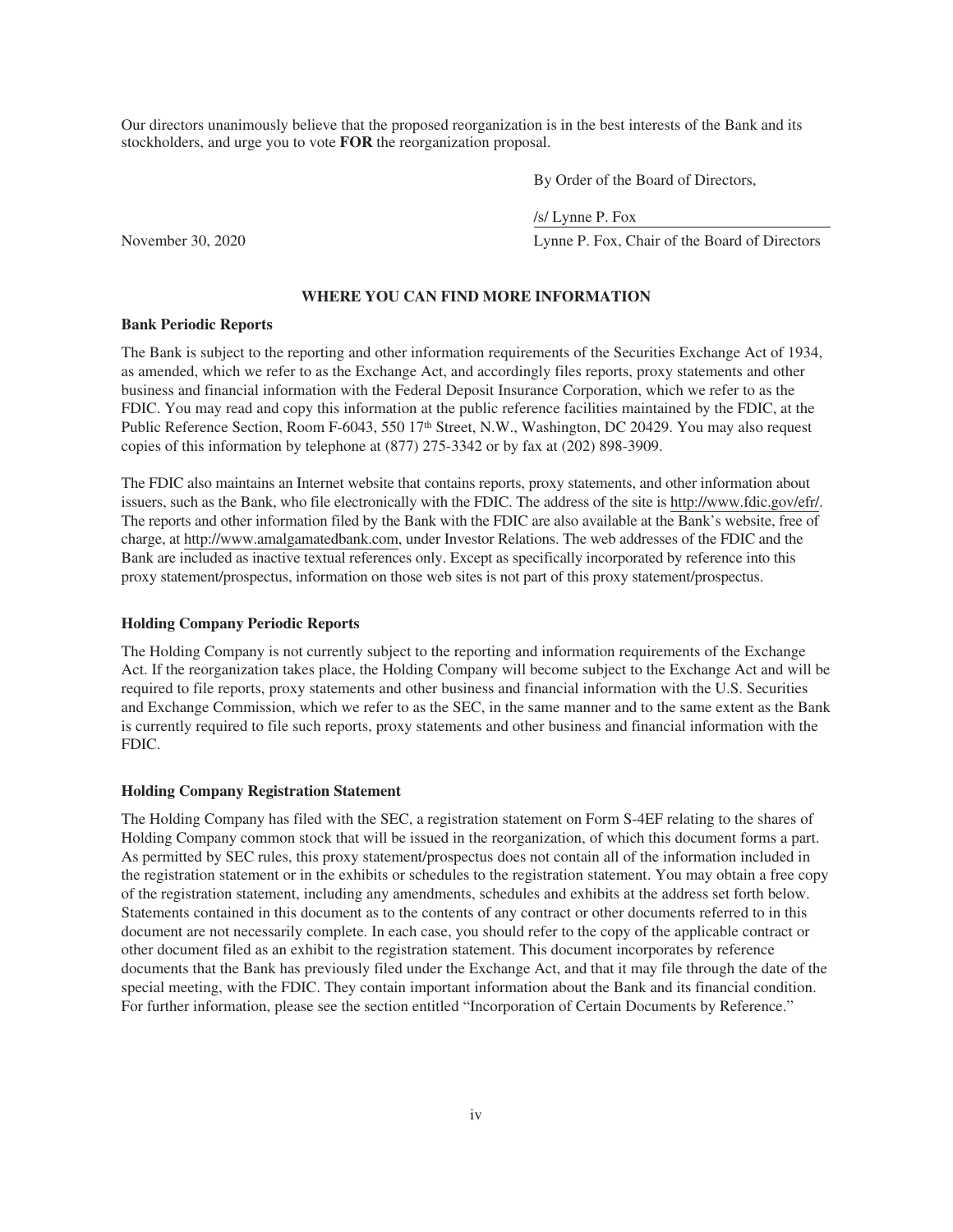Our directors unanimously believe that the proposed reorganization is in the best interests of the Bank and its stockholders, and urge you to vote **FOR** the reorganization proposal.

By Order of the Board of Directors,

/s/ Lynne P. Fox

November 30, 2020

Lynne P. Fox, Chair of the Board of Directors

## WHERE YOU CAN FIND MORE INFORMATION

**Bank Periodic Reports**

The Bank is subject to the reporting and other information requirements of the Securities Exchange Act of 1934, as amended, which we refer to as the Exchange Act, and accordingly files reports, proxy statements and other business and financial information with the Federal Deposit Insurance Corporation, which we refer to as the FDIC. You may read and copy this information at the public reference facilities maintained by the FDIC, at the Public Reference Section, Room F-6043, 550 17th Street, N.W., Washington, DC 20429. You may also request copies of this information by telephone at (877) 275-3342 or by fax at (202) 898-3909.

The FDIC also maintains an Internet website that contains reports, proxy statements, and other information about issuers, such as the Bank, who file electronically with the FDIC. The address of the site is http://www.fdic.gov/efr/. The reports and other information filed by the Bank with the FDIC are also available at the Bank's website, free of charge, at http://www.amalgamatedbank.com, under Investor Relations. The web addresses of the FDIC and the Bank are included as inactive textual references only. Except as specifically incorporated by reference into this proxy statement/prospectus, information on those web sites is not part of this proxy statement/prospectus.

**Holding Company Periodic Reports**

The Holding Company is not currently subject to the reporting and information requirements of the Exchange Act. If the reorganization takes place, the Holding Company will become subject to the Exchange Act and will be required to file reports, proxy statements and other business and financial information with the U.S. Securities and Exchange Commission, which we refer to as the SEC, in the same manner and to the same extent as the Bank is currently required to file such reports, proxy statements and other business and financial information with the FDIC.

**Holding Company Registration Statement**

The Holding Company has filed with the SEC, a registration statement on Form S-4EF relating to the shares of Holding Company common stock that will be issued in the reorganization, of which this document forms a part. As permitted by SEC rules, this proxy statement/prospectus does not contain all of the information included in the registration statement or in the exhibits or schedules to the registration statement. You may obtain a free copy of the registration statement, including any amendments, schedules and exhibits at the address set forth below. Statements contained in this document as to the contents of any contract or other documents referred to in this document are not necessarily complete. In each case, you should refer to the copy of the applicable contract or other document filed as an exhibit to the registration statement. This document incorporates by reference documents that the Bank has previously filed under the Exchange Act, and that it may file through the date of the special meeting, with the FDIC. They contain important information about the Bank and its financial condition. For further information, please see the section entitled "Incorporation of Certain Documents by Reference."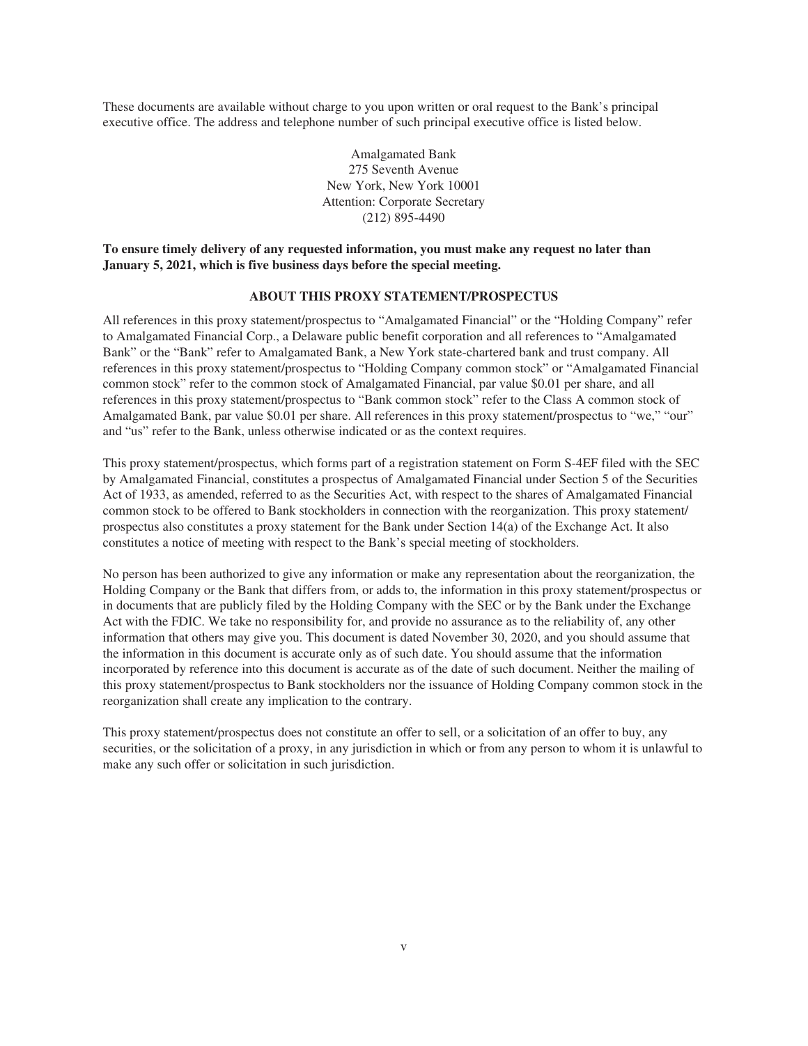These documents are available without charge to you upon written or oral request to the Bank's principal executive office. The address and telephone number of such principal executive office is listed below.

Amalgamated Bank
275 Seventh Avenue
New York, New York 10001
Attention: Corporate Secretary
(212) 895-4490

**To ensure timely delivery of any requested information, you must make any request no later than January 5, 2021, which is five business days before the special meeting.**

## ABOUT THIS PROXY STATEMENT/PROSPECTUS

All references in this proxy statement/prospectus to "Amalgamated Financial" or the "Holding Company" refer to Amalgamated Financial Corp., a Delaware public benefit corporation and all references to "Amalgamated Bank" or the "Bank" refer to Amalgamated Bank, a New York state-chartered bank and trust company. All references in this proxy statement/prospectus to "Holding Company common stock" or "Amalgamated Financial common stock" refer to the common stock of Amalgamated Financial, par value $0.01 per share, and all references in this proxy statement/prospectus to "Bank common stock" refer to the Class A common stock of Amalgamated Bank, par value $0.01 per share. All references in this proxy statement/prospectus to "we," "our" and "us" refer to the Bank, unless otherwise indicated or as the context requires.

This proxy statement/prospectus, which forms part of a registration statement on Form S-4EF filed with the SEC by Amalgamated Financial, constitutes a prospectus of Amalgamated Financial under Section 5 of the Securities Act of 1933, as amended, referred to as the Securities Act, with respect to the shares of Amalgamated Financial common stock to be offered to Bank stockholders in connection with the reorganization. This proxy statement/prospectus also constitutes a proxy statement for the Bank under Section 14(a) of the Exchange Act. It also constitutes a notice of meeting with respect to the Bank's special meeting of stockholders.

No person has been authorized to give any information or make any representation about the reorganization, the Holding Company or the Bank that differs from, or adds to, the information in this proxy statement/prospectus or in documents that are publicly filed by the Holding Company with the SEC or by the Bank under the Exchange Act with the FDIC. We take no responsibility for, and provide no assurance as to the reliability of, any other information that others may give you. This document is dated November 30, 2020, and you should assume that the information in this document is accurate only as of such date. You should assume that the information incorporated by reference into this document is accurate as of the date of such document. Neither the mailing of this proxy statement/prospectus to Bank stockholders nor the issuance of Holding Company common stock in the reorganization shall create any implication to the contrary.

This proxy statement/prospectus does not constitute an offer to sell, or a solicitation of an offer to buy, any securities, or the solicitation of a proxy, in any jurisdiction in which or from any person to whom it is unlawful to make any such offer or solicitation in such jurisdiction.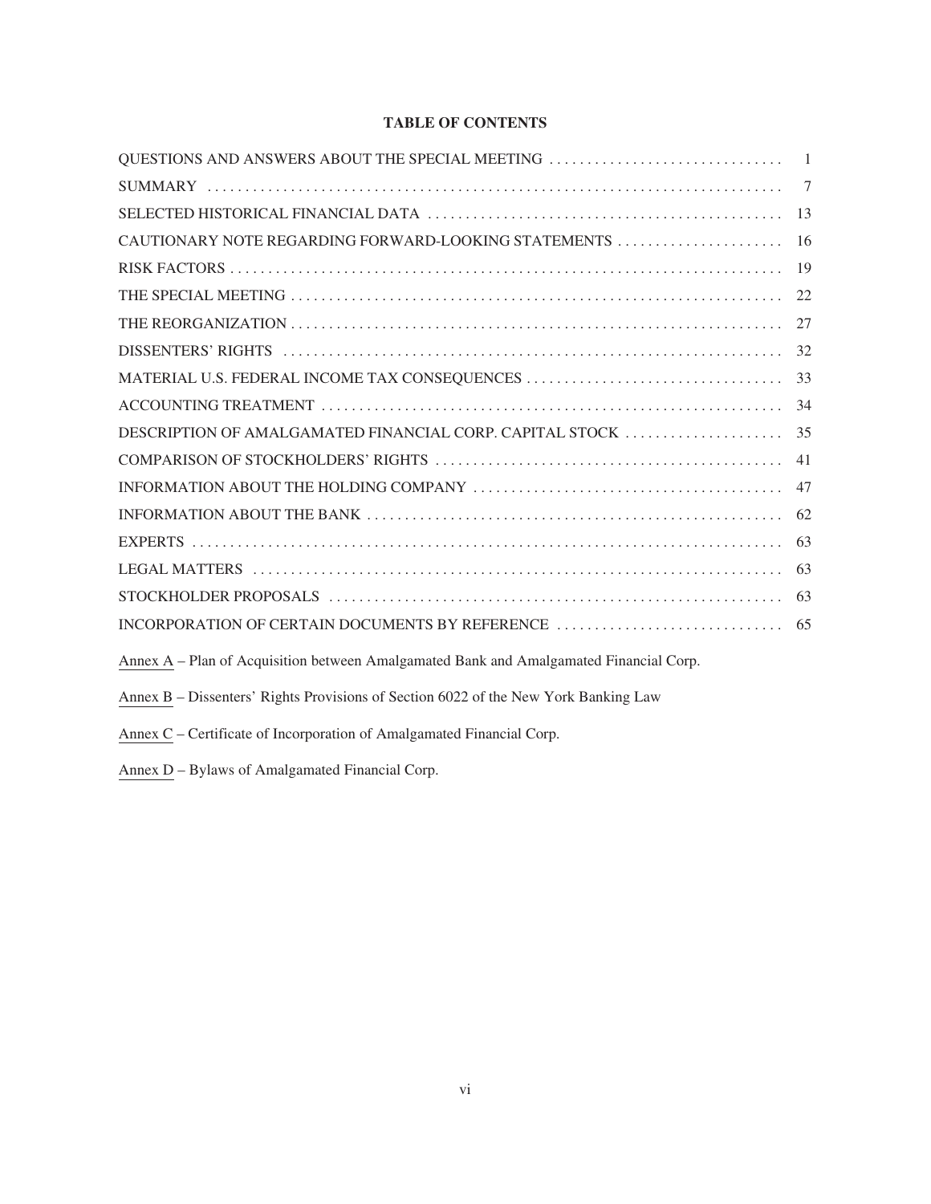**TABLE OF CONTENTS**

| | |
|---|---|
| QUESTIONS AND ANSWERS ABOUT THE SPECIAL MEETING | 1 |
| SUMMARY | 7 |
| SELECTED HISTORICAL FINANCIAL DATA | 13 |
| CAUTIONARY NOTE REGARDING FORWARD-LOOKING STATEMENTS | 16 |
| RISK FACTORS | 19 |
| THE SPECIAL MEETING | 22 |
| THE REORGANIZATION | 27 |
| DISSENTERS' RIGHTS | 32 |
| MATERIAL U.S. FEDERAL INCOME TAX CONSEQUENCES | 33 |
| ACCOUNTING TREATMENT | 34 |
| DESCRIPTION OF AMALGAMATED FINANCIAL CORP. CAPITAL STOCK | 35 |
| COMPARISON OF STOCKHOLDERS' RIGHTS | 41 |
| INFORMATION ABOUT THE HOLDING COMPANY | 47 |
| INFORMATION ABOUT THE BANK | 62 |
| EXPERTS | 63 |
| LEGAL MATTERS | 63 |
| STOCKHOLDER PROPOSALS | 63 |
| INCORPORATION OF CERTAIN DOCUMENTS BY REFERENCE | 65 |

Annex A – Plan of Acquisition between Amalgamated Bank and Amalgamated Financial Corp.

Annex B – Dissenters' Rights Provisions of Section 6022 of the New York Banking Law

Annex C – Certificate of Incorporation of Amalgamated Financial Corp.

Annex D – Bylaws of Amalgamated Financial Corp.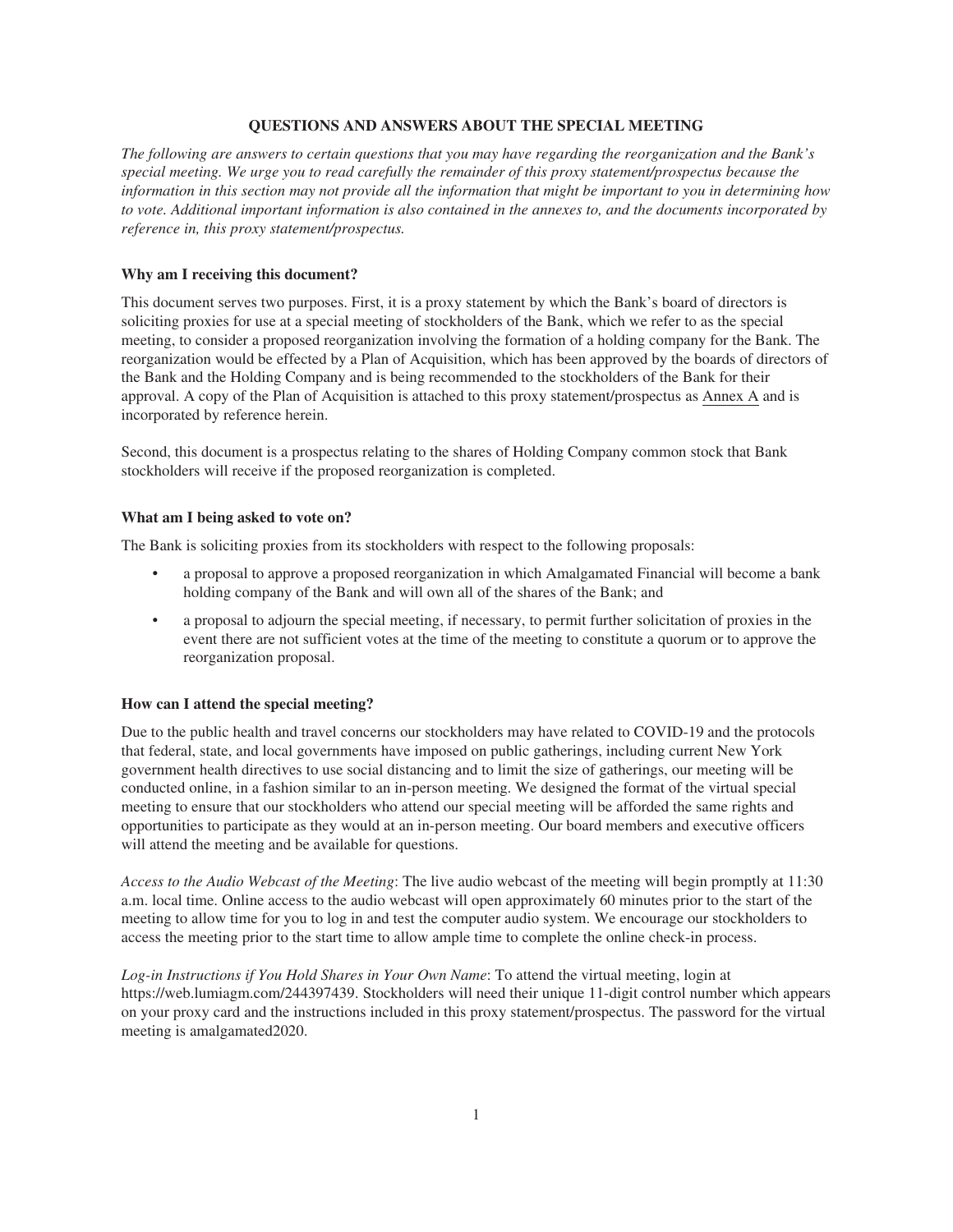## QUESTIONS AND ANSWERS ABOUT THE SPECIAL MEETING

*The following are answers to certain questions that you may have regarding the reorganization and the Bank's special meeting. We urge you to read carefully the remainder of this proxy statement/prospectus because the information in this section may not provide all the information that might be important to you in determining how to vote. Additional important information is also contained in the annexes to, and the documents incorporated by reference in, this proxy statement/prospectus.*

### Why am I receiving this document?

This document serves two purposes. First, it is a proxy statement by which the Bank's board of directors is soliciting proxies for use at a special meeting of stockholders of the Bank, which we refer to as the special meeting, to consider a proposed reorganization involving the formation of a holding company for the Bank. The reorganization would be effected by a Plan of Acquisition, which has been approved by the boards of directors of the Bank and the Holding Company and is being recommended to the stockholders of the Bank for their approval. A copy of the Plan of Acquisition is attached to this proxy statement/prospectus as Annex A and is incorporated by reference herein.

Second, this document is a prospectus relating to the shares of Holding Company common stock that Bank stockholders will receive if the proposed reorganization is completed.

### What am I being asked to vote on?

The Bank is soliciting proxies from its stockholders with respect to the following proposals:

- a proposal to approve a proposed reorganization in which Amalgamated Financial will become a bank holding company of the Bank and will own all of the shares of the Bank; and
- a proposal to adjourn the special meeting, if necessary, to permit further solicitation of proxies in the event there are not sufficient votes at the time of the meeting to constitute a quorum or to approve the reorganization proposal.

### How can I attend the special meeting?

Due to the public health and travel concerns our stockholders may have related to COVID-19 and the protocols that federal, state, and local governments have imposed on public gatherings, including current New York government health directives to use social distancing and to limit the size of gatherings, our meeting will be conducted online, in a fashion similar to an in-person meeting. We designed the format of the virtual special meeting to ensure that our stockholders who attend our special meeting will be afforded the same rights and opportunities to participate as they would at an in-person meeting. Our board members and executive officers will attend the meeting and be available for questions.

*Access to the Audio Webcast of the Meeting*: The live audio webcast of the meeting will begin promptly at 11:30 a.m. local time. Online access to the audio webcast will open approximately 60 minutes prior to the start of the meeting to allow time for you to log in and test the computer audio system. We encourage our stockholders to access the meeting prior to the start time to allow ample time to complete the online check-in process.

*Log-in Instructions if You Hold Shares in Your Own Name*: To attend the virtual meeting, login at https://web.lumiagm.com/244397439. Stockholders will need their unique 11-digit control number which appears on your proxy card and the instructions included in this proxy statement/prospectus. The password for the virtual meeting is amalgamated2020.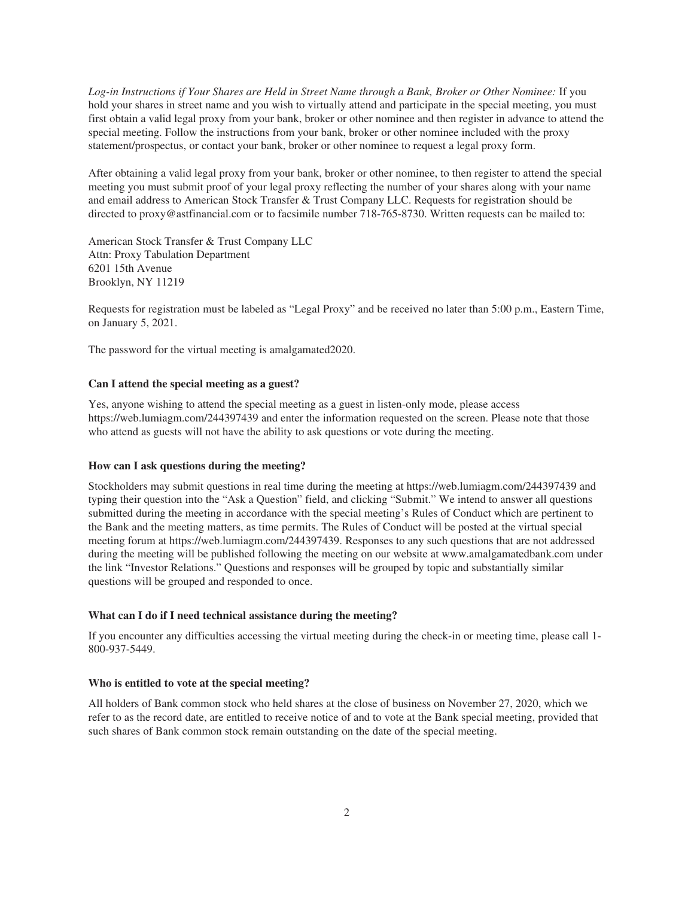*Log-in Instructions if Your Shares are Held in Street Name through a Bank, Broker or Other Nominee:* If you hold your shares in street name and you wish to virtually attend and participate in the special meeting, you must first obtain a valid legal proxy from your bank, broker or other nominee and then register in advance to attend the special meeting. Follow the instructions from your bank, broker or other nominee included with the proxy statement/prospectus, or contact your bank, broker or other nominee to request a legal proxy form.

After obtaining a valid legal proxy from your bank, broker or other nominee, to then register to attend the special meeting you must submit proof of your legal proxy reflecting the number of your shares along with your name and email address to American Stock Transfer & Trust Company LLC. Requests for registration should be directed to proxy@astfinancial.com or to facsimile number 718-765-8730. Written requests can be mailed to:

American Stock Transfer & Trust Company LLC
Attn: Proxy Tabulation Department
6201 15th Avenue
Brooklyn, NY 11219

Requests for registration must be labeled as "Legal Proxy" and be received no later than 5:00 p.m., Eastern Time, on January 5, 2021.

The password for the virtual meeting is amalgamated2020.

**Can I attend the special meeting as a guest?**

Yes, anyone wishing to attend the special meeting as a guest in listen-only mode, please access https://web.lumiagm.com/244397439 and enter the information requested on the screen. Please note that those who attend as guests will not have the ability to ask questions or vote during the meeting.

**How can I ask questions during the meeting?**

Stockholders may submit questions in real time during the meeting at https://web.lumiagm.com/244397439 and typing their question into the "Ask a Question" field, and clicking "Submit." We intend to answer all questions submitted during the meeting in accordance with the special meeting's Rules of Conduct which are pertinent to the Bank and the meeting matters, as time permits. The Rules of Conduct will be posted at the virtual special meeting forum at https://web.lumiagm.com/244397439. Responses to any such questions that are not addressed during the meeting will be published following the meeting on our website at www.amalgamatedbank.com under the link "Investor Relations." Questions and responses will be grouped by topic and substantially similar questions will be grouped and responded to once.

**What can I do if I need technical assistance during the meeting?**

If you encounter any difficulties accessing the virtual meeting during the check-in or meeting time, please call 1-800-937-5449.

**Who is entitled to vote at the special meeting?**

All holders of Bank common stock who held shares at the close of business on November 27, 2020, which we refer to as the record date, are entitled to receive notice of and to vote at the Bank special meeting, provided that such shares of Bank common stock remain outstanding on the date of the special meeting.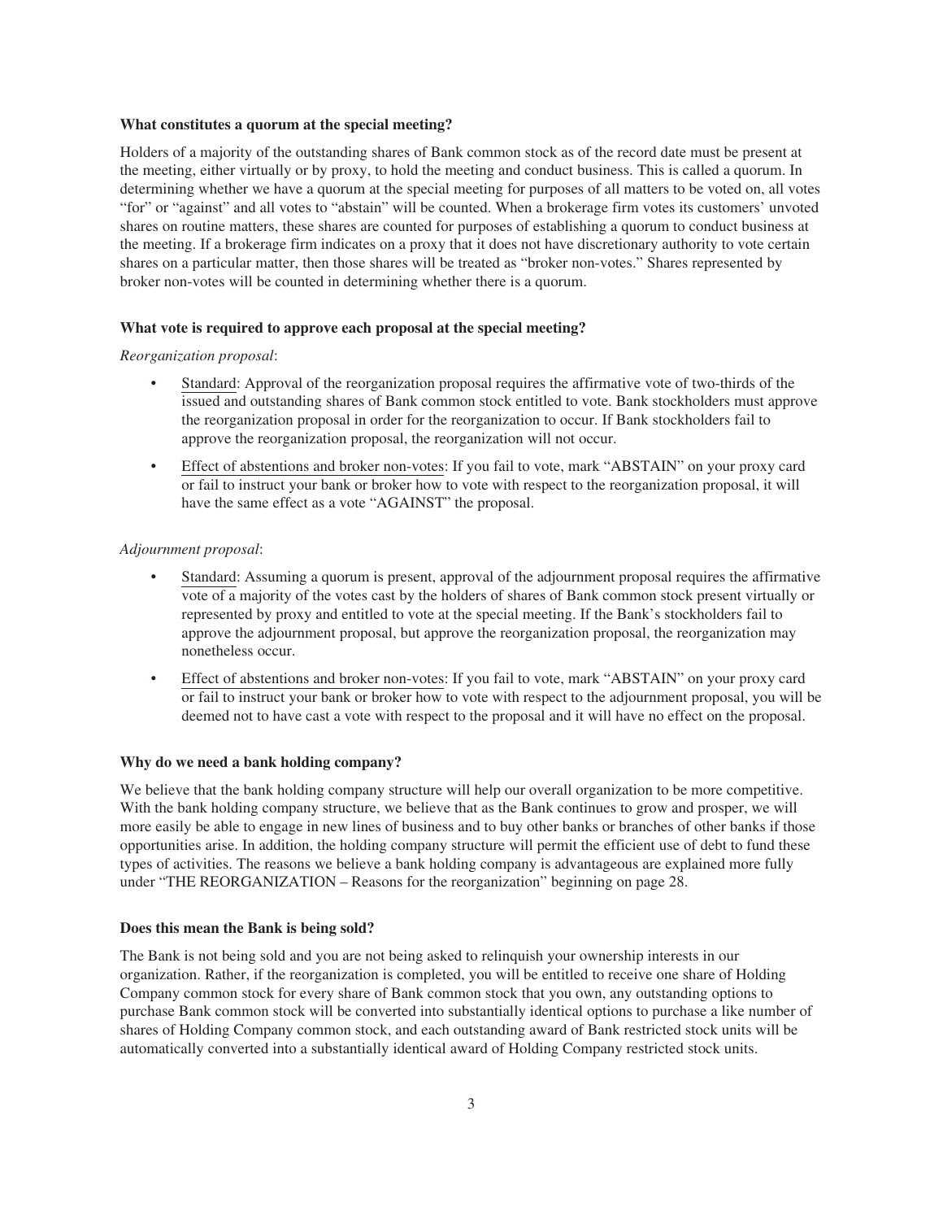**What constitutes a quorum at the special meeting?**

Holders of a majority of the outstanding shares of Bank common stock as of the record date must be present at the meeting, either virtually or by proxy, to hold the meeting and conduct business. This is called a quorum. In determining whether we have a quorum at the special meeting for purposes of all matters to be voted on, all votes "for" or "against" and all votes to "abstain" will be counted. When a brokerage firm votes its customers' unvoted shares on routine matters, these shares are counted for purposes of establishing a quorum to conduct business at the meeting. If a brokerage firm indicates on a proxy that it does not have discretionary authority to vote certain shares on a particular matter, then those shares will be treated as "broker non-votes." Shares represented by broker non-votes will be counted in determining whether there is a quorum.

**What vote is required to approve each proposal at the special meeting?**

*Reorganization proposal*:

- Standard: Approval of the reorganization proposal requires the affirmative vote of two-thirds of the issued and outstanding shares of Bank common stock entitled to vote. Bank stockholders must approve the reorganization proposal in order for the reorganization to occur. If Bank stockholders fail to approve the reorganization proposal, the reorganization will not occur.
- Effect of abstentions and broker non-votes: If you fail to vote, mark "ABSTAIN" on your proxy card or fail to instruct your bank or broker how to vote with respect to the reorganization proposal, it will have the same effect as a vote "AGAINST" the proposal.

*Adjournment proposal*:

- Standard: Assuming a quorum is present, approval of the adjournment proposal requires the affirmative vote of a majority of the votes cast by the holders of shares of Bank common stock present virtually or represented by proxy and entitled to vote at the special meeting. If the Bank's stockholders fail to approve the adjournment proposal, but approve the reorganization proposal, the reorganization may nonetheless occur.
- Effect of abstentions and broker non-votes: If you fail to vote, mark "ABSTAIN" on your proxy card or fail to instruct your bank or broker how to vote with respect to the adjournment proposal, you will be deemed not to have cast a vote with respect to the proposal and it will have no effect on the proposal.

**Why do we need a bank holding company?**

We believe that the bank holding company structure will help our overall organization to be more competitive. With the bank holding company structure, we believe that as the Bank continues to grow and prosper, we will more easily be able to engage in new lines of business and to buy other banks or branches of other banks if those opportunities arise. In addition, the holding company structure will permit the efficient use of debt to fund these types of activities. The reasons we believe a bank holding company is advantageous are explained more fully under "THE REORGANIZATION – Reasons for the reorganization" beginning on page 28.

**Does this mean the Bank is being sold?**

The Bank is not being sold and you are not being asked to relinquish your ownership interests in our organization. Rather, if the reorganization is completed, you will be entitled to receive one share of Holding Company common stock for every share of Bank common stock that you own, any outstanding options to purchase Bank common stock will be converted into substantially identical options to purchase a like number of shares of Holding Company common stock, and each outstanding award of Bank restricted stock units will be automatically converted into a substantially identical award of Holding Company restricted stock units.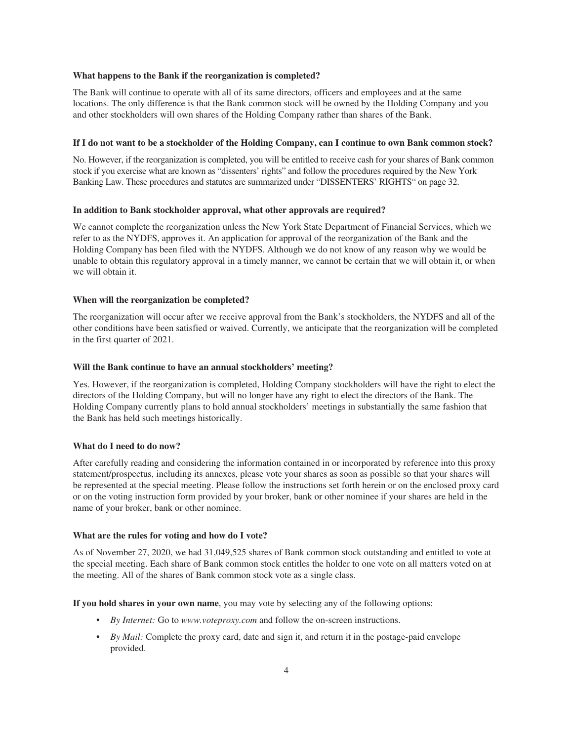**What happens to the Bank if the reorganization is completed?**

The Bank will continue to operate with all of its same directors, officers and employees and at the same locations. The only difference is that the Bank common stock will be owned by the Holding Company and you and other stockholders will own shares of the Holding Company rather than shares of the Bank.

**If I do not want to be a stockholder of the Holding Company, can I continue to own Bank common stock?**

No. However, if the reorganization is completed, you will be entitled to receive cash for your shares of Bank common stock if you exercise what are known as "dissenters' rights" and follow the procedures required by the New York Banking Law. These procedures and statutes are summarized under "DISSENTERS' RIGHTS" on page 32.

**In addition to Bank stockholder approval, what other approvals are required?**

We cannot complete the reorganization unless the New York State Department of Financial Services, which we refer to as the NYDFS, approves it. An application for approval of the reorganization of the Bank and the Holding Company has been filed with the NYDFS. Although we do not know of any reason why we would be unable to obtain this regulatory approval in a timely manner, we cannot be certain that we will obtain it, or when we will obtain it.

**When will the reorganization be completed?**

The reorganization will occur after we receive approval from the Bank's stockholders, the NYDFS and all of the other conditions have been satisfied or waived. Currently, we anticipate that the reorganization will be completed in the first quarter of 2021.

**Will the Bank continue to have an annual stockholders' meeting?**

Yes. However, if the reorganization is completed, Holding Company stockholders will have the right to elect the directors of the Holding Company, but will no longer have any right to elect the directors of the Bank. The Holding Company currently plans to hold annual stockholders' meetings in substantially the same fashion that the Bank has held such meetings historically.

**What do I need to do now?**

After carefully reading and considering the information contained in or incorporated by reference into this proxy statement/prospectus, including its annexes, please vote your shares as soon as possible so that your shares will be represented at the special meeting. Please follow the instructions set forth herein or on the enclosed proxy card or on the voting instruction form provided by your broker, bank or other nominee if your shares are held in the name of your broker, bank or other nominee.

**What are the rules for voting and how do I vote?**

As of November 27, 2020, we had 31,049,525 shares of Bank common stock outstanding and entitled to vote at the special meeting. Each share of Bank common stock entitles the holder to one vote on all matters voted on at the meeting. All of the shares of Bank common stock vote as a single class.

**If you hold shares in your own name**, you may vote by selecting any of the following options:

- *By Internet:* Go to *www.voteproxy.com* and follow the on-screen instructions.
- *By Mail:* Complete the proxy card, date and sign it, and return it in the postage-paid envelope provided.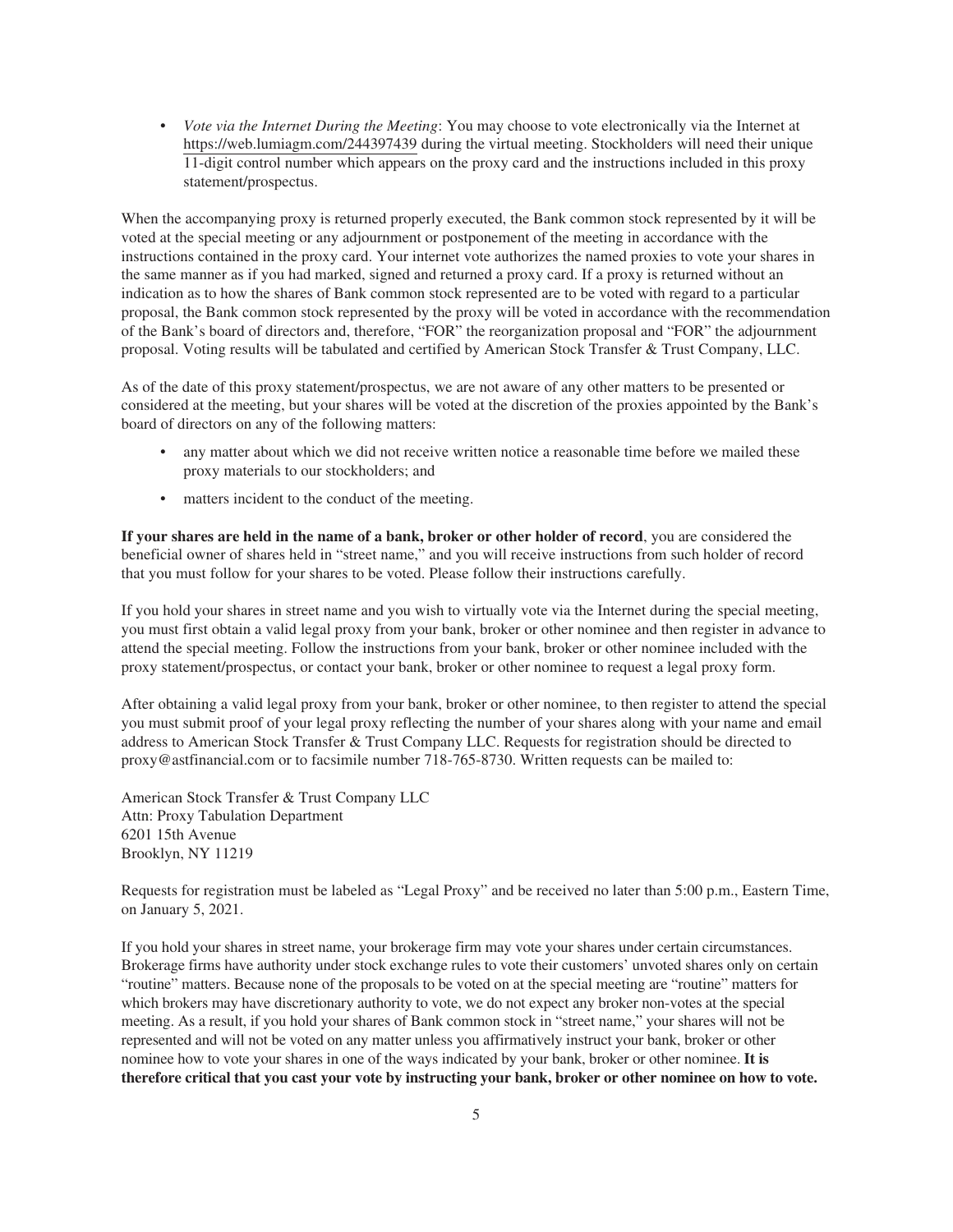- *Vote via the Internet During the Meeting*: You may choose to vote electronically via the Internet at https://web.lumiagm.com/244397439 during the virtual meeting. Stockholders will need their unique 11-digit control number which appears on the proxy card and the instructions included in this proxy statement/prospectus.

When the accompanying proxy is returned properly executed, the Bank common stock represented by it will be voted at the special meeting or any adjournment or postponement of the meeting in accordance with the instructions contained in the proxy card. Your internet vote authorizes the named proxies to vote your shares in the same manner as if you had marked, signed and returned a proxy card. If a proxy is returned without an indication as to how the shares of Bank common stock represented are to be voted with regard to a particular proposal, the Bank common stock represented by the proxy will be voted in accordance with the recommendation of the Bank's board of directors and, therefore, "FOR" the reorganization proposal and "FOR" the adjournment proposal. Voting results will be tabulated and certified by American Stock Transfer & Trust Company, LLC.

As of the date of this proxy statement/prospectus, we are not aware of any other matters to be presented or considered at the meeting, but your shares will be voted at the discretion of the proxies appointed by the Bank's board of directors on any of the following matters:

- any matter about which we did not receive written notice a reasonable time before we mailed these proxy materials to our stockholders; and
- matters incident to the conduct of the meeting.

**If your shares are held in the name of a bank, broker or other holder of record**, you are considered the beneficial owner of shares held in "street name," and you will receive instructions from such holder of record that you must follow for your shares to be voted. Please follow their instructions carefully.

If you hold your shares in street name and you wish to virtually vote via the Internet during the special meeting, you must first obtain a valid legal proxy from your bank, broker or other nominee and then register in advance to attend the special meeting. Follow the instructions from your bank, broker or other nominee included with the proxy statement/prospectus, or contact your bank, broker or other nominee to request a legal proxy form.

After obtaining a valid legal proxy from your bank, broker or other nominee, to then register to attend the special you must submit proof of your legal proxy reflecting the number of your shares along with your name and email address to American Stock Transfer & Trust Company LLC. Requests for registration should be directed to proxy@astfinancial.com or to facsimile number 718-765-8730. Written requests can be mailed to:

American Stock Transfer & Trust Company LLC
Attn: Proxy Tabulation Department
6201 15th Avenue
Brooklyn, NY 11219

Requests for registration must be labeled as "Legal Proxy" and be received no later than 5:00 p.m., Eastern Time, on January 5, 2021.

If you hold your shares in street name, your brokerage firm may vote your shares under certain circumstances. Brokerage firms have authority under stock exchange rules to vote their customers' unvoted shares only on certain "routine" matters. Because none of the proposals to be voted on at the special meeting are "routine" matters for which brokers may have discretionary authority to vote, we do not expect any broker non-votes at the special meeting. As a result, if you hold your shares of Bank common stock in "street name," your shares will not be represented and will not be voted on any matter unless you affirmatively instruct your bank, broker or other nominee how to vote your shares in one of the ways indicated by your bank, broker or other nominee. **It is therefore critical that you cast your vote by instructing your bank, broker or other nominee on how to vote.**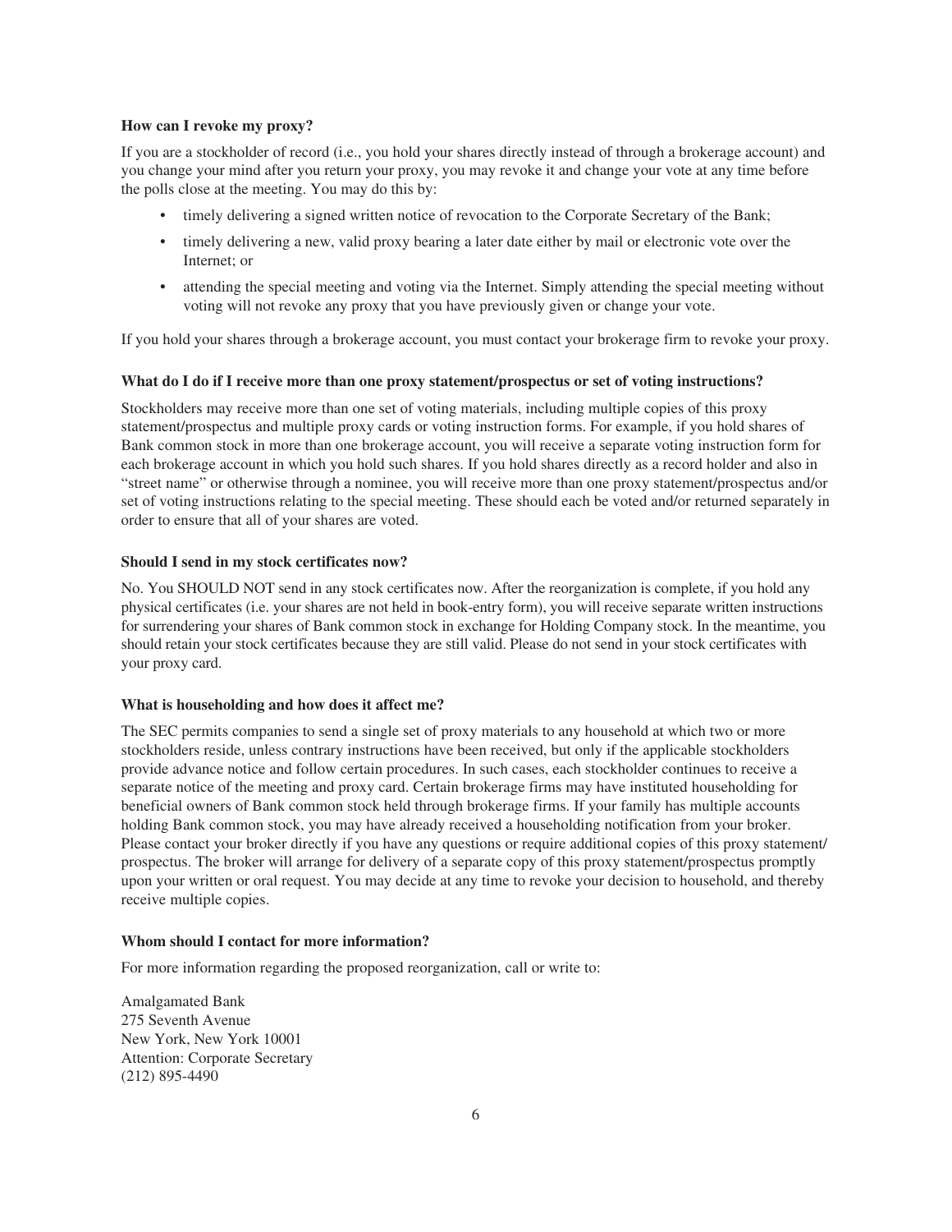**How can I revoke my proxy?**

If you are a stockholder of record (i.e., you hold your shares directly instead of through a brokerage account) and you change your mind after you return your proxy, you may revoke it and change your vote at any time before the polls close at the meeting. You may do this by:

- timely delivering a signed written notice of revocation to the Corporate Secretary of the Bank;
- timely delivering a new, valid proxy bearing a later date either by mail or electronic vote over the Internet; or
- attending the special meeting and voting via the Internet. Simply attending the special meeting without voting will not revoke any proxy that you have previously given or change your vote.

If you hold your shares through a brokerage account, you must contact your brokerage firm to revoke your proxy.

**What do I do if I receive more than one proxy statement/prospectus or set of voting instructions?**

Stockholders may receive more than one set of voting materials, including multiple copies of this proxy statement/prospectus and multiple proxy cards or voting instruction forms. For example, if you hold shares of Bank common stock in more than one brokerage account, you will receive a separate voting instruction form for each brokerage account in which you hold such shares. If you hold shares directly as a record holder and also in "street name" or otherwise through a nominee, you will receive more than one proxy statement/prospectus and/or set of voting instructions relating to the special meeting. These should each be voted and/or returned separately in order to ensure that all of your shares are voted.

**Should I send in my stock certificates now?**

No. You SHOULD NOT send in any stock certificates now. After the reorganization is complete, if you hold any physical certificates (i.e. your shares are not held in book-entry form), you will receive separate written instructions for surrendering your shares of Bank common stock in exchange for Holding Company stock. In the meantime, you should retain your stock certificates because they are still valid. Please do not send in your stock certificates with your proxy card.

**What is householding and how does it affect me?**

The SEC permits companies to send a single set of proxy materials to any household at which two or more stockholders reside, unless contrary instructions have been received, but only if the applicable stockholders provide advance notice and follow certain procedures. In such cases, each stockholder continues to receive a separate notice of the meeting and proxy card. Certain brokerage firms may have instituted householding for beneficial owners of Bank common stock held through brokerage firms. If your family has multiple accounts holding Bank common stock, you may have already received a householding notification from your broker. Please contact your broker directly if you have any questions or require additional copies of this proxy statement/prospectus. The broker will arrange for delivery of a separate copy of this proxy statement/prospectus promptly upon your written or oral request. You may decide at any time to revoke your decision to household, and thereby receive multiple copies.

**Whom should I contact for more information?**

For more information regarding the proposed reorganization, call or write to:

Amalgamated Bank
275 Seventh Avenue
New York, New York 10001
Attention: Corporate Secretary
(212) 895-4490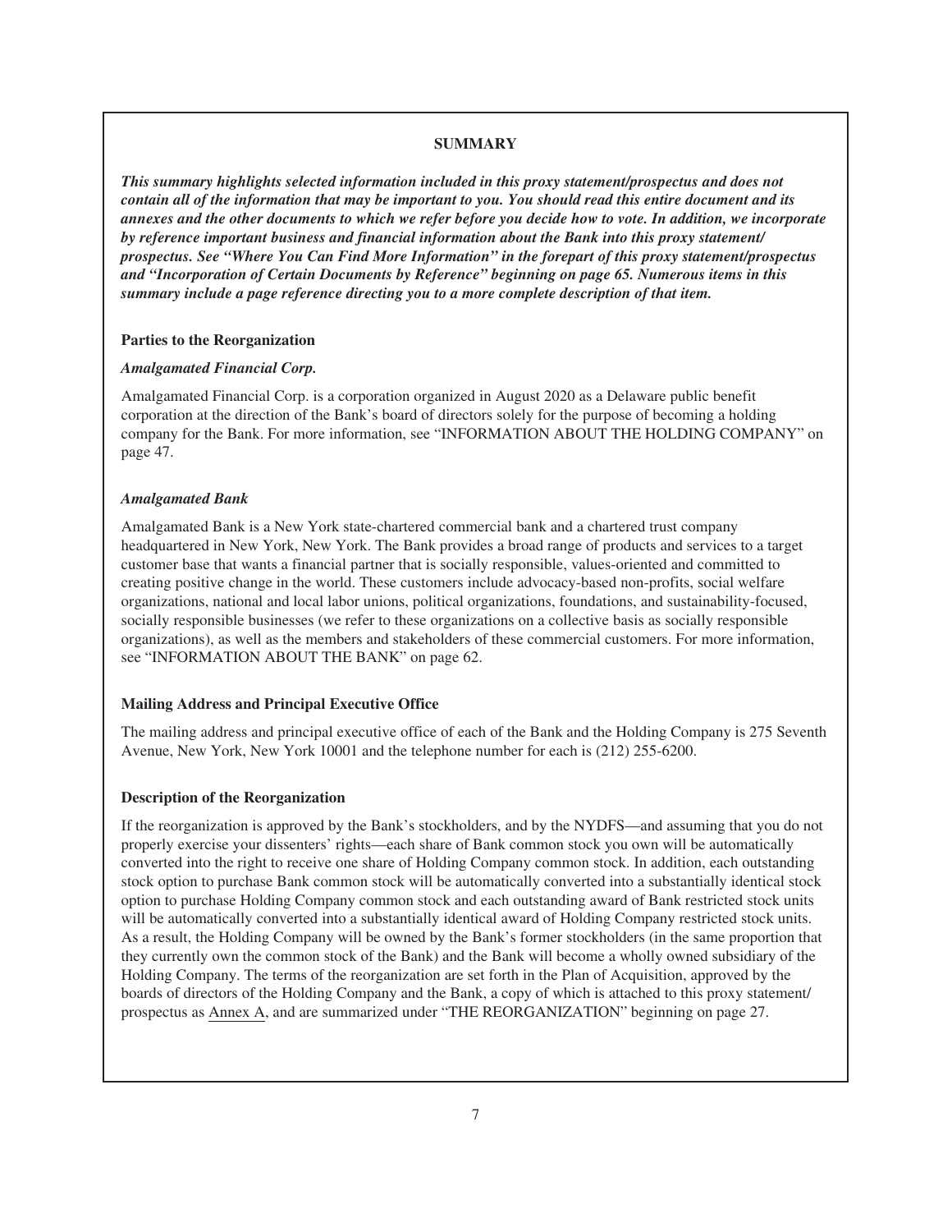## SUMMARY

***This summary highlights selected information included in this proxy statement/prospectus and does not contain all of the information that may be important to you. You should read this entire document and its annexes and the other documents to which we refer before you decide how to vote. In addition, we incorporate by reference important business and financial information about the Bank into this proxy statement/ prospectus. See "Where You Can Find More Information" in the forepart of this proxy statement/prospectus and "Incorporation of Certain Documents by Reference" beginning on page 65. Numerous items in this summary include a page reference directing you to a more complete description of that item.***

### Parties to the Reorganization

#### *Amalgamated Financial Corp.*

Amalgamated Financial Corp. is a corporation organized in August 2020 as a Delaware public benefit corporation at the direction of the Bank's board of directors solely for the purpose of becoming a holding company for the Bank. For more information, see "INFORMATION ABOUT THE HOLDING COMPANY" on page 47.

#### *Amalgamated Bank*

Amalgamated Bank is a New York state-chartered commercial bank and a chartered trust company headquartered in New York, New York. The Bank provides a broad range of products and services to a target customer base that wants a financial partner that is socially responsible, values-oriented and committed to creating positive change in the world. These customers include advocacy-based non-profits, social welfare organizations, national and local labor unions, political organizations, foundations, and sustainability-focused, socially responsible businesses (we refer to these organizations on a collective basis as socially responsible organizations), as well as the members and stakeholders of these commercial customers. For more information, see "INFORMATION ABOUT THE BANK" on page 62.

### Mailing Address and Principal Executive Office

The mailing address and principal executive office of each of the Bank and the Holding Company is 275 Seventh Avenue, New York, New York 10001 and the telephone number for each is (212) 255-6200.

### Description of the Reorganization

If the reorganization is approved by the Bank's stockholders, and by the NYDFS—and assuming that you do not properly exercise your dissenters' rights—each share of Bank common stock you own will be automatically converted into the right to receive one share of Holding Company common stock. In addition, each outstanding stock option to purchase Bank common stock will be automatically converted into a substantially identical stock option to purchase Holding Company common stock and each outstanding award of Bank restricted stock units will be automatically converted into a substantially identical award of Holding Company restricted stock units. As a result, the Holding Company will be owned by the Bank's former stockholders (in the same proportion that they currently own the common stock of the Bank) and the Bank will become a wholly owned subsidiary of the Holding Company. The terms of the reorganization are set forth in the Plan of Acquisition, approved by the boards of directors of the Holding Company and the Bank, a copy of which is attached to this proxy statement/ prospectus as Annex A, and are summarized under "THE REORGANIZATION" beginning on page 27.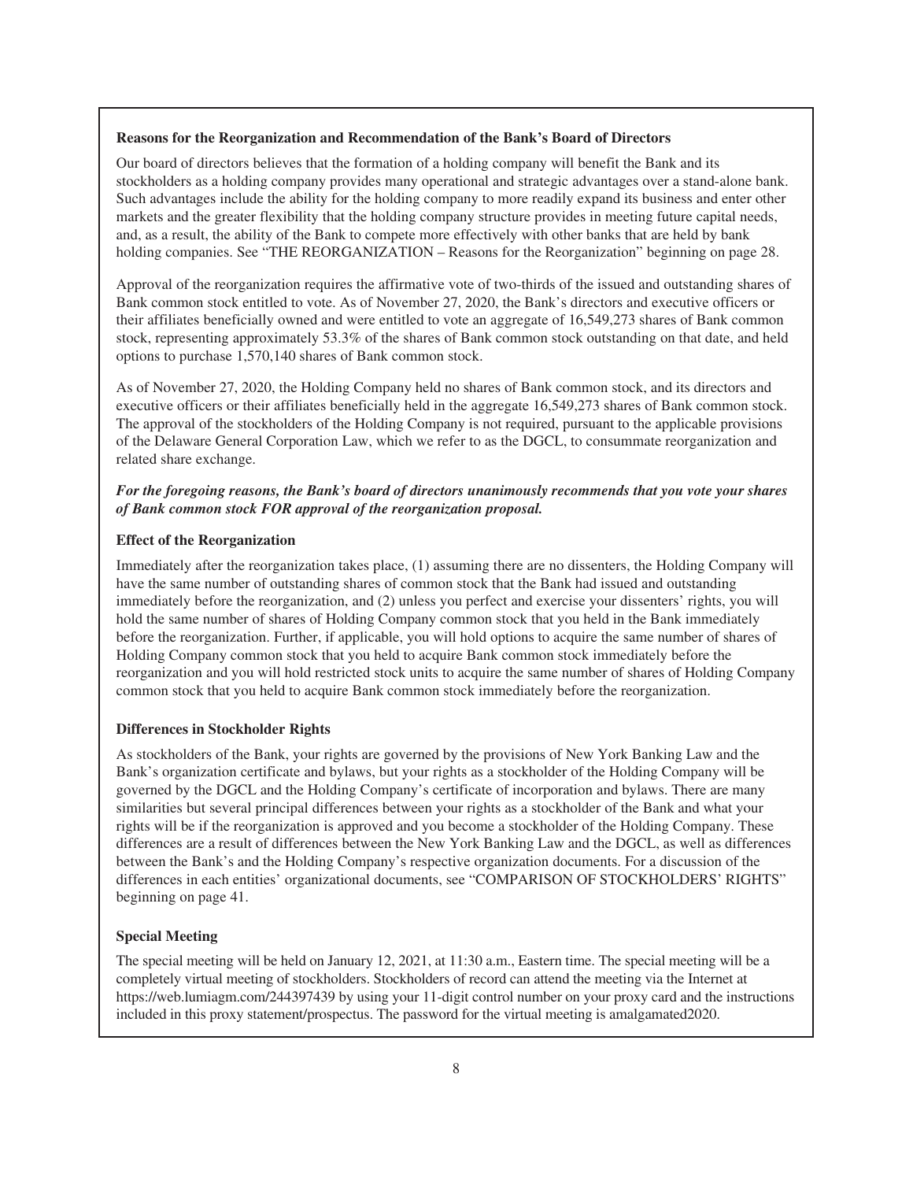**Reasons for the Reorganization and Recommendation of the Bank's Board of Directors**

Our board of directors believes that the formation of a holding company will benefit the Bank and its stockholders as a holding company provides many operational and strategic advantages over a stand-alone bank. Such advantages include the ability for the holding company to more readily expand its business and enter other markets and the greater flexibility that the holding company structure provides in meeting future capital needs, and, as a result, the ability of the Bank to compete more effectively with other banks that are held by bank holding companies. See "THE REORGANIZATION – Reasons for the Reorganization" beginning on page 28.

Approval of the reorganization requires the affirmative vote of two-thirds of the issued and outstanding shares of Bank common stock entitled to vote. As of November 27, 2020, the Bank's directors and executive officers or their affiliates beneficially owned and were entitled to vote an aggregate of 16,549,273 shares of Bank common stock, representing approximately 53.3% of the shares of Bank common stock outstanding on that date, and held options to purchase 1,570,140 shares of Bank common stock.

As of November 27, 2020, the Holding Company held no shares of Bank common stock, and its directors and executive officers or their affiliates beneficially held in the aggregate 16,549,273 shares of Bank common stock. The approval of the stockholders of the Holding Company is not required, pursuant to the applicable provisions of the Delaware General Corporation Law, which we refer to as the DGCL, to consummate reorganization and related share exchange.

***For the foregoing reasons, the Bank's board of directors unanimously recommends that you vote your shares of Bank common stock FOR approval of the reorganization proposal.***

**Effect of the Reorganization**

Immediately after the reorganization takes place, (1) assuming there are no dissenters, the Holding Company will have the same number of outstanding shares of common stock that the Bank had issued and outstanding immediately before the reorganization, and (2) unless you perfect and exercise your dissenters' rights, you will hold the same number of shares of Holding Company common stock that you held in the Bank immediately before the reorganization. Further, if applicable, you will hold options to acquire the same number of shares of Holding Company common stock that you held to acquire Bank common stock immediately before the reorganization and you will hold restricted stock units to acquire the same number of shares of Holding Company common stock that you held to acquire Bank common stock immediately before the reorganization.

**Differences in Stockholder Rights**

As stockholders of the Bank, your rights are governed by the provisions of New York Banking Law and the Bank's organization certificate and bylaws, but your rights as a stockholder of the Holding Company will be governed by the DGCL and the Holding Company's certificate of incorporation and bylaws. There are many similarities but several principal differences between your rights as a stockholder of the Bank and what your rights will be if the reorganization is approved and you become a stockholder of the Holding Company. These differences are a result of differences between the New York Banking Law and the DGCL, as well as differences between the Bank's and the Holding Company's respective organization documents. For a discussion of the differences in each entities' organizational documents, see "COMPARISON OF STOCKHOLDERS' RIGHTS" beginning on page 41.

**Special Meeting**

The special meeting will be held on January 12, 2021, at 11:30 a.m., Eastern time. The special meeting will be a completely virtual meeting of stockholders. Stockholders of record can attend the meeting via the Internet at https://web.lumiagm.com/244397439 by using your 11-digit control number on your proxy card and the instructions included in this proxy statement/prospectus. The password for the virtual meeting is amalgamated2020.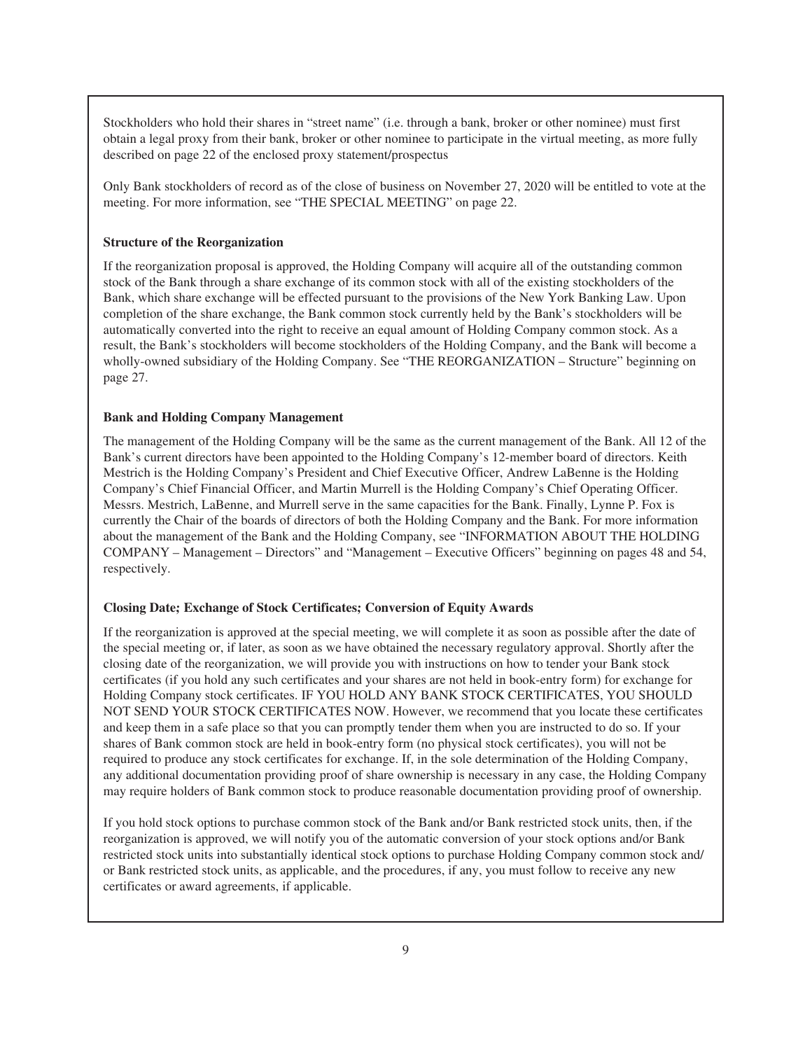Stockholders who hold their shares in "street name" (i.e. through a bank, broker or other nominee) must first obtain a legal proxy from their bank, broker or other nominee to participate in the virtual meeting, as more fully described on page 22 of the enclosed proxy statement/prospectus

Only Bank stockholders of record as of the close of business on November 27, 2020 will be entitled to vote at the meeting. For more information, see "THE SPECIAL MEETING" on page 22.

**Structure of the Reorganization**

If the reorganization proposal is approved, the Holding Company will acquire all of the outstanding common stock of the Bank through a share exchange of its common stock with all of the existing stockholders of the Bank, which share exchange will be effected pursuant to the provisions of the New York Banking Law. Upon completion of the share exchange, the Bank common stock currently held by the Bank's stockholders will be automatically converted into the right to receive an equal amount of Holding Company common stock. As a result, the Bank's stockholders will become stockholders of the Holding Company, and the Bank will become a wholly-owned subsidiary of the Holding Company. See "THE REORGANIZATION – Structure" beginning on page 27.

**Bank and Holding Company Management**

The management of the Holding Company will be the same as the current management of the Bank. All 12 of the Bank's current directors have been appointed to the Holding Company's 12-member board of directors. Keith Mestrich is the Holding Company's President and Chief Executive Officer, Andrew LaBenne is the Holding Company's Chief Financial Officer, and Martin Murrell is the Holding Company's Chief Operating Officer. Messrs. Mestrich, LaBenne, and Murrell serve in the same capacities for the Bank. Finally, Lynne P. Fox is currently the Chair of the boards of directors of both the Holding Company and the Bank. For more information about the management of the Bank and the Holding Company, see "INFORMATION ABOUT THE HOLDING COMPANY – Management – Directors" and "Management – Executive Officers" beginning on pages 48 and 54, respectively.

**Closing Date; Exchange of Stock Certificates; Conversion of Equity Awards**

If the reorganization is approved at the special meeting, we will complete it as soon as possible after the date of the special meeting or, if later, as soon as we have obtained the necessary regulatory approval. Shortly after the closing date of the reorganization, we will provide you with instructions on how to tender your Bank stock certificates (if you hold any such certificates and your shares are not held in book-entry form) for exchange for Holding Company stock certificates. IF YOU HOLD ANY BANK STOCK CERTIFICATES, YOU SHOULD NOT SEND YOUR STOCK CERTIFICATES NOW. However, we recommend that you locate these certificates and keep them in a safe place so that you can promptly tender them when you are instructed to do so. If your shares of Bank common stock are held in book-entry form (no physical stock certificates), you will not be required to produce any stock certificates for exchange. If, in the sole determination of the Holding Company, any additional documentation providing proof of share ownership is necessary in any case, the Holding Company may require holders of Bank common stock to produce reasonable documentation providing proof of ownership.

If you hold stock options to purchase common stock of the Bank and/or Bank restricted stock units, then, if the reorganization is approved, we will notify you of the automatic conversion of your stock options and/or Bank restricted stock units into substantially identical stock options to purchase Holding Company common stock and/or Bank restricted stock units, as applicable, and the procedures, if any, you must follow to receive any new certificates or award agreements, if applicable.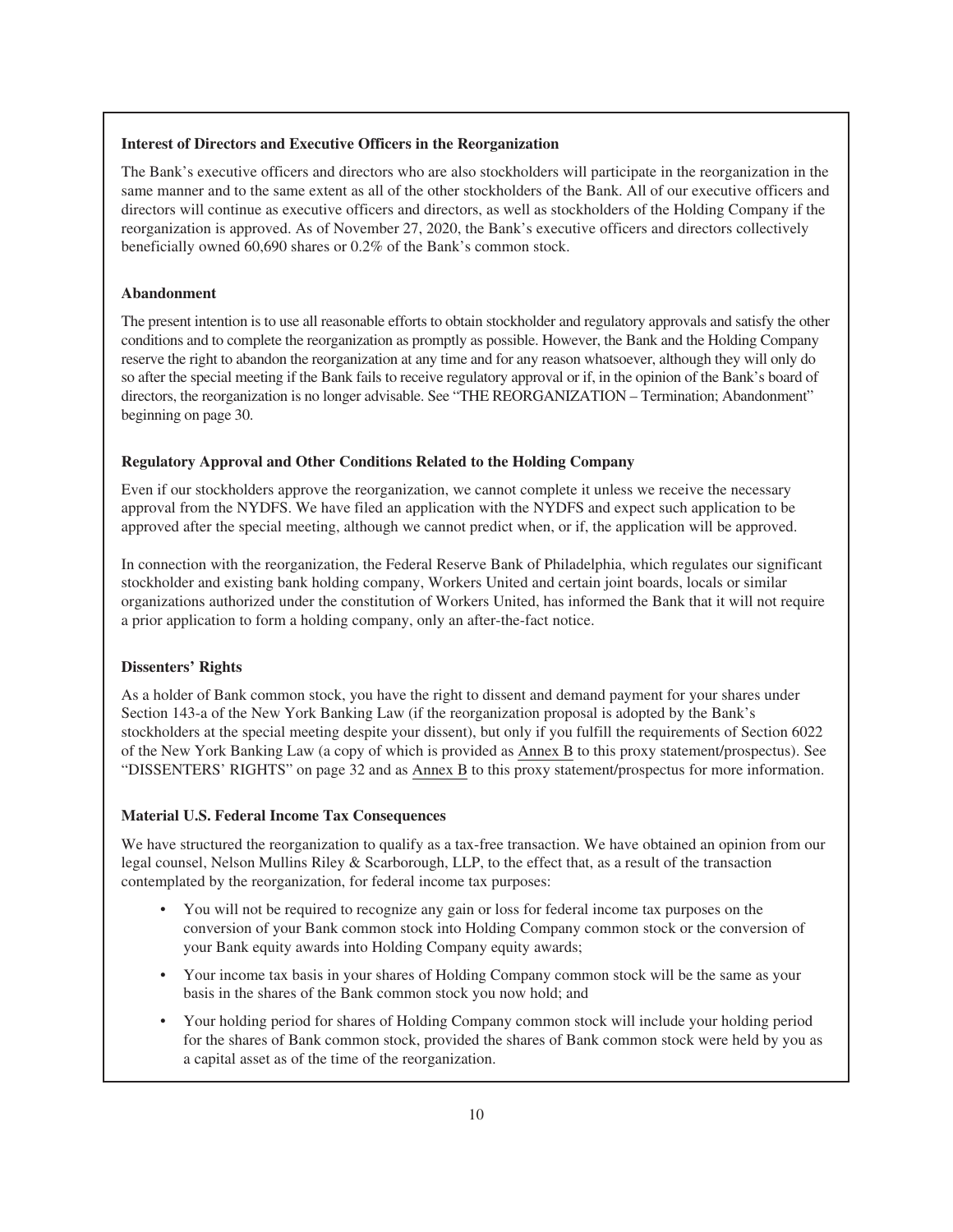**Interest of Directors and Executive Officers in the Reorganization**

The Bank's executive officers and directors who are also stockholders will participate in the reorganization in the same manner and to the same extent as all of the other stockholders of the Bank. All of our executive officers and directors will continue as executive officers and directors, as well as stockholders of the Holding Company if the reorganization is approved. As of November 27, 2020, the Bank's executive officers and directors collectively beneficially owned 60,690 shares or 0.2% of the Bank's common stock.

**Abandonment**

The present intention is to use all reasonable efforts to obtain stockholder and regulatory approvals and satisfy the other conditions and to complete the reorganization as promptly as possible. However, the Bank and the Holding Company reserve the right to abandon the reorganization at any time and for any reason whatsoever, although they will only do so after the special meeting if the Bank fails to receive regulatory approval or if, in the opinion of the Bank's board of directors, the reorganization is no longer advisable. See "THE REORGANIZATION – Termination; Abandonment" beginning on page 30.

**Regulatory Approval and Other Conditions Related to the Holding Company**

Even if our stockholders approve the reorganization, we cannot complete it unless we receive the necessary approval from the NYDFS. We have filed an application with the NYDFS and expect such application to be approved after the special meeting, although we cannot predict when, or if, the application will be approved.

In connection with the reorganization, the Federal Reserve Bank of Philadelphia, which regulates our significant stockholder and existing bank holding company, Workers United and certain joint boards, locals or similar organizations authorized under the constitution of Workers United, has informed the Bank that it will not require a prior application to form a holding company, only an after-the-fact notice.

**Dissenters' Rights**

As a holder of Bank common stock, you have the right to dissent and demand payment for your shares under Section 143-a of the New York Banking Law (if the reorganization proposal is adopted by the Bank's stockholders at the special meeting despite your dissent), but only if you fulfill the requirements of Section 6022 of the New York Banking Law (a copy of which is provided as Annex B to this proxy statement/prospectus). See "DISSENTERS' RIGHTS" on page 32 and as Annex B to this proxy statement/prospectus for more information.

**Material U.S. Federal Income Tax Consequences**

We have structured the reorganization to qualify as a tax-free transaction. We have obtained an opinion from our legal counsel, Nelson Mullins Riley & Scarborough, LLP, to the effect that, as a result of the transaction contemplated by the reorganization, for federal income tax purposes:

- You will not be required to recognize any gain or loss for federal income tax purposes on the conversion of your Bank common stock into Holding Company common stock or the conversion of your Bank equity awards into Holding Company equity awards;
- Your income tax basis in your shares of Holding Company common stock will be the same as your basis in the shares of the Bank common stock you now hold; and
- Your holding period for shares of Holding Company common stock will include your holding period for the shares of Bank common stock, provided the shares of Bank common stock were held by you as a capital asset as of the time of the reorganization.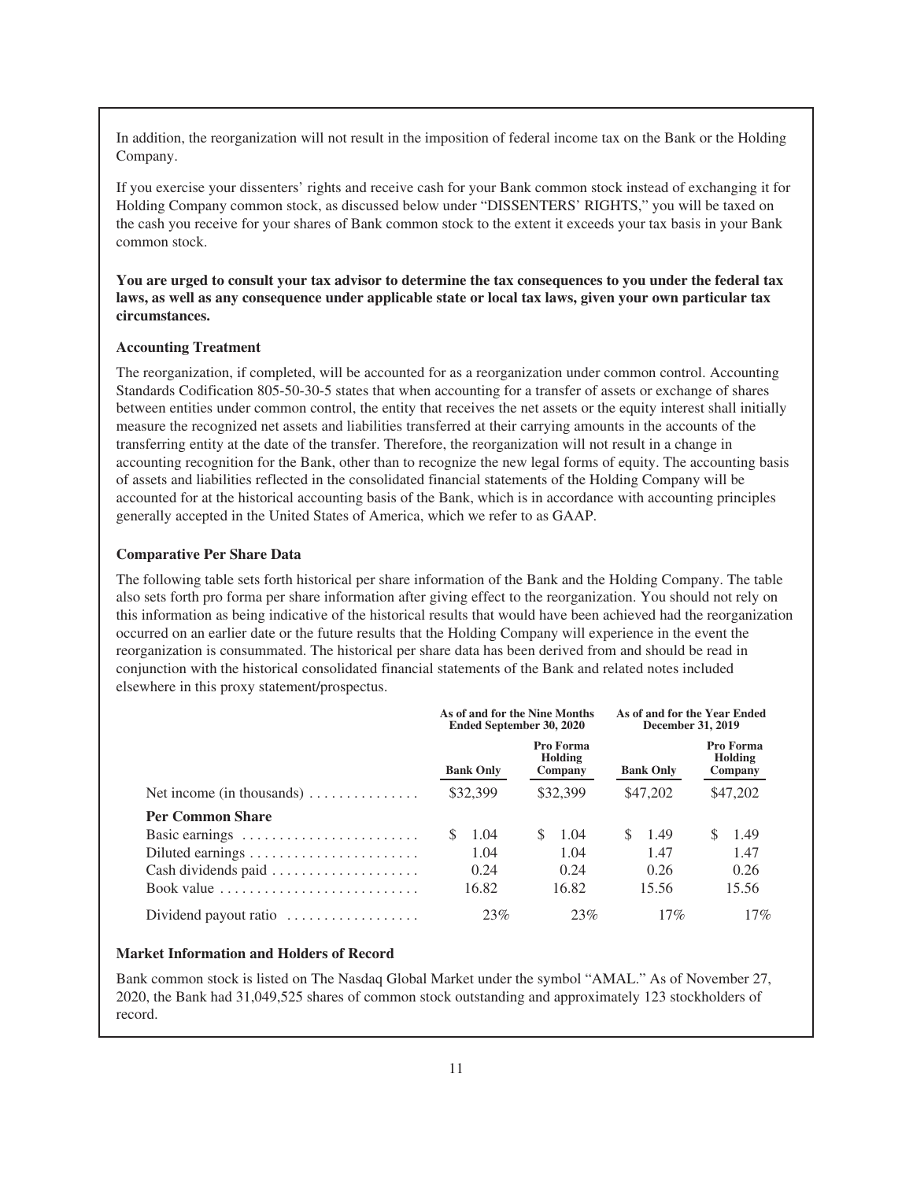In addition, the reorganization will not result in the imposition of federal income tax on the Bank or the Holding Company.

If you exercise your dissenters' rights and receive cash for your Bank common stock instead of exchanging it for Holding Company common stock, as discussed below under "DISSENTERS' RIGHTS," you will be taxed on the cash you receive for your shares of Bank common stock to the extent it exceeds your tax basis in your Bank common stock.

**You are urged to consult your tax advisor to determine the tax consequences to you under the federal tax laws, as well as any consequence under applicable state or local tax laws, given your own particular tax circumstances.**

### Accounting Treatment

The reorganization, if completed, will be accounted for as a reorganization under common control. Accounting Standards Codification 805-50-30-5 states that when accounting for a transfer of assets or exchange of shares between entities under common control, the entity that receives the net assets or the equity interest shall initially measure the recognized net assets and liabilities transferred at their carrying amounts in the accounts of the transferring entity at the date of the transfer. Therefore, the reorganization will not result in a change in accounting recognition for the Bank, other than to recognize the new legal forms of equity. The accounting basis of assets and liabilities reflected in the consolidated financial statements of the Holding Company will be accounted for at the historical accounting basis of the Bank, which is in accordance with accounting principles generally accepted in the United States of America, which we refer to as GAAP.

### Comparative Per Share Data

The following table sets forth historical per share information of the Bank and the Holding Company. The table also sets forth pro forma per share information after giving effect to the reorganization. You should not rely on this information as being indicative of the historical results that would have been achieved had the reorganization occurred on an earlier date or the future results that the Holding Company will experience in the event the reorganization is consummated. The historical per share data has been derived from and should be read in conjunction with the historical consolidated financial statements of the Bank and related notes included elsewhere in this proxy statement/prospectus.

| | As of and for the Nine Months Ended September 30, 2020 | | As of and for the Year Ended December 31, 2019 | |
|---|---|---|---|---|
| | Bank Only | Pro Forma Holding Company | Bank Only | Pro Forma Holding Company |
| Net income (in thousands) | $32,399 | $32,399 | $47,202 | $47,202 |
| **Per Common Share** | | | | |
| Basic earnings | $ 1.04 | $ 1.04 | $ 1.49 | $ 1.49 |
| Diluted earnings | 1.04 | 1.04 | 1.47 | 1.47 |
| Cash dividends paid | 0.24 | 0.24 | 0.26 | 0.26 |
| Book value | 16.82 | 16.82 | 15.56 | 15.56 |
| Dividend payout ratio | 23% | 23% | 17% | 17% |

### Market Information and Holders of Record

Bank common stock is listed on The Nasdaq Global Market under the symbol "AMAL." As of November 27, 2020, the Bank had 31,049,525 shares of common stock outstanding and approximately 123 stockholders of record.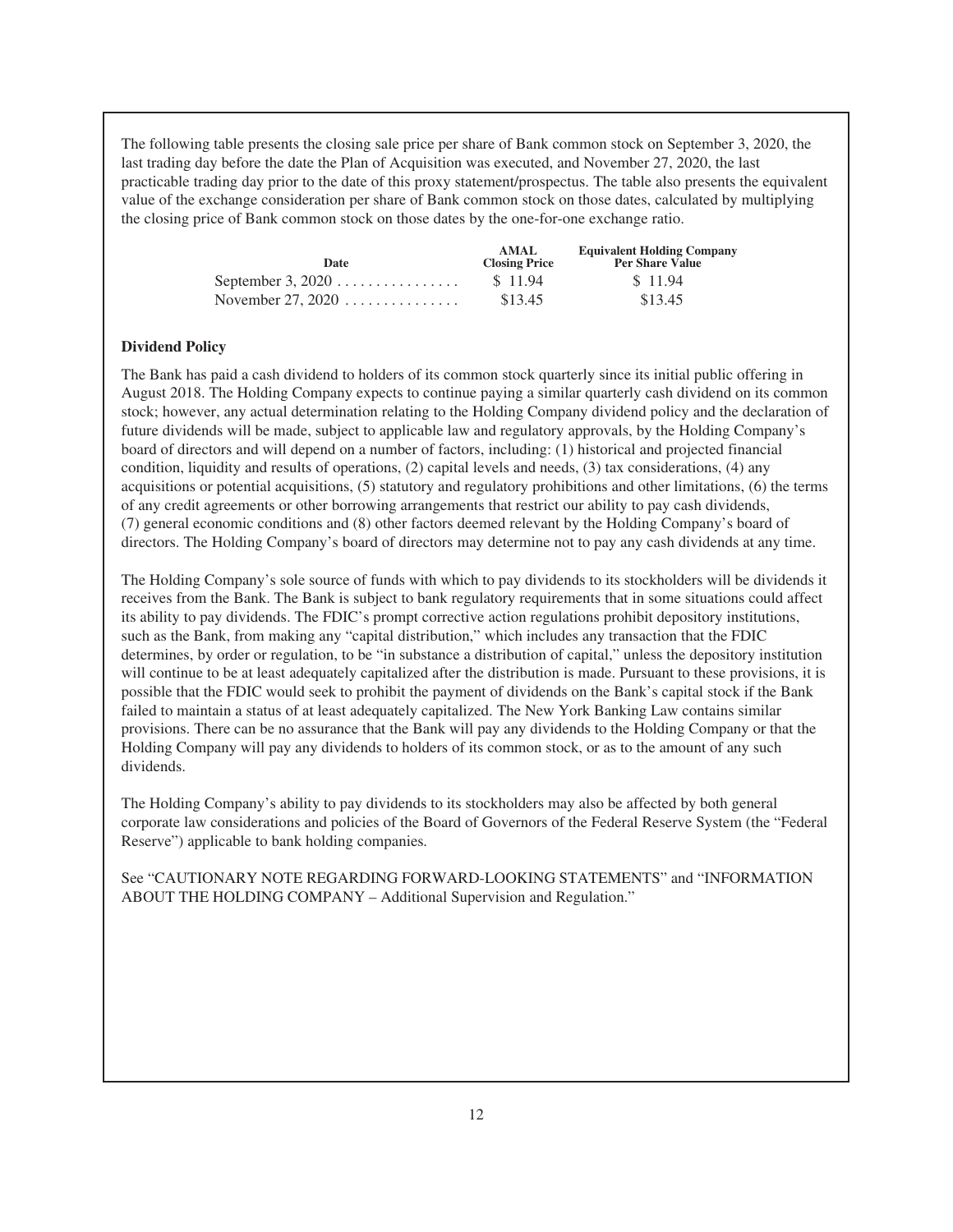The following table presents the closing sale price per share of Bank common stock on September 3, 2020, the last trading day before the date the Plan of Acquisition was executed, and November 27, 2020, the last practicable trading day prior to the date of this proxy statement/prospectus. The table also presents the equivalent value of the exchange consideration per share of Bank common stock on those dates, calculated by multiplying the closing price of Bank common stock on those dates by the one-for-one exchange ratio.

| Date | AMAL Closing Price | Equivalent Holding Company Per Share Value |
|---|---|---|
| September 3, 2020 | $ 11.94 | $ 11.94 |
| November 27, 2020 | $13.45 | $13.45 |

### Dividend Policy

The Bank has paid a cash dividend to holders of its common stock quarterly since its initial public offering in August 2018. The Holding Company expects to continue paying a similar quarterly cash dividend on its common stock; however, any actual determination relating to the Holding Company dividend policy and the declaration of future dividends will be made, subject to applicable law and regulatory approvals, by the Holding Company's board of directors and will depend on a number of factors, including: (1) historical and projected financial condition, liquidity and results of operations, (2) capital levels and needs, (3) tax considerations, (4) any acquisitions or potential acquisitions, (5) statutory and regulatory prohibitions and other limitations, (6) the terms of any credit agreements or other borrowing arrangements that restrict our ability to pay cash dividends, (7) general economic conditions and (8) other factors deemed relevant by the Holding Company's board of directors. The Holding Company's board of directors may determine not to pay any cash dividends at any time.

The Holding Company's sole source of funds with which to pay dividends to its stockholders will be dividends it receives from the Bank. The Bank is subject to bank regulatory requirements that in some situations could affect its ability to pay dividends. The FDIC's prompt corrective action regulations prohibit depository institutions, such as the Bank, from making any "capital distribution," which includes any transaction that the FDIC determines, by order or regulation, to be "in substance a distribution of capital," unless the depository institution will continue to be at least adequately capitalized after the distribution is made. Pursuant to these provisions, it is possible that the FDIC would seek to prohibit the payment of dividends on the Bank's capital stock if the Bank failed to maintain a status of at least adequately capitalized. The New York Banking Law contains similar provisions. There can be no assurance that the Bank will pay any dividends to the Holding Company or that the Holding Company will pay any dividends to holders of its common stock, or as to the amount of any such dividends.

The Holding Company's ability to pay dividends to its stockholders may also be affected by both general corporate law considerations and policies of the Board of Governors of the Federal Reserve System (the "Federal Reserve") applicable to bank holding companies.

See "CAUTIONARY NOTE REGARDING FORWARD-LOOKING STATEMENTS" and "INFORMATION ABOUT THE HOLDING COMPANY – Additional Supervision and Regulation."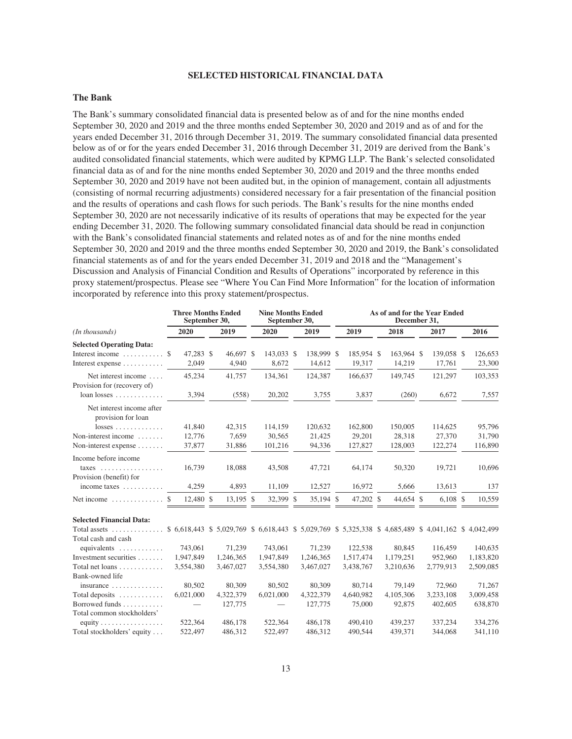## SELECTED HISTORICAL FINANCIAL DATA

### The Bank

The Bank's summary consolidated financial data is presented below as of and for the nine months ended September 30, 2020 and 2019 and the three months ended September 30, 2020 and 2019 and as of and for the years ended December 31, 2016 through December 31, 2019. The summary consolidated financial data presented below as of or for the years ended December 31, 2016 through December 31, 2019 are derived from the Bank's audited consolidated financial statements, which were audited by KPMG LLP. The Bank's selected consolidated financial data as of and for the nine months ended September 30, 2020 and 2019 and the three months ended September 30, 2020 and 2019 have not been audited but, in the opinion of management, contain all adjustments (consisting of normal recurring adjustments) considered necessary for a fair presentation of the financial position and the results of operations and cash flows for such periods. The Bank's results for the nine months ended September 30, 2020 are not necessarily indicative of its results of operations that may be expected for the year ending December 31, 2020. The following summary consolidated financial data should be read in conjunction with the Bank's consolidated financial statements and related notes as of and for the nine months ended September 30, 2020 and 2019 and the three months ended September 30, 2020 and 2019, the Bank's consolidated financial statements as of and for the years ended December 31, 2019 and 2018 and the "Management's Discussion and Analysis of Financial Condition and Results of Operations" incorporated by reference in this proxy statement/prospectus. Please see "Where You Can Find More Information" for the location of information incorporated by reference into this proxy statement/prospectus.

| | Three Months Ended September 30, | | Nine Months Ended September 30, | | As of and for the Year Ended December 31, | | | |
|---|---|---|---|---|---|---|---|---|
| *(In thousands)* | 2020 | 2019 | 2020 | 2019 | 2019 | 2018 | 2017 | 2016 |
| **Selected Operating Data:** | | | | | | | | |
| Interest income | $ 47,283 | $ 46,697 | $ 143,033 | $ 138,999 | $ 185,954 | $ 163,964 | $ 139,058 | $ 126,653 |
| Interest expense | 2,049 | 4,940 | 8,672 | 14,612 | 19,317 | 14,219 | 17,761 | 23,300 |
| Net interest income | 45,234 | 41,757 | 134,361 | 124,387 | 166,637 | 149,745 | 121,297 | 103,353 |
| Provision for (recovery of) loan losses | 3,394 | (558) | 20,202 | 3,755 | 3,837 | (260) | 6,672 | 7,557 |
| Net interest income after provision for loan losses | 41,840 | 42,315 | 114,159 | 120,632 | 162,800 | 150,005 | 114,625 | 95,796 |
| Non-interest income | 12,776 | 7,659 | 30,565 | 21,425 | 29,201 | 28,318 | 27,370 | 31,790 |
| Non-interest expense | 37,877 | 31,886 | 101,216 | 94,336 | 127,827 | 128,003 | 122,274 | 116,890 |
| Income before income taxes | 16,739 | 18,088 | 43,508 | 47,721 | 64,174 | 50,320 | 19,721 | 10,696 |
| Provision (benefit) for income taxes | 4,259 | 4,893 | 11,109 | 12,527 | 16,972 | 5,666 | 13,613 | 137 |
| Net income | $ 12,480 | $ 13,195 | $ 32,399 | $ 35,194 | $ 47,202 | $ 44,654 | $ 6,108 | $ 10,559 |
| **Selected Financial Data:** | | | | | | | | |
| Total assets | $ 6,618,443 | $ 5,029,769 | $ 6,618,443 | $ 5,029,769 | $ 5,325,338 | $ 4,685,489 | $ 4,041,162 | $ 4,042,499 |
| Total cash and cash equivalents | 743,061 | 71,239 | 743,061 | 71,239 | 122,538 | 80,845 | 116,459 | 140,635 |
| Investment securities | 1,947,849 | 1,246,365 | 1,947,849 | 1,246,365 | 1,517,474 | 1,179,251 | 952,960 | 1,183,820 |
| Total net loans | 3,554,380 | 3,467,027 | 3,554,380 | 3,467,027 | 3,438,767 | 3,210,636 | 2,779,913 | 2,509,085 |
| Bank-owned life insurance | 80,502 | 80,309 | 80,502 | 80,309 | 80,714 | 79,149 | 72,960 | 71,267 |
| Total deposits | 6,021,000 | 4,322,379 | 6,021,000 | 4,322,379 | 4,640,982 | 4,105,306 | 3,233,108 | 3,009,458 |
| Borrowed funds | — | 127,775 | — | 127,775 | 75,000 | 92,875 | 402,605 | 638,870 |
| Total common stockholders' equity | 522,364 | 486,178 | 522,364 | 486,178 | 490,410 | 439,237 | 337,234 | 334,276 |
| Total stockholders' equity | 522,497 | 486,312 | 522,497 | 486,312 | 490,544 | 439,371 | 344,068 | 341,110 |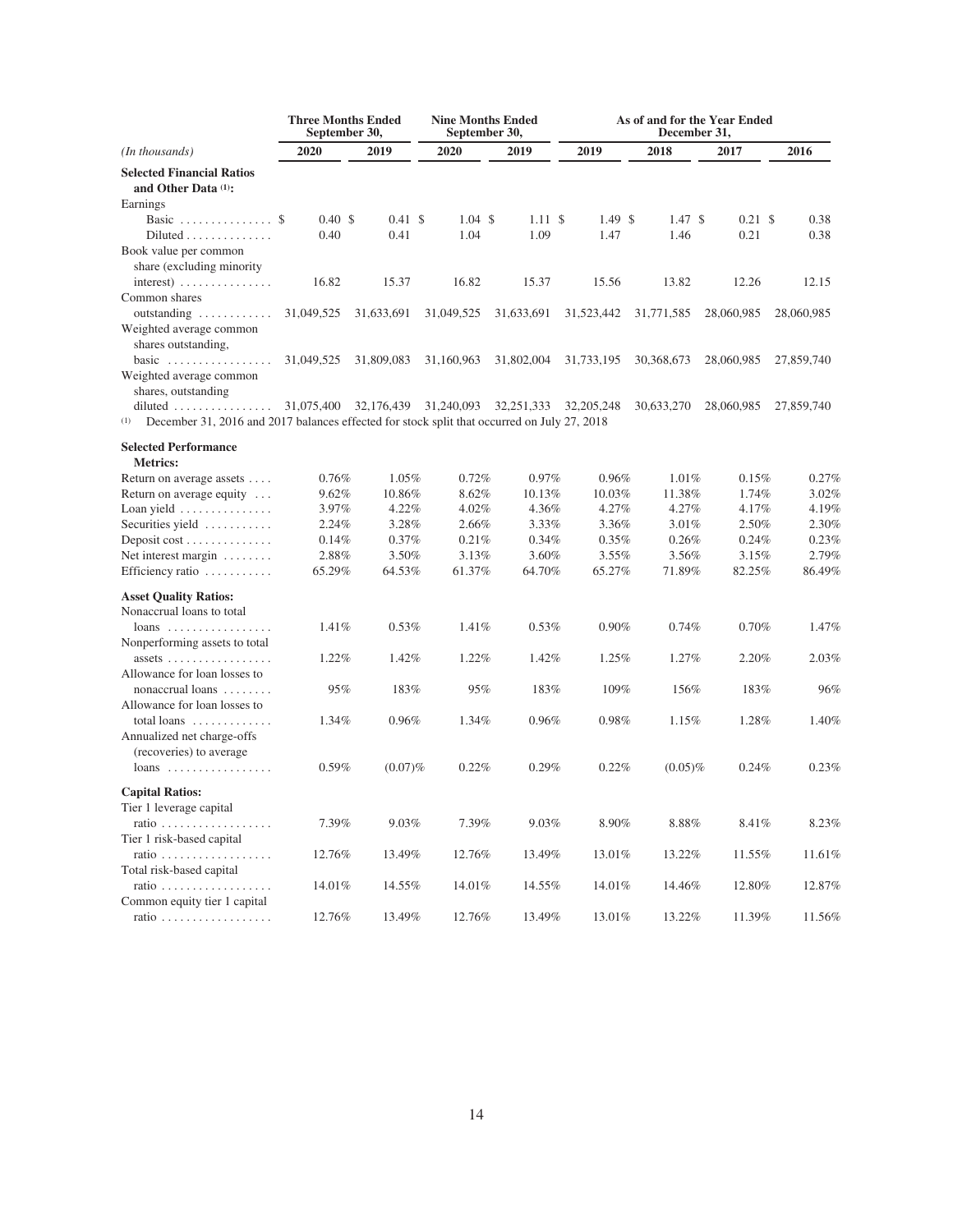| (In thousands) | Three Months Ended September 30, 2020 | Three Months Ended September 30, 2019 | Nine Months Ended September 30, 2020 | Nine Months Ended September 30, 2019 | As of and for the Year Ended December 31, 2019 | As of and for the Year Ended December 31, 2018 | As of and for the Year Ended December 31, 2017 | As of and for the Year Ended December 31, 2016 |
|---|---|---|---|---|---|---|---|---|
| **Selected Financial Ratios and Other Data [(1)]:** | | | | | | | | |
| Earnings | | | | | | | | |
| Basic | $ 0.40 | $ 0.41 | $ 1.04 | $ 1.11 | $ 1.49 | $ 1.47 | $ 0.21 | $ 0.38 |
| Diluted | 0.40 | 0.41 | 1.04 | 1.09 | 1.47 | 1.46 | 0.21 | 0.38 |
| Book value per common share (excluding minority interest) | 16.82 | 15.37 | 16.82 | 15.37 | 15.56 | 13.82 | 12.26 | 12.15 |
| Common shares outstanding | 31,049,525 | 31,633,691 | 31,049,525 | 31,633,691 | 31,523,442 | 31,771,585 | 28,060,985 | 28,060,985 |
| Weighted average common shares outstanding, basic | 31,049,525 | 31,809,083 | 31,160,963 | 31,802,004 | 31,733,195 | 30,368,673 | 28,060,985 | 27,859,740 |
| Weighted average common shares, outstanding diluted | 31,075,400 | 32,176,439 | 31,240,093 | 32,251,333 | 32,205,248 | 30,633,270 | 28,060,985 | 27,859,740 |

(1) December 31, 2016 and 2017 balances effected for stock split that occurred on July 27, 2018

| | Three Months Ended September 30, 2020 | Three Months Ended September 30, 2019 | Nine Months Ended September 30, 2020 | Nine Months Ended September 30, 2019 | As of and for the Year Ended December 31, 2019 | As of and for the Year Ended December 31, 2018 | As of and for the Year Ended December 31, 2017 | As of and for the Year Ended December 31, 2016 |
|---|---|---|---|---|---|---|---|---|
| **Selected Performance Metrics:** | | | | | | | | |
| Return on average assets | 0.76% | 1.05% | 0.72% | 0.97% | 0.96% | 1.01% | 0.15% | 0.27% |
| Return on average equity | 9.62% | 10.86% | 8.62% | 10.13% | 10.03% | 11.38% | 1.74% | 3.02% |
| Loan yield | 3.97% | 4.22% | 4.02% | 4.36% | 4.27% | 4.27% | 4.17% | 4.19% |
| Securities yield | 2.24% | 3.28% | 2.66% | 3.33% | 3.36% | 3.01% | 2.50% | 2.30% |
| Deposit cost | 0.14% | 0.37% | 0.21% | 0.34% | 0.35% | 0.26% | 0.24% | 0.23% |
| Net interest margin | 2.88% | 3.50% | 3.13% | 3.60% | 3.55% | 3.56% | 3.15% | 2.79% |
| Efficiency ratio | 65.29% | 64.53% | 61.37% | 64.70% | 65.27% | 71.89% | 82.25% | 86.49% |
| **Asset Quality Ratios:** | | | | | | | | |
| Nonaccrual loans to total loans | 1.41% | 0.53% | 1.41% | 0.53% | 0.90% | 0.74% | 0.70% | 1.47% |
| Nonperforming assets to total assets | 1.22% | 1.42% | 1.22% | 1.42% | 1.25% | 1.27% | 2.20% | 2.03% |
| Allowance for loan losses to nonaccrual loans | 95% | 183% | 95% | 183% | 109% | 156% | 183% | 96% |
| Allowance for loan losses to total loans | 1.34% | 0.96% | 1.34% | 0.96% | 0.98% | 1.15% | 1.28% | 1.40% |
| Annualized net charge-offs (recoveries) to average loans | 0.59% | (0.07)% | 0.22% | 0.29% | 0.22% | (0.05)% | 0.24% | 0.23% |
| **Capital Ratios:** | | | | | | | | |
| Tier 1 leverage capital ratio | 7.39% | 9.03% | 7.39% | 9.03% | 8.90% | 8.88% | 8.41% | 8.23% |
| Tier 1 risk-based capital ratio | 12.76% | 13.49% | 12.76% | 13.49% | 13.01% | 13.22% | 11.55% | 11.61% |
| Total risk-based capital ratio | 14.01% | 14.55% | 14.01% | 14.55% | 14.01% | 14.46% | 12.80% | 12.87% |
| Common equity tier 1 capital ratio | 12.76% | 13.49% | 12.76% | 13.49% | 13.01% | 13.22% | 11.39% | 11.56% |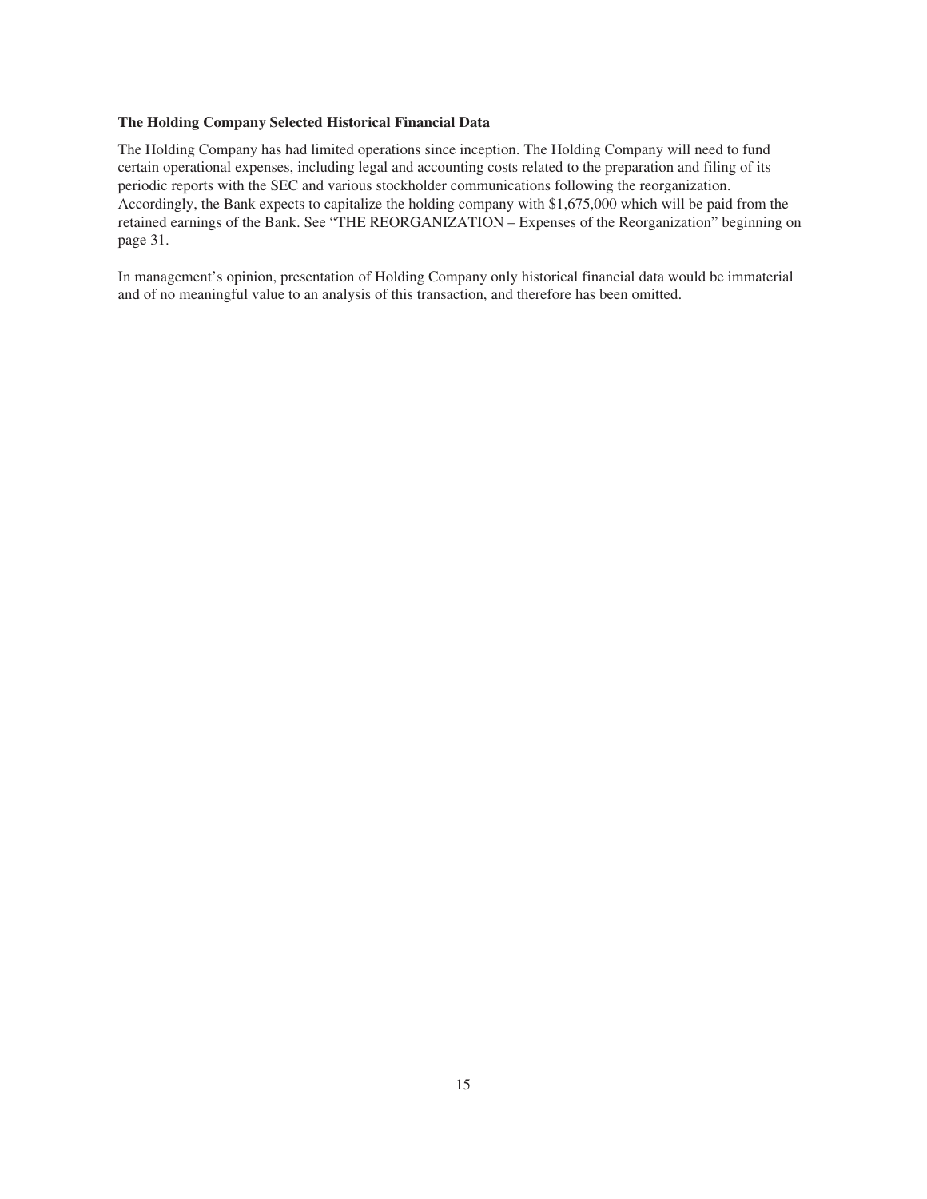**The Holding Company Selected Historical Financial Data**

The Holding Company has had limited operations since inception. The Holding Company will need to fund certain operational expenses, including legal and accounting costs related to the preparation and filing of its periodic reports with the SEC and various stockholder communications following the reorganization. Accordingly, the Bank expects to capitalize the holding company with $1,675,000 which will be paid from the retained earnings of the Bank. See "THE REORGANIZATION – Expenses of the Reorganization" beginning on page 31.

In management's opinion, presentation of Holding Company only historical financial data would be immaterial and of no meaningful value to an analysis of this transaction, and therefore has been omitted.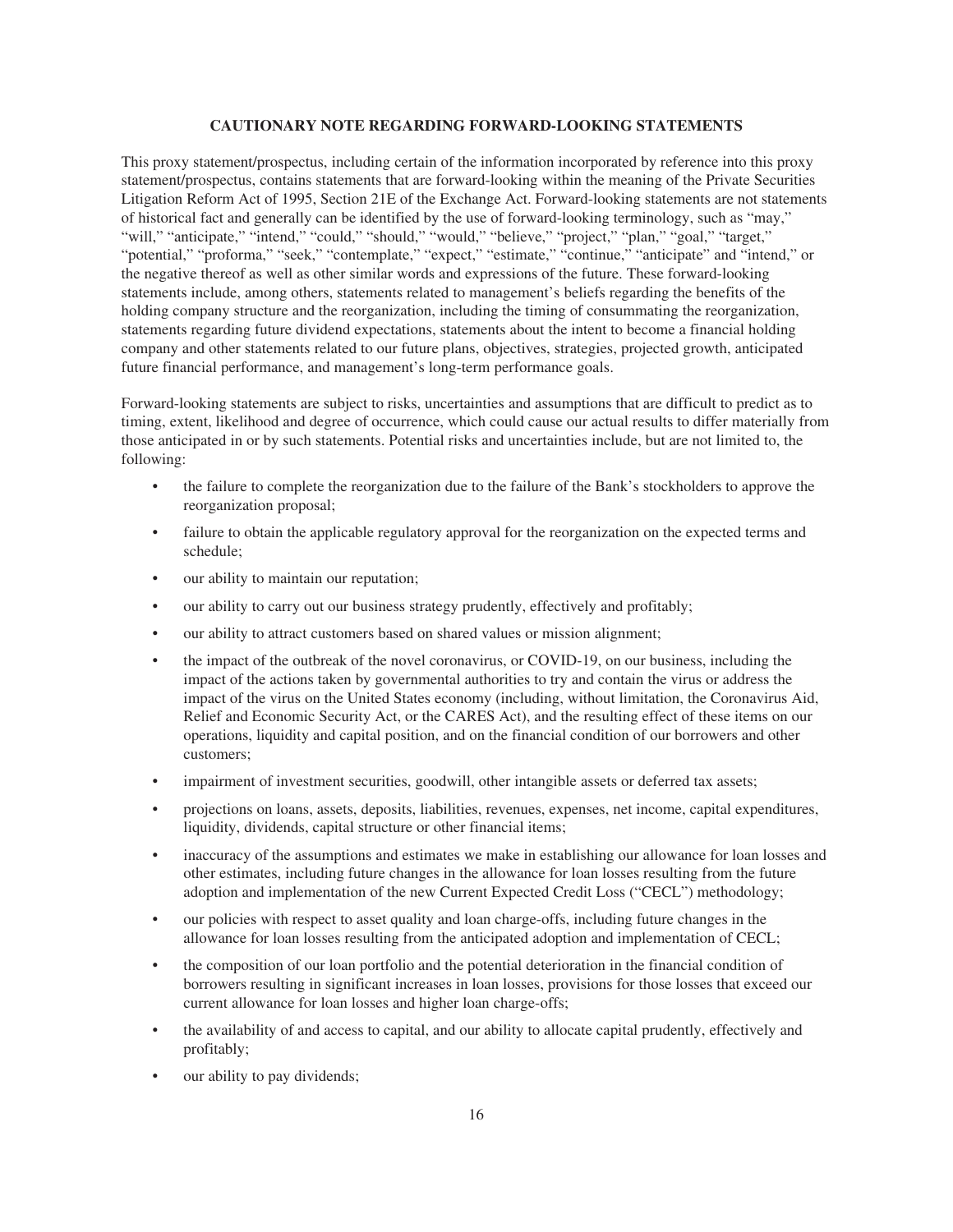## CAUTIONARY NOTE REGARDING FORWARD-LOOKING STATEMENTS

This proxy statement/prospectus, including certain of the information incorporated by reference into this proxy statement/prospectus, contains statements that are forward-looking within the meaning of the Private Securities Litigation Reform Act of 1995, Section 21E of the Exchange Act. Forward-looking statements are not statements of historical fact and generally can be identified by the use of forward-looking terminology, such as "may," "will," "anticipate," "intend," "could," "should," "would," "believe," "project," "plan," "goal," "target," "potential," "proforma," "seek," "contemplate," "expect," "estimate," "continue," "anticipate" and "intend," or the negative thereof as well as other similar words and expressions of the future. These forward-looking statements include, among others, statements related to management's beliefs regarding the benefits of the holding company structure and the reorganization, including the timing of consummating the reorganization, statements regarding future dividend expectations, statements about the intent to become a financial holding company and other statements related to our future plans, objectives, strategies, projected growth, anticipated future financial performance, and management's long-term performance goals.

Forward-looking statements are subject to risks, uncertainties and assumptions that are difficult to predict as to timing, extent, likelihood and degree of occurrence, which could cause our actual results to differ materially from those anticipated in or by such statements. Potential risks and uncertainties include, but are not limited to, the following:

- the failure to complete the reorganization due to the failure of the Bank's stockholders to approve the reorganization proposal;
- failure to obtain the applicable regulatory approval for the reorganization on the expected terms and schedule;
- our ability to maintain our reputation;
- our ability to carry out our business strategy prudently, effectively and profitably;
- our ability to attract customers based on shared values or mission alignment;
- the impact of the outbreak of the novel coronavirus, or COVID-19, on our business, including the impact of the actions taken by governmental authorities to try and contain the virus or address the impact of the virus on the United States economy (including, without limitation, the Coronavirus Aid, Relief and Economic Security Act, or the CARES Act), and the resulting effect of these items on our operations, liquidity and capital position, and on the financial condition of our borrowers and other customers;
- impairment of investment securities, goodwill, other intangible assets or deferred tax assets;
- projections on loans, assets, deposits, liabilities, revenues, expenses, net income, capital expenditures, liquidity, dividends, capital structure or other financial items;
- inaccuracy of the assumptions and estimates we make in establishing our allowance for loan losses and other estimates, including future changes in the allowance for loan losses resulting from the future adoption and implementation of the new Current Expected Credit Loss ("CECL") methodology;
- our policies with respect to asset quality and loan charge-offs, including future changes in the allowance for loan losses resulting from the anticipated adoption and implementation of CECL;
- the composition of our loan portfolio and the potential deterioration in the financial condition of borrowers resulting in significant increases in loan losses, provisions for those losses that exceed our current allowance for loan losses and higher loan charge-offs;
- the availability of and access to capital, and our ability to allocate capital prudently, effectively and profitably;
- our ability to pay dividends;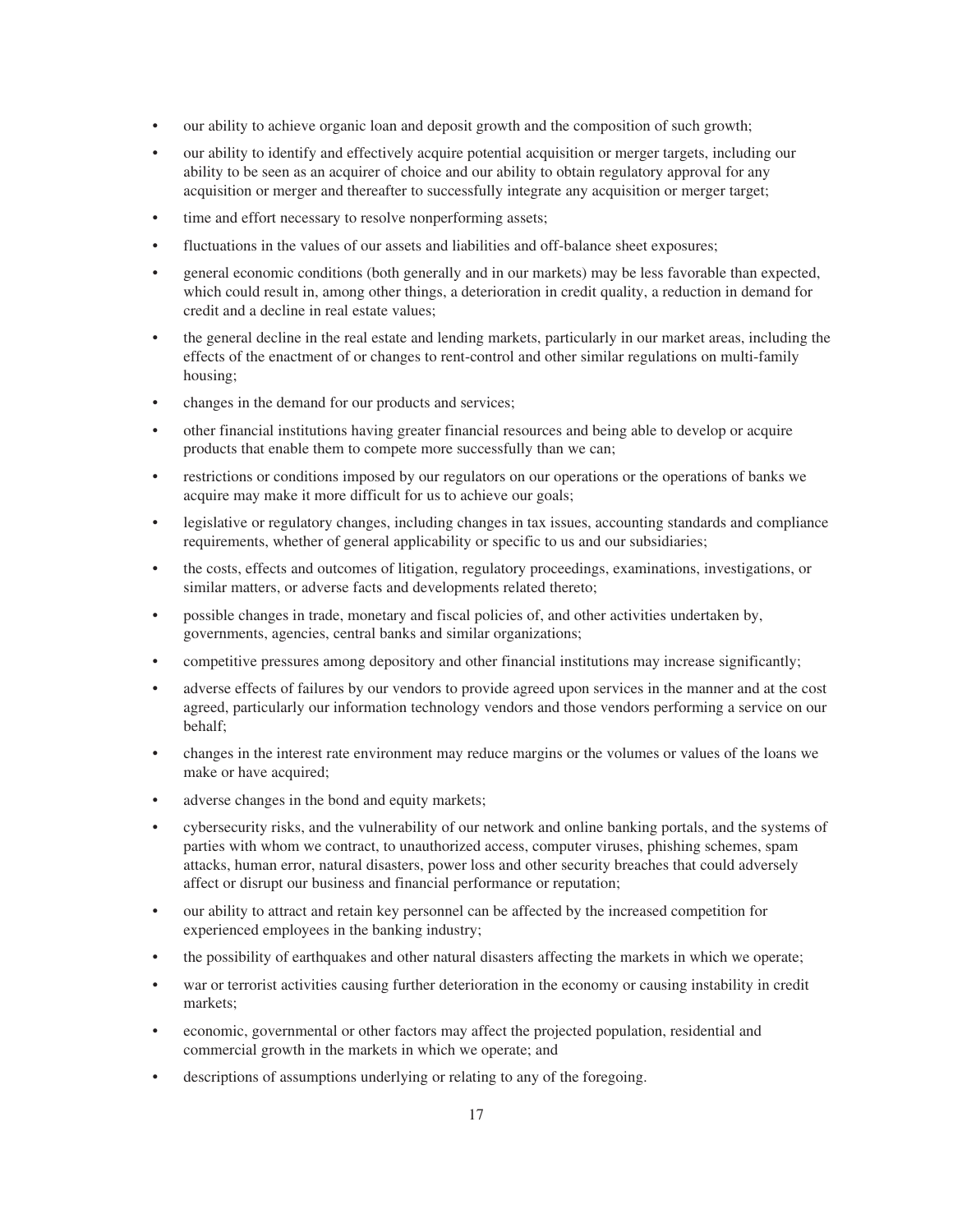- our ability to achieve organic loan and deposit growth and the composition of such growth;
- our ability to identify and effectively acquire potential acquisition or merger targets, including our ability to be seen as an acquirer of choice and our ability to obtain regulatory approval for any acquisition or merger and thereafter to successfully integrate any acquisition or merger target;
- time and effort necessary to resolve nonperforming assets;
- fluctuations in the values of our assets and liabilities and off-balance sheet exposures;
- general economic conditions (both generally and in our markets) may be less favorable than expected, which could result in, among other things, a deterioration in credit quality, a reduction in demand for credit and a decline in real estate values;
- the general decline in the real estate and lending markets, particularly in our market areas, including the effects of the enactment of or changes to rent-control and other similar regulations on multi-family housing;
- changes in the demand for our products and services;
- other financial institutions having greater financial resources and being able to develop or acquire products that enable them to compete more successfully than we can;
- restrictions or conditions imposed by our regulators on our operations or the operations of banks we acquire may make it more difficult for us to achieve our goals;
- legislative or regulatory changes, including changes in tax issues, accounting standards and compliance requirements, whether of general applicability or specific to us and our subsidiaries;
- the costs, effects and outcomes of litigation, regulatory proceedings, examinations, investigations, or similar matters, or adverse facts and developments related thereto;
- possible changes in trade, monetary and fiscal policies of, and other activities undertaken by, governments, agencies, central banks and similar organizations;
- competitive pressures among depository and other financial institutions may increase significantly;
- adverse effects of failures by our vendors to provide agreed upon services in the manner and at the cost agreed, particularly our information technology vendors and those vendors performing a service on our behalf;
- changes in the interest rate environment may reduce margins or the volumes or values of the loans we make or have acquired;
- adverse changes in the bond and equity markets;
- cybersecurity risks, and the vulnerability of our network and online banking portals, and the systems of parties with whom we contract, to unauthorized access, computer viruses, phishing schemes, spam attacks, human error, natural disasters, power loss and other security breaches that could adversely affect or disrupt our business and financial performance or reputation;
- our ability to attract and retain key personnel can be affected by the increased competition for experienced employees in the banking industry;
- the possibility of earthquakes and other natural disasters affecting the markets in which we operate;
- war or terrorist activities causing further deterioration in the economy or causing instability in credit markets;
- economic, governmental or other factors may affect the projected population, residential and commercial growth in the markets in which we operate; and
- descriptions of assumptions underlying or relating to any of the foregoing.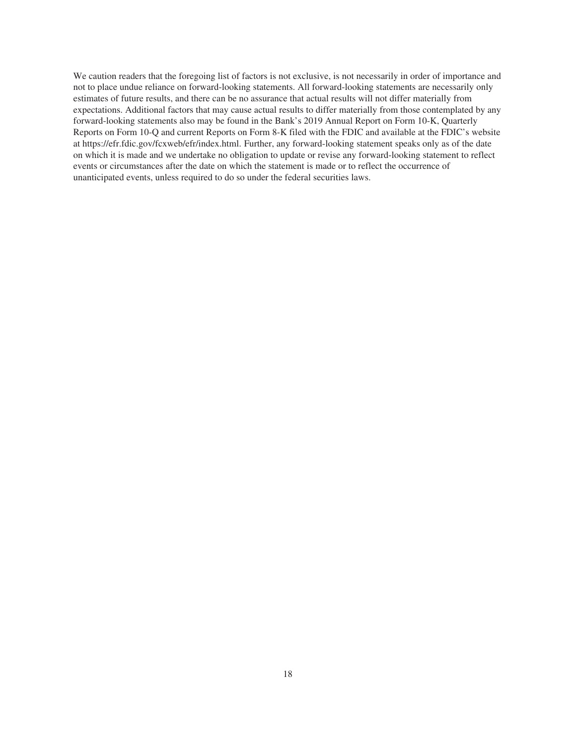We caution readers that the foregoing list of factors is not exclusive, is not necessarily in order of importance and not to place undue reliance on forward-looking statements. All forward-looking statements are necessarily only estimates of future results, and there can be no assurance that actual results will not differ materially from expectations. Additional factors that may cause actual results to differ materially from those contemplated by any forward-looking statements also may be found in the Bank's 2019 Annual Report on Form 10-K, Quarterly Reports on Form 10-Q and current Reports on Form 8-K filed with the FDIC and available at the FDIC's website at https://efr.fdic.gov/fcxweb/efr/index.html. Further, any forward-looking statement speaks only as of the date on which it is made and we undertake no obligation to update or revise any forward-looking statement to reflect events or circumstances after the date on which the statement is made or to reflect the occurrence of unanticipated events, unless required to do so under the federal securities laws.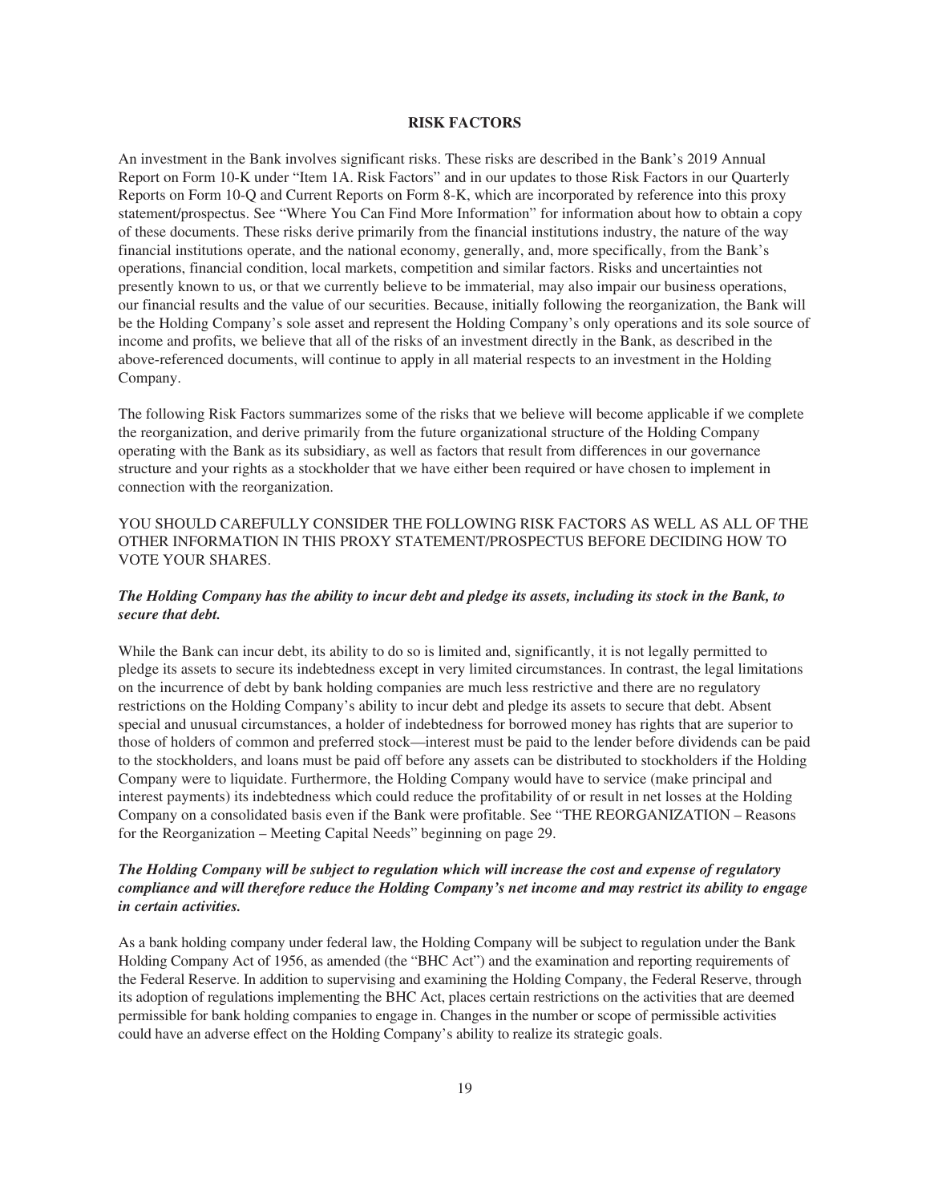## RISK FACTORS

An investment in the Bank involves significant risks. These risks are described in the Bank's 2019 Annual Report on Form 10-K under "Item 1A. Risk Factors" and in our updates to those Risk Factors in our Quarterly Reports on Form 10-Q and Current Reports on Form 8-K, which are incorporated by reference into this proxy statement/prospectus. See "Where You Can Find More Information" for information about how to obtain a copy of these documents. These risks derive primarily from the financial institutions industry, the nature of the way financial institutions operate, and the national economy, generally, and, more specifically, from the Bank's operations, financial condition, local markets, competition and similar factors. Risks and uncertainties not presently known to us, or that we currently believe to be immaterial, may also impair our business operations, our financial results and the value of our securities. Because, initially following the reorganization, the Bank will be the Holding Company's sole asset and represent the Holding Company's only operations and its sole source of income and profits, we believe that all of the risks of an investment directly in the Bank, as described in the above-referenced documents, will continue to apply in all material respects to an investment in the Holding Company.

The following Risk Factors summarizes some of the risks that we believe will become applicable if we complete the reorganization, and derive primarily from the future organizational structure of the Holding Company operating with the Bank as its subsidiary, as well as factors that result from differences in our governance structure and your rights as a stockholder that we have either been required or have chosen to implement in connection with the reorganization.

YOU SHOULD CAREFULLY CONSIDER THE FOLLOWING RISK FACTORS AS WELL AS ALL OF THE OTHER INFORMATION IN THIS PROXY STATEMENT/PROSPECTUS BEFORE DECIDING HOW TO VOTE YOUR SHARES.

***The Holding Company has the ability to incur debt and pledge its assets, including its stock in the Bank, to secure that debt.***

While the Bank can incur debt, its ability to do so is limited and, significantly, it is not legally permitted to pledge its assets to secure its indebtedness except in very limited circumstances. In contrast, the legal limitations on the incurrence of debt by bank holding companies are much less restrictive and there are no regulatory restrictions on the Holding Company's ability to incur debt and pledge its assets to secure that debt. Absent special and unusual circumstances, a holder of indebtedness for borrowed money has rights that are superior to those of holders of common and preferred stock—interest must be paid to the lender before dividends can be paid to the stockholders, and loans must be paid off before any assets can be distributed to stockholders if the Holding Company were to liquidate. Furthermore, the Holding Company would have to service (make principal and interest payments) its indebtedness which could reduce the profitability of or result in net losses at the Holding Company on a consolidated basis even if the Bank were profitable. See "THE REORGANIZATION – Reasons for the Reorganization – Meeting Capital Needs" beginning on page 29.

***The Holding Company will be subject to regulation which will increase the cost and expense of regulatory compliance and will therefore reduce the Holding Company's net income and may restrict its ability to engage in certain activities.***

As a bank holding company under federal law, the Holding Company will be subject to regulation under the Bank Holding Company Act of 1956, as amended (the "BHC Act") and the examination and reporting requirements of the Federal Reserve. In addition to supervising and examining the Holding Company, the Federal Reserve, through its adoption of regulations implementing the BHC Act, places certain restrictions on the activities that are deemed permissible for bank holding companies to engage in. Changes in the number or scope of permissible activities could have an adverse effect on the Holding Company's ability to realize its strategic goals.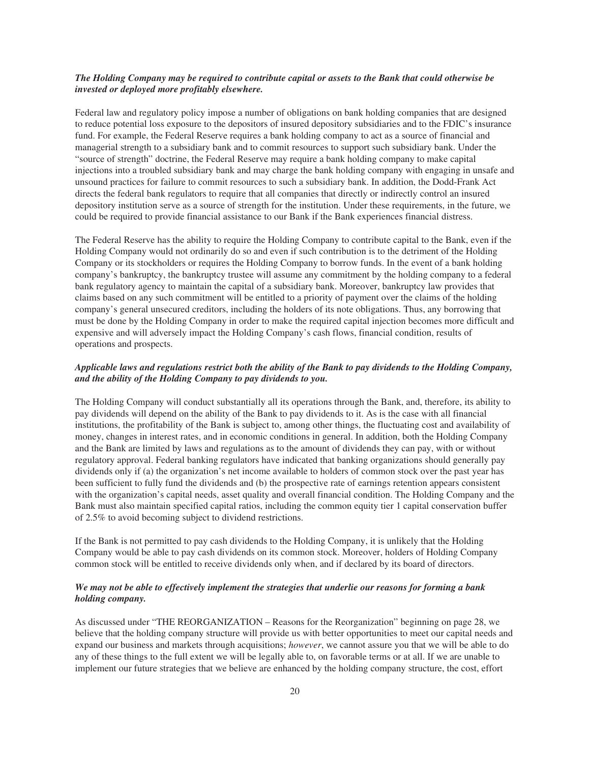***The Holding Company may be required to contribute capital or assets to the Bank that could otherwise be invested or deployed more profitably elsewhere.***

Federal law and regulatory policy impose a number of obligations on bank holding companies that are designed to reduce potential loss exposure to the depositors of insured depository subsidiaries and to the FDIC's insurance fund. For example, the Federal Reserve requires a bank holding company to act as a source of financial and managerial strength to a subsidiary bank and to commit resources to support such subsidiary bank. Under the "source of strength" doctrine, the Federal Reserve may require a bank holding company to make capital injections into a troubled subsidiary bank and may charge the bank holding company with engaging in unsafe and unsound practices for failure to commit resources to such a subsidiary bank. In addition, the Dodd-Frank Act directs the federal bank regulators to require that all companies that directly or indirectly control an insured depository institution serve as a source of strength for the institution. Under these requirements, in the future, we could be required to provide financial assistance to our Bank if the Bank experiences financial distress.

The Federal Reserve has the ability to require the Holding Company to contribute capital to the Bank, even if the Holding Company would not ordinarily do so and even if such contribution is to the detriment of the Holding Company or its stockholders or requires the Holding Company to borrow funds. In the event of a bank holding company's bankruptcy, the bankruptcy trustee will assume any commitment by the holding company to a federal bank regulatory agency to maintain the capital of a subsidiary bank. Moreover, bankruptcy law provides that claims based on any such commitment will be entitled to a priority of payment over the claims of the holding company's general unsecured creditors, including the holders of its note obligations. Thus, any borrowing that must be done by the Holding Company in order to make the required capital injection becomes more difficult and expensive and will adversely impact the Holding Company's cash flows, financial condition, results of operations and prospects.

***Applicable laws and regulations restrict both the ability of the Bank to pay dividends to the Holding Company, and the ability of the Holding Company to pay dividends to you.***

The Holding Company will conduct substantially all its operations through the Bank, and, therefore, its ability to pay dividends will depend on the ability of the Bank to pay dividends to it. As is the case with all financial institutions, the profitability of the Bank is subject to, among other things, the fluctuating cost and availability of money, changes in interest rates, and in economic conditions in general. In addition, both the Holding Company and the Bank are limited by laws and regulations as to the amount of dividends they can pay, with or without regulatory approval. Federal banking regulators have indicated that banking organizations should generally pay dividends only if (a) the organization's net income available to holders of common stock over the past year has been sufficient to fully fund the dividends and (b) the prospective rate of earnings retention appears consistent with the organization's capital needs, asset quality and overall financial condition. The Holding Company and the Bank must also maintain specified capital ratios, including the common equity tier 1 capital conservation buffer of 2.5% to avoid becoming subject to dividend restrictions.

If the Bank is not permitted to pay cash dividends to the Holding Company, it is unlikely that the Holding Company would be able to pay cash dividends on its common stock. Moreover, holders of Holding Company common stock will be entitled to receive dividends only when, and if declared by its board of directors.

***We may not be able to effectively implement the strategies that underlie our reasons for forming a bank holding company.***

As discussed under "THE REORGANIZATION – Reasons for the Reorganization" beginning on page 28, we believe that the holding company structure will provide us with better opportunities to meet our capital needs and expand our business and markets through acquisitions; *however*, we cannot assure you that we will be able to do any of these things to the full extent we will be legally able to, on favorable terms or at all. If we are unable to implement our future strategies that we believe are enhanced by the holding company structure, the cost, effort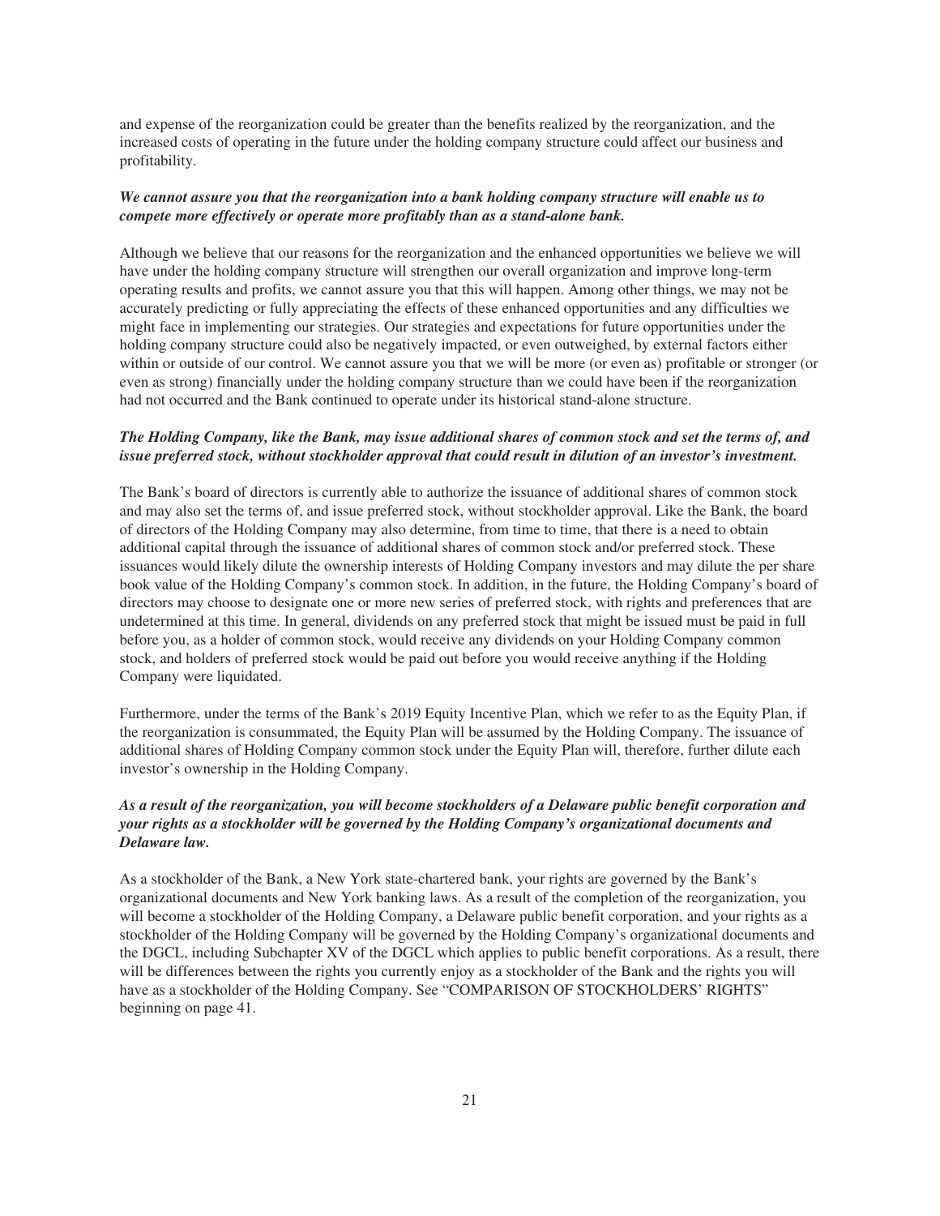and expense of the reorganization could be greater than the benefits realized by the reorganization, and the increased costs of operating in the future under the holding company structure could affect our business and profitability.

***We cannot assure you that the reorganization into a bank holding company structure will enable us to compete more effectively or operate more profitably than as a stand-alone bank.***

Although we believe that our reasons for the reorganization and the enhanced opportunities we believe we will have under the holding company structure will strengthen our overall organization and improve long-term operating results and profits, we cannot assure you that this will happen. Among other things, we may not be accurately predicting or fully appreciating the effects of these enhanced opportunities and any difficulties we might face in implementing our strategies. Our strategies and expectations for future opportunities under the holding company structure could also be negatively impacted, or even outweighed, by external factors either within or outside of our control. We cannot assure you that we will be more (or even as) profitable or stronger (or even as strong) financially under the holding company structure than we could have been if the reorganization had not occurred and the Bank continued to operate under its historical stand-alone structure.

***The Holding Company, like the Bank, may issue additional shares of common stock and set the terms of, and issue preferred stock, without stockholder approval that could result in dilution of an investor's investment.***

The Bank's board of directors is currently able to authorize the issuance of additional shares of common stock and may also set the terms of, and issue preferred stock, without stockholder approval. Like the Bank, the board of directors of the Holding Company may also determine, from time to time, that there is a need to obtain additional capital through the issuance of additional shares of common stock and/or preferred stock. These issuances would likely dilute the ownership interests of Holding Company investors and may dilute the per share book value of the Holding Company's common stock. In addition, in the future, the Holding Company's board of directors may choose to designate one or more new series of preferred stock, with rights and preferences that are undetermined at this time. In general, dividends on any preferred stock that might be issued must be paid in full before you, as a holder of common stock, would receive any dividends on your Holding Company common stock, and holders of preferred stock would be paid out before you would receive anything if the Holding Company were liquidated.

Furthermore, under the terms of the Bank's 2019 Equity Incentive Plan, which we refer to as the Equity Plan, if the reorganization is consummated, the Equity Plan will be assumed by the Holding Company. The issuance of additional shares of Holding Company common stock under the Equity Plan will, therefore, further dilute each investor's ownership in the Holding Company.

***As a result of the reorganization, you will become stockholders of a Delaware public benefit corporation and your rights as a stockholder will be governed by the Holding Company's organizational documents and Delaware law.***

As a stockholder of the Bank, a New York state-chartered bank, your rights are governed by the Bank's organizational documents and New York banking laws. As a result of the completion of the reorganization, you will become a stockholder of the Holding Company, a Delaware public benefit corporation, and your rights as a stockholder of the Holding Company will be governed by the Holding Company's organizational documents and the DGCL, including Subchapter XV of the DGCL which applies to public benefit corporations. As a result, there will be differences between the rights you currently enjoy as a stockholder of the Bank and the rights you will have as a stockholder of the Holding Company. See "COMPARISON OF STOCKHOLDERS' RIGHTS" beginning on page 41.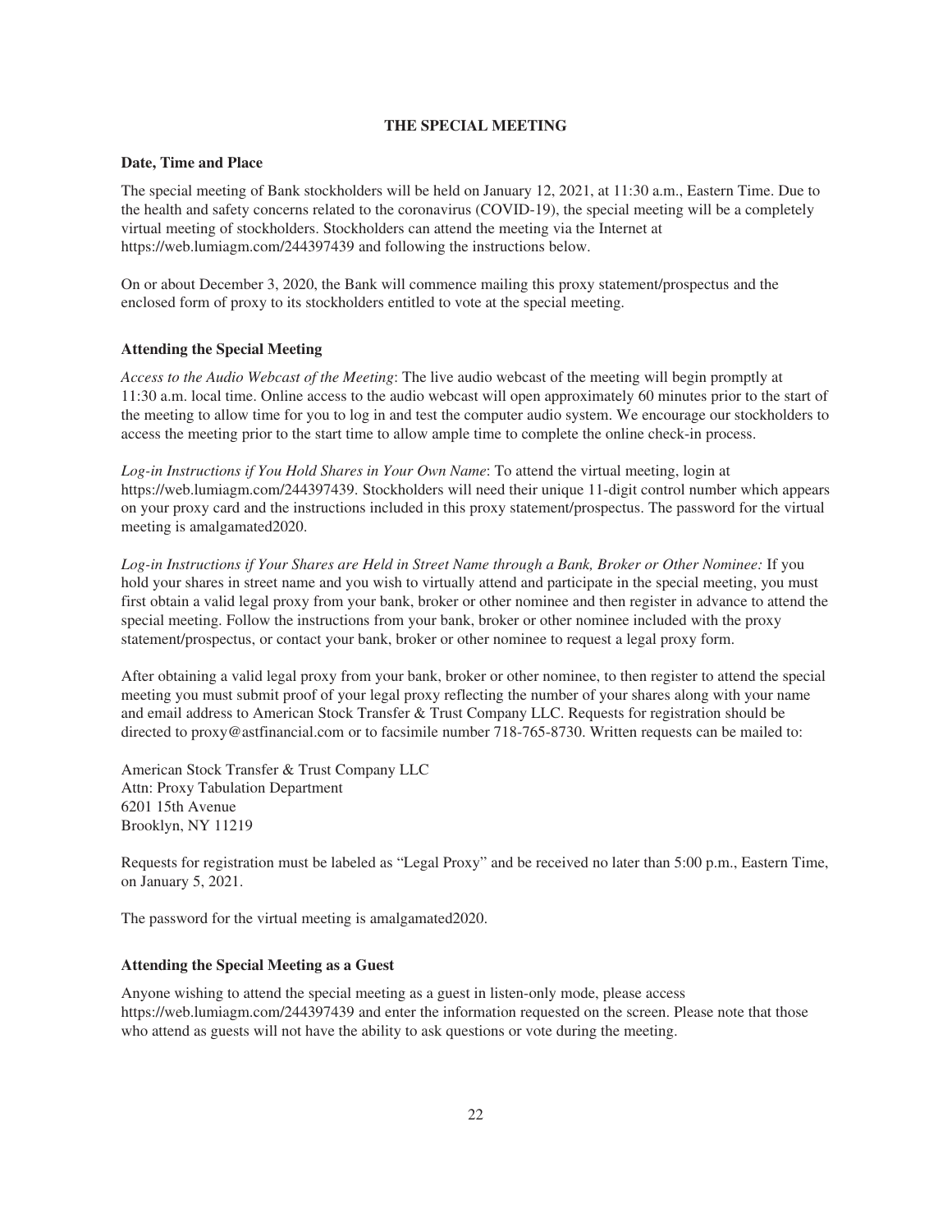## THE SPECIAL MEETING

### Date, Time and Place

The special meeting of Bank stockholders will be held on January 12, 2021, at 11:30 a.m., Eastern Time. Due to the health and safety concerns related to the coronavirus (COVID-19), the special meeting will be a completely virtual meeting of stockholders. Stockholders can attend the meeting via the Internet at https://web.lumiagm.com/244397439 and following the instructions below.

On or about December 3, 2020, the Bank will commence mailing this proxy statement/prospectus and the enclosed form of proxy to its stockholders entitled to vote at the special meeting.

### Attending the Special Meeting

*Access to the Audio Webcast of the Meeting*: The live audio webcast of the meeting will begin promptly at 11:30 a.m. local time. Online access to the audio webcast will open approximately 60 minutes prior to the start of the meeting to allow time for you to log in and test the computer audio system. We encourage our stockholders to access the meeting prior to the start time to allow ample time to complete the online check-in process.

*Log-in Instructions if You Hold Shares in Your Own Name*: To attend the virtual meeting, login at https://web.lumiagm.com/244397439. Stockholders will need their unique 11-digit control number which appears on your proxy card and the instructions included in this proxy statement/prospectus. The password for the virtual meeting is amalgamated2020.

*Log-in Instructions if Your Shares are Held in Street Name through a Bank, Broker or Other Nominee:* If you hold your shares in street name and you wish to virtually attend and participate in the special meeting, you must first obtain a valid legal proxy from your bank, broker or other nominee and then register in advance to attend the special meeting. Follow the instructions from your bank, broker or other nominee included with the proxy statement/prospectus, or contact your bank, broker or other nominee to request a legal proxy form.

After obtaining a valid legal proxy from your bank, broker or other nominee, to then register to attend the special meeting you must submit proof of your legal proxy reflecting the number of your shares along with your name and email address to American Stock Transfer & Trust Company LLC. Requests for registration should be directed to proxy@astfinancial.com or to facsimile number 718-765-8730. Written requests can be mailed to:

American Stock Transfer & Trust Company LLC
Attn: Proxy Tabulation Department
6201 15th Avenue
Brooklyn, NY 11219

Requests for registration must be labeled as "Legal Proxy" and be received no later than 5:00 p.m., Eastern Time, on January 5, 2021.

The password for the virtual meeting is amalgamated2020.

### Attending the Special Meeting as a Guest

Anyone wishing to attend the special meeting as a guest in listen-only mode, please access https://web.lumiagm.com/244397439 and enter the information requested on the screen. Please note that those who attend as guests will not have the ability to ask questions or vote during the meeting.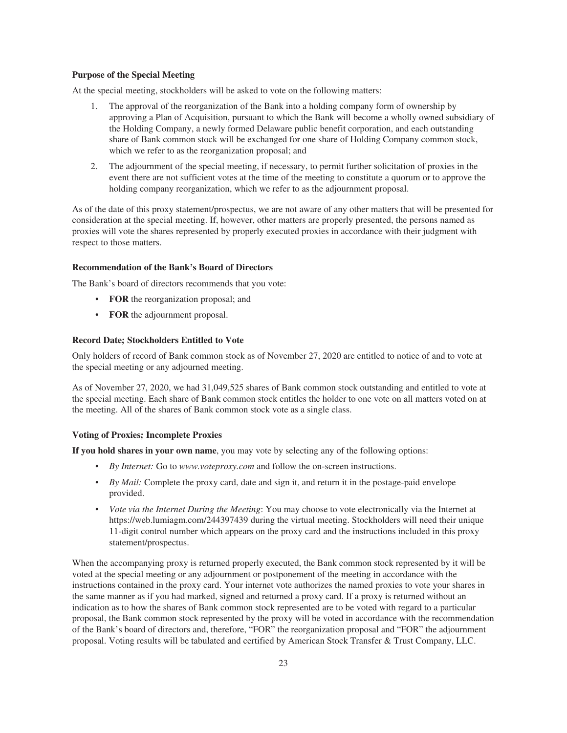**Purpose of the Special Meeting**

At the special meeting, stockholders will be asked to vote on the following matters:

1. The approval of the reorganization of the Bank into a holding company form of ownership by approving a Plan of Acquisition, pursuant to which the Bank will become a wholly owned subsidiary of the Holding Company, a newly formed Delaware public benefit corporation, and each outstanding share of Bank common stock will be exchanged for one share of Holding Company common stock, which we refer to as the reorganization proposal; and
2. The adjournment of the special meeting, if necessary, to permit further solicitation of proxies in the event there are not sufficient votes at the time of the meeting to constitute a quorum or to approve the holding company reorganization, which we refer to as the adjournment proposal.

As of the date of this proxy statement/prospectus, we are not aware of any other matters that will be presented for consideration at the special meeting. If, however, other matters are properly presented, the persons named as proxies will vote the shares represented by properly executed proxies in accordance with their judgment with respect to those matters.

**Recommendation of the Bank's Board of Directors**

The Bank's board of directors recommends that you vote:

- **FOR** the reorganization proposal; and
- **FOR** the adjournment proposal.

**Record Date; Stockholders Entitled to Vote**

Only holders of record of Bank common stock as of November 27, 2020 are entitled to notice of and to vote at the special meeting or any adjourned meeting.

As of November 27, 2020, we had 31,049,525 shares of Bank common stock outstanding and entitled to vote at the special meeting. Each share of Bank common stock entitles the holder to one vote on all matters voted on at the meeting. All of the shares of Bank common stock vote as a single class.

**Voting of Proxies; Incomplete Proxies**

**If you hold shares in your own name**, you may vote by selecting any of the following options:

- *By Internet:* Go to *www.voteproxy.com* and follow the on-screen instructions.
- *By Mail:* Complete the proxy card, date and sign it, and return it in the postage-paid envelope provided.
- *Vote via the Internet During the Meeting*: You may choose to vote electronically via the Internet at https://web.lumiagm.com/244397439 during the virtual meeting. Stockholders will need their unique 11-digit control number which appears on the proxy card and the instructions included in this proxy statement/prospectus.

When the accompanying proxy is returned properly executed, the Bank common stock represented by it will be voted at the special meeting or any adjournment or postponement of the meeting in accordance with the instructions contained in the proxy card. Your internet vote authorizes the named proxies to vote your shares in the same manner as if you had marked, signed and returned a proxy card. If a proxy is returned without an indication as to how the shares of Bank common stock represented are to be voted with regard to a particular proposal, the Bank common stock represented by the proxy will be voted in accordance with the recommendation of the Bank's board of directors and, therefore, "FOR" the reorganization proposal and "FOR" the adjournment proposal. Voting results will be tabulated and certified by American Stock Transfer & Trust Company, LLC.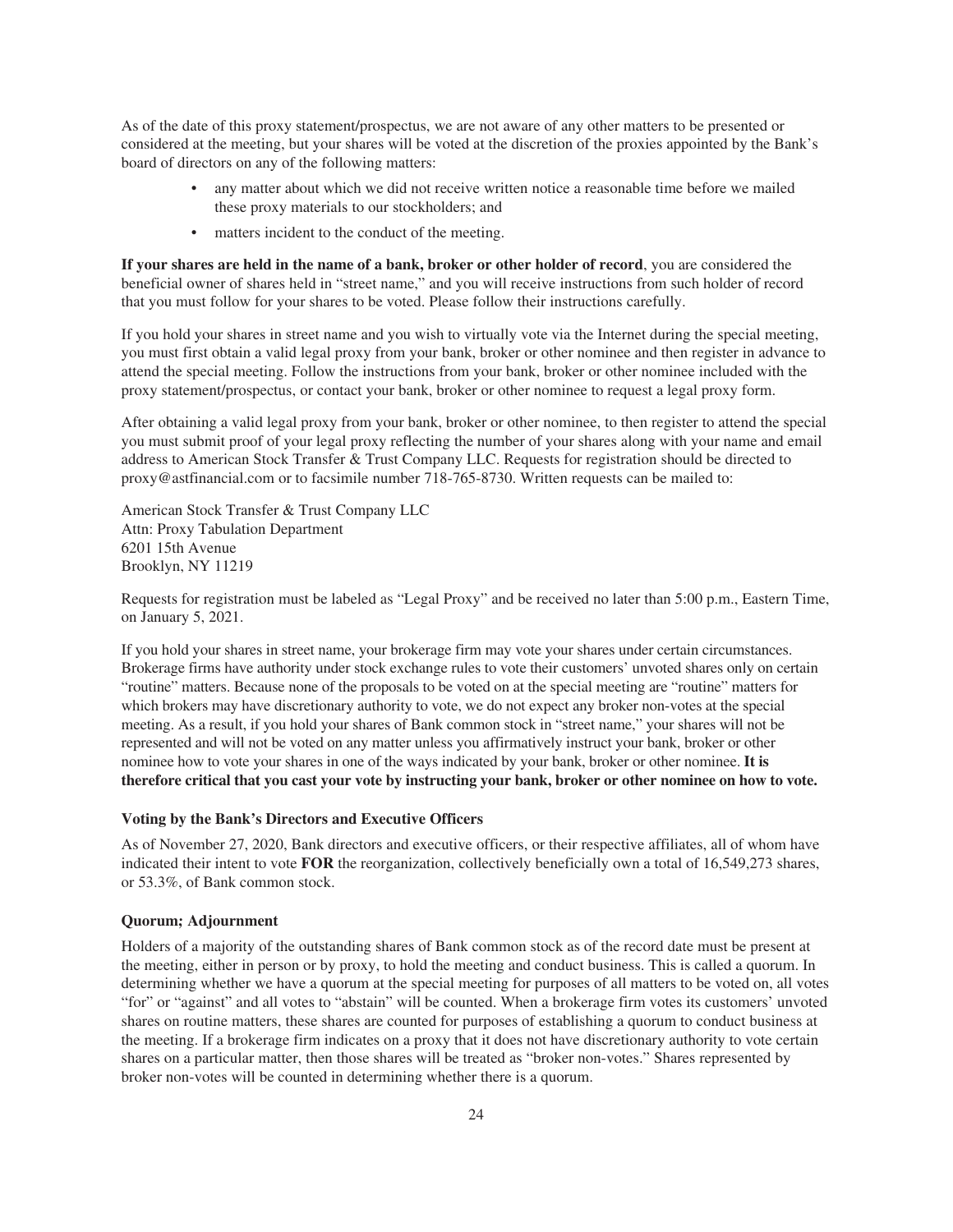As of the date of this proxy statement/prospectus, we are not aware of any other matters to be presented or considered at the meeting, but your shares will be voted at the discretion of the proxies appointed by the Bank's board of directors on any of the following matters:

- any matter about which we did not receive written notice a reasonable time before we mailed these proxy materials to our stockholders; and
- matters incident to the conduct of the meeting.

**If your shares are held in the name of a bank, broker or other holder of record**, you are considered the beneficial owner of shares held in "street name," and you will receive instructions from such holder of record that you must follow for your shares to be voted. Please follow their instructions carefully.

If you hold your shares in street name and you wish to virtually vote via the Internet during the special meeting, you must first obtain a valid legal proxy from your bank, broker or other nominee and then register in advance to attend the special meeting. Follow the instructions from your bank, broker or other nominee included with the proxy statement/prospectus, or contact your bank, broker or other nominee to request a legal proxy form.

After obtaining a valid legal proxy from your bank, broker or other nominee, to then register to attend the special you must submit proof of your legal proxy reflecting the number of your shares along with your name and email address to American Stock Transfer & Trust Company LLC. Requests for registration should be directed to proxy@astfinancial.com or to facsimile number 718-765-8730. Written requests can be mailed to:

American Stock Transfer & Trust Company LLC
Attn: Proxy Tabulation Department
6201 15th Avenue
Brooklyn, NY 11219

Requests for registration must be labeled as "Legal Proxy" and be received no later than 5:00 p.m., Eastern Time, on January 5, 2021.

If you hold your shares in street name, your brokerage firm may vote your shares under certain circumstances. Brokerage firms have authority under stock exchange rules to vote their customers' unvoted shares only on certain "routine" matters. Because none of the proposals to be voted on at the special meeting are "routine" matters for which brokers may have discretionary authority to vote, we do not expect any broker non-votes at the special meeting. As a result, if you hold your shares of Bank common stock in "street name," your shares will not be represented and will not be voted on any matter unless you affirmatively instruct your bank, broker or other nominee how to vote your shares in one of the ways indicated by your bank, broker or other nominee. **It is therefore critical that you cast your vote by instructing your bank, broker or other nominee on how to vote.**

### Voting by the Bank's Directors and Executive Officers

As of November 27, 2020, Bank directors and executive officers, or their respective affiliates, all of whom have indicated their intent to vote **FOR** the reorganization, collectively beneficially own a total of 16,549,273 shares, or 53.3%, of Bank common stock.

### Quorum; Adjournment

Holders of a majority of the outstanding shares of Bank common stock as of the record date must be present at the meeting, either in person or by proxy, to hold the meeting and conduct business. This is called a quorum. In determining whether we have a quorum at the special meeting for purposes of all matters to be voted on, all votes "for" or "against" and all votes to "abstain" will be counted. When a brokerage firm votes its customers' unvoted shares on routine matters, these shares are counted for purposes of establishing a quorum to conduct business at the meeting. If a brokerage firm indicates on a proxy that it does not have discretionary authority to vote certain shares on a particular matter, then those shares will be treated as "broker non-votes." Shares represented by broker non-votes will be counted in determining whether there is a quorum.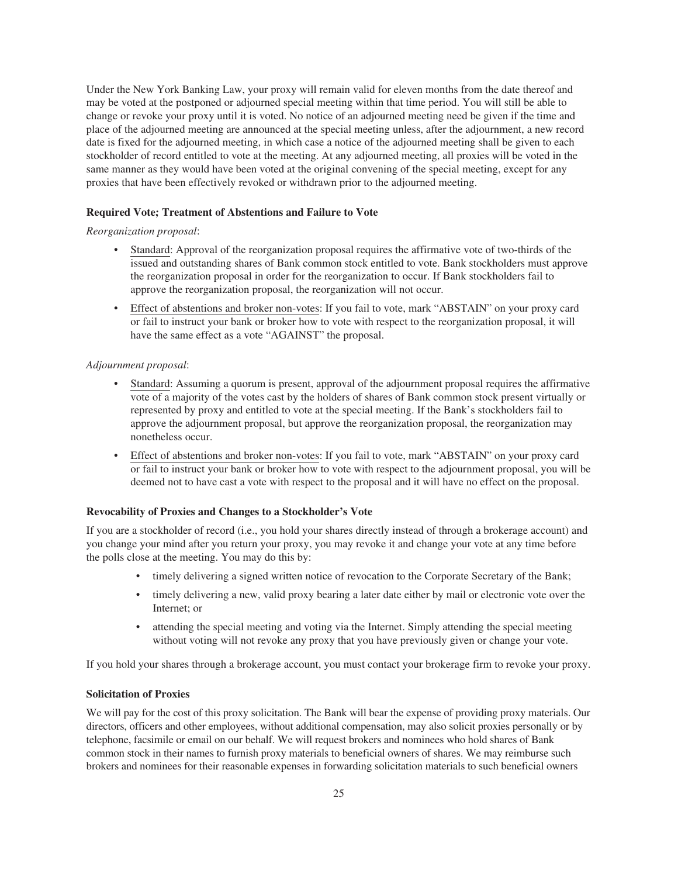Under the New York Banking Law, your proxy will remain valid for eleven months from the date thereof and may be voted at the postponed or adjourned special meeting within that time period. You will still be able to change or revoke your proxy until it is voted. No notice of an adjourned meeting need be given if the time and place of the adjourned meeting are announced at the special meeting unless, after the adjournment, a new record date is fixed for the adjourned meeting, in which case a notice of the adjourned meeting shall be given to each stockholder of record entitled to vote at the meeting. At any adjourned meeting, all proxies will be voted in the same manner as they would have been voted at the original convening of the special meeting, except for any proxies that have been effectively revoked or withdrawn prior to the adjourned meeting.

**Required Vote; Treatment of Abstentions and Failure to Vote**

*Reorganization proposal*:

- Standard: Approval of the reorganization proposal requires the affirmative vote of two-thirds of the issued and outstanding shares of Bank common stock entitled to vote. Bank stockholders must approve the reorganization proposal in order for the reorganization to occur. If Bank stockholders fail to approve the reorganization proposal, the reorganization will not occur.
- Effect of abstentions and broker non-votes: If you fail to vote, mark "ABSTAIN" on your proxy card or fail to instruct your bank or broker how to vote with respect to the reorganization proposal, it will have the same effect as a vote "AGAINST" the proposal.

*Adjournment proposal*:

- Standard: Assuming a quorum is present, approval of the adjournment proposal requires the affirmative vote of a majority of the votes cast by the holders of shares of Bank common stock present virtually or represented by proxy and entitled to vote at the special meeting. If the Bank's stockholders fail to approve the adjournment proposal, but approve the reorganization proposal, the reorganization may nonetheless occur.
- Effect of abstentions and broker non-votes: If you fail to vote, mark "ABSTAIN" on your proxy card or fail to instruct your bank or broker how to vote with respect to the adjournment proposal, you will be deemed not to have cast a vote with respect to the proposal and it will have no effect on the proposal.

**Revocability of Proxies and Changes to a Stockholder's Vote**

If you are a stockholder of record (i.e., you hold your shares directly instead of through a brokerage account) and you change your mind after you return your proxy, you may revoke it and change your vote at any time before the polls close at the meeting. You may do this by:

- timely delivering a signed written notice of revocation to the Corporate Secretary of the Bank;
- timely delivering a new, valid proxy bearing a later date either by mail or electronic vote over the Internet; or
- attending the special meeting and voting via the Internet. Simply attending the special meeting without voting will not revoke any proxy that you have previously given or change your vote.

If you hold your shares through a brokerage account, you must contact your brokerage firm to revoke your proxy.

**Solicitation of Proxies**

We will pay for the cost of this proxy solicitation. The Bank will bear the expense of providing proxy materials. Our directors, officers and other employees, without additional compensation, may also solicit proxies personally or by telephone, facsimile or email on our behalf. We will request brokers and nominees who hold shares of Bank common stock in their names to furnish proxy materials to beneficial owners of shares. We may reimburse such brokers and nominees for their reasonable expenses in forwarding solicitation materials to such beneficial owners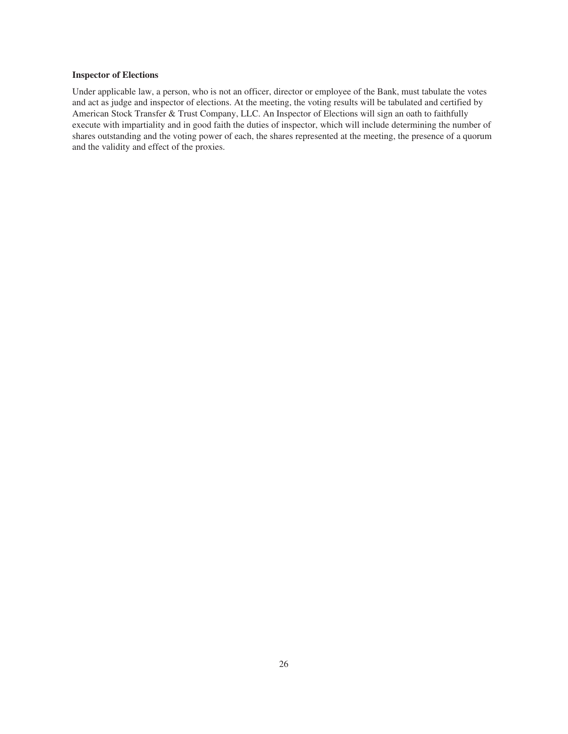**Inspector of Elections**

Under applicable law, a person, who is not an officer, director or employee of the Bank, must tabulate the votes and act as judge and inspector of elections. At the meeting, the voting results will be tabulated and certified by American Stock Transfer & Trust Company, LLC. An Inspector of Elections will sign an oath to faithfully execute with impartiality and in good faith the duties of inspector, which will include determining the number of shares outstanding and the voting power of each, the shares represented at the meeting, the presence of a quorum and the validity and effect of the proxies.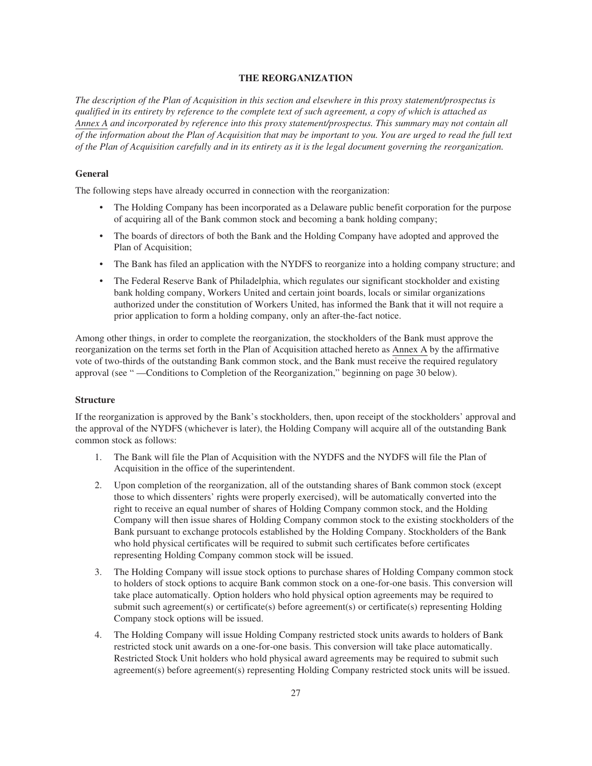# THE REORGANIZATION

*The description of the Plan of Acquisition in this section and elsewhere in this proxy statement/prospectus is qualified in its entirety by reference to the complete text of such agreement, a copy of which is attached as Annex A and incorporated by reference into this proxy statement/prospectus. This summary may not contain all of the information about the Plan of Acquisition that may be important to you. You are urged to read the full text of the Plan of Acquisition carefully and in its entirety as it is the legal document governing the reorganization.*

## General

The following steps have already occurred in connection with the reorganization:

- The Holding Company has been incorporated as a Delaware public benefit corporation for the purpose of acquiring all of the Bank common stock and becoming a bank holding company;
- The boards of directors of both the Bank and the Holding Company have adopted and approved the Plan of Acquisition;
- The Bank has filed an application with the NYDFS to reorganize into a holding company structure; and
- The Federal Reserve Bank of Philadelphia, which regulates our significant stockholder and existing bank holding company, Workers United and certain joint boards, locals or similar organizations authorized under the constitution of Workers United, has informed the Bank that it will not require a prior application to form a holding company, only an after-the-fact notice.

Among other things, in order to complete the reorganization, the stockholders of the Bank must approve the reorganization on the terms set forth in the Plan of Acquisition attached hereto as Annex A by the affirmative vote of two-thirds of the outstanding Bank common stock, and the Bank must receive the required regulatory approval (see " —Conditions to Completion of the Reorganization," beginning on page 30 below).

## Structure

If the reorganization is approved by the Bank's stockholders, then, upon receipt of the stockholders' approval and the approval of the NYDFS (whichever is later), the Holding Company will acquire all of the outstanding Bank common stock as follows:

1. The Bank will file the Plan of Acquisition with the NYDFS and the NYDFS will file the Plan of Acquisition in the office of the superintendent.
2. Upon completion of the reorganization, all of the outstanding shares of Bank common stock (except those to which dissenters' rights were properly exercised), will be automatically converted into the right to receive an equal number of shares of Holding Company common stock, and the Holding Company will then issue shares of Holding Company common stock to the existing stockholders of the Bank pursuant to exchange protocols established by the Holding Company. Stockholders of the Bank who hold physical certificates will be required to submit such certificates before certificates representing Holding Company common stock will be issued.
3. The Holding Company will issue stock options to purchase shares of Holding Company common stock to holders of stock options to acquire Bank common stock on a one-for-one basis. This conversion will take place automatically. Option holders who hold physical option agreements may be required to submit such agreement(s) or certificate(s) before agreement(s) or certificate(s) representing Holding Company stock options will be issued.
4. The Holding Company will issue Holding Company restricted stock units awards to holders of Bank restricted stock unit awards on a one-for-one basis. This conversion will take place automatically. Restricted Stock Unit holders who hold physical award agreements may be required to submit such agreement(s) before agreement(s) representing Holding Company restricted stock units will be issued.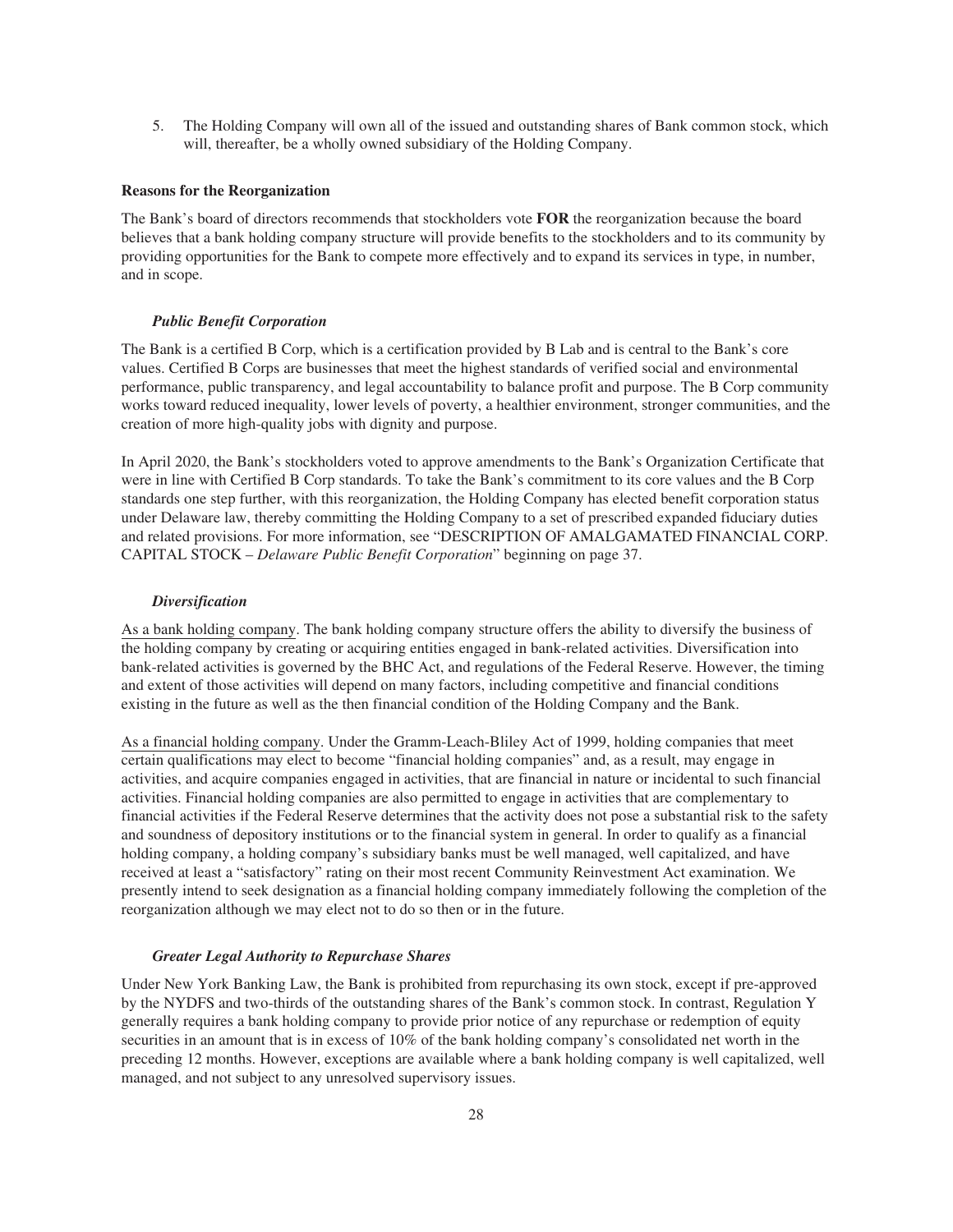5. The Holding Company will own all of the issued and outstanding shares of Bank common stock, which will, thereafter, be a wholly owned subsidiary of the Holding Company.

**Reasons for the Reorganization**

The Bank's board of directors recommends that stockholders vote **FOR** the reorganization because the board believes that a bank holding company structure will provide benefits to the stockholders and to its community by providing opportunities for the Bank to compete more effectively and to expand its services in type, in number, and in scope.

***Public Benefit Corporation***

The Bank is a certified B Corp, which is a certification provided by B Lab and is central to the Bank's core values. Certified B Corps are businesses that meet the highest standards of verified social and environmental performance, public transparency, and legal accountability to balance profit and purpose. The B Corp community works toward reduced inequality, lower levels of poverty, a healthier environment, stronger communities, and the creation of more high-quality jobs with dignity and purpose.

In April 2020, the Bank's stockholders voted to approve amendments to the Bank's Organization Certificate that were in line with Certified B Corp standards. To take the Bank's commitment to its core values and the B Corp standards one step further, with this reorganization, the Holding Company has elected benefit corporation status under Delaware law, thereby committing the Holding Company to a set of prescribed expanded fiduciary duties and related provisions. For more information, see "DESCRIPTION OF AMALGAMATED FINANCIAL CORP. CAPITAL STOCK – *Delaware Public Benefit Corporation*" beginning on page 37.

***Diversification***

As a bank holding company. The bank holding company structure offers the ability to diversify the business of the holding company by creating or acquiring entities engaged in bank-related activities. Diversification into bank-related activities is governed by the BHC Act, and regulations of the Federal Reserve. However, the timing and extent of those activities will depend on many factors, including competitive and financial conditions existing in the future as well as the then financial condition of the Holding Company and the Bank.

As a financial holding company. Under the Gramm-Leach-Bliley Act of 1999, holding companies that meet certain qualifications may elect to become "financial holding companies" and, as a result, may engage in activities, and acquire companies engaged in activities, that are financial in nature or incidental to such financial activities. Financial holding companies are also permitted to engage in activities that are complementary to financial activities if the Federal Reserve determines that the activity does not pose a substantial risk to the safety and soundness of depository institutions or to the financial system in general. In order to qualify as a financial holding company, a holding company's subsidiary banks must be well managed, well capitalized, and have received at least a "satisfactory" rating on their most recent Community Reinvestment Act examination. We presently intend to seek designation as a financial holding company immediately following the completion of the reorganization although we may elect not to do so then or in the future.

***Greater Legal Authority to Repurchase Shares***

Under New York Banking Law, the Bank is prohibited from repurchasing its own stock, except if pre-approved by the NYDFS and two-thirds of the outstanding shares of the Bank's common stock. In contrast, Regulation Y generally requires a bank holding company to provide prior notice of any repurchase or redemption of equity securities in an amount that is in excess of 10% of the bank holding company's consolidated net worth in the preceding 12 months. However, exceptions are available where a bank holding company is well capitalized, well managed, and not subject to any unresolved supervisory issues.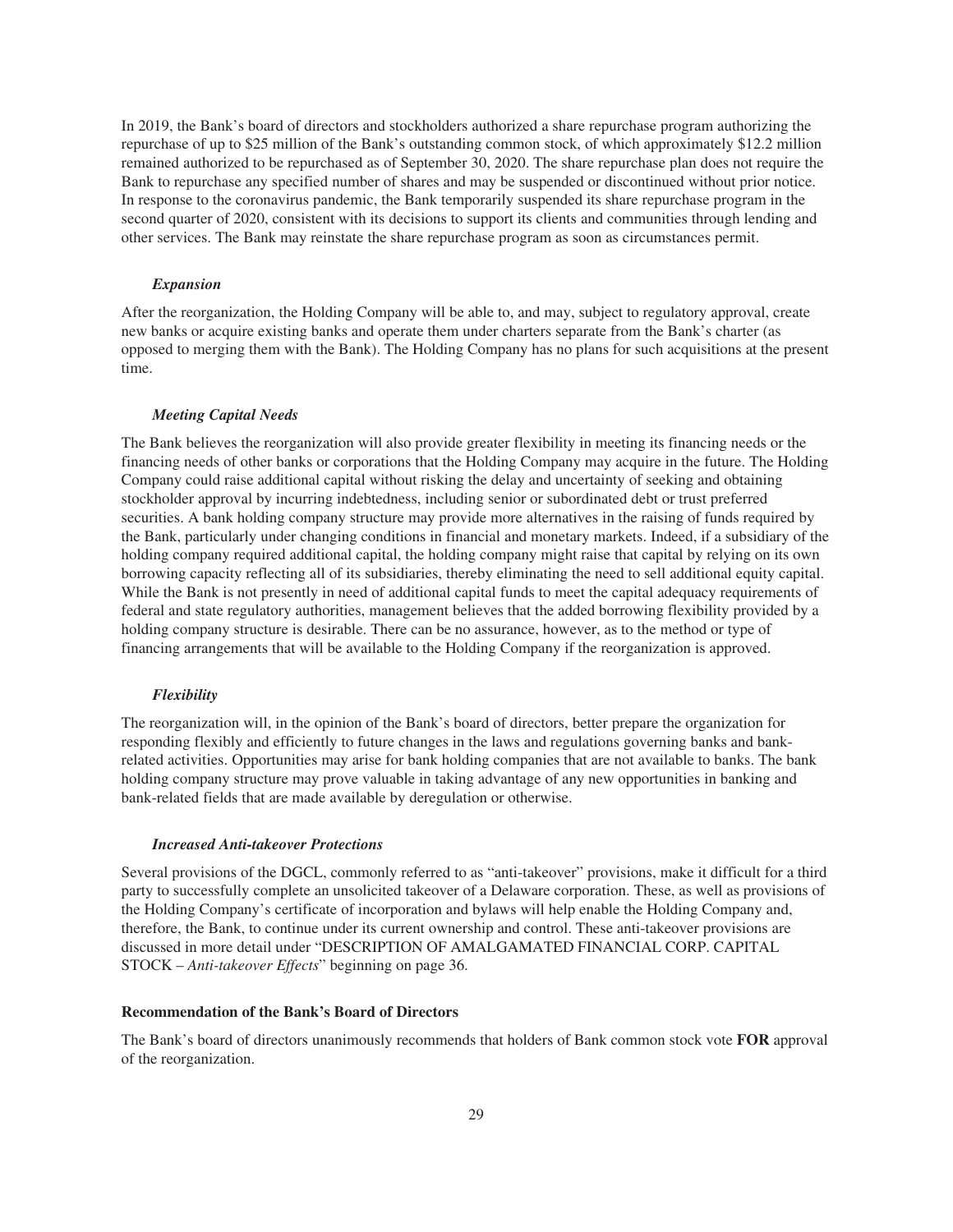In 2019, the Bank's board of directors and stockholders authorized a share repurchase program authorizing the repurchase of up to $25 million of the Bank's outstanding common stock, of which approximately $12.2 million remained authorized to be repurchased as of September 30, 2020. The share repurchase plan does not require the Bank to repurchase any specified number of shares and may be suspended or discontinued without prior notice. In response to the coronavirus pandemic, the Bank temporarily suspended its share repurchase program in the second quarter of 2020, consistent with its decisions to support its clients and communities through lending and other services. The Bank may reinstate the share repurchase program as soon as circumstances permit.

***Expansion***

After the reorganization, the Holding Company will be able to, and may, subject to regulatory approval, create new banks or acquire existing banks and operate them under charters separate from the Bank's charter (as opposed to merging them with the Bank). The Holding Company has no plans for such acquisitions at the present time.

***Meeting Capital Needs***

The Bank believes the reorganization will also provide greater flexibility in meeting its financing needs or the financing needs of other banks or corporations that the Holding Company may acquire in the future. The Holding Company could raise additional capital without risking the delay and uncertainty of seeking and obtaining stockholder approval by incurring indebtedness, including senior or subordinated debt or trust preferred securities. A bank holding company structure may provide more alternatives in the raising of funds required by the Bank, particularly under changing conditions in financial and monetary markets. Indeed, if a subsidiary of the holding company required additional capital, the holding company might raise that capital by relying on its own borrowing capacity reflecting all of its subsidiaries, thereby eliminating the need to sell additional equity capital. While the Bank is not presently in need of additional capital funds to meet the capital adequacy requirements of federal and state regulatory authorities, management believes that the added borrowing flexibility provided by a holding company structure is desirable. There can be no assurance, however, as to the method or type of financing arrangements that will be available to the Holding Company if the reorganization is approved.

***Flexibility***

The reorganization will, in the opinion of the Bank's board of directors, better prepare the organization for responding flexibly and efficiently to future changes in the laws and regulations governing banks and bank-related activities. Opportunities may arise for bank holding companies that are not available to banks. The bank holding company structure may prove valuable in taking advantage of any new opportunities in banking and bank-related fields that are made available by deregulation or otherwise.

***Increased Anti-takeover Protections***

Several provisions of the DGCL, commonly referred to as "anti-takeover" provisions, make it difficult for a third party to successfully complete an unsolicited takeover of a Delaware corporation. These, as well as provisions of the Holding Company's certificate of incorporation and bylaws will help enable the Holding Company and, therefore, the Bank, to continue under its current ownership and control. These anti-takeover provisions are discussed in more detail under "DESCRIPTION OF AMALGAMATED FINANCIAL CORP. CAPITAL STOCK – *Anti-takeover Effects*" beginning on page 36.

**Recommendation of the Bank's Board of Directors**

The Bank's board of directors unanimously recommends that holders of Bank common stock vote **FOR** approval of the reorganization.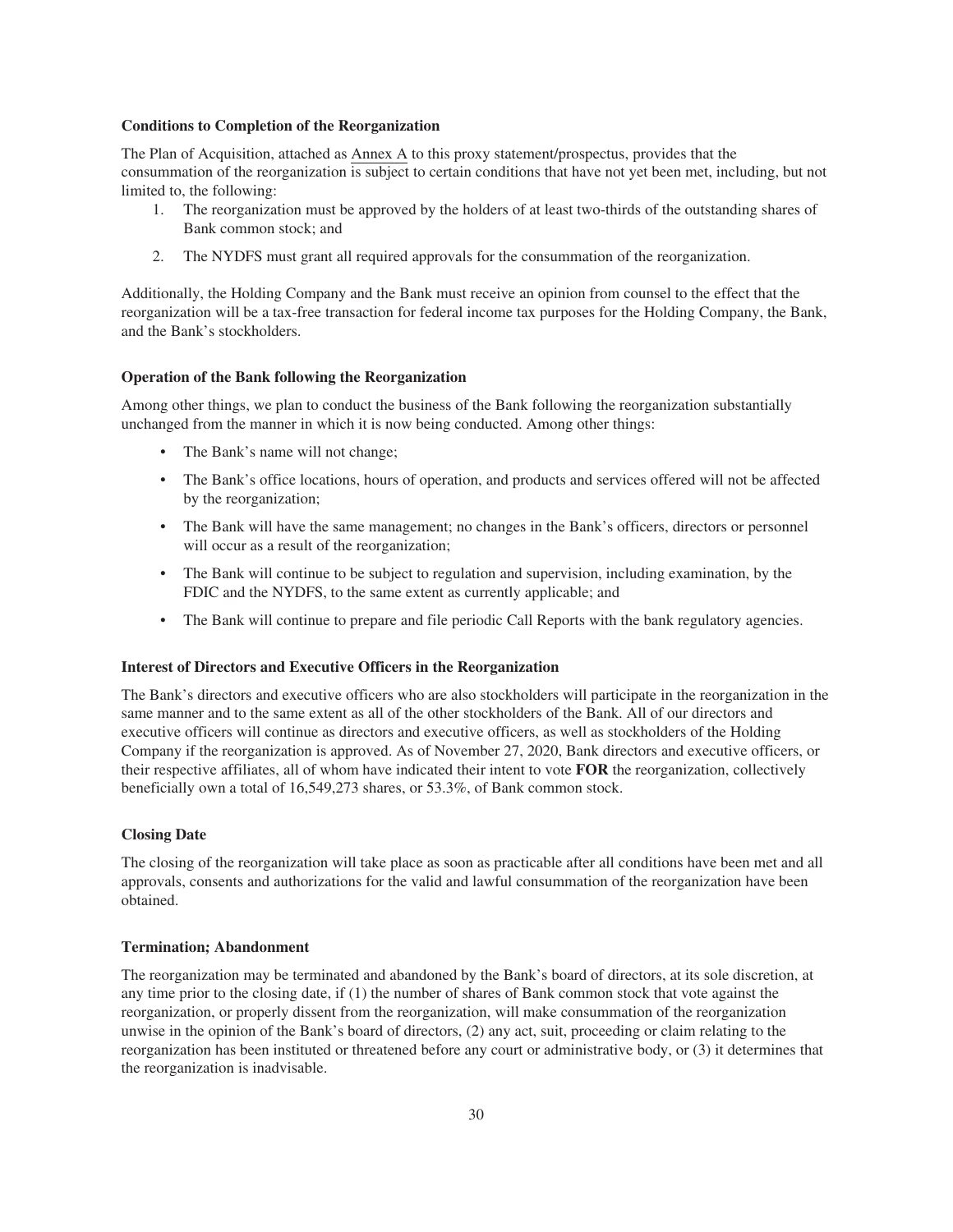**Conditions to Completion of the Reorganization**

The Plan of Acquisition, attached as Annex A to this proxy statement/prospectus, provides that the consummation of the reorganization is subject to certain conditions that have not yet been met, including, but not limited to, the following:

1. The reorganization must be approved by the holders of at least two-thirds of the outstanding shares of Bank common stock; and
2. The NYDFS must grant all required approvals for the consummation of the reorganization.

Additionally, the Holding Company and the Bank must receive an opinion from counsel to the effect that the reorganization will be a tax-free transaction for federal income tax purposes for the Holding Company, the Bank, and the Bank's stockholders.

**Operation of the Bank following the Reorganization**

Among other things, we plan to conduct the business of the Bank following the reorganization substantially unchanged from the manner in which it is now being conducted. Among other things:

- The Bank's name will not change;
- The Bank's office locations, hours of operation, and products and services offered will not be affected by the reorganization;
- The Bank will have the same management; no changes in the Bank's officers, directors or personnel will occur as a result of the reorganization;
- The Bank will continue to be subject to regulation and supervision, including examination, by the FDIC and the NYDFS, to the same extent as currently applicable; and
- The Bank will continue to prepare and file periodic Call Reports with the bank regulatory agencies.

**Interest of Directors and Executive Officers in the Reorganization**

The Bank's directors and executive officers who are also stockholders will participate in the reorganization in the same manner and to the same extent as all of the other stockholders of the Bank. All of our directors and executive officers will continue as directors and executive officers, as well as stockholders of the Holding Company if the reorganization is approved. As of November 27, 2020, Bank directors and executive officers, or their respective affiliates, all of whom have indicated their intent to vote **FOR** the reorganization, collectively beneficially own a total of 16,549,273 shares, or 53.3%, of Bank common stock.

**Closing Date**

The closing of the reorganization will take place as soon as practicable after all conditions have been met and all approvals, consents and authorizations for the valid and lawful consummation of the reorganization have been obtained.

**Termination; Abandonment**

The reorganization may be terminated and abandoned by the Bank's board of directors, at its sole discretion, at any time prior to the closing date, if (1) the number of shares of Bank common stock that vote against the reorganization, or properly dissent from the reorganization, will make consummation of the reorganization unwise in the opinion of the Bank's board of directors, (2) any act, suit, proceeding or claim relating to the reorganization has been instituted or threatened before any court or administrative body, or (3) it determines that the reorganization is inadvisable.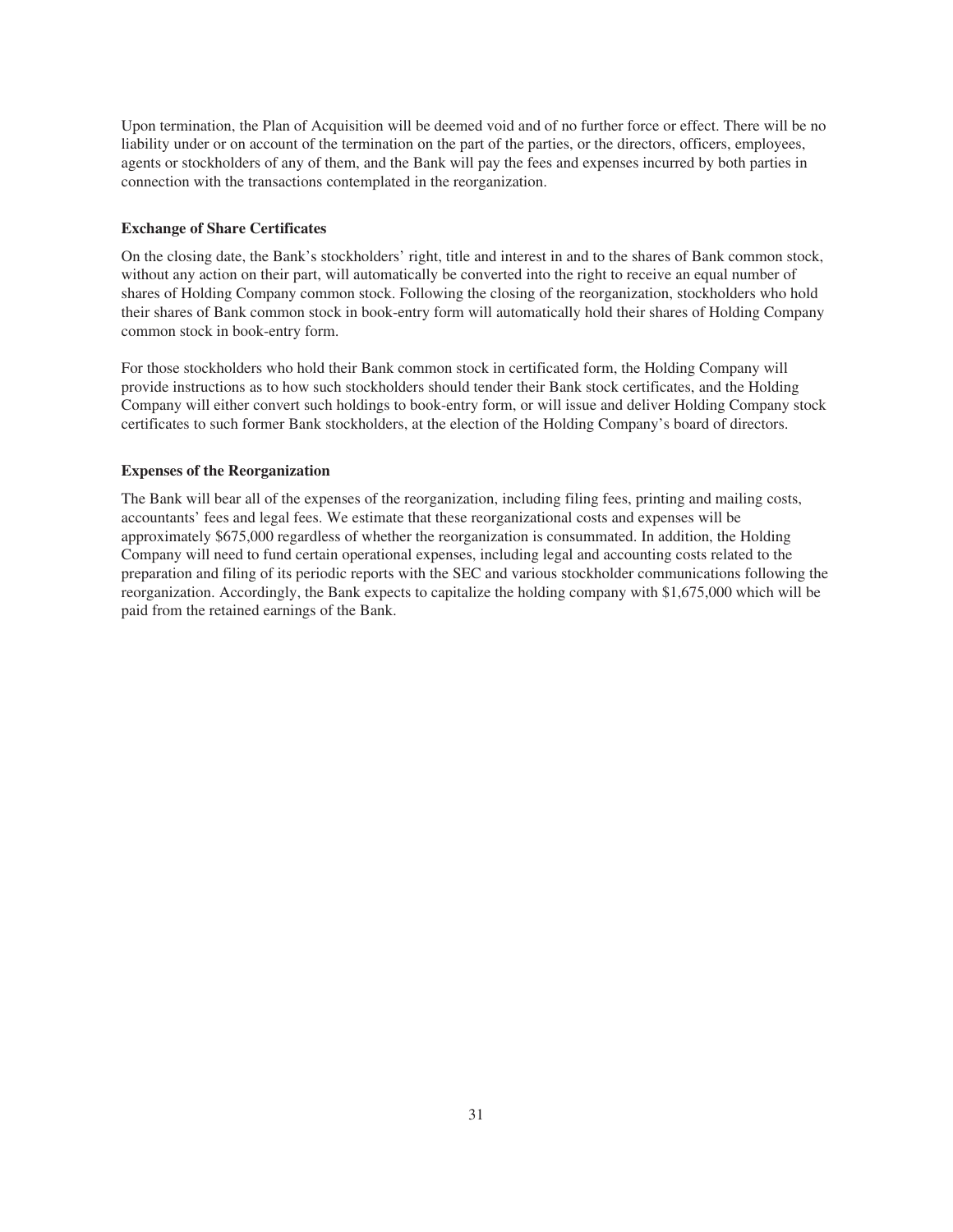Upon termination, the Plan of Acquisition will be deemed void and of no further force or effect. There will be no liability under or on account of the termination on the part of the parties, or the directors, officers, employees, agents or stockholders of any of them, and the Bank will pay the fees and expenses incurred by both parties in connection with the transactions contemplated in the reorganization.

**Exchange of Share Certificates**

On the closing date, the Bank's stockholders' right, title and interest in and to the shares of Bank common stock, without any action on their part, will automatically be converted into the right to receive an equal number of shares of Holding Company common stock. Following the closing of the reorganization, stockholders who hold their shares of Bank common stock in book-entry form will automatically hold their shares of Holding Company common stock in book-entry form.

For those stockholders who hold their Bank common stock in certificated form, the Holding Company will provide instructions as to how such stockholders should tender their Bank stock certificates, and the Holding Company will either convert such holdings to book-entry form, or will issue and deliver Holding Company stock certificates to such former Bank stockholders, at the election of the Holding Company's board of directors.

**Expenses of the Reorganization**

The Bank will bear all of the expenses of the reorganization, including filing fees, printing and mailing costs, accountants' fees and legal fees. We estimate that these reorganizational costs and expenses will be approximately $675,000 regardless of whether the reorganization is consummated. In addition, the Holding Company will need to fund certain operational expenses, including legal and accounting costs related to the preparation and filing of its periodic reports with the SEC and various stockholder communications following the reorganization. Accordingly, the Bank expects to capitalize the holding company with $1,675,000 which will be paid from the retained earnings of the Bank.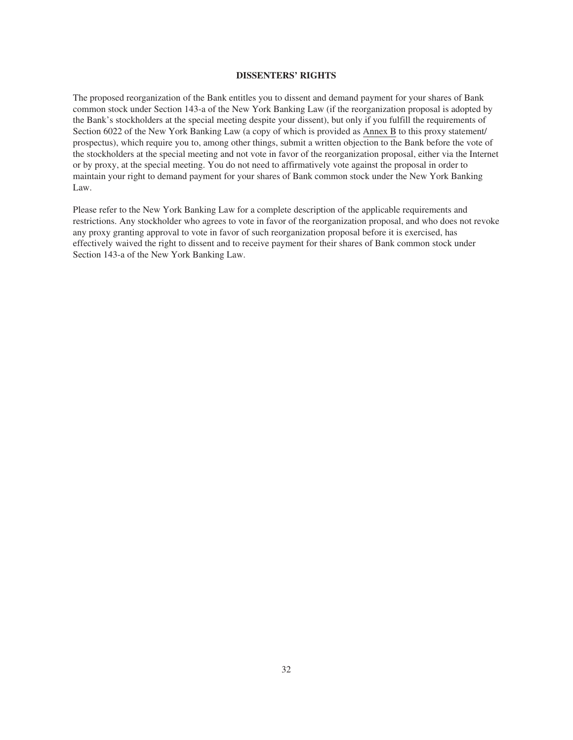## DISSENTERS' RIGHTS

The proposed reorganization of the Bank entitles you to dissent and demand payment for your shares of Bank common stock under Section 143-a of the New York Banking Law (if the reorganization proposal is adopted by the Bank's stockholders at the special meeting despite your dissent), but only if you fulfill the requirements of Section 6022 of the New York Banking Law (a copy of which is provided as Annex B to this proxy statement/ prospectus), which require you to, among other things, submit a written objection to the Bank before the vote of the stockholders at the special meeting and not vote in favor of the reorganization proposal, either via the Internet or by proxy, at the special meeting. You do not need to affirmatively vote against the proposal in order to maintain your right to demand payment for your shares of Bank common stock under the New York Banking Law.

Please refer to the New York Banking Law for a complete description of the applicable requirements and restrictions. Any stockholder who agrees to vote in favor of the reorganization proposal, and who does not revoke any proxy granting approval to vote in favor of such reorganization proposal before it is exercised, has effectively waived the right to dissent and to receive payment for their shares of Bank common stock under Section 143-a of the New York Banking Law.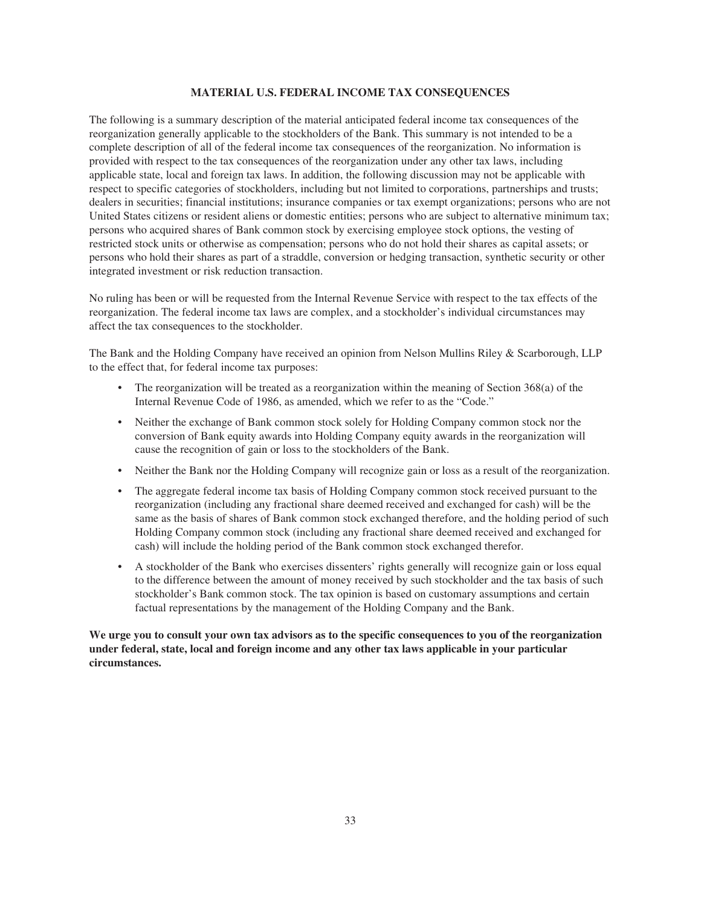## MATERIAL U.S. FEDERAL INCOME TAX CONSEQUENCES

The following is a summary description of the material anticipated federal income tax consequences of the reorganization generally applicable to the stockholders of the Bank. This summary is not intended to be a complete description of all of the federal income tax consequences of the reorganization. No information is provided with respect to the tax consequences of the reorganization under any other tax laws, including applicable state, local and foreign tax laws. In addition, the following discussion may not be applicable with respect to specific categories of stockholders, including but not limited to corporations, partnerships and trusts; dealers in securities; financial institutions; insurance companies or tax exempt organizations; persons who are not United States citizens or resident aliens or domestic entities; persons who are subject to alternative minimum tax; persons who acquired shares of Bank common stock by exercising employee stock options, the vesting of restricted stock units or otherwise as compensation; persons who do not hold their shares as capital assets; or persons who hold their shares as part of a straddle, conversion or hedging transaction, synthetic security or other integrated investment or risk reduction transaction.

No ruling has been or will be requested from the Internal Revenue Service with respect to the tax effects of the reorganization. The federal income tax laws are complex, and a stockholder's individual circumstances may affect the tax consequences to the stockholder.

The Bank and the Holding Company have received an opinion from Nelson Mullins Riley & Scarborough, LLP to the effect that, for federal income tax purposes:

- The reorganization will be treated as a reorganization within the meaning of Section 368(a) of the Internal Revenue Code of 1986, as amended, which we refer to as the "Code."
- Neither the exchange of Bank common stock solely for Holding Company common stock nor the conversion of Bank equity awards into Holding Company equity awards in the reorganization will cause the recognition of gain or loss to the stockholders of the Bank.
- Neither the Bank nor the Holding Company will recognize gain or loss as a result of the reorganization.
- The aggregate federal income tax basis of Holding Company common stock received pursuant to the reorganization (including any fractional share deemed received and exchanged for cash) will be the same as the basis of shares of Bank common stock exchanged therefore, and the holding period of such Holding Company common stock (including any fractional share deemed received and exchanged for cash) will include the holding period of the Bank common stock exchanged therefor.
- A stockholder of the Bank who exercises dissenters' rights generally will recognize gain or loss equal to the difference between the amount of money received by such stockholder and the tax basis of such stockholder's Bank common stock. The tax opinion is based on customary assumptions and certain factual representations by the management of the Holding Company and the Bank.

**We urge you to consult your own tax advisors as to the specific consequences to you of the reorganization under federal, state, local and foreign income and any other tax laws applicable in your particular circumstances.**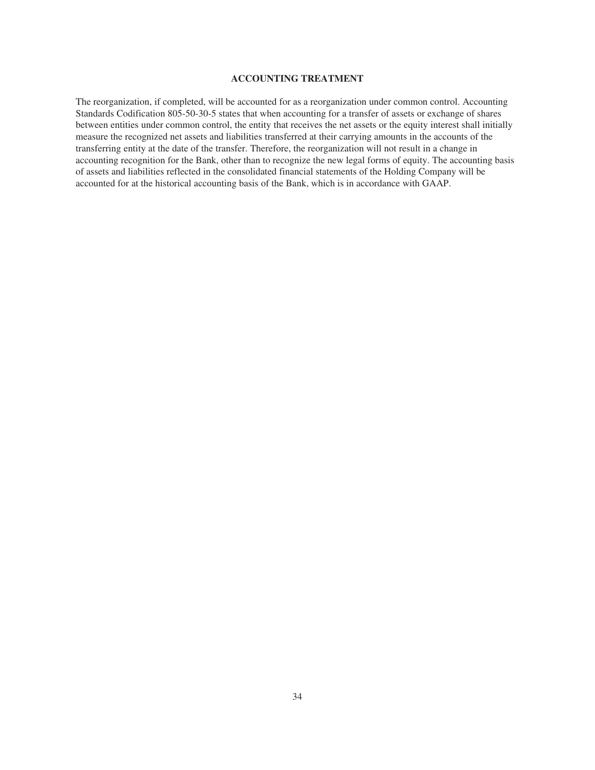## ACCOUNTING TREATMENT

The reorganization, if completed, will be accounted for as a reorganization under common control. Accounting Standards Codification 805-50-30-5 states that when accounting for a transfer of assets or exchange of shares between entities under common control, the entity that receives the net assets or the equity interest shall initially measure the recognized net assets and liabilities transferred at their carrying amounts in the accounts of the transferring entity at the date of the transfer. Therefore, the reorganization will not result in a change in accounting recognition for the Bank, other than to recognize the new legal forms of equity. The accounting basis of assets and liabilities reflected in the consolidated financial statements of the Holding Company will be accounted for at the historical accounting basis of the Bank, which is in accordance with GAAP.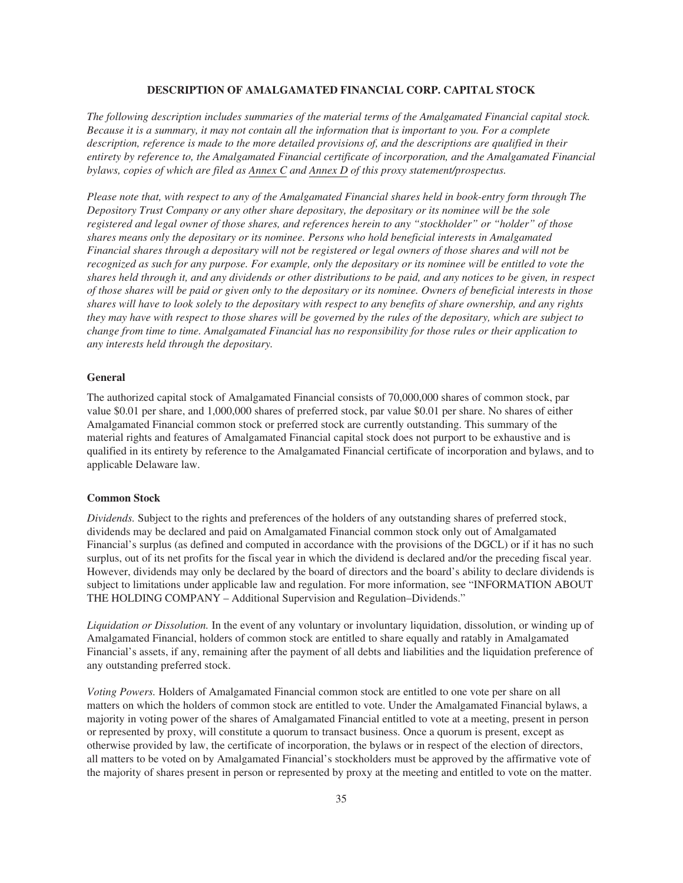## DESCRIPTION OF AMALGAMATED FINANCIAL CORP. CAPITAL STOCK

*The following description includes summaries of the material terms of the Amalgamated Financial capital stock. Because it is a summary, it may not contain all the information that is important to you. For a complete description, reference is made to the more detailed provisions of, and the descriptions are qualified in their entirety by reference to, the Amalgamated Financial certificate of incorporation, and the Amalgamated Financial bylaws, copies of which are filed as Annex C and Annex D of this proxy statement/prospectus.*

*Please note that, with respect to any of the Amalgamated Financial shares held in book-entry form through The Depository Trust Company or any other share depositary, the depositary or its nominee will be the sole registered and legal owner of those shares, and references herein to any "stockholder" or "holder" of those shares means only the depositary or its nominee. Persons who hold beneficial interests in Amalgamated Financial shares through a depositary will not be registered or legal owners of those shares and will not be recognized as such for any purpose. For example, only the depositary or its nominee will be entitled to vote the shares held through it, and any dividends or other distributions to be paid, and any notices to be given, in respect of those shares will be paid or given only to the depositary or its nominee. Owners of beneficial interests in those shares will have to look solely to the depositary with respect to any benefits of share ownership, and any rights they may have with respect to those shares will be governed by the rules of the depositary, which are subject to change from time to time. Amalgamated Financial has no responsibility for those rules or their application to any interests held through the depositary.*

### General

The authorized capital stock of Amalgamated Financial consists of 70,000,000 shares of common stock, par value $0.01 per share, and 1,000,000 shares of preferred stock, par value $0.01 per share. No shares of either Amalgamated Financial common stock or preferred stock are currently outstanding. This summary of the material rights and features of Amalgamated Financial capital stock does not purport to be exhaustive and is qualified in its entirety by reference to the Amalgamated Financial certificate of incorporation and bylaws, and to applicable Delaware law.

### Common Stock

*Dividends.* Subject to the rights and preferences of the holders of any outstanding shares of preferred stock, dividends may be declared and paid on Amalgamated Financial common stock only out of Amalgamated Financial's surplus (as defined and computed in accordance with the provisions of the DGCL) or if it has no such surplus, out of its net profits for the fiscal year in which the dividend is declared and/or the preceding fiscal year. However, dividends may only be declared by the board of directors and the board's ability to declare dividends is subject to limitations under applicable law and regulation. For more information, see "INFORMATION ABOUT THE HOLDING COMPANY – Additional Supervision and Regulation–Dividends."

*Liquidation or Dissolution.* In the event of any voluntary or involuntary liquidation, dissolution, or winding up of Amalgamated Financial, holders of common stock are entitled to share equally and ratably in Amalgamated Financial's assets, if any, remaining after the payment of all debts and liabilities and the liquidation preference of any outstanding preferred stock.

*Voting Powers.* Holders of Amalgamated Financial common stock are entitled to one vote per share on all matters on which the holders of common stock are entitled to vote. Under the Amalgamated Financial bylaws, a majority in voting power of the shares of Amalgamated Financial entitled to vote at a meeting, present in person or represented by proxy, will constitute a quorum to transact business. Once a quorum is present, except as otherwise provided by law, the certificate of incorporation, the bylaws or in respect of the election of directors, all matters to be voted on by Amalgamated Financial's stockholders must be approved by the affirmative vote of the majority of shares present in person or represented by proxy at the meeting and entitled to vote on the matter.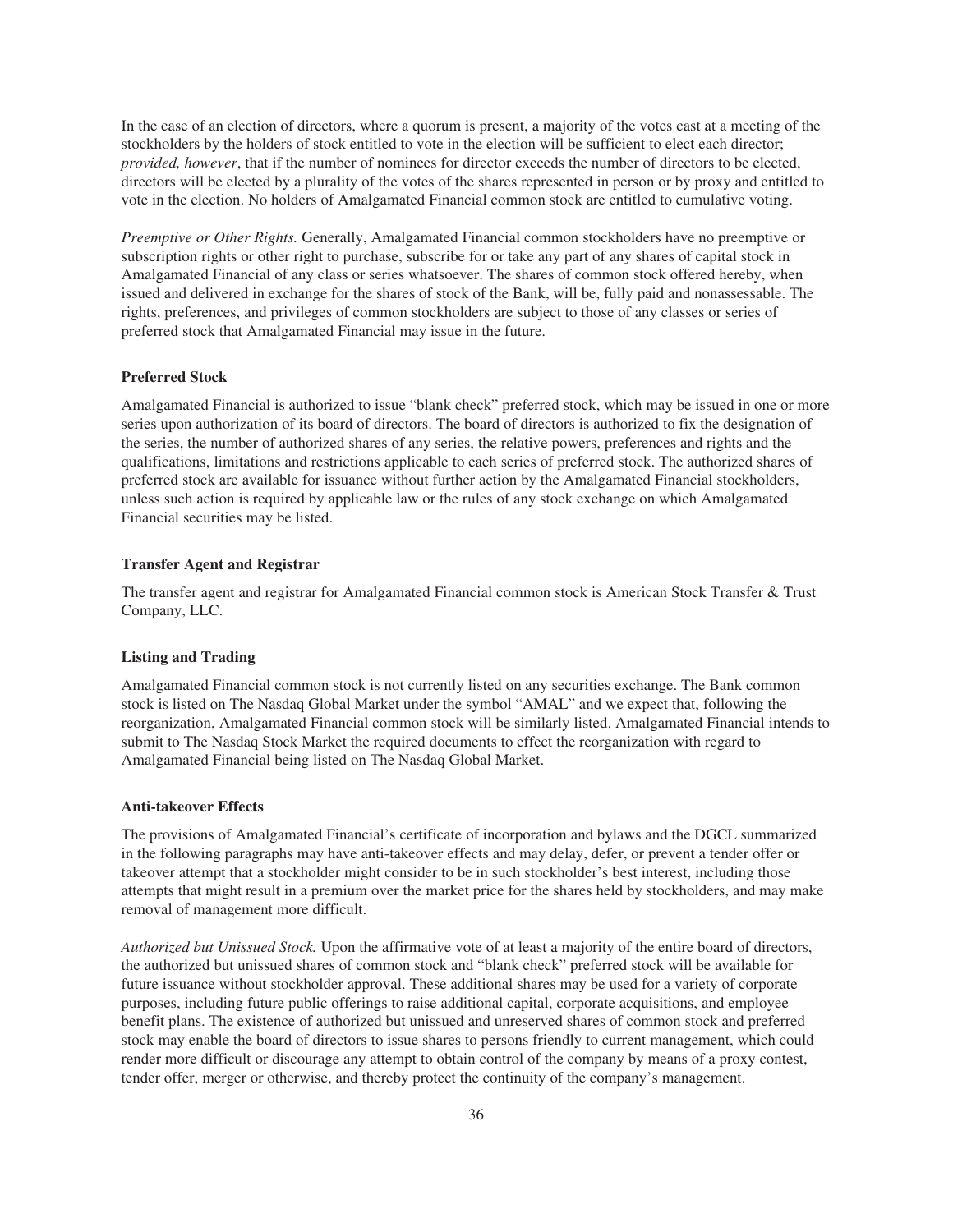In the case of an election of directors, where a quorum is present, a majority of the votes cast at a meeting of the stockholders by the holders of stock entitled to vote in the election will be sufficient to elect each director; *provided, however*, that if the number of nominees for director exceeds the number of directors to be elected, directors will be elected by a plurality of the votes of the shares represented in person or by proxy and entitled to vote in the election. No holders of Amalgamated Financial common stock are entitled to cumulative voting.

*Preemptive or Other Rights.* Generally, Amalgamated Financial common stockholders have no preemptive or subscription rights or other right to purchase, subscribe for or take any part of any shares of capital stock in Amalgamated Financial of any class or series whatsoever. The shares of common stock offered hereby, when issued and delivered in exchange for the shares of stock of the Bank, will be, fully paid and nonassessable. The rights, preferences, and privileges of common stockholders are subject to those of any classes or series of preferred stock that Amalgamated Financial may issue in the future.

### Preferred Stock

Amalgamated Financial is authorized to issue "blank check" preferred stock, which may be issued in one or more series upon authorization of its board of directors. The board of directors is authorized to fix the designation of the series, the number of authorized shares of any series, the relative powers, preferences and rights and the qualifications, limitations and restrictions applicable to each series of preferred stock. The authorized shares of preferred stock are available for issuance without further action by the Amalgamated Financial stockholders, unless such action is required by applicable law or the rules of any stock exchange on which Amalgamated Financial securities may be listed.

### Transfer Agent and Registrar

The transfer agent and registrar for Amalgamated Financial common stock is American Stock Transfer & Trust Company, LLC.

### Listing and Trading

Amalgamated Financial common stock is not currently listed on any securities exchange. The Bank common stock is listed on The Nasdaq Global Market under the symbol "AMAL" and we expect that, following the reorganization, Amalgamated Financial common stock will be similarly listed. Amalgamated Financial intends to submit to The Nasdaq Stock Market the required documents to effect the reorganization with regard to Amalgamated Financial being listed on The Nasdaq Global Market.

### Anti-takeover Effects

The provisions of Amalgamated Financial's certificate of incorporation and bylaws and the DGCL summarized in the following paragraphs may have anti-takeover effects and may delay, defer, or prevent a tender offer or takeover attempt that a stockholder might consider to be in such stockholder's best interest, including those attempts that might result in a premium over the market price for the shares held by stockholders, and may make removal of management more difficult.

*Authorized but Unissued Stock.* Upon the affirmative vote of at least a majority of the entire board of directors, the authorized but unissued shares of common stock and "blank check" preferred stock will be available for future issuance without stockholder approval. These additional shares may be used for a variety of corporate purposes, including future public offerings to raise additional capital, corporate acquisitions, and employee benefit plans. The existence of authorized but unissued and unreserved shares of common stock and preferred stock may enable the board of directors to issue shares to persons friendly to current management, which could render more difficult or discourage any attempt to obtain control of the company by means of a proxy contest, tender offer, merger or otherwise, and thereby protect the continuity of the company's management.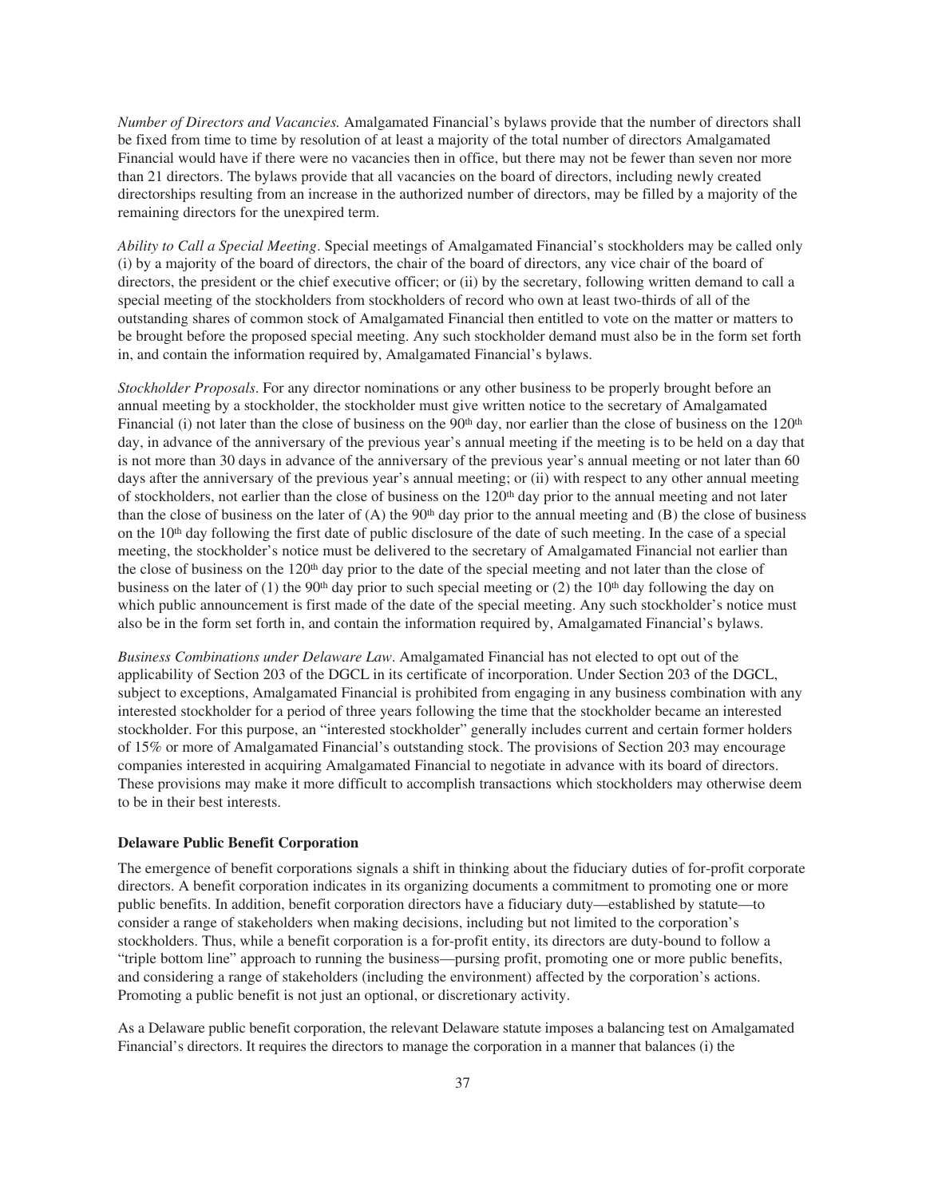*Number of Directors and Vacancies.* Amalgamated Financial's bylaws provide that the number of directors shall be fixed from time to time by resolution of at least a majority of the total number of directors Amalgamated Financial would have if there were no vacancies then in office, but there may not be fewer than seven nor more than 21 directors. The bylaws provide that all vacancies on the board of directors, including newly created directorships resulting from an increase in the authorized number of directors, may be filled by a majority of the remaining directors for the unexpired term.

*Ability to Call a Special Meeting*. Special meetings of Amalgamated Financial's stockholders may be called only (i) by a majority of the board of directors, the chair of the board of directors, any vice chair of the board of directors, the president or the chief executive officer; or (ii) by the secretary, following written demand to call a special meeting of the stockholders from stockholders of record who own at least two-thirds of all of the outstanding shares of common stock of Amalgamated Financial then entitled to vote on the matter or matters to be brought before the proposed special meeting. Any such stockholder demand must also be in the form set forth in, and contain the information required by, Amalgamated Financial's bylaws.

*Stockholder Proposals*. For any director nominations or any other business to be properly brought before an annual meeting by a stockholder, the stockholder must give written notice to the secretary of Amalgamated Financial (i) not later than the close of business on the 90th day, nor earlier than the close of business on the 120th day, in advance of the anniversary of the previous year's annual meeting if the meeting is to be held on a day that is not more than 30 days in advance of the anniversary of the previous year's annual meeting or not later than 60 days after the anniversary of the previous year's annual meeting; or (ii) with respect to any other annual meeting of stockholders, not earlier than the close of business on the 120th day prior to the annual meeting and not later than the close of business on the later of (A) the 90th day prior to the annual meeting and (B) the close of business on the 10th day following the first date of public disclosure of the date of such meeting. In the case of a special meeting, the stockholder's notice must be delivered to the secretary of Amalgamated Financial not earlier than the close of business on the 120th day prior to the date of the special meeting and not later than the close of business on the later of (1) the 90th day prior to such special meeting or (2) the 10th day following the day on which public announcement is first made of the date of the special meeting. Any such stockholder's notice must also be in the form set forth in, and contain the information required by, Amalgamated Financial's bylaws.

*Business Combinations under Delaware Law*. Amalgamated Financial has not elected to opt out of the applicability of Section 203 of the DGCL in its certificate of incorporation. Under Section 203 of the DGCL, subject to exceptions, Amalgamated Financial is prohibited from engaging in any business combination with any interested stockholder for a period of three years following the time that the stockholder became an interested stockholder. For this purpose, an "interested stockholder" generally includes current and certain former holders of 15% or more of Amalgamated Financial's outstanding stock. The provisions of Section 203 may encourage companies interested in acquiring Amalgamated Financial to negotiate in advance with its board of directors. These provisions may make it more difficult to accomplish transactions which stockholders may otherwise deem to be in their best interests.

**Delaware Public Benefit Corporation**

The emergence of benefit corporations signals a shift in thinking about the fiduciary duties of for-profit corporate directors. A benefit corporation indicates in its organizing documents a commitment to promoting one or more public benefits. In addition, benefit corporation directors have a fiduciary duty—established by statute—to consider a range of stakeholders when making decisions, including but not limited to the corporation's stockholders. Thus, while a benefit corporation is a for-profit entity, its directors are duty-bound to follow a "triple bottom line" approach to running the business—pursing profit, promoting one or more public benefits, and considering a range of stakeholders (including the environment) affected by the corporation's actions. Promoting a public benefit is not just an optional, or discretionary activity.

As a Delaware public benefit corporation, the relevant Delaware statute imposes a balancing test on Amalgamated Financial's directors. It requires the directors to manage the corporation in a manner that balances (i) the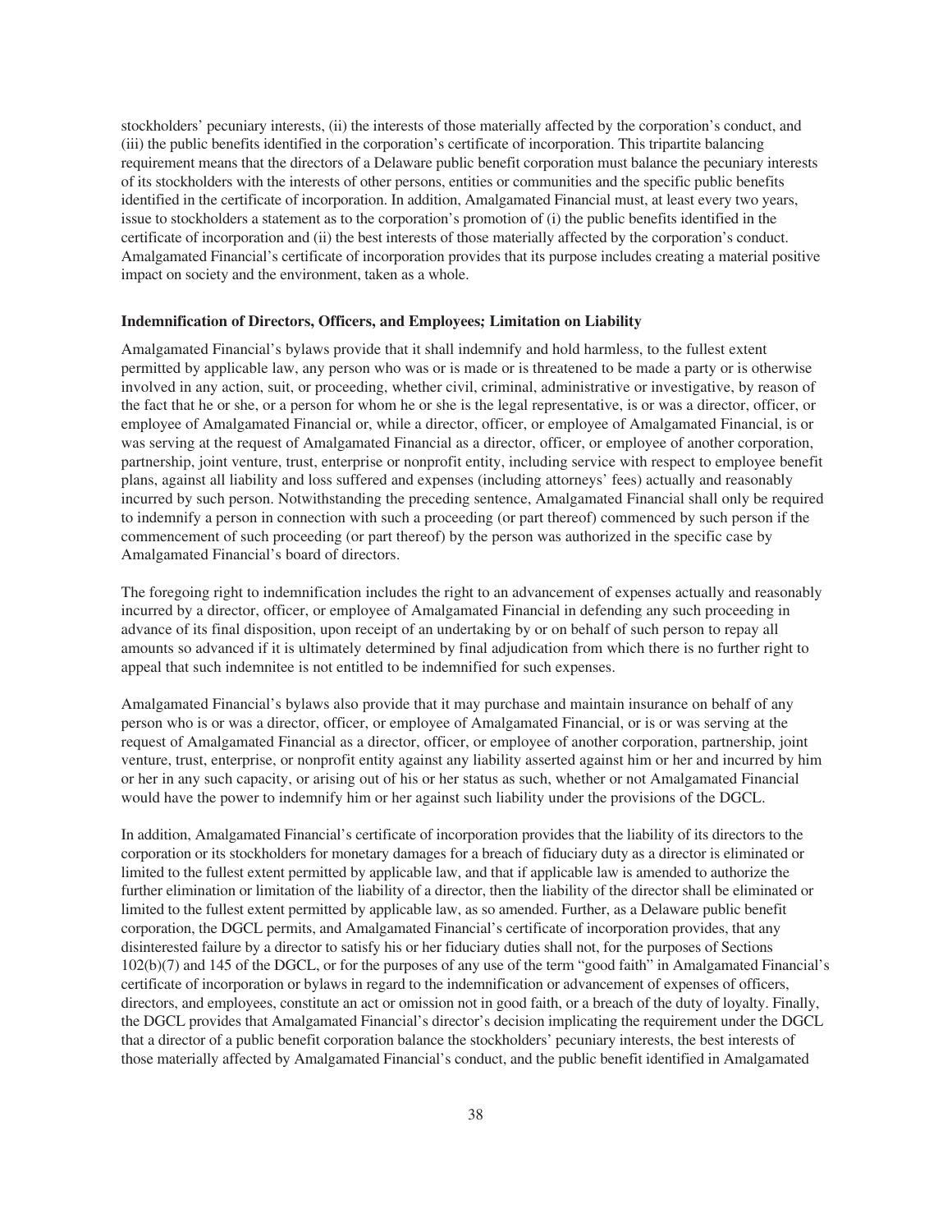stockholders' pecuniary interests, (ii) the interests of those materially affected by the corporation's conduct, and (iii) the public benefits identified in the corporation's certificate of incorporation. This tripartite balancing requirement means that the directors of a Delaware public benefit corporation must balance the pecuniary interests of its stockholders with the interests of other persons, entities or communities and the specific public benefits identified in the certificate of incorporation. In addition, Amalgamated Financial must, at least every two years, issue to stockholders a statement as to the corporation's promotion of (i) the public benefits identified in the certificate of incorporation and (ii) the best interests of those materially affected by the corporation's conduct. Amalgamated Financial's certificate of incorporation provides that its purpose includes creating a material positive impact on society and the environment, taken as a whole.

**Indemnification of Directors, Officers, and Employees; Limitation on Liability**

Amalgamated Financial's bylaws provide that it shall indemnify and hold harmless, to the fullest extent permitted by applicable law, any person who was or is made or is threatened to be made a party or is otherwise involved in any action, suit, or proceeding, whether civil, criminal, administrative or investigative, by reason of the fact that he or she, or a person for whom he or she is the legal representative, is or was a director, officer, or employee of Amalgamated Financial or, while a director, officer, or employee of Amalgamated Financial, is or was serving at the request of Amalgamated Financial as a director, officer, or employee of another corporation, partnership, joint venture, trust, enterprise or nonprofit entity, including service with respect to employee benefit plans, against all liability and loss suffered and expenses (including attorneys' fees) actually and reasonably incurred by such person. Notwithstanding the preceding sentence, Amalgamated Financial shall only be required to indemnify a person in connection with such a proceeding (or part thereof) commenced by such person if the commencement of such proceeding (or part thereof) by the person was authorized in the specific case by Amalgamated Financial's board of directors.

The foregoing right to indemnification includes the right to an advancement of expenses actually and reasonably incurred by a director, officer, or employee of Amalgamated Financial in defending any such proceeding in advance of its final disposition, upon receipt of an undertaking by or on behalf of such person to repay all amounts so advanced if it is ultimately determined by final adjudication from which there is no further right to appeal that such indemnitee is not entitled to be indemnified for such expenses.

Amalgamated Financial's bylaws also provide that it may purchase and maintain insurance on behalf of any person who is or was a director, officer, or employee of Amalgamated Financial, or is or was serving at the request of Amalgamated Financial as a director, officer, or employee of another corporation, partnership, joint venture, trust, enterprise, or nonprofit entity against any liability asserted against him or her and incurred by him or her in any such capacity, or arising out of his or her status as such, whether or not Amalgamated Financial would have the power to indemnify him or her against such liability under the provisions of the DGCL.

In addition, Amalgamated Financial's certificate of incorporation provides that the liability of its directors to the corporation or its stockholders for monetary damages for a breach of fiduciary duty as a director is eliminated or limited to the fullest extent permitted by applicable law, and that if applicable law is amended to authorize the further elimination or limitation of the liability of a director, then the liability of the director shall be eliminated or limited to the fullest extent permitted by applicable law, as so amended. Further, as a Delaware public benefit corporation, the DGCL permits, and Amalgamated Financial's certificate of incorporation provides, that any disinterested failure by a director to satisfy his or her fiduciary duties shall not, for the purposes of Sections 102(b)(7) and 145 of the DGCL, or for the purposes of any use of the term "good faith" in Amalgamated Financial's certificate of incorporation or bylaws in regard to the indemnification or advancement of expenses of officers, directors, and employees, constitute an act or omission not in good faith, or a breach of the duty of loyalty. Finally, the DGCL provides that Amalgamated Financial's director's decision implicating the requirement under the DGCL that a director of a public benefit corporation balance the stockholders' pecuniary interests, the best interests of those materially affected by Amalgamated Financial's conduct, and the public benefit identified in Amalgamated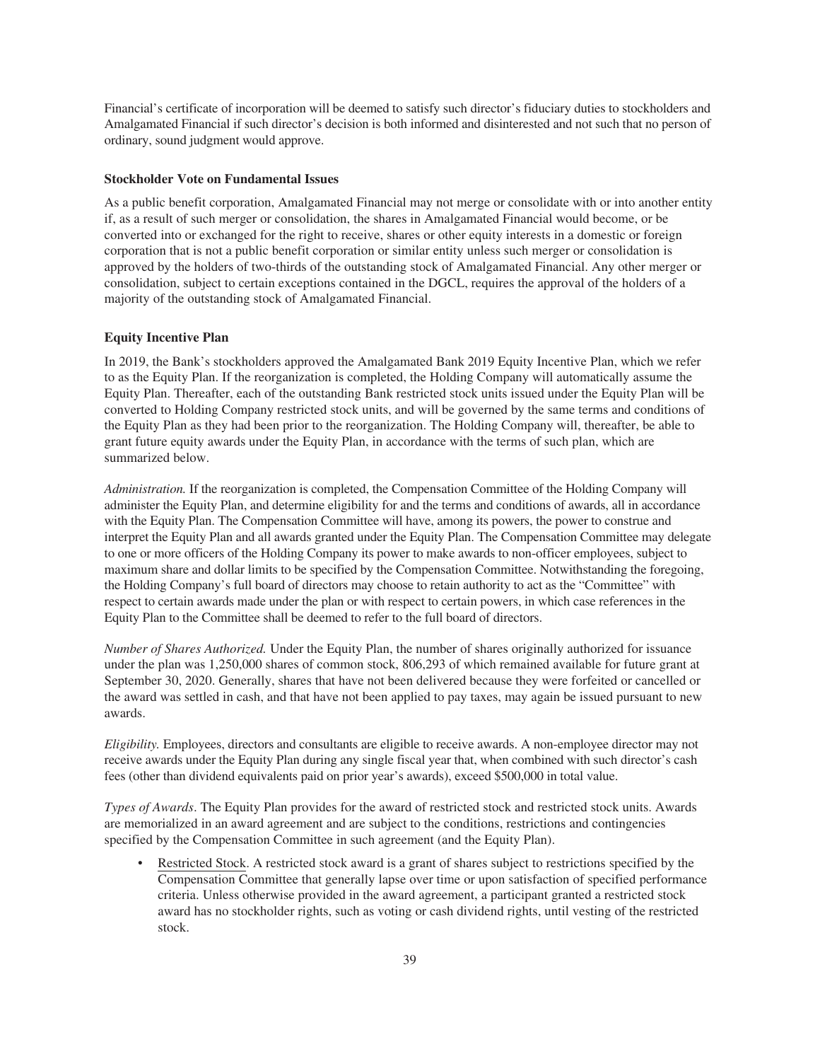Financial's certificate of incorporation will be deemed to satisfy such director's fiduciary duties to stockholders and Amalgamated Financial if such director's decision is both informed and disinterested and not such that no person of ordinary, sound judgment would approve.

**Stockholder Vote on Fundamental Issues**

As a public benefit corporation, Amalgamated Financial may not merge or consolidate with or into another entity if, as a result of such merger or consolidation, the shares in Amalgamated Financial would become, or be converted into or exchanged for the right to receive, shares or other equity interests in a domestic or foreign corporation that is not a public benefit corporation or similar entity unless such merger or consolidation is approved by the holders of two-thirds of the outstanding stock of Amalgamated Financial. Any other merger or consolidation, subject to certain exceptions contained in the DGCL, requires the approval of the holders of a majority of the outstanding stock of Amalgamated Financial.

**Equity Incentive Plan**

In 2019, the Bank's stockholders approved the Amalgamated Bank 2019 Equity Incentive Plan, which we refer to as the Equity Plan. If the reorganization is completed, the Holding Company will automatically assume the Equity Plan. Thereafter, each of the outstanding Bank restricted stock units issued under the Equity Plan will be converted to Holding Company restricted stock units, and will be governed by the same terms and conditions of the Equity Plan as they had been prior to the reorganization. The Holding Company will, thereafter, be able to grant future equity awards under the Equity Plan, in accordance with the terms of such plan, which are summarized below.

*Administration.* If the reorganization is completed, the Compensation Committee of the Holding Company will administer the Equity Plan, and determine eligibility for and the terms and conditions of awards, all in accordance with the Equity Plan. The Compensation Committee will have, among its powers, the power to construe and interpret the Equity Plan and all awards granted under the Equity Plan. The Compensation Committee may delegate to one or more officers of the Holding Company its power to make awards to non-officer employees, subject to maximum share and dollar limits to be specified by the Compensation Committee. Notwithstanding the foregoing, the Holding Company's full board of directors may choose to retain authority to act as the "Committee" with respect to certain awards made under the plan or with respect to certain powers, in which case references in the Equity Plan to the Committee shall be deemed to refer to the full board of directors.

*Number of Shares Authorized.* Under the Equity Plan, the number of shares originally authorized for issuance under the plan was 1,250,000 shares of common stock, 806,293 of which remained available for future grant at September 30, 2020. Generally, shares that have not been delivered because they were forfeited or cancelled or the award was settled in cash, and that have not been applied to pay taxes, may again be issued pursuant to new awards.

*Eligibility.* Employees, directors and consultants are eligible to receive awards. A non-employee director may not receive awards under the Equity Plan during any single fiscal year that, when combined with such director's cash fees (other than dividend equivalents paid on prior year's awards), exceed $500,000 in total value.

*Types of Awards*. The Equity Plan provides for the award of restricted stock and restricted stock units. Awards are memorialized in an award agreement and are subject to the conditions, restrictions and contingencies specified by the Compensation Committee in such agreement (and the Equity Plan).

- Restricted Stock. A restricted stock award is a grant of shares subject to restrictions specified by the Compensation Committee that generally lapse over time or upon satisfaction of specified performance criteria. Unless otherwise provided in the award agreement, a participant granted a restricted stock award has no stockholder rights, such as voting or cash dividend rights, until vesting of the restricted stock.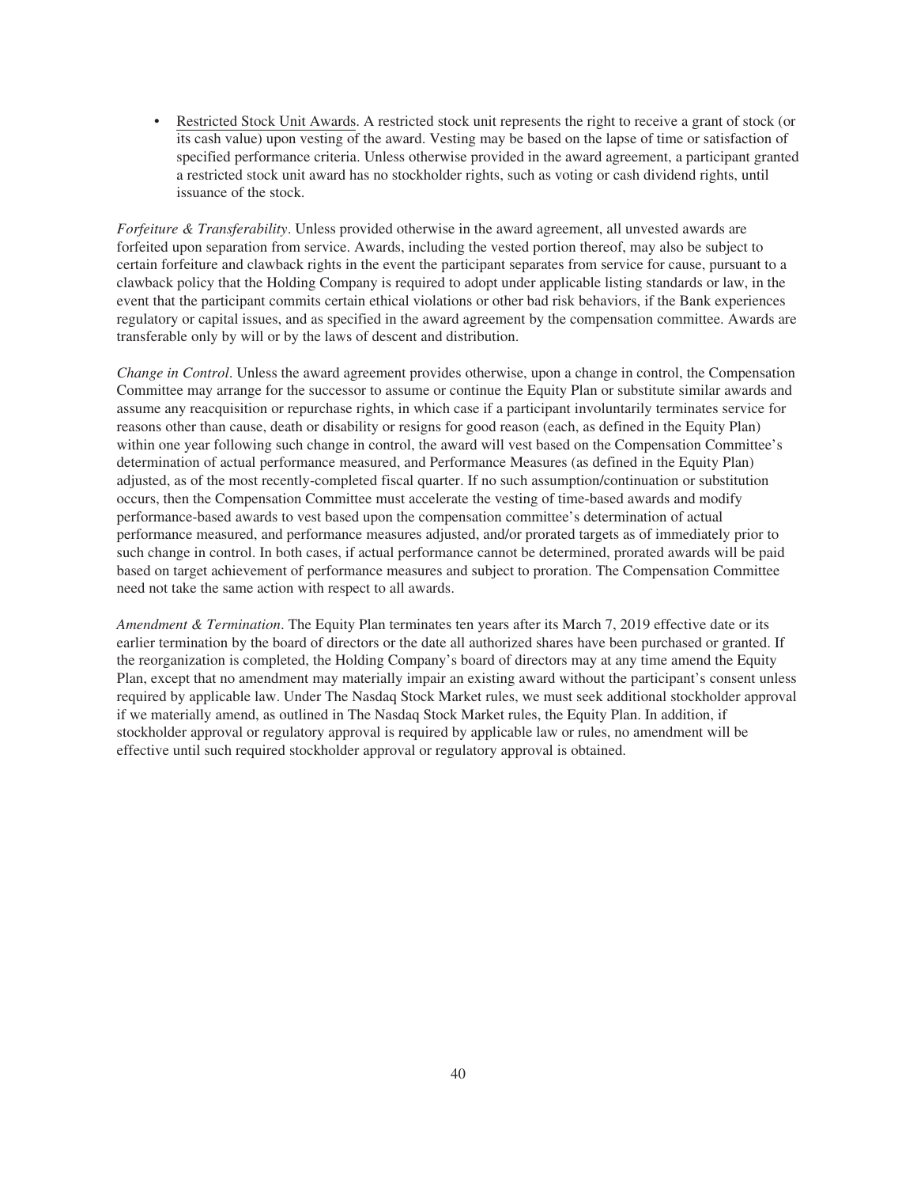- Restricted Stock Unit Awards. A restricted stock unit represents the right to receive a grant of stock (or its cash value) upon vesting of the award. Vesting may be based on the lapse of time or satisfaction of specified performance criteria. Unless otherwise provided in the award agreement, a participant granted a restricted stock unit award has no stockholder rights, such as voting or cash dividend rights, until issuance of the stock.

*Forfeiture & Transferability*. Unless provided otherwise in the award agreement, all unvested awards are forfeited upon separation from service. Awards, including the vested portion thereof, may also be subject to certain forfeiture and clawback rights in the event the participant separates from service for cause, pursuant to a clawback policy that the Holding Company is required to adopt under applicable listing standards or law, in the event that the participant commits certain ethical violations or other bad risk behaviors, if the Bank experiences regulatory or capital issues, and as specified in the award agreement by the compensation committee. Awards are transferable only by will or by the laws of descent and distribution.

*Change in Control*. Unless the award agreement provides otherwise, upon a change in control, the Compensation Committee may arrange for the successor to assume or continue the Equity Plan or substitute similar awards and assume any reacquisition or repurchase rights, in which case if a participant involuntarily terminates service for reasons other than cause, death or disability or resigns for good reason (each, as defined in the Equity Plan) within one year following such change in control, the award will vest based on the Compensation Committee's determination of actual performance measured, and Performance Measures (as defined in the Equity Plan) adjusted, as of the most recently-completed fiscal quarter. If no such assumption/continuation or substitution occurs, then the Compensation Committee must accelerate the vesting of time-based awards and modify performance-based awards to vest based upon the compensation committee's determination of actual performance measured, and performance measures adjusted, and/or prorated targets as of immediately prior to such change in control. In both cases, if actual performance cannot be determined, prorated awards will be paid based on target achievement of performance measures and subject to proration. The Compensation Committee need not take the same action with respect to all awards.

*Amendment & Termination*. The Equity Plan terminates ten years after its March 7, 2019 effective date or its earlier termination by the board of directors or the date all authorized shares have been purchased or granted. If the reorganization is completed, the Holding Company's board of directors may at any time amend the Equity Plan, except that no amendment may materially impair an existing award without the participant's consent unless required by applicable law. Under The Nasdaq Stock Market rules, we must seek additional stockholder approval if we materially amend, as outlined in The Nasdaq Stock Market rules, the Equity Plan. In addition, if stockholder approval or regulatory approval is required by applicable law or rules, no amendment will be effective until such required stockholder approval or regulatory approval is obtained.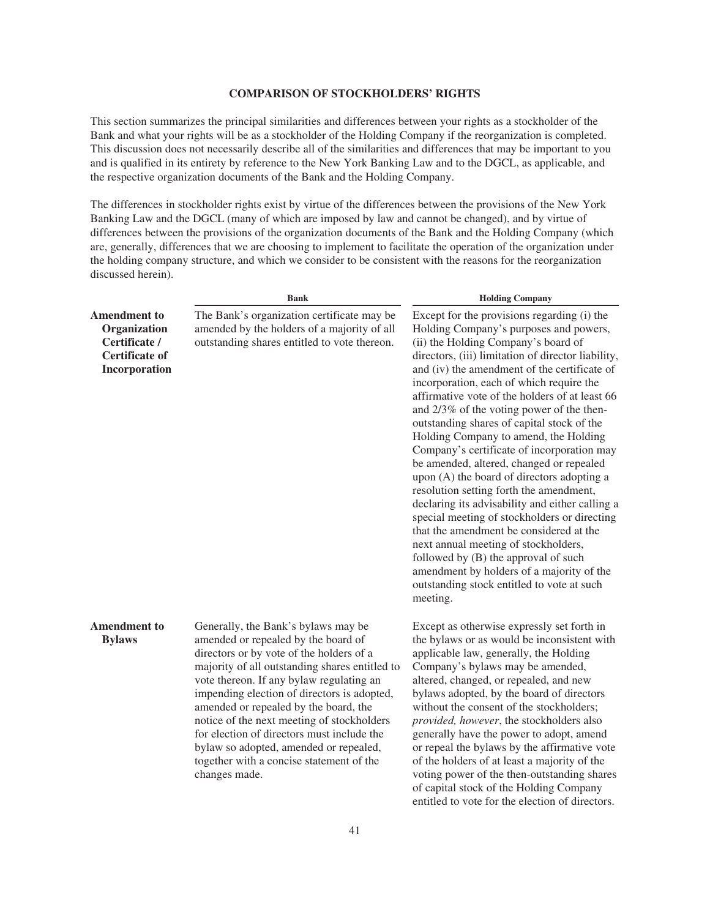## COMPARISON OF STOCKHOLDERS' RIGHTS

This section summarizes the principal similarities and differences between your rights as a stockholder of the Bank and what your rights will be as a stockholder of the Holding Company if the reorganization is completed. This discussion does not necessarily describe all of the similarities and differences that may be important to you and is qualified in its entirety by reference to the New York Banking Law and to the DGCL, as applicable, and the respective organization documents of the Bank and the Holding Company.

The differences in stockholder rights exist by virtue of the differences between the provisions of the New York Banking Law and the DGCL (many of which are imposed by law and cannot be changed), and by virtue of differences between the provisions of the organization documents of the Bank and the Holding Company (which are, generally, differences that we are choosing to implement to facilitate the operation of the organization under the holding company structure, and which we consider to be consistent with the reasons for the reorganization discussed herein).

| | Bank | Holding Company |
|---|---|---|
| **Amendment to Organization Certificate / Certificate of Incorporation** | The Bank's organization certificate may be amended by the holders of a majority of all outstanding shares entitled to vote thereon. | Except for the provisions regarding (i) the Holding Company's purposes and powers, (ii) the Holding Company's board of directors, (iii) limitation of director liability, and (iv) the amendment of the certificate of incorporation, each of which require the affirmative vote of the holders of at least 66 and 2/3% of the voting power of the then-outstanding shares of capital stock of the Holding Company to amend, the Holding Company's certificate of incorporation may be amended, altered, changed or repealed upon (A) the board of directors adopting a resolution setting forth the amendment, declaring its advisability and either calling a special meeting of stockholders or directing that the amendment be considered at the next annual meeting of stockholders, followed by (B) the approval of such amendment by holders of a majority of the outstanding stock entitled to vote at such meeting. |
| **Amendment to Bylaws** | Generally, the Bank's bylaws may be amended or repealed by the board of directors or by vote of the holders of a majority of all outstanding shares entitled to vote thereon. If any bylaw regulating an impending election of directors is adopted, amended or repealed by the board, the notice of the next meeting of stockholders for election of directors must include the bylaw so adopted, amended or repealed, together with a concise statement of the changes made. | Except as otherwise expressly set forth in the bylaws or as would be inconsistent with applicable law, generally, the Holding Company's bylaws may be amended, altered, changed, or repealed, and new bylaws adopted, by the board of directors without the consent of the stockholders; *provided, however*, the stockholders also generally have the power to adopt, amend or repeal the bylaws by the affirmative vote of the holders of at least a majority of the voting power of the then-outstanding shares of capital stock of the Holding Company entitled to vote for the election of directors. |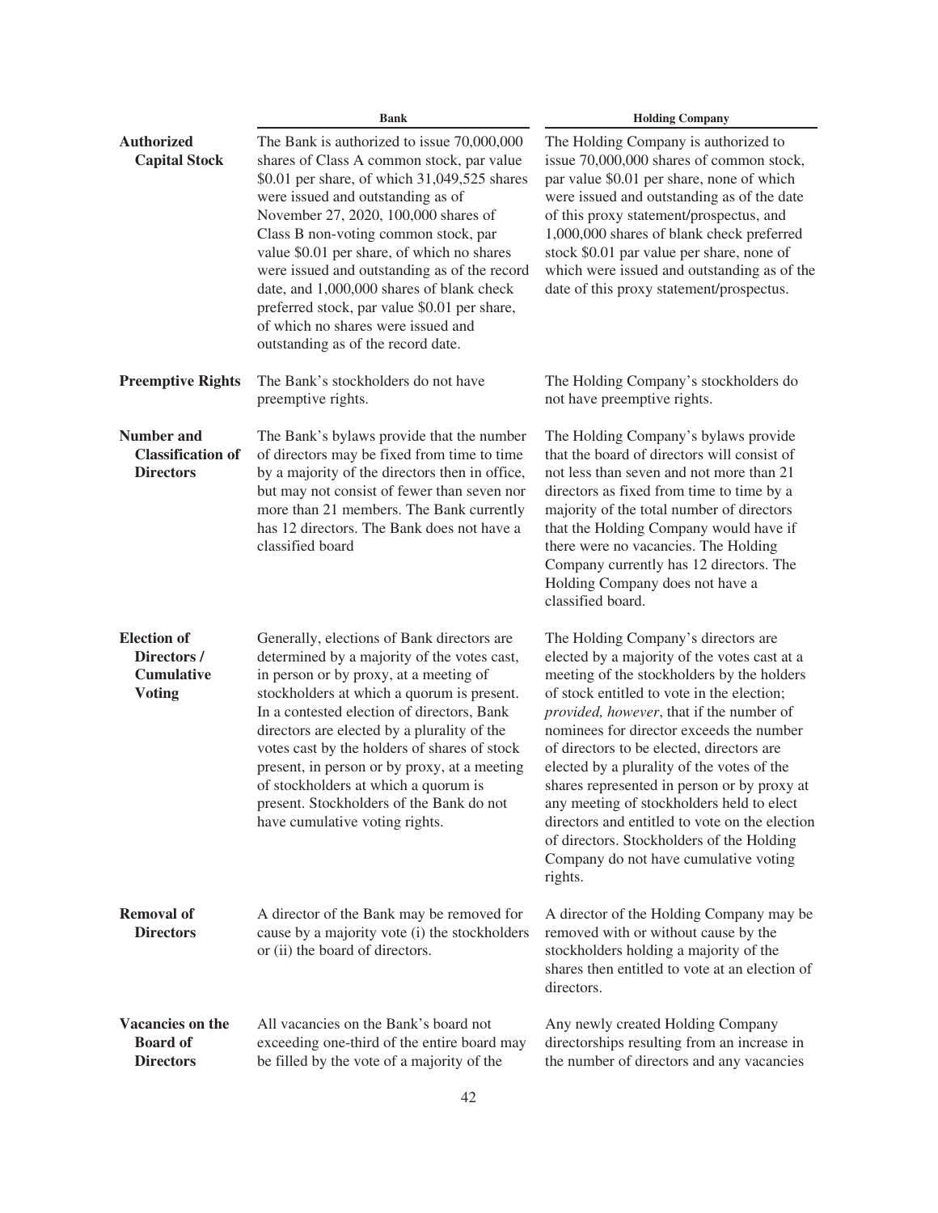| | Bank | Holding Company |
|---|---|---|
| **Authorized Capital Stock** | The Bank is authorized to issue 70,000,000 shares of Class A common stock, par value \$0.01 per share, of which 31,049,525 shares were issued and outstanding as of November 27, 2020, 100,000 shares of Class B non-voting common stock, par value \$0.01 per share, of which no shares were issued and outstanding as of the record date, and 1,000,000 shares of blank check preferred stock, par value \$0.01 per share, of which no shares were issued and outstanding as of the record date. | The Holding Company is authorized to issue 70,000,000 shares of common stock, par value \$0.01 per share, none of which were issued and outstanding as of the date of this proxy statement/prospectus, and 1,000,000 shares of blank check preferred stock \$0.01 par value per share, none of which were issued and outstanding as of the date of this proxy statement/prospectus. |
| **Preemptive Rights** | The Bank's stockholders do not have preemptive rights. | The Holding Company's stockholders do not have preemptive rights. |
| **Number and Classification of Directors** | The Bank's bylaws provide that the number of directors may be fixed from time to time by a majority of the directors then in office, but may not consist of fewer than seven nor more than 21 members. The Bank currently has 12 directors. The Bank does not have a classified board | The Holding Company's bylaws provide that the board of directors will consist of not less than seven and not more than 21 directors as fixed from time to time by a majority of the total number of directors that the Holding Company would have if there were no vacancies. The Holding Company currently has 12 directors. The Holding Company does not have a classified board. |
| **Election of Directors / Cumulative Voting** | Generally, elections of Bank directors are determined by a majority of the votes cast, in person or by proxy, at a meeting of stockholders at which a quorum is present. In a contested election of directors, Bank directors are elected by a plurality of the votes cast by the holders of shares of stock present, in person or by proxy, at a meeting of stockholders at which a quorum is present. Stockholders of the Bank do not have cumulative voting rights. | The Holding Company's directors are elected by a majority of the votes cast at a meeting of the stockholders by the holders of stock entitled to vote in the election; *provided, however*, that if the number of nominees for director exceeds the number of directors to be elected, directors are elected by a plurality of the votes of the shares represented in person or by proxy at any meeting of stockholders held to elect directors and entitled to vote on the election of directors. Stockholders of the Holding Company do not have cumulative voting rights. |
| **Removal of Directors** | A director of the Bank may be removed for cause by a majority vote (i) the stockholders or (ii) the board of directors. | A director of the Holding Company may be removed with or without cause by the stockholders holding a majority of the shares then entitled to vote at an election of directors. |
| **Vacancies on the Board of Directors** | All vacancies on the Bank's board not exceeding one-third of the entire board may be filled by the vote of a majority of the | Any newly created Holding Company directorships resulting from an increase in the number of directors and any vacancies |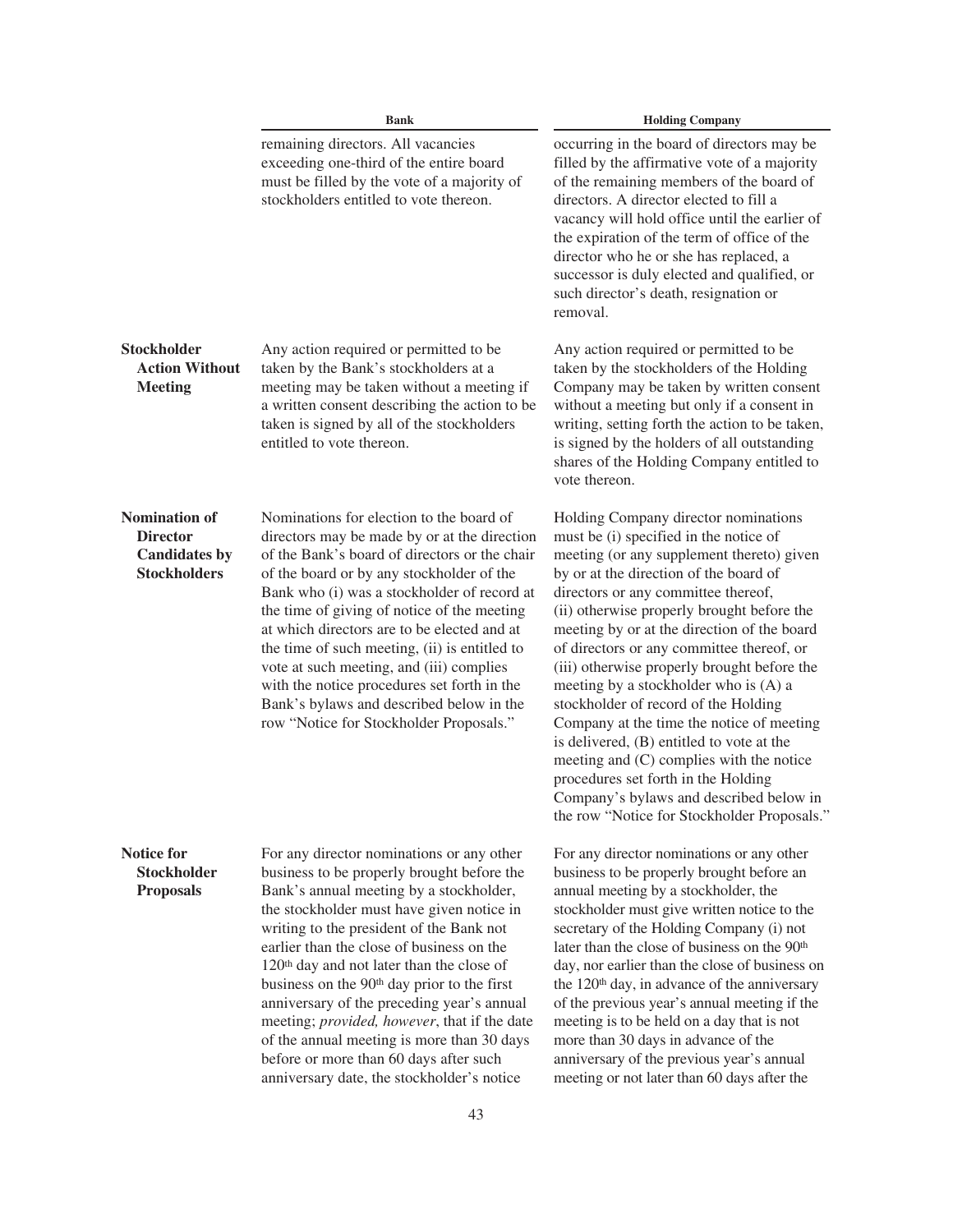| | Bank | Holding Company |
|---|---|---|
| | remaining directors. All vacancies exceeding one-third of the entire board must be filled by the vote of a majority of stockholders entitled to vote thereon. | occurring in the board of directors may be filled by the affirmative vote of a majority of the remaining members of the board of directors. A director elected to fill a vacancy will hold office until the earlier of the expiration of the term of office of the director who he or she has replaced, a successor is duly elected and qualified, or such director's death, resignation or removal. |
| **Stockholder Action Without Meeting** | Any action required or permitted to be taken by the Bank's stockholders at a meeting may be taken without a meeting if a written consent describing the action to be taken is signed by all of the stockholders entitled to vote thereon. | Any action required or permitted to be taken by the stockholders of the Holding Company may be taken by written consent without a meeting but only if a consent in writing, setting forth the action to be taken, is signed by the holders of all outstanding shares of the Holding Company entitled to vote thereon. |
| **Nomination of Director Candidates by Stockholders** | Nominations for election to the board of directors may be made by or at the direction of the Bank's board of directors or the chair of the board or by any stockholder of the Bank who (i) was a stockholder of record at the time of giving of notice of the meeting at which directors are to be elected and at the time of such meeting, (ii) is entitled to vote at such meeting, and (iii) complies with the notice procedures set forth in the Bank's bylaws and described below in the row "Notice for Stockholder Proposals." | Holding Company director nominations must be (i) specified in the notice of meeting (or any supplement thereto) given by or at the direction of the board of directors or any committee thereof, (ii) otherwise properly brought before the meeting by or at the direction of the board of directors or any committee thereof, or (iii) otherwise properly brought before the meeting by a stockholder who is (A) a stockholder of record of the Holding Company at the time the notice of meeting is delivered, (B) entitled to vote at the meeting and (C) complies with the notice procedures set forth in the Holding Company's bylaws and described below in the row "Notice for Stockholder Proposals." |
| **Notice for Stockholder Proposals** | For any director nominations or any other business to be properly brought before the Bank's annual meeting by a stockholder, the stockholder must have given notice in writing to the president of the Bank not earlier than the close of business on the 120th day and not later than the close of business on the 90th day prior to the first anniversary of the preceding year's annual meeting; *provided, however*, that if the date of the annual meeting is more than 30 days before or more than 60 days after such anniversary date, the stockholder's notice | For any director nominations or any other business to be properly brought before an annual meeting by a stockholder, the stockholder must give written notice to the secretary of the Holding Company (i) not later than the close of business on the 90th day, nor earlier than the close of business on the 120th day, in advance of the anniversary of the previous year's annual meeting if the meeting is to be held on a day that is not more than 30 days in advance of the anniversary of the previous year's annual meeting or not later than 60 days after the |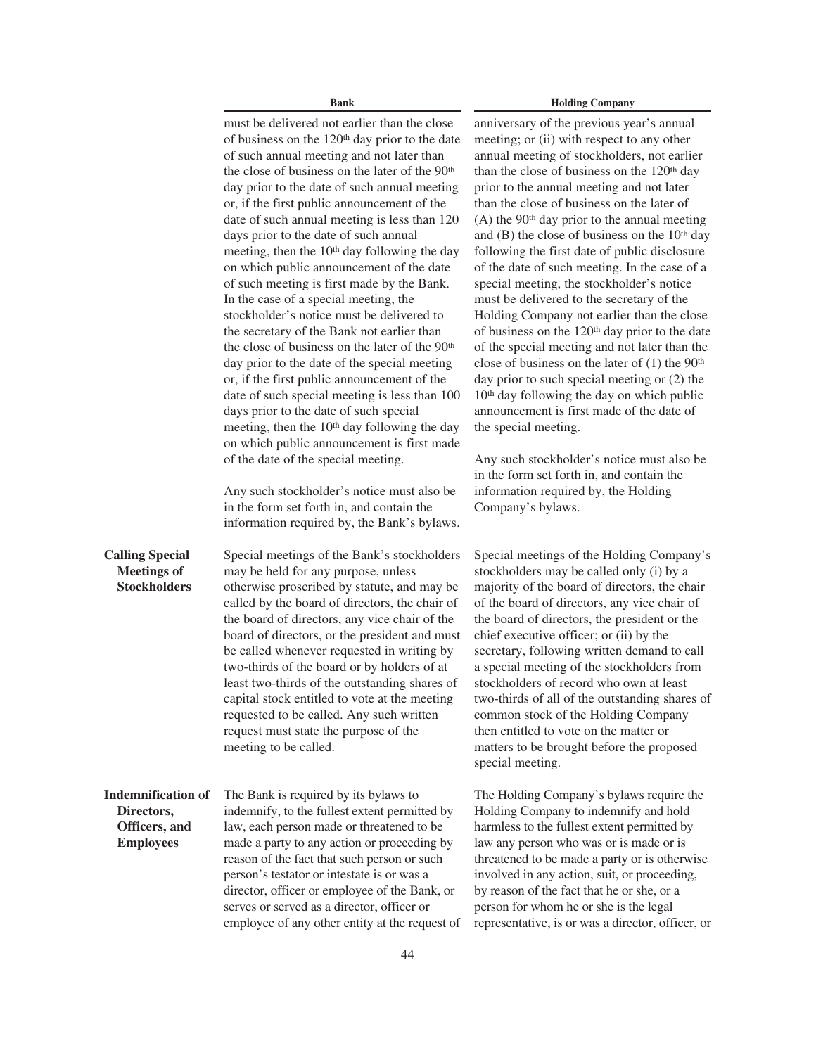| | Bank | Holding Company |
|---|---|---|
| | must be delivered not earlier than the close of business on the 120th day prior to the date of such annual meeting and not later than the close of business on the later of the 90th day prior to the date of such annual meeting or, if the first public announcement of the date of such annual meeting is less than 120 days prior to the date of such annual meeting, then the 10th day following the day on which public announcement of the date of such meeting is first made by the Bank. In the case of a special meeting, the stockholder's notice must be delivered to the secretary of the Bank not earlier than the close of business on the later of the 90th day prior to the date of the special meeting or, if the first public announcement of the date of such special meeting is less than 100 days prior to the date of such special meeting, then the 10th day following the day on which public announcement is first made of the date of the special meeting.<br><br>Any such stockholder's notice must also be in the form set forth in, and contain the information required by, the Bank's bylaws. | anniversary of the previous year's annual meeting; or (ii) with respect to any other annual meeting of stockholders, not earlier than the close of business on the 120th day prior to the annual meeting and not later than the close of business on the later of (A) the 90th day prior to the annual meeting and (B) the close of business on the 10th day following the first date of public disclosure of the date of such meeting. In the case of a special meeting, the stockholder's notice must be delivered to the secretary of the Holding Company not earlier than the close of business on the 120th day prior to the date of the special meeting and not later than the close of business on the later of (1) the 90th day prior to such special meeting or (2) the 10th day following the day on which public announcement is first made of the date of the special meeting.<br><br>Any such stockholder's notice must also be in the form set forth in, and contain the information required by, the Holding Company's bylaws. |
| **Calling Special Meetings of Stockholders** | Special meetings of the Bank's stockholders may be held for any purpose, unless otherwise proscribed by statute, and may be called by the board of directors, the chair of the board of directors, any vice chair of the board of directors, or the president and must be called whenever requested in writing by two-thirds of the board or by holders of at least two-thirds of the outstanding shares of capital stock entitled to vote at the meeting requested to be called. Any such written request must state the purpose of the meeting to be called. | Special meetings of the Holding Company's stockholders may be called only (i) by a majority of the board of directors, the chair of the board of directors, any vice chair of the board of directors, the president or the chief executive officer; or (ii) by the secretary, following written demand to call a special meeting of the stockholders from stockholders of record who own at least two-thirds of all of the outstanding shares of common stock of the Holding Company then entitled to vote on the matter or matters to be brought before the proposed special meeting. |
| **Indemnification of Directors, Officers, and Employees** | The Bank is required by its bylaws to indemnify, to the fullest extent permitted by law, each person made or threatened to be made a party to any action or proceeding by reason of the fact that such person or such person's testator or intestate is or was a director, officer or employee of the Bank, or serves or served as a director, officer or employee of any other entity at the request of | The Holding Company's bylaws require the Holding Company to indemnify and hold harmless to the fullest extent permitted by law any person who was or is made or is threatened to be made a party or is otherwise involved in any action, suit, or proceeding, by reason of the fact that he or she, or a person for whom he or she is the legal representative, is or was a director, officer, or |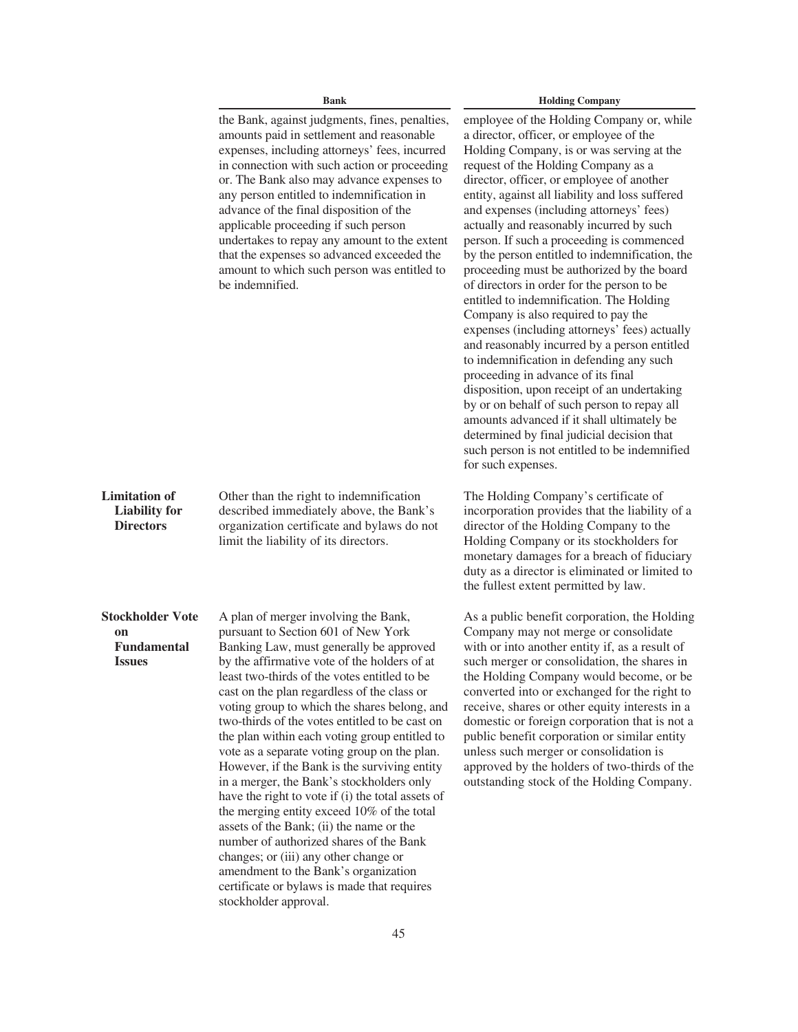| | Bank | Holding Company |
|---|---|---|
| | the Bank, against judgments, fines, penalties, amounts paid in settlement and reasonable expenses, including attorneys' fees, incurred in connection with such action or proceeding or. The Bank also may advance expenses to any person entitled to indemnification in advance of the final disposition of the applicable proceeding if such person undertakes to repay any amount to the extent that the expenses so advanced exceeded the amount to which such person was entitled to be indemnified. | employee of the Holding Company or, while a director, officer, or employee of the Holding Company, is or was serving at the request of the Holding Company as a director, officer, or employee of another entity, against all liability and loss suffered and expenses (including attorneys' fees) actually and reasonably incurred by such person. If such a proceeding is commenced by the person entitled to indemnification, the proceeding must be authorized by the board of directors in order for the person to be entitled to indemnification. The Holding Company is also required to pay the expenses (including attorneys' fees) actually and reasonably incurred by a person entitled to indemnification in defending any such proceeding in advance of its final disposition, upon receipt of an undertaking by or on behalf of such person to repay all amounts advanced if it shall ultimately be determined by final judicial decision that such person is not entitled to be indemnified for such expenses. |
| **Limitation of Liability for Directors** | Other than the right to indemnification described immediately above, the Bank's organization certificate and bylaws do not limit the liability of its directors. | The Holding Company's certificate of incorporation provides that the liability of a director of the Holding Company to the Holding Company or its stockholders for monetary damages for a breach of fiduciary duty as a director is eliminated or limited to the fullest extent permitted by law. |
| **Stockholder Vote on Fundamental Issues** | A plan of merger involving the Bank, pursuant to Section 601 of New York Banking Law, must generally be approved by the affirmative vote of the holders of at least two-thirds of the votes entitled to be cast on the plan regardless of the class or voting group to which the shares belong, and two-thirds of the votes entitled to be cast on the plan within each voting group entitled to vote as a separate voting group on the plan. However, if the Bank is the surviving entity in a merger, the Bank's stockholders only have the right to vote if (i) the total assets of the merging entity exceed 10% of the total assets of the Bank; (ii) the name or the number of authorized shares of the Bank changes; or (iii) any other change or amendment to the Bank's organization certificate or bylaws is made that requires stockholder approval. | As a public benefit corporation, the Holding Company may not merge or consolidate with or into another entity if, as a result of such merger or consolidation, the shares in the Holding Company would become, or be converted into or exchanged for the right to receive, shares or other equity interests in a domestic or foreign corporation that is not a public benefit corporation or similar entity unless such merger or consolidation is approved by the holders of two-thirds of the outstanding stock of the Holding Company. |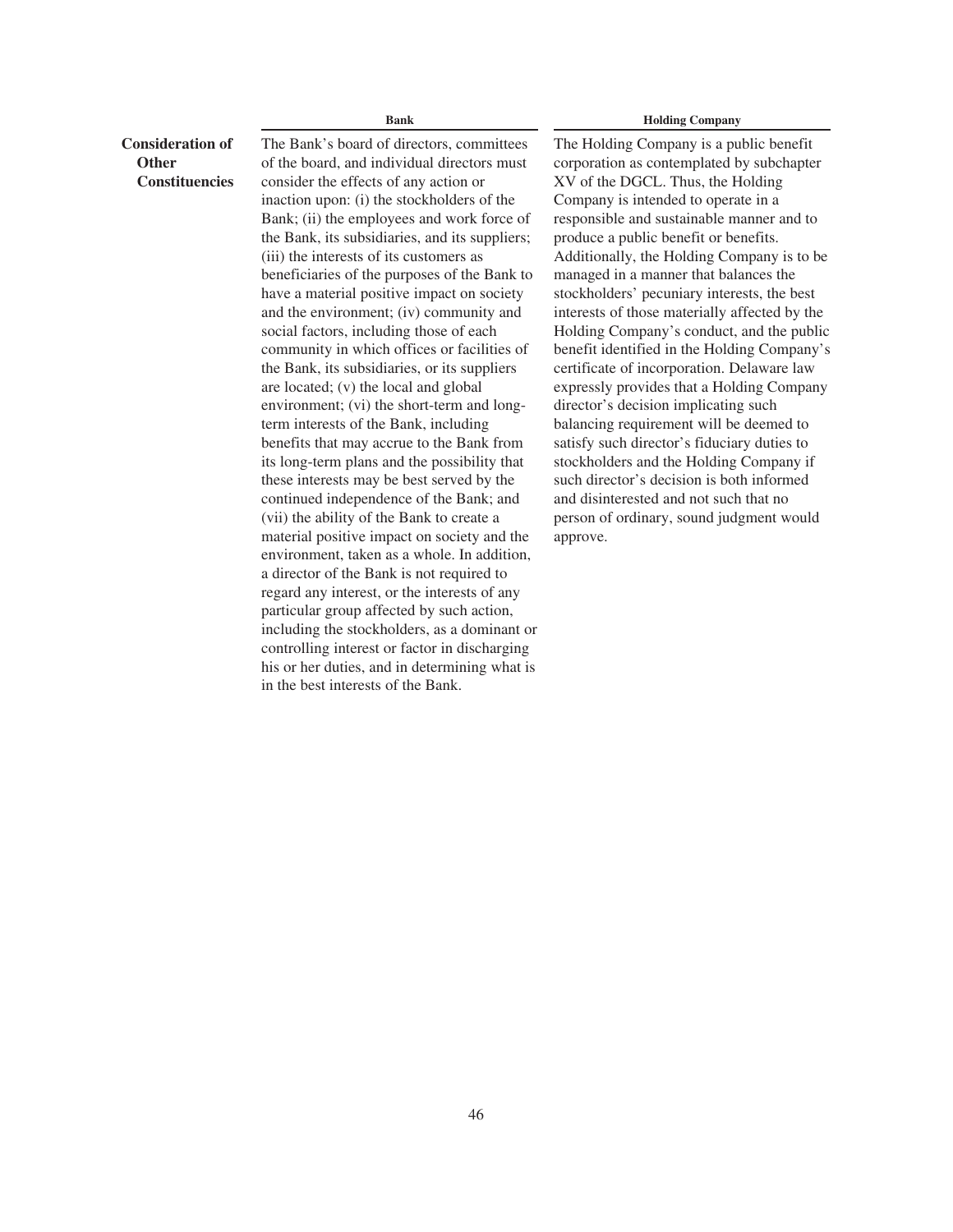| | Bank | Holding Company |
|---|---|---|
| **Consideration of Other Constituencies** | The Bank's board of directors, committees of the board, and individual directors must consider the effects of any action or inaction upon: (i) the stockholders of the Bank; (ii) the employees and work force of the Bank, its subsidiaries, and its suppliers; (iii) the interests of its customers as beneficiaries of the purposes of the Bank to have a material positive impact on society and the environment; (iv) community and social factors, including those of each community in which offices or facilities of the Bank, its subsidiaries, or its suppliers are located; (v) the local and global environment; (vi) the short-term and long-term interests of the Bank, including benefits that may accrue to the Bank from its long-term plans and the possibility that these interests may be best served by the continued independence of the Bank; and (vii) the ability of the Bank to create a material positive impact on society and the environment, taken as a whole. In addition, a director of the Bank is not required to regard any interest, or the interests of any particular group affected by such action, including the stockholders, as a dominant or controlling interest or factor in discharging his or her duties, and in determining what is in the best interests of the Bank. | The Holding Company is a public benefit corporation as contemplated by subchapter XV of the DGCL. Thus, the Holding Company is intended to operate in a responsible and sustainable manner and to produce a public benefit or benefits. Additionally, the Holding Company is to be managed in a manner that balances the stockholders' pecuniary interests, the best interests of those materially affected by the Holding Company's conduct, and the public benefit identified in the Holding Company's certificate of incorporation. Delaware law expressly provides that a Holding Company director's decision implicating such balancing requirement will be deemed to satisfy such director's fiduciary duties to stockholders and the Holding Company if such director's decision is both informed and disinterested and not such that no person of ordinary, sound judgment would approve. |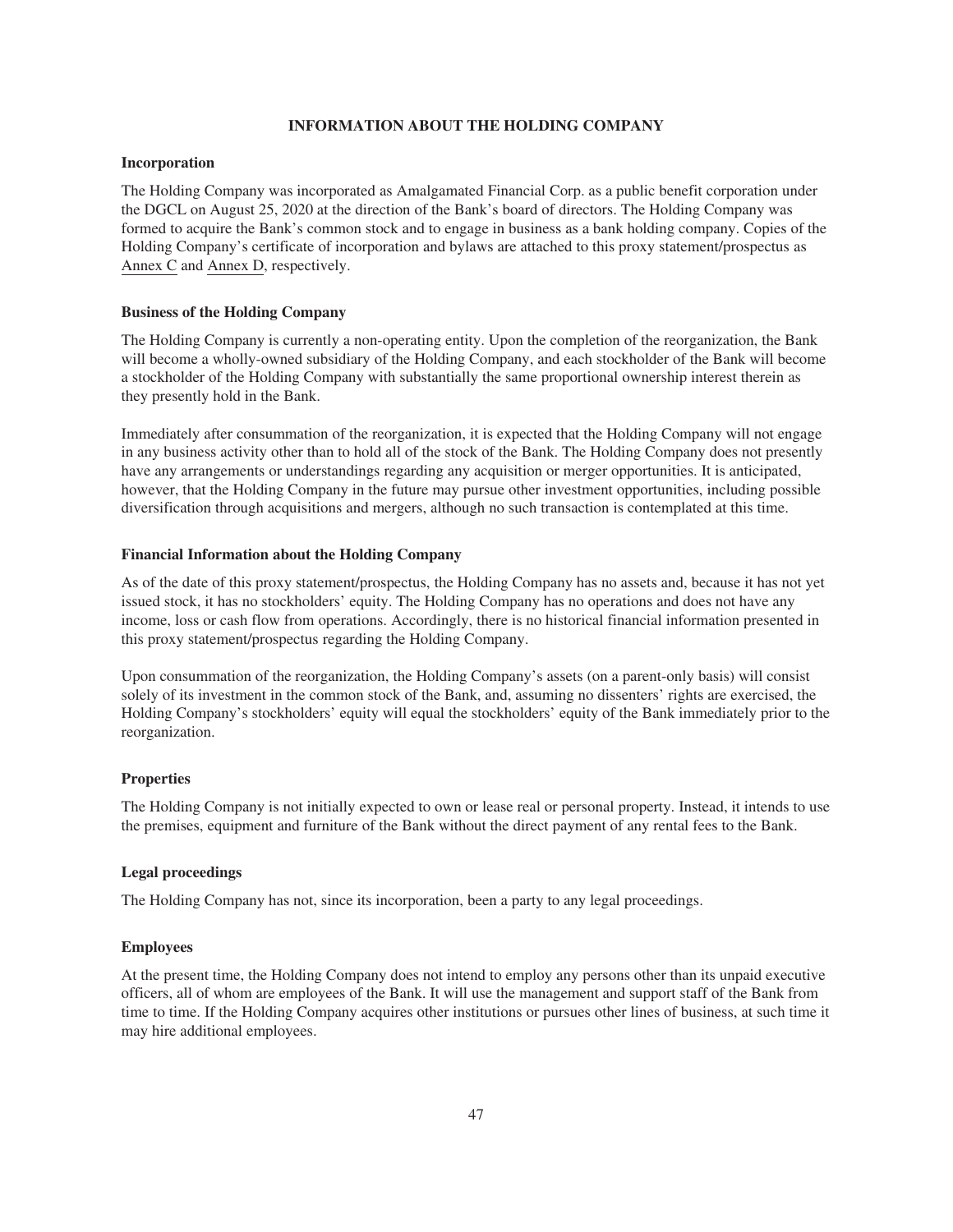## INFORMATION ABOUT THE HOLDING COMPANY

### Incorporation

The Holding Company was incorporated as Amalgamated Financial Corp. as a public benefit corporation under the DGCL on August 25, 2020 at the direction of the Bank's board of directors. The Holding Company was formed to acquire the Bank's common stock and to engage in business as a bank holding company. Copies of the Holding Company's certificate of incorporation and bylaws are attached to this proxy statement/prospectus as Annex C and Annex D, respectively.

### Business of the Holding Company

The Holding Company is currently a non-operating entity. Upon the completion of the reorganization, the Bank will become a wholly-owned subsidiary of the Holding Company, and each stockholder of the Bank will become a stockholder of the Holding Company with substantially the same proportional ownership interest therein as they presently hold in the Bank.

Immediately after consummation of the reorganization, it is expected that the Holding Company will not engage in any business activity other than to hold all of the stock of the Bank. The Holding Company does not presently have any arrangements or understandings regarding any acquisition or merger opportunities. It is anticipated, however, that the Holding Company in the future may pursue other investment opportunities, including possible diversification through acquisitions and mergers, although no such transaction is contemplated at this time.

### Financial Information about the Holding Company

As of the date of this proxy statement/prospectus, the Holding Company has no assets and, because it has not yet issued stock, it has no stockholders' equity. The Holding Company has no operations and does not have any income, loss or cash flow from operations. Accordingly, there is no historical financial information presented in this proxy statement/prospectus regarding the Holding Company.

Upon consummation of the reorganization, the Holding Company's assets (on a parent-only basis) will consist solely of its investment in the common stock of the Bank, and, assuming no dissenters' rights are exercised, the Holding Company's stockholders' equity will equal the stockholders' equity of the Bank immediately prior to the reorganization.

### Properties

The Holding Company is not initially expected to own or lease real or personal property. Instead, it intends to use the premises, equipment and furniture of the Bank without the direct payment of any rental fees to the Bank.

### Legal proceedings

The Holding Company has not, since its incorporation, been a party to any legal proceedings.

### Employees

At the present time, the Holding Company does not intend to employ any persons other than its unpaid executive officers, all of whom are employees of the Bank. It will use the management and support staff of the Bank from time to time. If the Holding Company acquires other institutions or pursues other lines of business, at such time it may hire additional employees.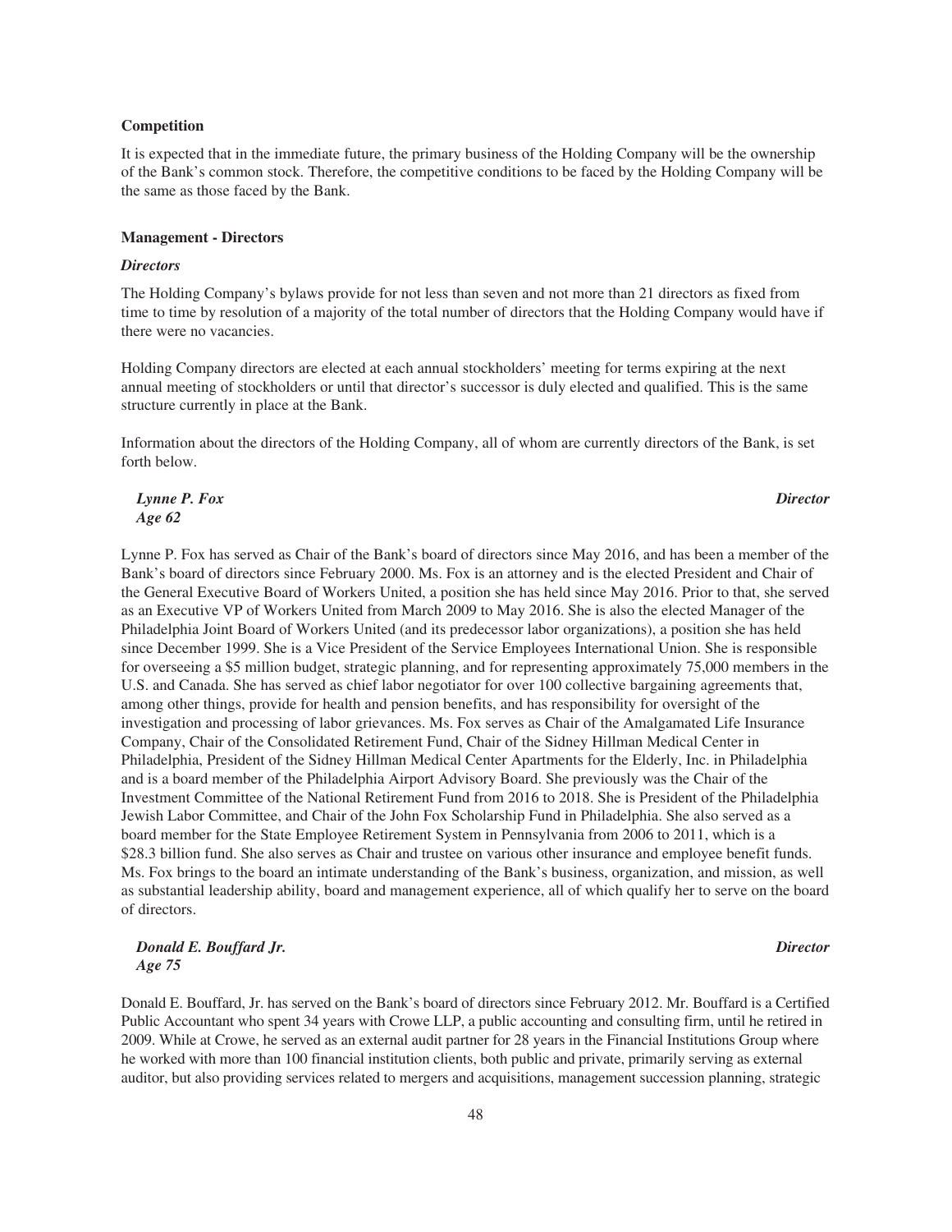**Competition**

It is expected that in the immediate future, the primary business of the Holding Company will be the ownership of the Bank's common stock. Therefore, the competitive conditions to be faced by the Holding Company will be the same as those faced by the Bank.

**Management - Directors**

***Directors***

The Holding Company's bylaws provide for not less than seven and not more than 21 directors as fixed from time to time by resolution of a majority of the total number of directors that the Holding Company would have if there were no vacancies.

Holding Company directors are elected at each annual stockholders' meeting for terms expiring at the next annual meeting of stockholders or until that director's successor is duly elected and qualified. This is the same structure currently in place at the Bank.

Information about the directors of the Holding Company, all of whom are currently directors of the Bank, is set forth below.

***Lynne P. Fox*** — ***Director***
***Age 62***

Lynne P. Fox has served as Chair of the Bank's board of directors since May 2016, and has been a member of the Bank's board of directors since February 2000. Ms. Fox is an attorney and is the elected President and Chair of the General Executive Board of Workers United, a position she has held since May 2016. Prior to that, she served as an Executive VP of Workers United from March 2009 to May 2016. She is also the elected Manager of the Philadelphia Joint Board of Workers United (and its predecessor labor organizations), a position she has held since December 1999. She is a Vice President of the Service Employees International Union. She is responsible for overseeing a $5 million budget, strategic planning, and for representing approximately 75,000 members in the U.S. and Canada. She has served as chief labor negotiator for over 100 collective bargaining agreements that, among other things, provide for health and pension benefits, and has responsibility for oversight of the investigation and processing of labor grievances. Ms. Fox serves as Chair of the Amalgamated Life Insurance Company, Chair of the Consolidated Retirement Fund, Chair of the Sidney Hillman Medical Center in Philadelphia, President of the Sidney Hillman Medical Center Apartments for the Elderly, Inc. in Philadelphia and is a board member of the Philadelphia Airport Advisory Board. She previously was the Chair of the Investment Committee of the National Retirement Fund from 2016 to 2018. She is President of the Philadelphia Jewish Labor Committee, and Chair of the John Fox Scholarship Fund in Philadelphia. She also served as a board member for the State Employee Retirement System in Pennsylvania from 2006 to 2011, which is a $28.3 billion fund. She also serves as Chair and trustee on various other insurance and employee benefit funds. Ms. Fox brings to the board an intimate understanding of the Bank's business, organization, and mission, as well as substantial leadership ability, board and management experience, all of which qualify her to serve on the board of directors.

***Donald E. Bouffard Jr.*** — ***Director***
***Age 75***

Donald E. Bouffard, Jr. has served on the Bank's board of directors since February 2012. Mr. Bouffard is a Certified Public Accountant who spent 34 years with Crowe LLP, a public accounting and consulting firm, until he retired in 2009. While at Crowe, he served as an external audit partner for 28 years in the Financial Institutions Group where he worked with more than 100 financial institution clients, both public and private, primarily serving as external auditor, but also providing services related to mergers and acquisitions, management succession planning, strategic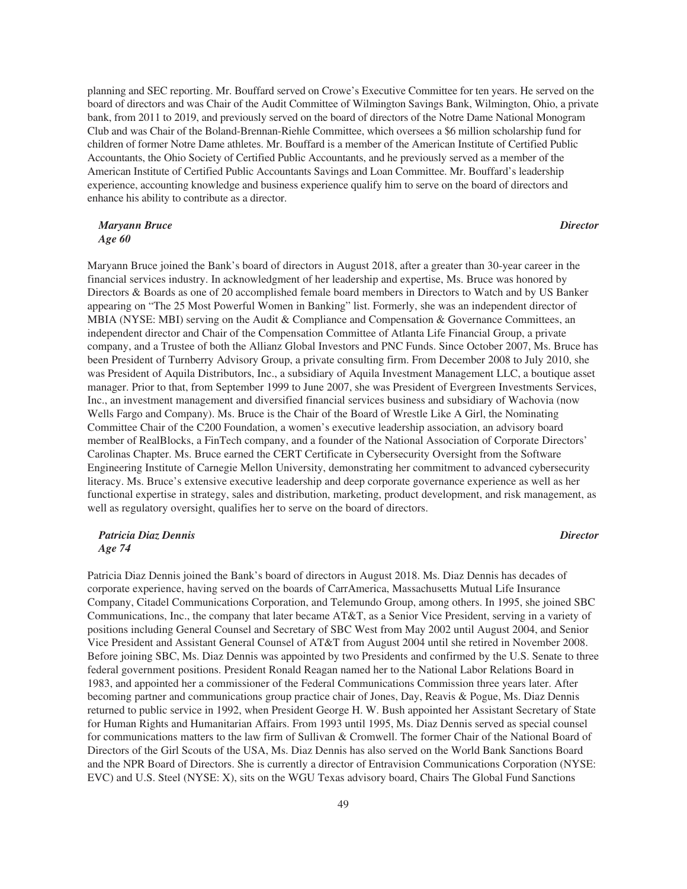planning and SEC reporting. Mr. Bouffard served on Crowe's Executive Committee for ten years. He served on the board of directors and was Chair of the Audit Committee of Wilmington Savings Bank, Wilmington, Ohio, a private bank, from 2011 to 2019, and previously served on the board of directors of the Notre Dame National Monogram Club and was Chair of the Boland-Brennan-Riehle Committee, which oversees a $6 million scholarship fund for children of former Notre Dame athletes. Mr. Bouffard is a member of the American Institute of Certified Public Accountants, the Ohio Society of Certified Public Accountants, and he previously served as a member of the American Institute of Certified Public Accountants Savings and Loan Committee. Mr. Bouffard's leadership experience, accounting knowledge and business experience qualify him to serve on the board of directors and enhance his ability to contribute as a director.

***Maryann Bruce*** — ***Director***
***Age 60***

Maryann Bruce joined the Bank's board of directors in August 2018, after a greater than 30-year career in the financial services industry. In acknowledgment of her leadership and expertise, Ms. Bruce was honored by Directors & Boards as one of 20 accomplished female board members in Directors to Watch and by US Banker appearing on "The 25 Most Powerful Women in Banking" list. Formerly, she was an independent director of MBIA (NYSE: MBI) serving on the Audit & Compliance and Compensation & Governance Committees, an independent director and Chair of the Compensation Committee of Atlanta Life Financial Group, a private company, and a Trustee of both the Allianz Global Investors and PNC Funds. Since October 2007, Ms. Bruce has been President of Turnberry Advisory Group, a private consulting firm. From December 2008 to July 2010, she was President of Aquila Distributors, Inc., a subsidiary of Aquila Investment Management LLC, a boutique asset manager. Prior to that, from September 1999 to June 2007, she was President of Evergreen Investments Services, Inc., an investment management and diversified financial services business and subsidiary of Wachovia (now Wells Fargo and Company). Ms. Bruce is the Chair of the Board of Wrestle Like A Girl, the Nominating Committee Chair of the C200 Foundation, a women's executive leadership association, an advisory board member of RealBlocks, a FinTech company, and a founder of the National Association of Corporate Directors' Carolinas Chapter. Ms. Bruce earned the CERT Certificate in Cybersecurity Oversight from the Software Engineering Institute of Carnegie Mellon University, demonstrating her commitment to advanced cybersecurity literacy. Ms. Bruce's extensive executive leadership and deep corporate governance experience as well as her functional expertise in strategy, sales and distribution, marketing, product development, and risk management, as well as regulatory oversight, qualifies her to serve on the board of directors.

***Patricia Diaz Dennis*** — ***Director***
***Age 74***

Patricia Diaz Dennis joined the Bank's board of directors in August 2018. Ms. Diaz Dennis has decades of corporate experience, having served on the boards of CarrAmerica, Massachusetts Mutual Life Insurance Company, Citadel Communications Corporation, and Telemundo Group, among others. In 1995, she joined SBC Communications, Inc., the company that later became AT&T, as a Senior Vice President, serving in a variety of positions including General Counsel and Secretary of SBC West from May 2002 until August 2004, and Senior Vice President and Assistant General Counsel of AT&T from August 2004 until she retired in November 2008. Before joining SBC, Ms. Diaz Dennis was appointed by two Presidents and confirmed by the U.S. Senate to three federal government positions. President Ronald Reagan named her to the National Labor Relations Board in 1983, and appointed her a commissioner of the Federal Communications Commission three years later. After becoming partner and communications group practice chair of Jones, Day, Reavis & Pogue, Ms. Diaz Dennis returned to public service in 1992, when President George H. W. Bush appointed her Assistant Secretary of State for Human Rights and Humanitarian Affairs. From 1993 until 1995, Ms. Diaz Dennis served as special counsel for communications matters to the law firm of Sullivan & Cromwell. The former Chair of the National Board of Directors of the Girl Scouts of the USA, Ms. Diaz Dennis has also served on the World Bank Sanctions Board and the NPR Board of Directors. She is currently a director of Entravision Communications Corporation (NYSE: EVC) and U.S. Steel (NYSE: X), sits on the WGU Texas advisory board, Chairs The Global Fund Sanctions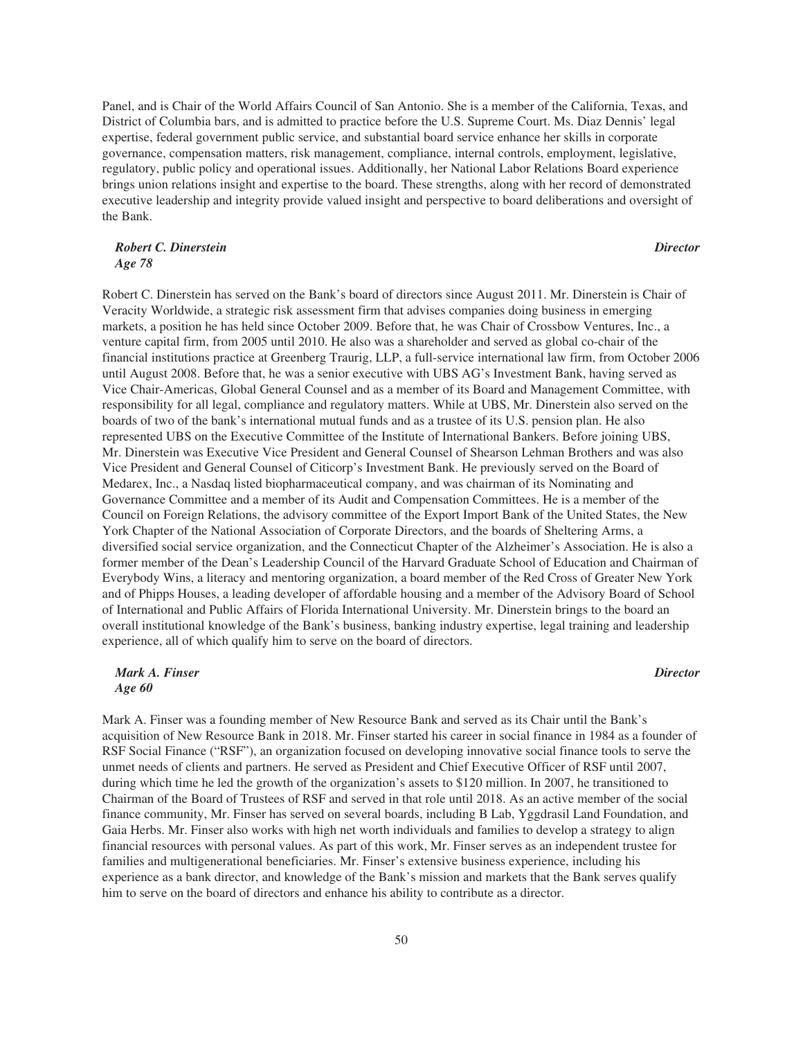Panel, and is Chair of the World Affairs Council of San Antonio. She is a member of the California, Texas, and District of Columbia bars, and is admitted to practice before the U.S. Supreme Court. Ms. Diaz Dennis' legal expertise, federal government public service, and substantial board service enhance her skills in corporate governance, compensation matters, risk management, compliance, internal controls, employment, legislative, regulatory, public policy and operational issues. Additionally, her National Labor Relations Board experience brings union relations insight and expertise to the board. These strengths, along with her record of demonstrated executive leadership and integrity provide valued insight and perspective to board deliberations and oversight of the Bank.

***Robert C. Dinerstein*** — ***Director***
***Age 78***

Robert C. Dinerstein has served on the Bank's board of directors since August 2011. Mr. Dinerstein is Chair of Veracity Worldwide, a strategic risk assessment firm that advises companies doing business in emerging markets, a position he has held since October 2009. Before that, he was Chair of Crossbow Ventures, Inc., a venture capital firm, from 2005 until 2010. He also was a shareholder and served as global co-chair of the financial institutions practice at Greenberg Traurig, LLP, a full-service international law firm, from October 2006 until August 2008. Before that, he was a senior executive with UBS AG's Investment Bank, having served as Vice Chair-Americas, Global General Counsel and as a member of its Board and Management Committee, with responsibility for all legal, compliance and regulatory matters. While at UBS, Mr. Dinerstein also served on the boards of two of the bank's international mutual funds and as a trustee of its U.S. pension plan. He also represented UBS on the Executive Committee of the Institute of International Bankers. Before joining UBS, Mr. Dinerstein was Executive Vice President and General Counsel of Shearson Lehman Brothers and was also Vice President and General Counsel of Citicorp's Investment Bank. He previously served on the Board of Medarex, Inc., a Nasdaq listed biopharmaceutical company, and was chairman of its Nominating and Governance Committee and a member of its Audit and Compensation Committees. He is a member of the Council on Foreign Relations, the advisory committee of the Export Import Bank of the United States, the New York Chapter of the National Association of Corporate Directors, and the boards of Sheltering Arms, a diversified social service organization, and the Connecticut Chapter of the Alzheimer's Association. He is also a former member of the Dean's Leadership Council of the Harvard Graduate School of Education and Chairman of Everybody Wins, a literacy and mentoring organization, a board member of the Red Cross of Greater New York and of Phipps Houses, a leading developer of affordable housing and a member of the Advisory Board of School of International and Public Affairs of Florida International University. Mr. Dinerstein brings to the board an overall institutional knowledge of the Bank's business, banking industry expertise, legal training and leadership experience, all of which qualify him to serve on the board of directors.

***Mark A. Finser*** — ***Director***
***Age 60***

Mark A. Finser was a founding member of New Resource Bank and served as its Chair until the Bank's acquisition of New Resource Bank in 2018. Mr. Finser started his career in social finance in 1984 as a founder of RSF Social Finance ("RSF"), an organization focused on developing innovative social finance tools to serve the unmet needs of clients and partners. He served as President and Chief Executive Officer of RSF until 2007, during which time he led the growth of the organization's assets to $120 million. In 2007, he transitioned to Chairman of the Board of Trustees of RSF and served in that role until 2018. As an active member of the social finance community, Mr. Finser has served on several boards, including B Lab, Yggdrasil Land Foundation, and Gaia Herbs. Mr. Finser also works with high net worth individuals and families to develop a strategy to align financial resources with personal values. As part of this work, Mr. Finser serves as an independent trustee for families and multigenerational beneficiaries. Mr. Finser's extensive business experience, including his experience as a bank director, and knowledge of the Bank's mission and markets that the Bank serves qualify him to serve on the board of directors and enhance his ability to contribute as a director.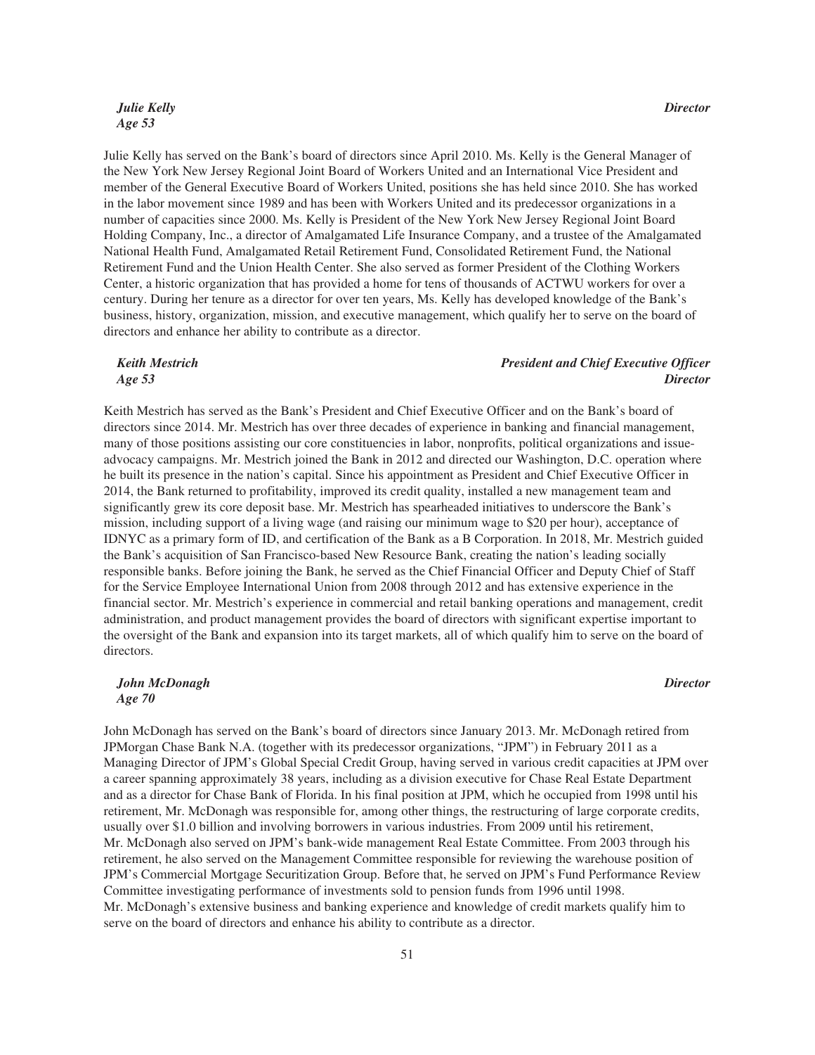*Julie Kelly* *Director*
*Age 53*

Julie Kelly has served on the Bank's board of directors since April 2010. Ms. Kelly is the General Manager of the New York New Jersey Regional Joint Board of Workers United and an International Vice President and member of the General Executive Board of Workers United, positions she has held since 2010. She has worked in the labor movement since 1989 and has been with Workers United and its predecessor organizations in a number of capacities since 2000. Ms. Kelly is President of the New York New Jersey Regional Joint Board Holding Company, Inc., a director of Amalgamated Life Insurance Company, and a trustee of the Amalgamated National Health Fund, Amalgamated Retail Retirement Fund, Consolidated Retirement Fund, the National Retirement Fund and the Union Health Center. She also served as former President of the Clothing Workers Center, a historic organization that has provided a home for tens of thousands of ACTWU workers for over a century. During her tenure as a director for over ten years, Ms. Kelly has developed knowledge of the Bank's business, history, organization, mission, and executive management, which qualify her to serve on the board of directors and enhance her ability to contribute as a director.

*Keith Mestrich* *President and Chief Executive Officer*
*Age 53* *Director*

Keith Mestrich has served as the Bank's President and Chief Executive Officer and on the Bank's board of directors since 2014. Mr. Mestrich has over three decades of experience in banking and financial management, many of those positions assisting our core constituencies in labor, nonprofits, political organizations and issue-advocacy campaigns. Mr. Mestrich joined the Bank in 2012 and directed our Washington, D.C. operation where he built its presence in the nation's capital. Since his appointment as President and Chief Executive Officer in 2014, the Bank returned to profitability, improved its credit quality, installed a new management team and significantly grew its core deposit base. Mr. Mestrich has spearheaded initiatives to underscore the Bank's mission, including support of a living wage (and raising our minimum wage to $20 per hour), acceptance of IDNYC as a primary form of ID, and certification of the Bank as a B Corporation. In 2018, Mr. Mestrich guided the Bank's acquisition of San Francisco-based New Resource Bank, creating the nation's leading socially responsible banks. Before joining the Bank, he served as the Chief Financial Officer and Deputy Chief of Staff for the Service Employee International Union from 2008 through 2012 and has extensive experience in the financial sector. Mr. Mestrich's experience in commercial and retail banking operations and management, credit administration, and product management provides the board of directors with significant expertise important to the oversight of the Bank and expansion into its target markets, all of which qualify him to serve on the board of directors.

*John McDonagh* *Director*
*Age 70*

John McDonagh has served on the Bank's board of directors since January 2013. Mr. McDonagh retired from JPMorgan Chase Bank N.A. (together with its predecessor organizations, "JPM") in February 2011 as a Managing Director of JPM's Global Special Credit Group, having served in various credit capacities at JPM over a career spanning approximately 38 years, including as a division executive for Chase Real Estate Department and as a director for Chase Bank of Florida. In his final position at JPM, which he occupied from 1998 until his retirement, Mr. McDonagh was responsible for, among other things, the restructuring of large corporate credits, usually over $1.0 billion and involving borrowers in various industries. From 2009 until his retirement, Mr. McDonagh also served on JPM's bank-wide management Real Estate Committee. From 2003 through his retirement, he also served on the Management Committee responsible for reviewing the warehouse position of JPM's Commercial Mortgage Securitization Group. Before that, he served on JPM's Fund Performance Review Committee investigating performance of investments sold to pension funds from 1996 until 1998. Mr. McDonagh's extensive business and banking experience and knowledge of credit markets qualify him to serve on the board of directors and enhance his ability to contribute as a director.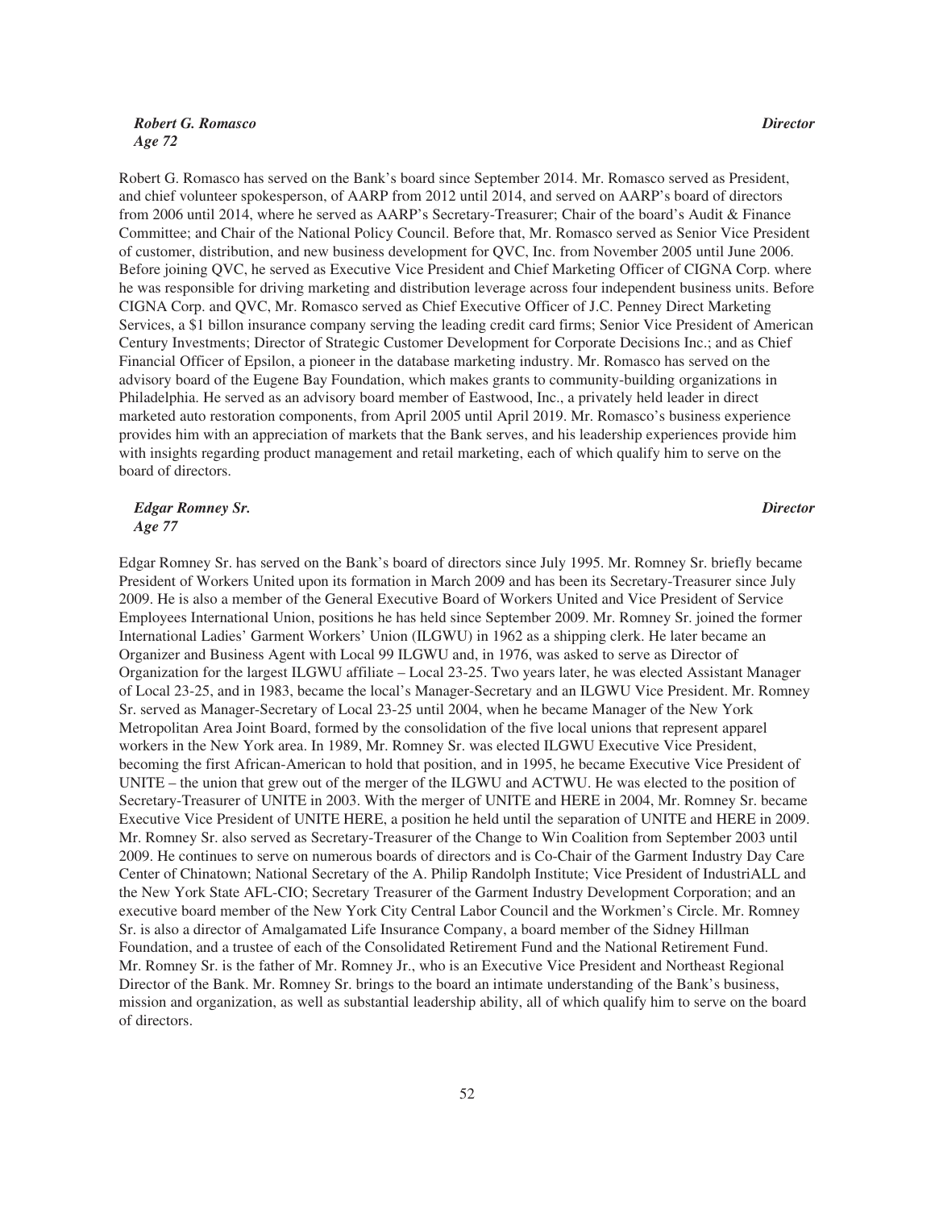***Robert G. Romasco*** ***Director***
***Age 72***

Robert G. Romasco has served on the Bank's board since September 2014. Mr. Romasco served as President, and chief volunteer spokesperson, of AARP from 2012 until 2014, and served on AARP's board of directors from 2006 until 2014, where he served as AARP's Secretary-Treasurer; Chair of the board's Audit & Finance Committee; and Chair of the National Policy Council. Before that, Mr. Romasco served as Senior Vice President of customer, distribution, and new business development for QVC, Inc. from November 2005 until June 2006. Before joining QVC, he served as Executive Vice President and Chief Marketing Officer of CIGNA Corp. where he was responsible for driving marketing and distribution leverage across four independent business units. Before CIGNA Corp. and QVC, Mr. Romasco served as Chief Executive Officer of J.C. Penney Direct Marketing Services, a $1 billon insurance company serving the leading credit card firms; Senior Vice President of American Century Investments; Director of Strategic Customer Development for Corporate Decisions Inc.; and as Chief Financial Officer of Epsilon, a pioneer in the database marketing industry. Mr. Romasco has served on the advisory board of the Eugene Bay Foundation, which makes grants to community-building organizations in Philadelphia. He served as an advisory board member of Eastwood, Inc., a privately held leader in direct marketed auto restoration components, from April 2005 until April 2019. Mr. Romasco's business experience provides him with an appreciation of markets that the Bank serves, and his leadership experiences provide him with insights regarding product management and retail marketing, each of which qualify him to serve on the board of directors.

***Edgar Romney Sr.*** ***Director***
***Age 77***

Edgar Romney Sr. has served on the Bank's board of directors since July 1995. Mr. Romney Sr. briefly became President of Workers United upon its formation in March 2009 and has been its Secretary-Treasurer since July 2009. He is also a member of the General Executive Board of Workers United and Vice President of Service Employees International Union, positions he has held since September 2009. Mr. Romney Sr. joined the former International Ladies' Garment Workers' Union (ILGWU) in 1962 as a shipping clerk. He later became an Organizer and Business Agent with Local 99 ILGWU and, in 1976, was asked to serve as Director of Organization for the largest ILGWU affiliate – Local 23-25. Two years later, he was elected Assistant Manager of Local 23-25, and in 1983, became the local's Manager-Secretary and an ILGWU Vice President. Mr. Romney Sr. served as Manager-Secretary of Local 23-25 until 2004, when he became Manager of the New York Metropolitan Area Joint Board, formed by the consolidation of the five local unions that represent apparel workers in the New York area. In 1989, Mr. Romney Sr. was elected ILGWU Executive Vice President, becoming the first African-American to hold that position, and in 1995, he became Executive Vice President of UNITE – the union that grew out of the merger of the ILGWU and ACTWU. He was elected to the position of Secretary-Treasurer of UNITE in 2003. With the merger of UNITE and HERE in 2004, Mr. Romney Sr. became Executive Vice President of UNITE HERE, a position he held until the separation of UNITE and HERE in 2009. Mr. Romney Sr. also served as Secretary-Treasurer of the Change to Win Coalition from September 2003 until 2009. He continues to serve on numerous boards of directors and is Co-Chair of the Garment Industry Day Care Center of Chinatown; National Secretary of the A. Philip Randolph Institute; Vice President of IndustriALL and the New York State AFL-CIO; Secretary Treasurer of the Garment Industry Development Corporation; and an executive board member of the New York City Central Labor Council and the Workmen's Circle. Mr. Romney Sr. is also a director of Amalgamated Life Insurance Company, a board member of the Sidney Hillman Foundation, and a trustee of each of the Consolidated Retirement Fund and the National Retirement Fund. Mr. Romney Sr. is the father of Mr. Romney Jr., who is an Executive Vice President and Northeast Regional Director of the Bank. Mr. Romney Sr. brings to the board an intimate understanding of the Bank's business, mission and organization, as well as substantial leadership ability, all of which qualify him to serve on the board of directors.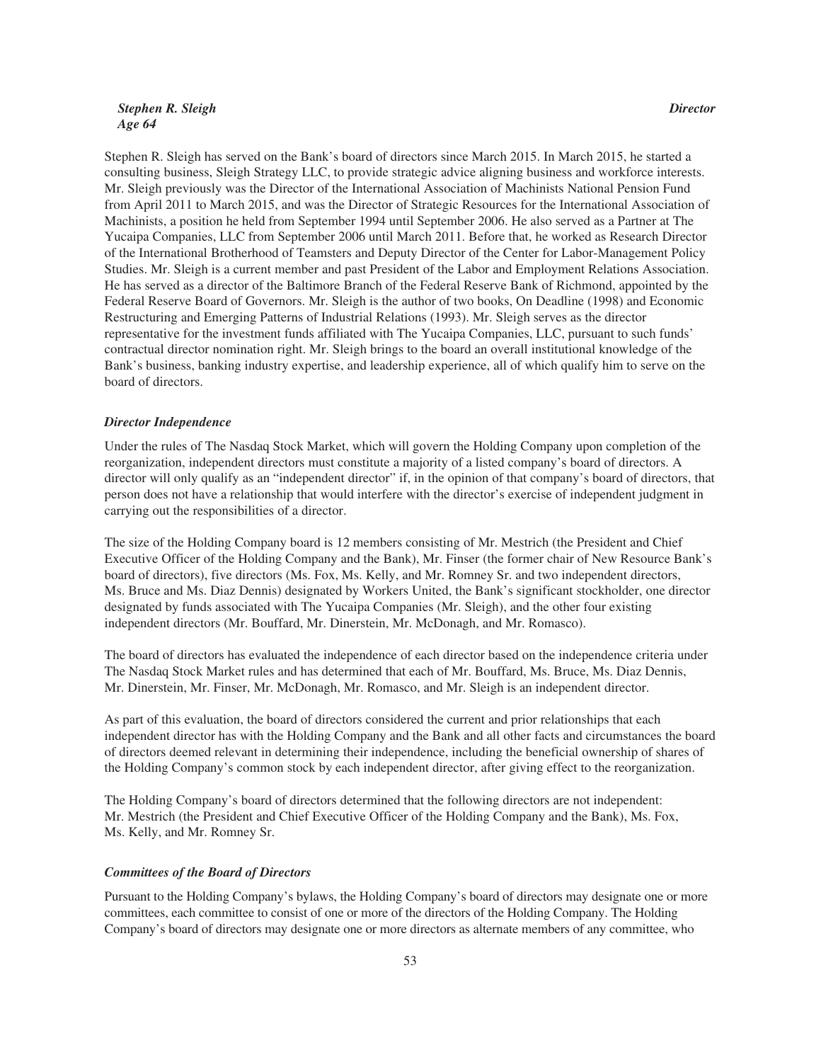***Stephen R. Sleigh*** ***Director***
***Age 64***

Stephen R. Sleigh has served on the Bank's board of directors since March 2015. In March 2015, he started a consulting business, Sleigh Strategy LLC, to provide strategic advice aligning business and workforce interests. Mr. Sleigh previously was the Director of the International Association of Machinists National Pension Fund from April 2011 to March 2015, and was the Director of Strategic Resources for the International Association of Machinists, a position he held from September 1994 until September 2006. He also served as a Partner at The Yucaipa Companies, LLC from September 2006 until March 2011. Before that, he worked as Research Director of the International Brotherhood of Teamsters and Deputy Director of the Center for Labor-Management Policy Studies. Mr. Sleigh is a current member and past President of the Labor and Employment Relations Association. He has served as a director of the Baltimore Branch of the Federal Reserve Bank of Richmond, appointed by the Federal Reserve Board of Governors. Mr. Sleigh is the author of two books, On Deadline (1998) and Economic Restructuring and Emerging Patterns of Industrial Relations (1993). Mr. Sleigh serves as the director representative for the investment funds affiliated with The Yucaipa Companies, LLC, pursuant to such funds' contractual director nomination right. Mr. Sleigh brings to the board an overall institutional knowledge of the Bank's business, banking industry expertise, and leadership experience, all of which qualify him to serve on the board of directors.

### *Director Independence*

Under the rules of The Nasdaq Stock Market, which will govern the Holding Company upon completion of the reorganization, independent directors must constitute a majority of a listed company's board of directors. A director will only qualify as an "independent director" if, in the opinion of that company's board of directors, that person does not have a relationship that would interfere with the director's exercise of independent judgment in carrying out the responsibilities of a director.

The size of the Holding Company board is 12 members consisting of Mr. Mestrich (the President and Chief Executive Officer of the Holding Company and the Bank), Mr. Finser (the former chair of New Resource Bank's board of directors), five directors (Ms. Fox, Ms. Kelly, and Mr. Romney Sr. and two independent directors, Ms. Bruce and Ms. Diaz Dennis) designated by Workers United, the Bank's significant stockholder, one director designated by funds associated with The Yucaipa Companies (Mr. Sleigh), and the other four existing independent directors (Mr. Bouffard, Mr. Dinerstein, Mr. McDonagh, and Mr. Romasco).

The board of directors has evaluated the independence of each director based on the independence criteria under The Nasdaq Stock Market rules and has determined that each of Mr. Bouffard, Ms. Bruce, Ms. Diaz Dennis, Mr. Dinerstein, Mr. Finser, Mr. McDonagh, Mr. Romasco, and Mr. Sleigh is an independent director.

As part of this evaluation, the board of directors considered the current and prior relationships that each independent director has with the Holding Company and the Bank and all other facts and circumstances the board of directors deemed relevant in determining their independence, including the beneficial ownership of shares of the Holding Company's common stock by each independent director, after giving effect to the reorganization.

The Holding Company's board of directors determined that the following directors are not independent: Mr. Mestrich (the President and Chief Executive Officer of the Holding Company and the Bank), Ms. Fox, Ms. Kelly, and Mr. Romney Sr.

### *Committees of the Board of Directors*

Pursuant to the Holding Company's bylaws, the Holding Company's board of directors may designate one or more committees, each committee to consist of one or more of the directors of the Holding Company. The Holding Company's board of directors may designate one or more directors as alternate members of any committee, who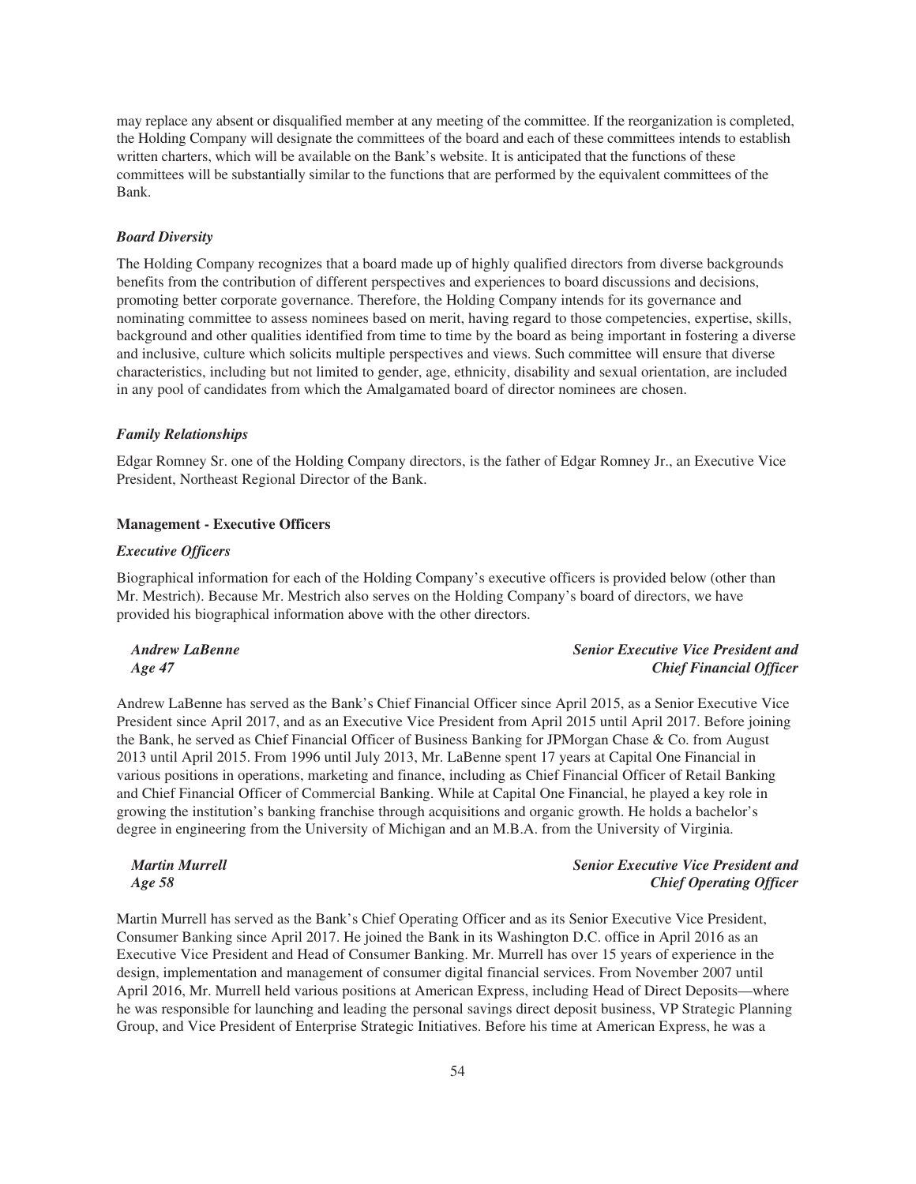may replace any absent or disqualified member at any meeting of the committee. If the reorganization is completed, the Holding Company will designate the committees of the board and each of these committees intends to establish written charters, which will be available on the Bank's website. It is anticipated that the functions of these committees will be substantially similar to the functions that are performed by the equivalent committees of the Bank.

***Board Diversity***

The Holding Company recognizes that a board made up of highly qualified directors from diverse backgrounds benefits from the contribution of different perspectives and experiences to board discussions and decisions, promoting better corporate governance. Therefore, the Holding Company intends for its governance and nominating committee to assess nominees based on merit, having regard to those competencies, expertise, skills, background and other qualities identified from time to time by the board as being important in fostering a diverse and inclusive, culture which solicits multiple perspectives and views. Such committee will ensure that diverse characteristics, including but not limited to gender, age, ethnicity, disability and sexual orientation, are included in any pool of candidates from which the Amalgamated board of director nominees are chosen.

***Family Relationships***

Edgar Romney Sr. one of the Holding Company directors, is the father of Edgar Romney Jr., an Executive Vice President, Northeast Regional Director of the Bank.

**Management - Executive Officers**

***Executive Officers***

Biographical information for each of the Holding Company's executive officers is provided below (other than Mr. Mestrich). Because Mr. Mestrich also serves on the Holding Company's board of directors, we have provided his biographical information above with the other directors.

***Andrew LaBenne*** — ***Senior Executive Vice President and Chief Financial Officer***
***Age 47***

Andrew LaBenne has served as the Bank's Chief Financial Officer since April 2015, as a Senior Executive Vice President since April 2017, and as an Executive Vice President from April 2015 until April 2017. Before joining the Bank, he served as Chief Financial Officer of Business Banking for JPMorgan Chase & Co. from August 2013 until April 2015. From 1996 until July 2013, Mr. LaBenne spent 17 years at Capital One Financial in various positions in operations, marketing and finance, including as Chief Financial Officer of Retail Banking and Chief Financial Officer of Commercial Banking. While at Capital One Financial, he played a key role in growing the institution's banking franchise through acquisitions and organic growth. He holds a bachelor's degree in engineering from the University of Michigan and an M.B.A. from the University of Virginia.

***Martin Murrell*** — ***Senior Executive Vice President and Chief Operating Officer***
***Age 58***

Martin Murrell has served as the Bank's Chief Operating Officer and as its Senior Executive Vice President, Consumer Banking since April 2017. He joined the Bank in its Washington D.C. office in April 2016 as an Executive Vice President and Head of Consumer Banking. Mr. Murrell has over 15 years of experience in the design, implementation and management of consumer digital financial services. From November 2007 until April 2016, Mr. Murrell held various positions at American Express, including Head of Direct Deposits—where he was responsible for launching and leading the personal savings direct deposit business, VP Strategic Planning Group, and Vice President of Enterprise Strategic Initiatives. Before his time at American Express, he was a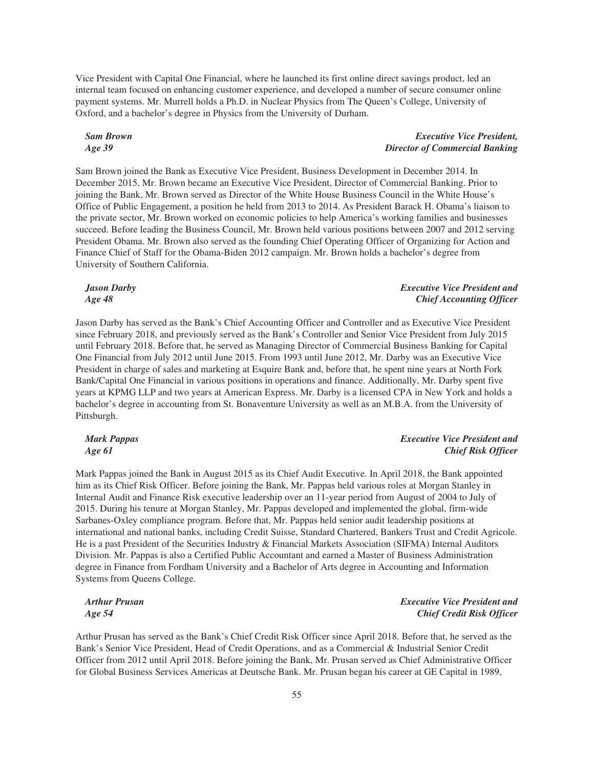Vice President with Capital One Financial, where he launched its first online direct savings product, led an internal team focused on enhancing customer experience, and developed a number of secure consumer online payment systems. Mr. Murrell holds a Ph.D. in Nuclear Physics from The Queen's College, University of Oxford, and a bachelor's degree in Physics from the University of Durham.

***Sam Brown***
***Age 39***

***Executive Vice President, Director of Commercial Banking***

Sam Brown joined the Bank as Executive Vice President, Business Development in December 2014. In December 2015, Mr. Brown became an Executive Vice President, Director of Commercial Banking. Prior to joining the Bank, Mr. Brown served as Director of the White House Business Council in the White House's Office of Public Engagement, a position he held from 2013 to 2014. As President Barack H. Obama's liaison to the private sector, Mr. Brown worked on economic policies to help America's working families and businesses succeed. Before leading the Business Council, Mr. Brown held various positions between 2007 and 2012 serving President Obama. Mr. Brown also served as the founding Chief Operating Officer of Organizing for Action and Finance Chief of Staff for the Obama-Biden 2012 campaign. Mr. Brown holds a bachelor's degree from University of Southern California.

***Jason Darby***
***Age 48***

***Executive Vice President and Chief Accounting Officer***

Jason Darby has served as the Bank's Chief Accounting Officer and Controller and as Executive Vice President since February 2018, and previously served as the Bank's Controller and Senior Vice President from July 2015 until February 2018. Before that, he served as Managing Director of Commercial Business Banking for Capital One Financial from July 2012 until June 2015. From 1993 until June 2012, Mr. Darby was an Executive Vice President in charge of sales and marketing at Esquire Bank and, before that, he spent nine years at North Fork Bank/Capital One Financial in various positions in operations and finance. Additionally, Mr. Darby spent five years at KPMG LLP and two years at American Express. Mr. Darby is a licensed CPA in New York and holds a bachelor's degree in accounting from St. Bonaventure University as well as an M.B.A. from the University of Pittsburgh.

***Mark Pappas***
***Age 61***

***Executive Vice President and Chief Risk Officer***

Mark Pappas joined the Bank in August 2015 as its Chief Audit Executive. In April 2018, the Bank appointed him as its Chief Risk Officer. Before joining the Bank, Mr. Pappas held various roles at Morgan Stanley in Internal Audit and Finance Risk executive leadership over an 11-year period from August of 2004 to July of 2015. During his tenure at Morgan Stanley, Mr. Pappas developed and implemented the global, firm-wide Sarbanes-Oxley compliance program. Before that, Mr. Pappas held senior audit leadership positions at international and national banks, including Credit Suisse, Standard Chartered, Bankers Trust and Credit Agricole. He is a past President of the Securities Industry & Financial Markets Association (SIFMA) Internal Auditors Division. Mr. Pappas is also a Certified Public Accountant and earned a Master of Business Administration degree in Finance from Fordham University and a Bachelor of Arts degree in Accounting and Information Systems from Queens College.

***Arthur Prusan***
***Age 54***

***Executive Vice President and Chief Credit Risk Officer***

Arthur Prusan has served as the Bank's Chief Credit Risk Officer since April 2018. Before that, he served as the Bank's Senior Vice President, Head of Credit Operations, and as a Commercial & Industrial Senior Credit Officer from 2012 until April 2018. Before joining the Bank, Mr. Prusan served as Chief Administrative Officer for Global Business Services Americas at Deutsche Bank. Mr. Prusan began his career at GE Capital in 1989,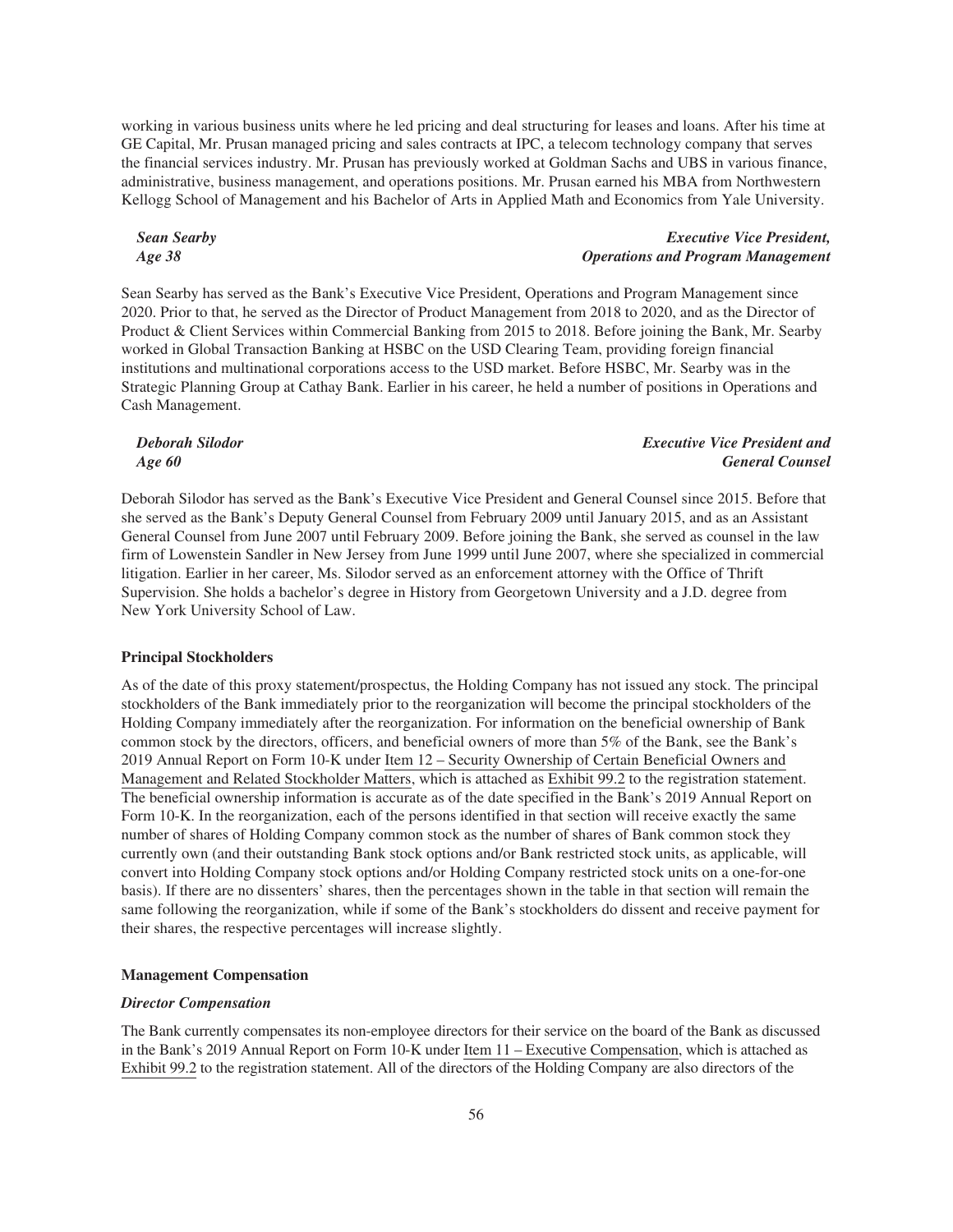working in various business units where he led pricing and deal structuring for leases and loans. After his time at GE Capital, Mr. Prusan managed pricing and sales contracts at IPC, a telecom technology company that serves the financial services industry. Mr. Prusan has previously worked at Goldman Sachs and UBS in various finance, administrative, business management, and operations positions. Mr. Prusan earned his MBA from Northwestern Kellogg School of Management and his Bachelor of Arts in Applied Math and Economics from Yale University.

***Sean Searby*** — ***Executive Vice President, Operations and Program Management***
***Age 38***

Sean Searby has served as the Bank's Executive Vice President, Operations and Program Management since 2020. Prior to that, he served as the Director of Product Management from 2018 to 2020, and as the Director of Product & Client Services within Commercial Banking from 2015 to 2018. Before joining the Bank, Mr. Searby worked in Global Transaction Banking at HSBC on the USD Clearing Team, providing foreign financial institutions and multinational corporations access to the USD market. Before HSBC, Mr. Searby was in the Strategic Planning Group at Cathay Bank. Earlier in his career, he held a number of positions in Operations and Cash Management.

***Deborah Silodor*** — ***Executive Vice President and General Counsel***
***Age 60***

Deborah Silodor has served as the Bank's Executive Vice President and General Counsel since 2015. Before that she served as the Bank's Deputy General Counsel from February 2009 until January 2015, and as an Assistant General Counsel from June 2007 until February 2009. Before joining the Bank, she served as counsel in the law firm of Lowenstein Sandler in New Jersey from June 1999 until June 2007, where she specialized in commercial litigation. Earlier in her career, Ms. Silodor served as an enforcement attorney with the Office of Thrift Supervision. She holds a bachelor's degree in History from Georgetown University and a J.D. degree from New York University School of Law.

**Principal Stockholders**

As of the date of this proxy statement/prospectus, the Holding Company has not issued any stock. The principal stockholders of the Bank immediately prior to the reorganization will become the principal stockholders of the Holding Company immediately after the reorganization. For information on the beneficial ownership of Bank common stock by the directors, officers, and beneficial owners of more than 5% of the Bank, see the Bank's 2019 Annual Report on Form 10-K under Item 12 – Security Ownership of Certain Beneficial Owners and Management and Related Stockholder Matters, which is attached as Exhibit 99.2 to the registration statement. The beneficial ownership information is accurate as of the date specified in the Bank's 2019 Annual Report on Form 10-K. In the reorganization, each of the persons identified in that section will receive exactly the same number of shares of Holding Company common stock as the number of shares of Bank common stock they currently own (and their outstanding Bank stock options and/or Bank restricted stock units, as applicable, will convert into Holding Company stock options and/or Holding Company restricted stock units on a one-for-one basis). If there are no dissenters' shares, then the percentages shown in the table in that section will remain the same following the reorganization, while if some of the Bank's stockholders do dissent and receive payment for their shares, the respective percentages will increase slightly.

**Management Compensation**

***Director Compensation***

The Bank currently compensates its non-employee directors for their service on the board of the Bank as discussed in the Bank's 2019 Annual Report on Form 10-K under Item 11 – Executive Compensation, which is attached as Exhibit 99.2 to the registration statement. All of the directors of the Holding Company are also directors of the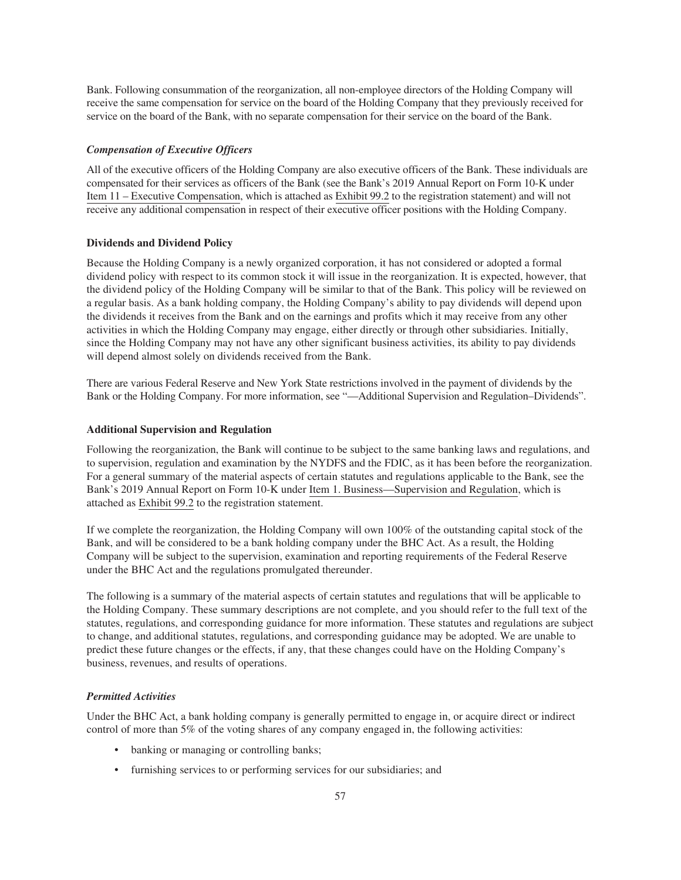Bank. Following consummation of the reorganization, all non-employee directors of the Holding Company will receive the same compensation for service on the board of the Holding Company that they previously received for service on the board of the Bank, with no separate compensation for their service on the board of the Bank.

***Compensation of Executive Officers***

All of the executive officers of the Holding Company are also executive officers of the Bank. These individuals are compensated for their services as officers of the Bank (see the Bank's 2019 Annual Report on Form 10-K under Item 11 – Executive Compensation, which is attached as Exhibit 99.2 to the registration statement) and will not receive any additional compensation in respect of their executive officer positions with the Holding Company.

**Dividends and Dividend Policy**

Because the Holding Company is a newly organized corporation, it has not considered or adopted a formal dividend policy with respect to its common stock it will issue in the reorganization. It is expected, however, that the dividend policy of the Holding Company will be similar to that of the Bank. This policy will be reviewed on a regular basis. As a bank holding company, the Holding Company's ability to pay dividends will depend upon the dividends it receives from the Bank and on the earnings and profits which it may receive from any other activities in which the Holding Company may engage, either directly or through other subsidiaries. Initially, since the Holding Company may not have any other significant business activities, its ability to pay dividends will depend almost solely on dividends received from the Bank.

There are various Federal Reserve and New York State restrictions involved in the payment of dividends by the Bank or the Holding Company. For more information, see "—Additional Supervision and Regulation–Dividends".

**Additional Supervision and Regulation**

Following the reorganization, the Bank will continue to be subject to the same banking laws and regulations, and to supervision, regulation and examination by the NYDFS and the FDIC, as it has been before the reorganization. For a general summary of the material aspects of certain statutes and regulations applicable to the Bank, see the Bank's 2019 Annual Report on Form 10-K under Item 1. Business—Supervision and Regulation, which is attached as Exhibit 99.2 to the registration statement.

If we complete the reorganization, the Holding Company will own 100% of the outstanding capital stock of the Bank, and will be considered to be a bank holding company under the BHC Act. As a result, the Holding Company will be subject to the supervision, examination and reporting requirements of the Federal Reserve under the BHC Act and the regulations promulgated thereunder.

The following is a summary of the material aspects of certain statutes and regulations that will be applicable to the Holding Company. These summary descriptions are not complete, and you should refer to the full text of the statutes, regulations, and corresponding guidance for more information. These statutes and regulations are subject to change, and additional statutes, regulations, and corresponding guidance may be adopted. We are unable to predict these future changes or the effects, if any, that these changes could have on the Holding Company's business, revenues, and results of operations.

***Permitted Activities***

Under the BHC Act, a bank holding company is generally permitted to engage in, or acquire direct or indirect control of more than 5% of the voting shares of any company engaged in, the following activities:

- banking or managing or controlling banks;
- furnishing services to or performing services for our subsidiaries; and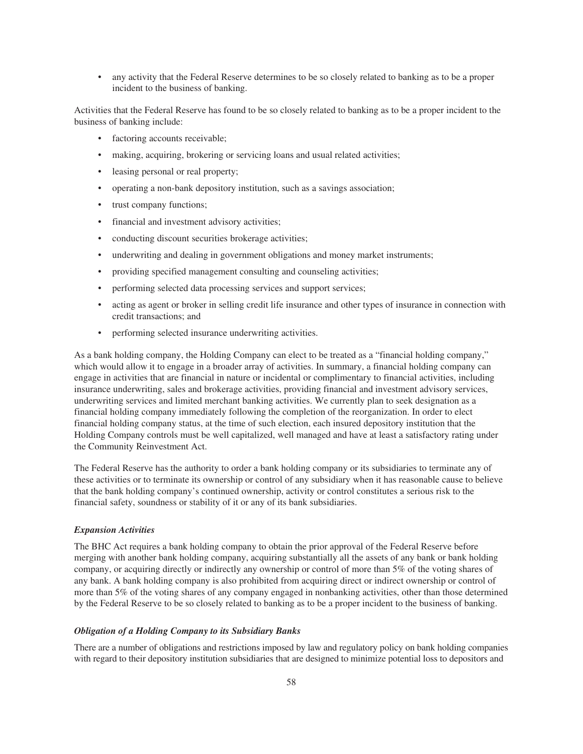- any activity that the Federal Reserve determines to be so closely related to banking as to be a proper incident to the business of banking.

Activities that the Federal Reserve has found to be so closely related to banking as to be a proper incident to the business of banking include:

- factoring accounts receivable;
- making, acquiring, brokering or servicing loans and usual related activities;
- leasing personal or real property;
- operating a non-bank depository institution, such as a savings association;
- trust company functions;
- financial and investment advisory activities;
- conducting discount securities brokerage activities;
- underwriting and dealing in government obligations and money market instruments;
- providing specified management consulting and counseling activities;
- performing selected data processing services and support services;
- acting as agent or broker in selling credit life insurance and other types of insurance in connection with credit transactions; and
- performing selected insurance underwriting activities.

As a bank holding company, the Holding Company can elect to be treated as a "financial holding company," which would allow it to engage in a broader array of activities. In summary, a financial holding company can engage in activities that are financial in nature or incidental or complimentary to financial activities, including insurance underwriting, sales and brokerage activities, providing financial and investment advisory services, underwriting services and limited merchant banking activities. We currently plan to seek designation as a financial holding company immediately following the completion of the reorganization. In order to elect financial holding company status, at the time of such election, each insured depository institution that the Holding Company controls must be well capitalized, well managed and have at least a satisfactory rating under the Community Reinvestment Act.

The Federal Reserve has the authority to order a bank holding company or its subsidiaries to terminate any of these activities or to terminate its ownership or control of any subsidiary when it has reasonable cause to believe that the bank holding company's continued ownership, activity or control constitutes a serious risk to the financial safety, soundness or stability of it or any of its bank subsidiaries.

***Expansion Activities***

The BHC Act requires a bank holding company to obtain the prior approval of the Federal Reserve before merging with another bank holding company, acquiring substantially all the assets of any bank or bank holding company, or acquiring directly or indirectly any ownership or control of more than 5% of the voting shares of any bank. A bank holding company is also prohibited from acquiring direct or indirect ownership or control of more than 5% of the voting shares of any company engaged in nonbanking activities, other than those determined by the Federal Reserve to be so closely related to banking as to be a proper incident to the business of banking.

***Obligation of a Holding Company to its Subsidiary Banks***

There are a number of obligations and restrictions imposed by law and regulatory policy on bank holding companies with regard to their depository institution subsidiaries that are designed to minimize potential loss to depositors and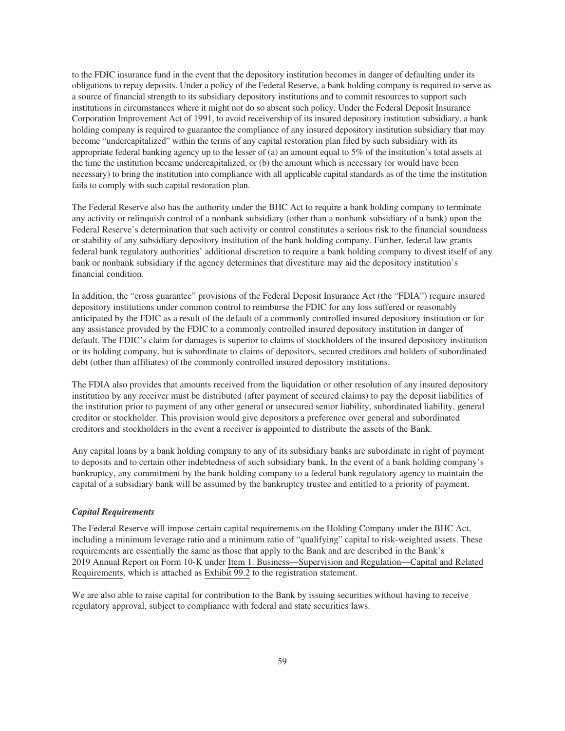to the FDIC insurance fund in the event that the depository institution becomes in danger of defaulting under its obligations to repay deposits. Under a policy of the Federal Reserve, a bank holding company is required to serve as a source of financial strength to its subsidiary depository institutions and to commit resources to support such institutions in circumstances where it might not do so absent such policy. Under the Federal Deposit Insurance Corporation Improvement Act of 1991, to avoid receivership of its insured depository institution subsidiary, a bank holding company is required to guarantee the compliance of any insured depository institution subsidiary that may become "undercapitalized" within the terms of any capital restoration plan filed by such subsidiary with its appropriate federal banking agency up to the lesser of (a) an amount equal to 5% of the institution's total assets at the time the institution became undercapitalized, or (b) the amount which is necessary (or would have been necessary) to bring the institution into compliance with all applicable capital standards as of the time the institution fails to comply with such capital restoration plan.

The Federal Reserve also has the authority under the BHC Act to require a bank holding company to terminate any activity or relinquish control of a nonbank subsidiary (other than a nonbank subsidiary of a bank) upon the Federal Reserve's determination that such activity or control constitutes a serious risk to the financial soundness or stability of any subsidiary depository institution of the bank holding company. Further, federal law grants federal bank regulatory authorities' additional discretion to require a bank holding company to divest itself of any bank or nonbank subsidiary if the agency determines that divestiture may aid the depository institution's financial condition.

In addition, the "cross guarantee" provisions of the Federal Deposit Insurance Act (the "FDIA") require insured depository institutions under common control to reimburse the FDIC for any loss suffered or reasonably anticipated by the FDIC as a result of the default of a commonly controlled insured depository institution or for any assistance provided by the FDIC to a commonly controlled insured depository institution in danger of default. The FDIC's claim for damages is superior to claims of stockholders of the insured depository institution or its holding company, but is subordinate to claims of depositors, secured creditors and holders of subordinated debt (other than affiliates) of the commonly controlled insured depository institutions.

The FDIA also provides that amounts received from the liquidation or other resolution of any insured depository institution by any receiver must be distributed (after payment of secured claims) to pay the deposit liabilities of the institution prior to payment of any other general or unsecured senior liability, subordinated liability, general creditor or stockholder. This provision would give depositors a preference over general and subordinated creditors and stockholders in the event a receiver is appointed to distribute the assets of the Bank.

Any capital loans by a bank holding company to any of its subsidiary banks are subordinate in right of payment to deposits and to certain other indebtedness of such subsidiary bank. In the event of a bank holding company's bankruptcy, any commitment by the bank holding company to a federal bank regulatory agency to maintain the capital of a subsidiary bank will be assumed by the bankruptcy trustee and entitled to a priority of payment.

***Capital Requirements***

The Federal Reserve will impose certain capital requirements on the Holding Company under the BHC Act, including a minimum leverage ratio and a minimum ratio of "qualifying" capital to risk-weighted assets. These requirements are essentially the same as those that apply to the Bank and are described in the Bank's 2019 Annual Report on Form 10-K under Item 1. Business—Supervision and Regulation—Capital and Related Requirements, which is attached as Exhibit 99.2 to the registration statement.

We are also able to raise capital for contribution to the Bank by issuing securities without having to receive regulatory approval, subject to compliance with federal and state securities laws.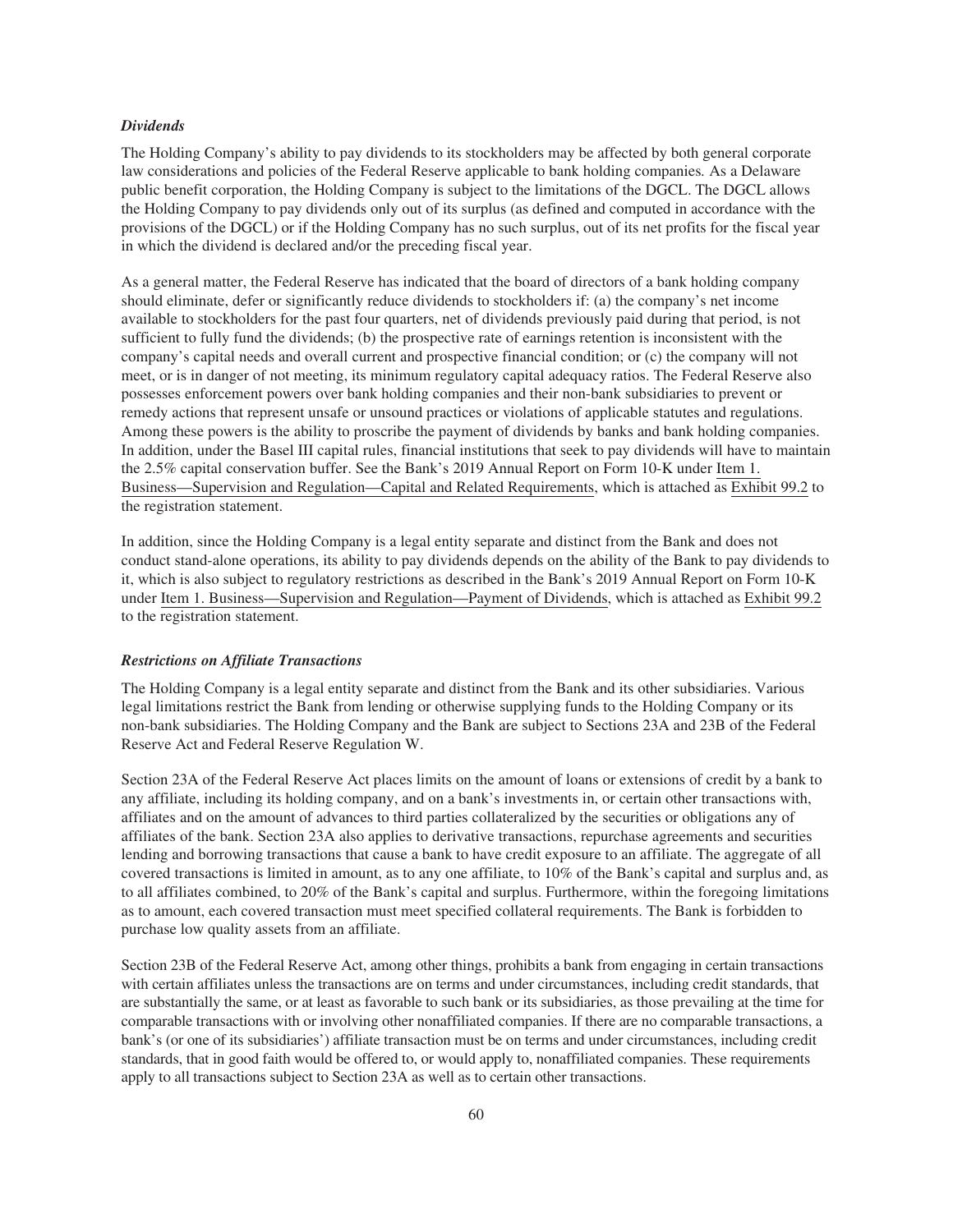### *Dividends*

The Holding Company's ability to pay dividends to its stockholders may be affected by both general corporate law considerations and policies of the Federal Reserve applicable to bank holding companies. As a Delaware public benefit corporation, the Holding Company is subject to the limitations of the DGCL. The DGCL allows the Holding Company to pay dividends only out of its surplus (as defined and computed in accordance with the provisions of the DGCL) or if the Holding Company has no such surplus, out of its net profits for the fiscal year in which the dividend is declared and/or the preceding fiscal year.

As a general matter, the Federal Reserve has indicated that the board of directors of a bank holding company should eliminate, defer or significantly reduce dividends to stockholders if: (a) the company's net income available to stockholders for the past four quarters, net of dividends previously paid during that period, is not sufficient to fully fund the dividends; (b) the prospective rate of earnings retention is inconsistent with the company's capital needs and overall current and prospective financial condition; or (c) the company will not meet, or is in danger of not meeting, its minimum regulatory capital adequacy ratios. The Federal Reserve also possesses enforcement powers over bank holding companies and their non-bank subsidiaries to prevent or remedy actions that represent unsafe or unsound practices or violations of applicable statutes and regulations. Among these powers is the ability to proscribe the payment of dividends by banks and bank holding companies. In addition, under the Basel III capital rules, financial institutions that seek to pay dividends will have to maintain the 2.5% capital conservation buffer. See the Bank's 2019 Annual Report on Form 10-K under Item 1. Business—Supervision and Regulation—Capital and Related Requirements, which is attached as Exhibit 99.2 to the registration statement.

In addition, since the Holding Company is a legal entity separate and distinct from the Bank and does not conduct stand-alone operations, its ability to pay dividends depends on the ability of the Bank to pay dividends to it, which is also subject to regulatory restrictions as described in the Bank's 2019 Annual Report on Form 10-K under Item 1. Business—Supervision and Regulation—Payment of Dividends, which is attached as Exhibit 99.2 to the registration statement.

### *Restrictions on Affiliate Transactions*

The Holding Company is a legal entity separate and distinct from the Bank and its other subsidiaries. Various legal limitations restrict the Bank from lending or otherwise supplying funds to the Holding Company or its non-bank subsidiaries. The Holding Company and the Bank are subject to Sections 23A and 23B of the Federal Reserve Act and Federal Reserve Regulation W.

Section 23A of the Federal Reserve Act places limits on the amount of loans or extensions of credit by a bank to any affiliate, including its holding company, and on a bank's investments in, or certain other transactions with, affiliates and on the amount of advances to third parties collateralized by the securities or obligations any of affiliates of the bank. Section 23A also applies to derivative transactions, repurchase agreements and securities lending and borrowing transactions that cause a bank to have credit exposure to an affiliate. The aggregate of all covered transactions is limited in amount, as to any one affiliate, to 10% of the Bank's capital and surplus and, as to all affiliates combined, to 20% of the Bank's capital and surplus. Furthermore, within the foregoing limitations as to amount, each covered transaction must meet specified collateral requirements. The Bank is forbidden to purchase low quality assets from an affiliate.

Section 23B of the Federal Reserve Act, among other things, prohibits a bank from engaging in certain transactions with certain affiliates unless the transactions are on terms and under circumstances, including credit standards, that are substantially the same, or at least as favorable to such bank or its subsidiaries, as those prevailing at the time for comparable transactions with or involving other nonaffiliated companies. If there are no comparable transactions, a bank's (or one of its subsidiaries') affiliate transaction must be on terms and under circumstances, including credit standards, that in good faith would be offered to, or would apply to, nonaffiliated companies. These requirements apply to all transactions subject to Section 23A as well as to certain other transactions.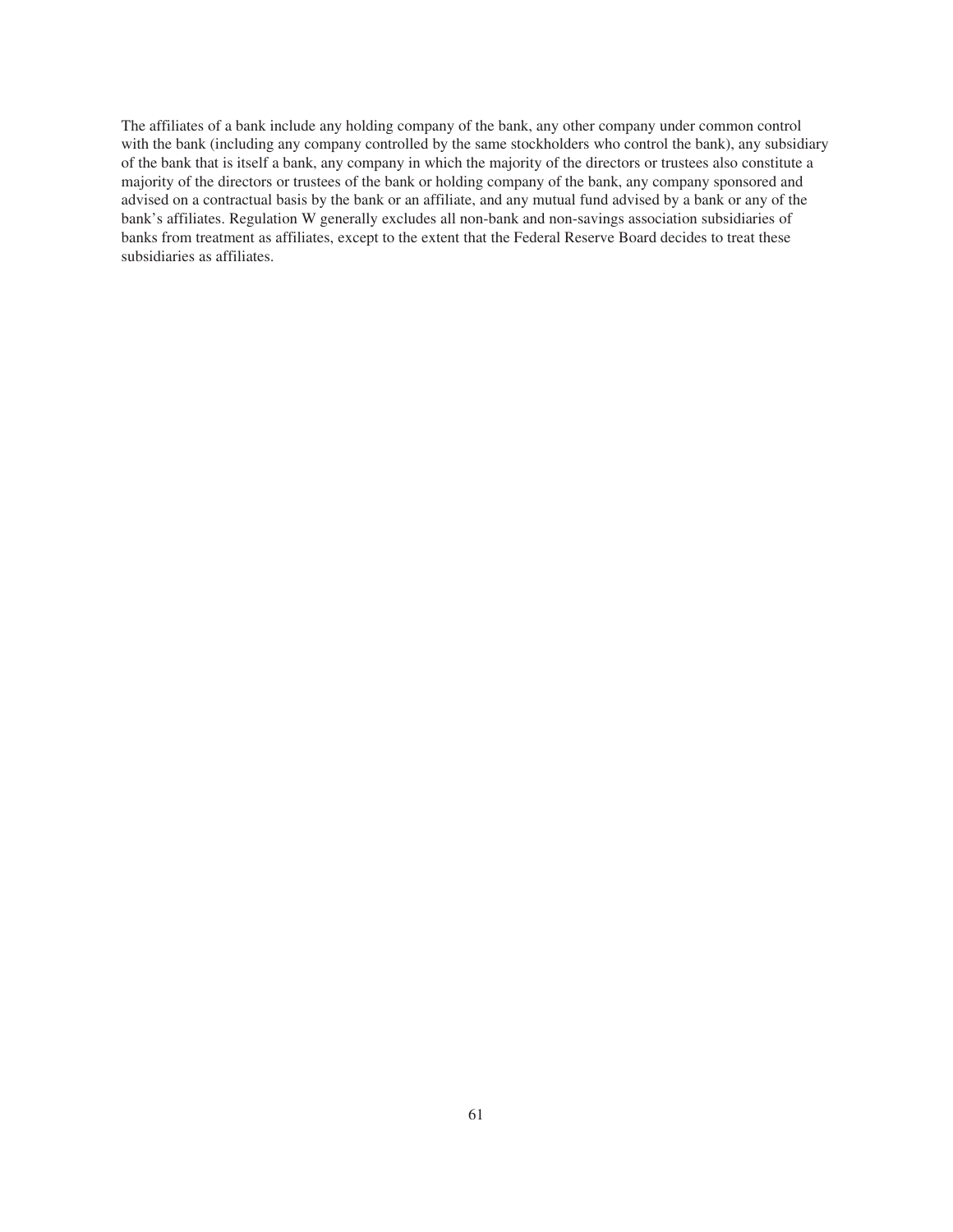The affiliates of a bank include any holding company of the bank, any other company under common control with the bank (including any company controlled by the same stockholders who control the bank), any subsidiary of the bank that is itself a bank, any company in which the majority of the directors or trustees also constitute a majority of the directors or trustees of the bank or holding company of the bank, any company sponsored and advised on a contractual basis by the bank or an affiliate, and any mutual fund advised by a bank or any of the bank's affiliates. Regulation W generally excludes all non-bank and non-savings association subsidiaries of banks from treatment as affiliates, except to the extent that the Federal Reserve Board decides to treat these subsidiaries as affiliates.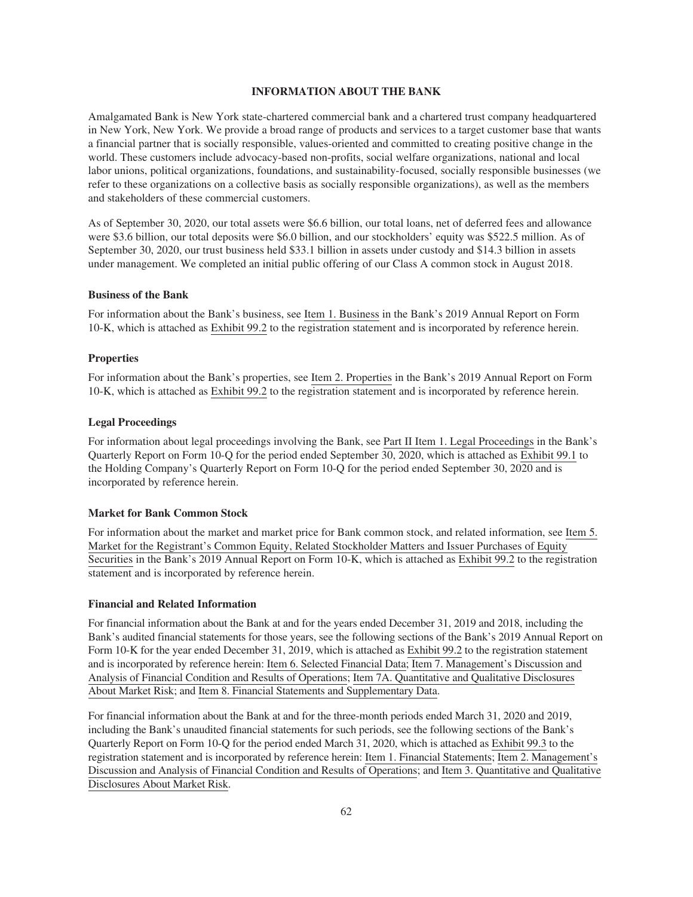## INFORMATION ABOUT THE BANK

Amalgamated Bank is New York state-chartered commercial bank and a chartered trust company headquartered in New York, New York. We provide a broad range of products and services to a target customer base that wants a financial partner that is socially responsible, values-oriented and committed to creating positive change in the world. These customers include advocacy-based non-profits, social welfare organizations, national and local labor unions, political organizations, foundations, and sustainability-focused, socially responsible businesses (we refer to these organizations on a collective basis as socially responsible organizations), as well as the members and stakeholders of these commercial customers.

As of September 30, 2020, our total assets were $6.6 billion, our total loans, net of deferred fees and allowance were $3.6 billion, our total deposits were $6.0 billion, and our stockholders' equity was $522.5 million. As of September 30, 2020, our trust business held $33.1 billion in assets under custody and $14.3 billion in assets under management. We completed an initial public offering of our Class A common stock in August 2018.

### Business of the Bank

For information about the Bank's business, see Item 1. Business in the Bank's 2019 Annual Report on Form 10-K, which is attached as Exhibit 99.2 to the registration statement and is incorporated by reference herein.

### Properties

For information about the Bank's properties, see Item 2. Properties in the Bank's 2019 Annual Report on Form 10-K, which is attached as Exhibit 99.2 to the registration statement and is incorporated by reference herein.

### Legal Proceedings

For information about legal proceedings involving the Bank, see Part II Item 1. Legal Proceedings in the Bank's Quarterly Report on Form 10-Q for the period ended September 30, 2020, which is attached as Exhibit 99.1 to the Holding Company's Quarterly Report on Form 10-Q for the period ended September 30, 2020 and is incorporated by reference herein.

### Market for Bank Common Stock

For information about the market and market price for Bank common stock, and related information, see Item 5. Market for the Registrant's Common Equity, Related Stockholder Matters and Issuer Purchases of Equity Securities in the Bank's 2019 Annual Report on Form 10-K, which is attached as Exhibit 99.2 to the registration statement and is incorporated by reference herein.

### Financial and Related Information

For financial information about the Bank at and for the years ended December 31, 2019 and 2018, including the Bank's audited financial statements for those years, see the following sections of the Bank's 2019 Annual Report on Form 10-K for the year ended December 31, 2019, which is attached as Exhibit 99.2 to the registration statement and is incorporated by reference herein: Item 6. Selected Financial Data; Item 7. Management's Discussion and Analysis of Financial Condition and Results of Operations; Item 7A. Quantitative and Qualitative Disclosures About Market Risk; and Item 8. Financial Statements and Supplementary Data.

For financial information about the Bank at and for the three-month periods ended March 31, 2020 and 2019, including the Bank's unaudited financial statements for such periods, see the following sections of the Bank's Quarterly Report on Form 10-Q for the period ended March 31, 2020, which is attached as Exhibit 99.3 to the registration statement and is incorporated by reference herein: Item 1. Financial Statements; Item 2. Management's Discussion and Analysis of Financial Condition and Results of Operations; and Item 3. Quantitative and Qualitative Disclosures About Market Risk.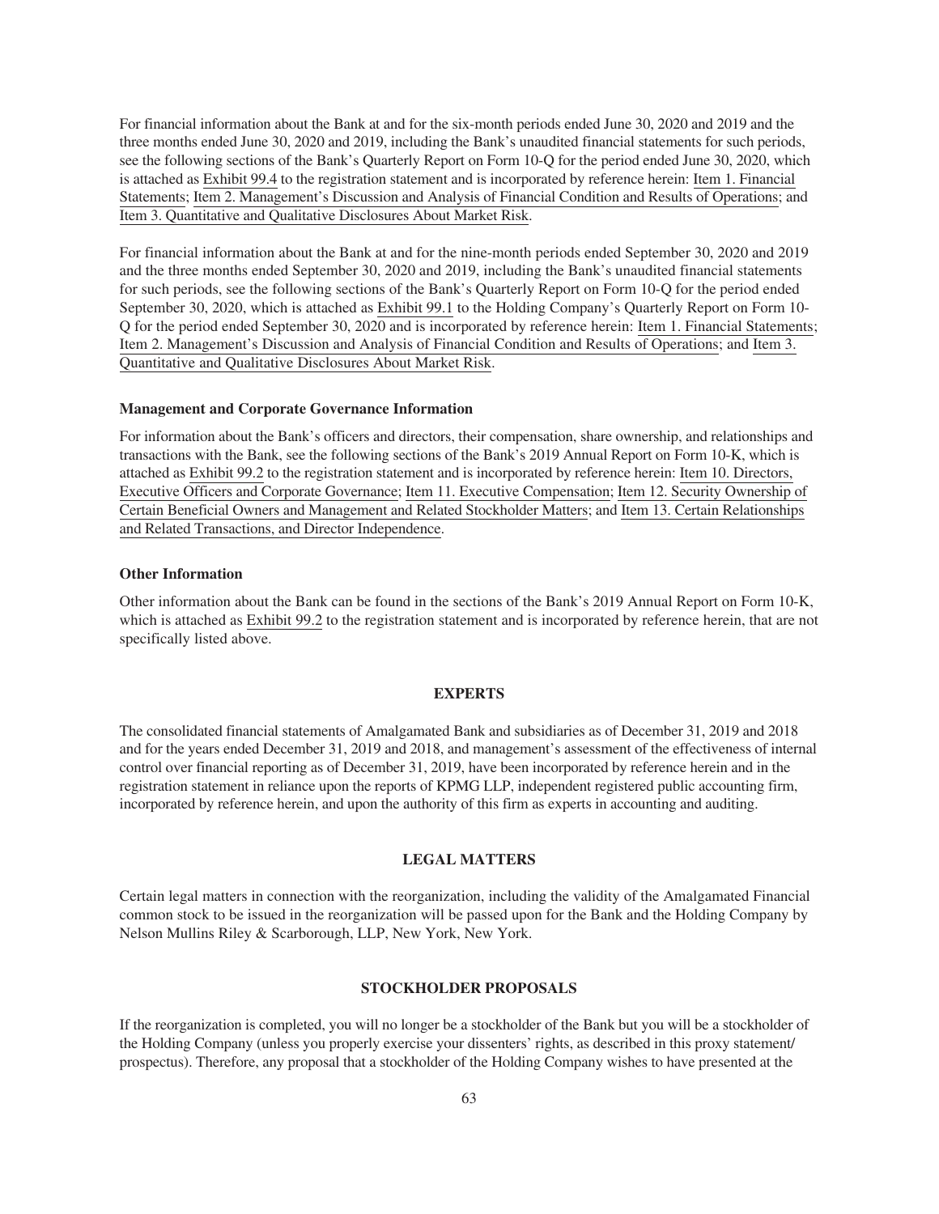For financial information about the Bank at and for the six-month periods ended June 30, 2020 and 2019 and the three months ended June 30, 2020 and 2019, including the Bank's unaudited financial statements for such periods, see the following sections of the Bank's Quarterly Report on Form 10-Q for the period ended June 30, 2020, which is attached as Exhibit 99.4 to the registration statement and is incorporated by reference herein: Item 1. Financial Statements; Item 2. Management's Discussion and Analysis of Financial Condition and Results of Operations; and Item 3. Quantitative and Qualitative Disclosures About Market Risk.

For financial information about the Bank at and for the nine-month periods ended September 30, 2020 and 2019 and the three months ended September 30, 2020 and 2019, including the Bank's unaudited financial statements for such periods, see the following sections of the Bank's Quarterly Report on Form 10-Q for the period ended September 30, 2020, which is attached as Exhibit 99.1 to the Holding Company's Quarterly Report on Form 10-Q for the period ended September 30, 2020 and is incorporated by reference herein: Item 1. Financial Statements; Item 2. Management's Discussion and Analysis of Financial Condition and Results of Operations; and Item 3. Quantitative and Qualitative Disclosures About Market Risk.

**Management and Corporate Governance Information**

For information about the Bank's officers and directors, their compensation, share ownership, and relationships and transactions with the Bank, see the following sections of the Bank's 2019 Annual Report on Form 10-K, which is attached as Exhibit 99.2 to the registration statement and is incorporated by reference herein: Item 10. Directors, Executive Officers and Corporate Governance; Item 11. Executive Compensation; Item 12. Security Ownership of Certain Beneficial Owners and Management and Related Stockholder Matters; and Item 13. Certain Relationships and Related Transactions, and Director Independence.

**Other Information**

Other information about the Bank can be found in the sections of the Bank's 2019 Annual Report on Form 10-K, which is attached as Exhibit 99.2 to the registration statement and is incorporated by reference herein, that are not specifically listed above.

## EXPERTS

The consolidated financial statements of Amalgamated Bank and subsidiaries as of December 31, 2019 and 2018 and for the years ended December 31, 2019 and 2018, and management's assessment of the effectiveness of internal control over financial reporting as of December 31, 2019, have been incorporated by reference herein and in the registration statement in reliance upon the reports of KPMG LLP, independent registered public accounting firm, incorporated by reference herein, and upon the authority of this firm as experts in accounting and auditing.

## LEGAL MATTERS

Certain legal matters in connection with the reorganization, including the validity of the Amalgamated Financial common stock to be issued in the reorganization will be passed upon for the Bank and the Holding Company by Nelson Mullins Riley & Scarborough, LLP, New York, New York.

## STOCKHOLDER PROPOSALS

If the reorganization is completed, you will no longer be a stockholder of the Bank but you will be a stockholder of the Holding Company (unless you properly exercise your dissenters' rights, as described in this proxy statement/prospectus). Therefore, any proposal that a stockholder of the Holding Company wishes to have presented at the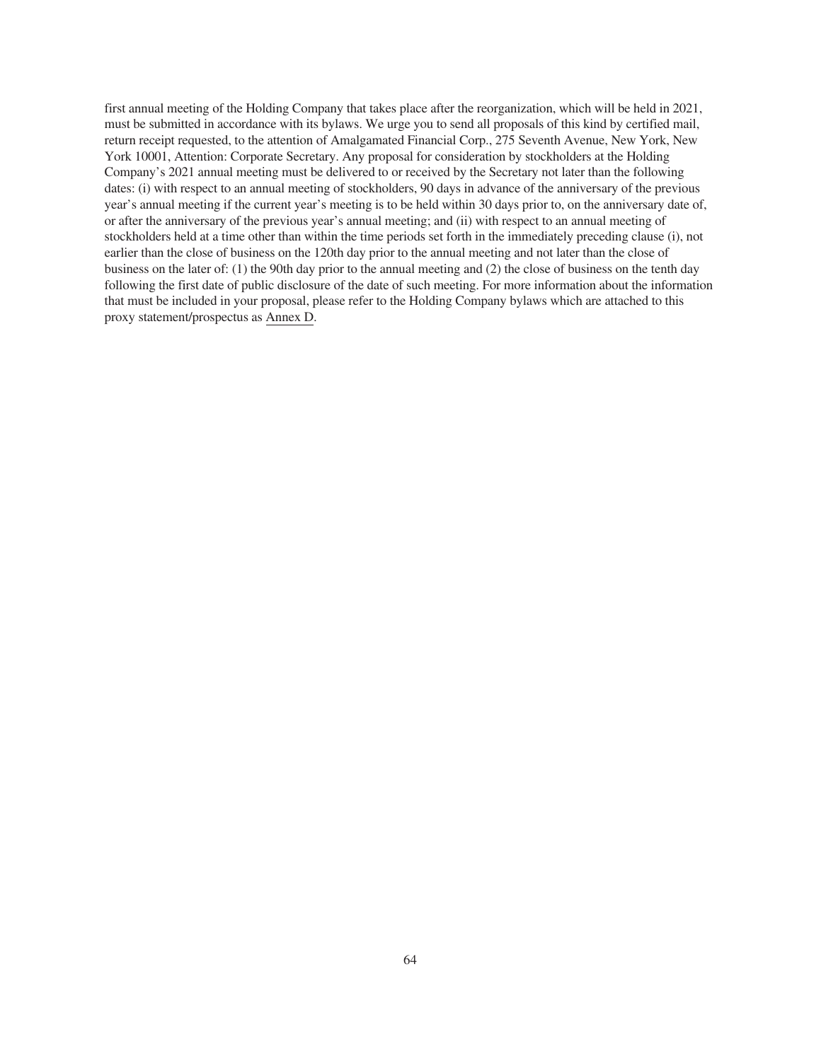first annual meeting of the Holding Company that takes place after the reorganization, which will be held in 2021, must be submitted in accordance with its bylaws. We urge you to send all proposals of this kind by certified mail, return receipt requested, to the attention of Amalgamated Financial Corp., 275 Seventh Avenue, New York, New York 10001, Attention: Corporate Secretary. Any proposal for consideration by stockholders at the Holding Company's 2021 annual meeting must be delivered to or received by the Secretary not later than the following dates: (i) with respect to an annual meeting of stockholders, 90 days in advance of the anniversary of the previous year's annual meeting if the current year's meeting is to be held within 30 days prior to, on the anniversary date of, or after the anniversary of the previous year's annual meeting; and (ii) with respect to an annual meeting of stockholders held at a time other than within the time periods set forth in the immediately preceding clause (i), not earlier than the close of business on the 120th day prior to the annual meeting and not later than the close of business on the later of: (1) the 90th day prior to the annual meeting and (2) the close of business on the tenth day following the first date of public disclosure of the date of such meeting. For more information about the information that must be included in your proposal, please refer to the Holding Company bylaws which are attached to this proxy statement/prospectus as Annex D.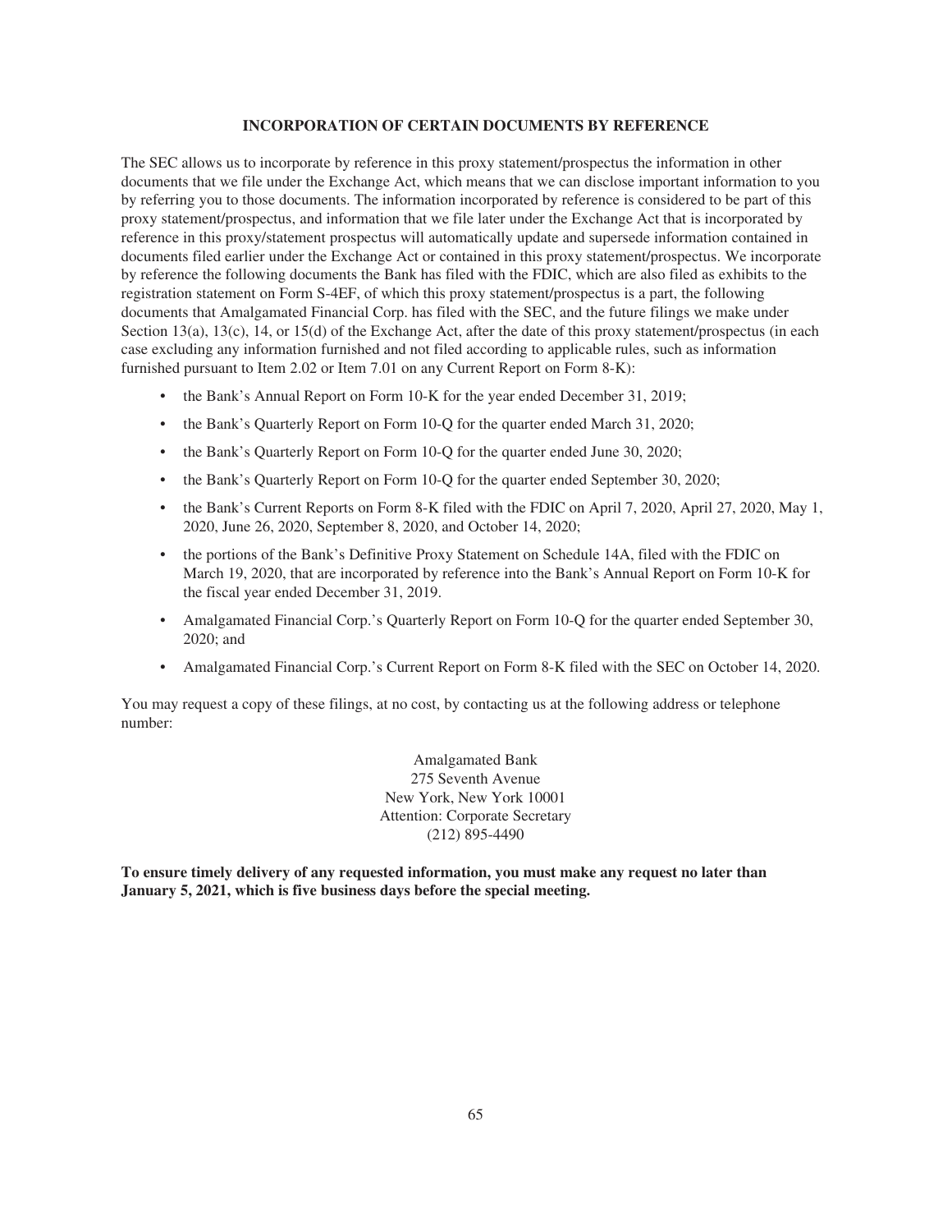## INCORPORATION OF CERTAIN DOCUMENTS BY REFERENCE

The SEC allows us to incorporate by reference in this proxy statement/prospectus the information in other documents that we file under the Exchange Act, which means that we can disclose important information to you by referring you to those documents. The information incorporated by reference is considered to be part of this proxy statement/prospectus, and information that we file later under the Exchange Act that is incorporated by reference in this proxy/statement prospectus will automatically update and supersede information contained in documents filed earlier under the Exchange Act or contained in this proxy statement/prospectus. We incorporate by reference the following documents the Bank has filed with the FDIC, which are also filed as exhibits to the registration statement on Form S-4EF, of which this proxy statement/prospectus is a part, the following documents that Amalgamated Financial Corp. has filed with the SEC, and the future filings we make under Section 13(a), 13(c), 14, or 15(d) of the Exchange Act, after the date of this proxy statement/prospectus (in each case excluding any information furnished and not filed according to applicable rules, such as information furnished pursuant to Item 2.02 or Item 7.01 on any Current Report on Form 8-K):

- the Bank's Annual Report on Form 10-K for the year ended December 31, 2019;
- the Bank's Quarterly Report on Form 10-Q for the quarter ended March 31, 2020;
- the Bank's Quarterly Report on Form 10-Q for the quarter ended June 30, 2020;
- the Bank's Quarterly Report on Form 10-Q for the quarter ended September 30, 2020;
- the Bank's Current Reports on Form 8-K filed with the FDIC on April 7, 2020, April 27, 2020, May 1, 2020, June 26, 2020, September 8, 2020, and October 14, 2020;
- the portions of the Bank's Definitive Proxy Statement on Schedule 14A, filed with the FDIC on March 19, 2020, that are incorporated by reference into the Bank's Annual Report on Form 10-K for the fiscal year ended December 31, 2019.
- Amalgamated Financial Corp.'s Quarterly Report on Form 10-Q for the quarter ended September 30, 2020; and
- Amalgamated Financial Corp.'s Current Report on Form 8-K filed with the SEC on October 14, 2020.

You may request a copy of these filings, at no cost, by contacting us at the following address or telephone number:

Amalgamated Bank
275 Seventh Avenue
New York, New York 10001
Attention: Corporate Secretary
(212) 895-4490

**To ensure timely delivery of any requested information, you must make any request no later than January 5, 2021, which is five business days before the special meeting.**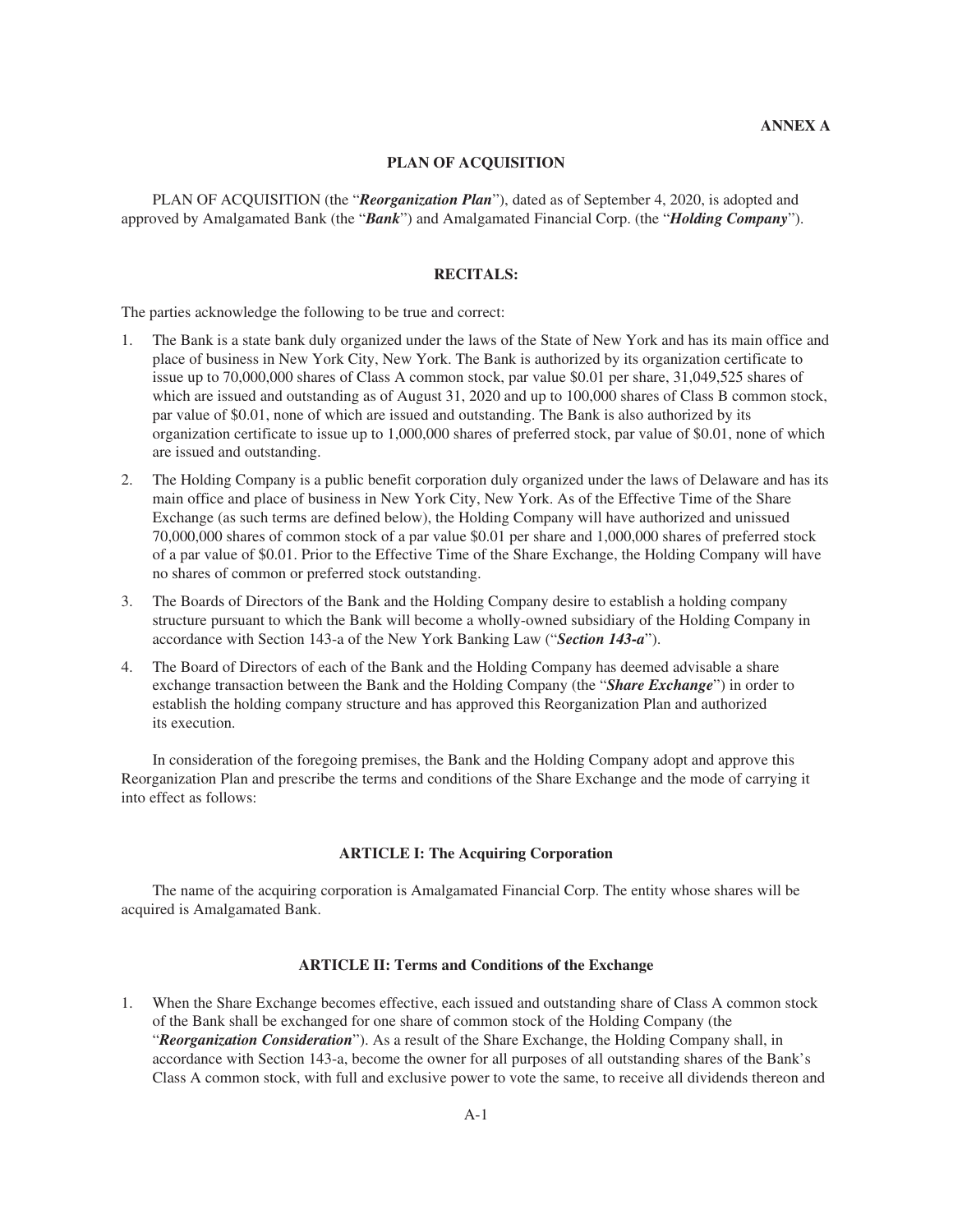**ANNEX A**

# PLAN OF ACQUISITION

PLAN OF ACQUISITION (the "***Reorganization Plan***"), dated as of September 4, 2020, is adopted and approved by Amalgamated Bank (the "***Bank***") and Amalgamated Financial Corp. (the "***Holding Company***").

## RECITALS:

The parties acknowledge the following to be true and correct:

1. The Bank is a state bank duly organized under the laws of the State of New York and has its main office and place of business in New York City, New York. The Bank is authorized by its organization certificate to issue up to 70,000,000 shares of Class A common stock, par value $0.01 per share, 31,049,525 shares of which are issued and outstanding as of August 31, 2020 and up to 100,000 shares of Class B common stock, par value of $0.01, none of which are issued and outstanding. The Bank is also authorized by its organization certificate to issue up to 1,000,000 shares of preferred stock, par value of $0.01, none of which are issued and outstanding.
2. The Holding Company is a public benefit corporation duly organized under the laws of Delaware and has its main office and place of business in New York City, New York. As of the Effective Time of the Share Exchange (as such terms are defined below), the Holding Company will have authorized and unissued 70,000,000 shares of common stock of a par value $0.01 per share and 1,000,000 shares of preferred stock of a par value of $0.01. Prior to the Effective Time of the Share Exchange, the Holding Company will have no shares of common or preferred stock outstanding.
3. The Boards of Directors of the Bank and the Holding Company desire to establish a holding company structure pursuant to which the Bank will become a wholly-owned subsidiary of the Holding Company in accordance with Section 143-a of the New York Banking Law ("***Section 143-a***").
4. The Board of Directors of each of the Bank and the Holding Company has deemed advisable a share exchange transaction between the Bank and the Holding Company (the "***Share Exchange***") in order to establish the holding company structure and has approved this Reorganization Plan and authorized its execution.

In consideration of the foregoing premises, the Bank and the Holding Company adopt and approve this Reorganization Plan and prescribe the terms and conditions of the Share Exchange and the mode of carrying it into effect as follows:

## ARTICLE I: The Acquiring Corporation

The name of the acquiring corporation is Amalgamated Financial Corp. The entity whose shares will be acquired is Amalgamated Bank.

## ARTICLE II: Terms and Conditions of the Exchange

1. When the Share Exchange becomes effective, each issued and outstanding share of Class A common stock of the Bank shall be exchanged for one share of common stock of the Holding Company (the "***Reorganization Consideration***"). As a result of the Share Exchange, the Holding Company shall, in accordance with Section 143-a, become the owner for all purposes of all outstanding shares of the Bank's Class A common stock, with full and exclusive power to vote the same, to receive all dividends thereon and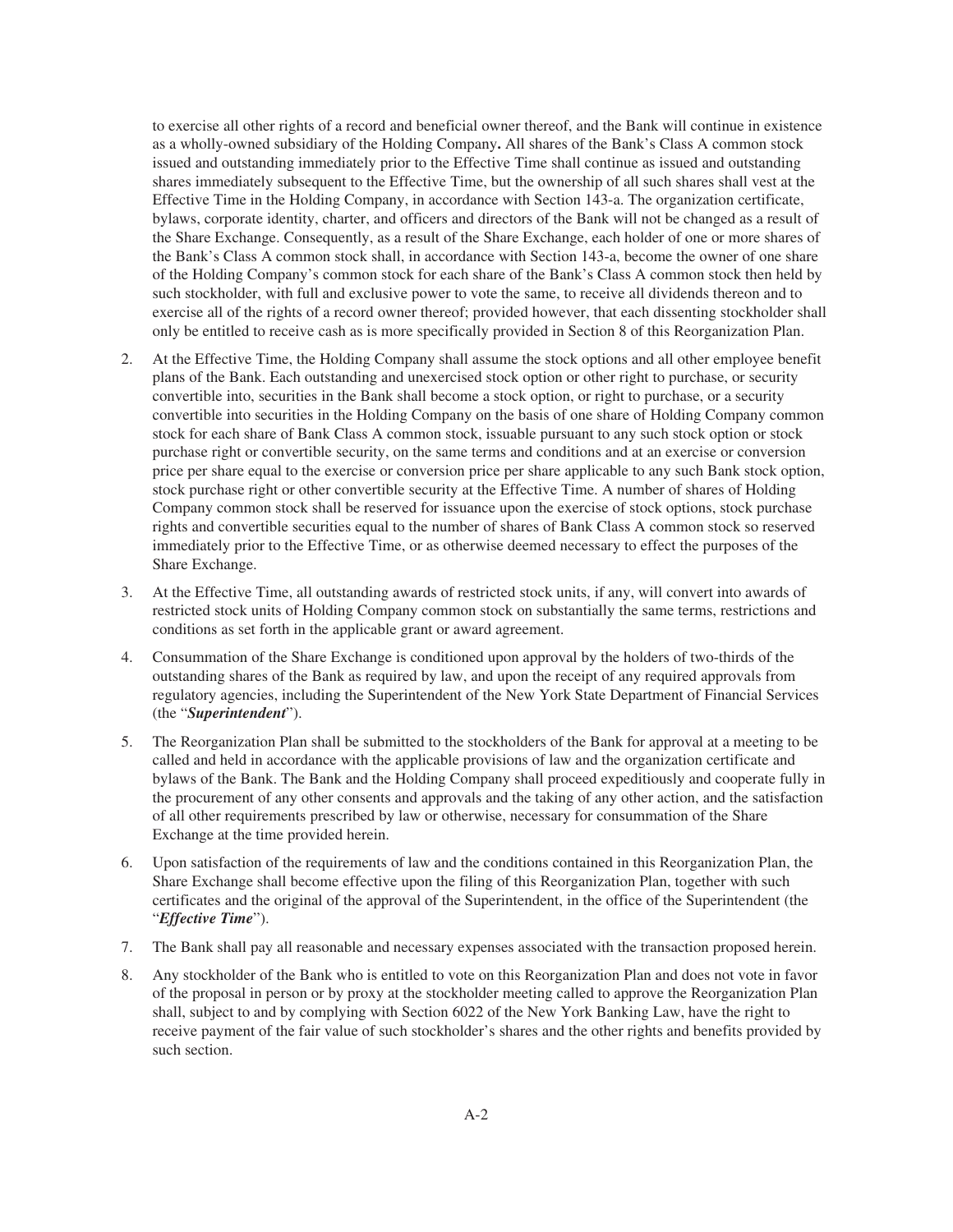to exercise all other rights of a record and beneficial owner thereof, and the Bank will continue in existence as a wholly-owned subsidiary of the Holding Company**.** All shares of the Bank's Class A common stock issued and outstanding immediately prior to the Effective Time shall continue as issued and outstanding shares immediately subsequent to the Effective Time, but the ownership of all such shares shall vest at the Effective Time in the Holding Company, in accordance with Section 143-a. The organization certificate, bylaws, corporate identity, charter, and officers and directors of the Bank will not be changed as a result of the Share Exchange. Consequently, as a result of the Share Exchange, each holder of one or more shares of the Bank's Class A common stock shall, in accordance with Section 143-a, become the owner of one share of the Holding Company's common stock for each share of the Bank's Class A common stock then held by such stockholder, with full and exclusive power to vote the same, to receive all dividends thereon and to exercise all of the rights of a record owner thereof; provided however, that each dissenting stockholder shall only be entitled to receive cash as is more specifically provided in Section 8 of this Reorganization Plan.

2. At the Effective Time, the Holding Company shall assume the stock options and all other employee benefit plans of the Bank. Each outstanding and unexercised stock option or other right to purchase, or security convertible into, securities in the Bank shall become a stock option, or right to purchase, or a security convertible into securities in the Holding Company on the basis of one share of Holding Company common stock for each share of Bank Class A common stock, issuable pursuant to any such stock option or stock purchase right or convertible security, on the same terms and conditions and at an exercise or conversion price per share equal to the exercise or conversion price per share applicable to any such Bank stock option, stock purchase right or other convertible security at the Effective Time. A number of shares of Holding Company common stock shall be reserved for issuance upon the exercise of stock options, stock purchase rights and convertible securities equal to the number of shares of Bank Class A common stock so reserved immediately prior to the Effective Time, or as otherwise deemed necessary to effect the purposes of the Share Exchange.

3. At the Effective Time, all outstanding awards of restricted stock units, if any, will convert into awards of restricted stock units of Holding Company common stock on substantially the same terms, restrictions and conditions as set forth in the applicable grant or award agreement.

4. Consummation of the Share Exchange is conditioned upon approval by the holders of two-thirds of the outstanding shares of the Bank as required by law, and upon the receipt of any required approvals from regulatory agencies, including the Superintendent of the New York State Department of Financial Services (the "***Superintendent***").

5. The Reorganization Plan shall be submitted to the stockholders of the Bank for approval at a meeting to be called and held in accordance with the applicable provisions of law and the organization certificate and bylaws of the Bank. The Bank and the Holding Company shall proceed expeditiously and cooperate fully in the procurement of any other consents and approvals and the taking of any other action, and the satisfaction of all other requirements prescribed by law or otherwise, necessary for consummation of the Share Exchange at the time provided herein.

6. Upon satisfaction of the requirements of law and the conditions contained in this Reorganization Plan, the Share Exchange shall become effective upon the filing of this Reorganization Plan, together with such certificates and the original of the approval of the Superintendent, in the office of the Superintendent (the "***Effective Time***").

7. The Bank shall pay all reasonable and necessary expenses associated with the transaction proposed herein.

8. Any stockholder of the Bank who is entitled to vote on this Reorganization Plan and does not vote in favor of the proposal in person or by proxy at the stockholder meeting called to approve the Reorganization Plan shall, subject to and by complying with Section 6022 of the New York Banking Law, have the right to receive payment of the fair value of such stockholder's shares and the other rights and benefits provided by such section.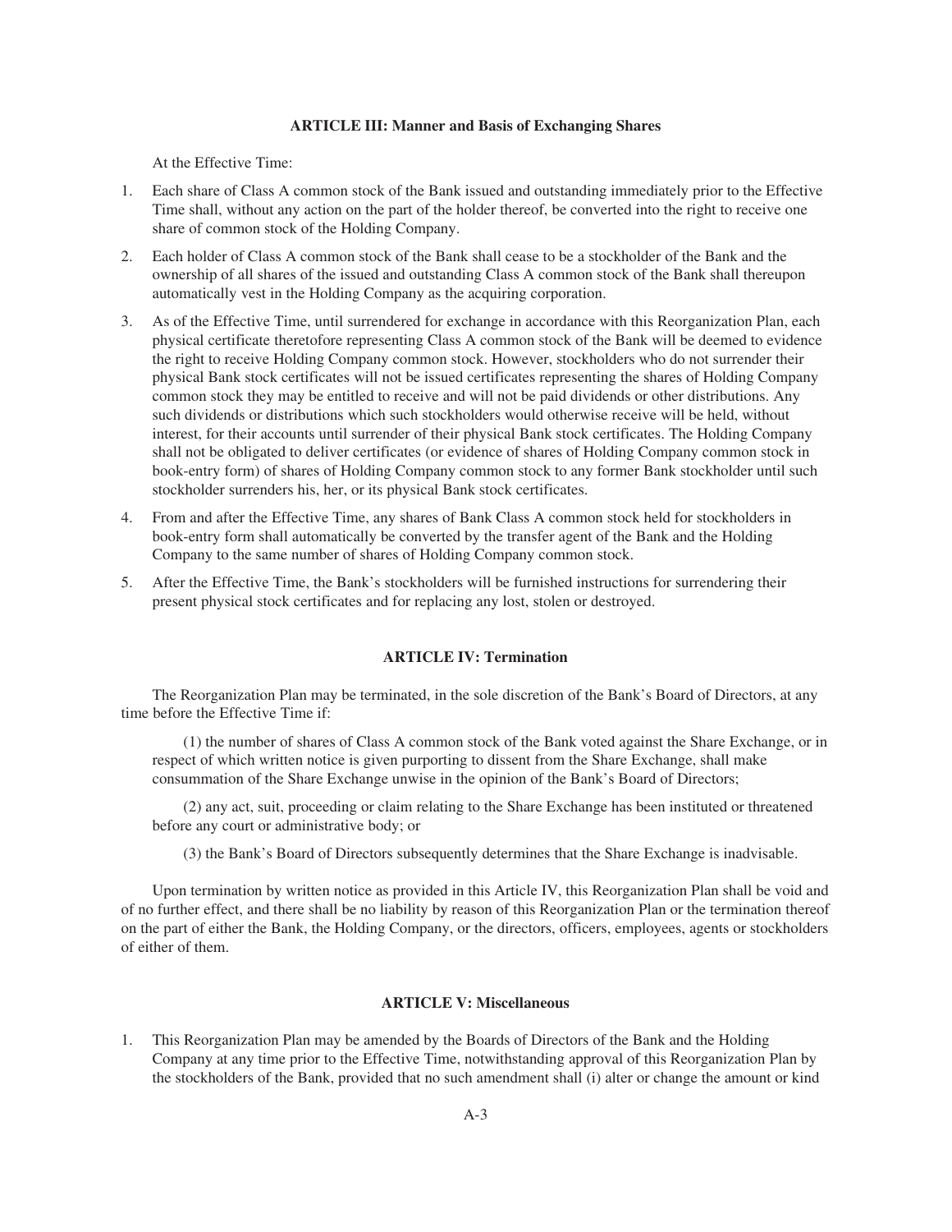### ARTICLE III: Manner and Basis of Exchanging Shares

At the Effective Time:

1. Each share of Class A common stock of the Bank issued and outstanding immediately prior to the Effective Time shall, without any action on the part of the holder thereof, be converted into the right to receive one share of common stock of the Holding Company.
2. Each holder of Class A common stock of the Bank shall cease to be a stockholder of the Bank and the ownership of all shares of the issued and outstanding Class A common stock of the Bank shall thereupon automatically vest in the Holding Company as the acquiring corporation.
3. As of the Effective Time, until surrendered for exchange in accordance with this Reorganization Plan, each physical certificate theretofore representing Class A common stock of the Bank will be deemed to evidence the right to receive Holding Company common stock. However, stockholders who do not surrender their physical Bank stock certificates will not be issued certificates representing the shares of Holding Company common stock they may be entitled to receive and will not be paid dividends or other distributions. Any such dividends or distributions which such stockholders would otherwise receive will be held, without interest, for their accounts until surrender of their physical Bank stock certificates. The Holding Company shall not be obligated to deliver certificates (or evidence of shares of Holding Company common stock in book-entry form) of shares of Holding Company common stock to any former Bank stockholder until such stockholder surrenders his, her, or its physical Bank stock certificates.
4. From and after the Effective Time, any shares of Bank Class A common stock held for stockholders in book-entry form shall automatically be converted by the transfer agent of the Bank and the Holding Company to the same number of shares of Holding Company common stock.
5. After the Effective Time, the Bank's stockholders will be furnished instructions for surrendering their present physical stock certificates and for replacing any lost, stolen or destroyed.

### ARTICLE IV: Termination

The Reorganization Plan may be terminated, in the sole discretion of the Bank's Board of Directors, at any time before the Effective Time if:

(1) the number of shares of Class A common stock of the Bank voted against the Share Exchange, or in respect of which written notice is given purporting to dissent from the Share Exchange, shall make consummation of the Share Exchange unwise in the opinion of the Bank's Board of Directors;

(2) any act, suit, proceeding or claim relating to the Share Exchange has been instituted or threatened before any court or administrative body; or

(3) the Bank's Board of Directors subsequently determines that the Share Exchange is inadvisable.

Upon termination by written notice as provided in this Article IV, this Reorganization Plan shall be void and of no further effect, and there shall be no liability by reason of this Reorganization Plan or the termination thereof on the part of either the Bank, the Holding Company, or the directors, officers, employees, agents or stockholders of either of them.

### ARTICLE V: Miscellaneous

1. This Reorganization Plan may be amended by the Boards of Directors of the Bank and the Holding Company at any time prior to the Effective Time, notwithstanding approval of this Reorganization Plan by the stockholders of the Bank, provided that no such amendment shall (i) alter or change the amount or kind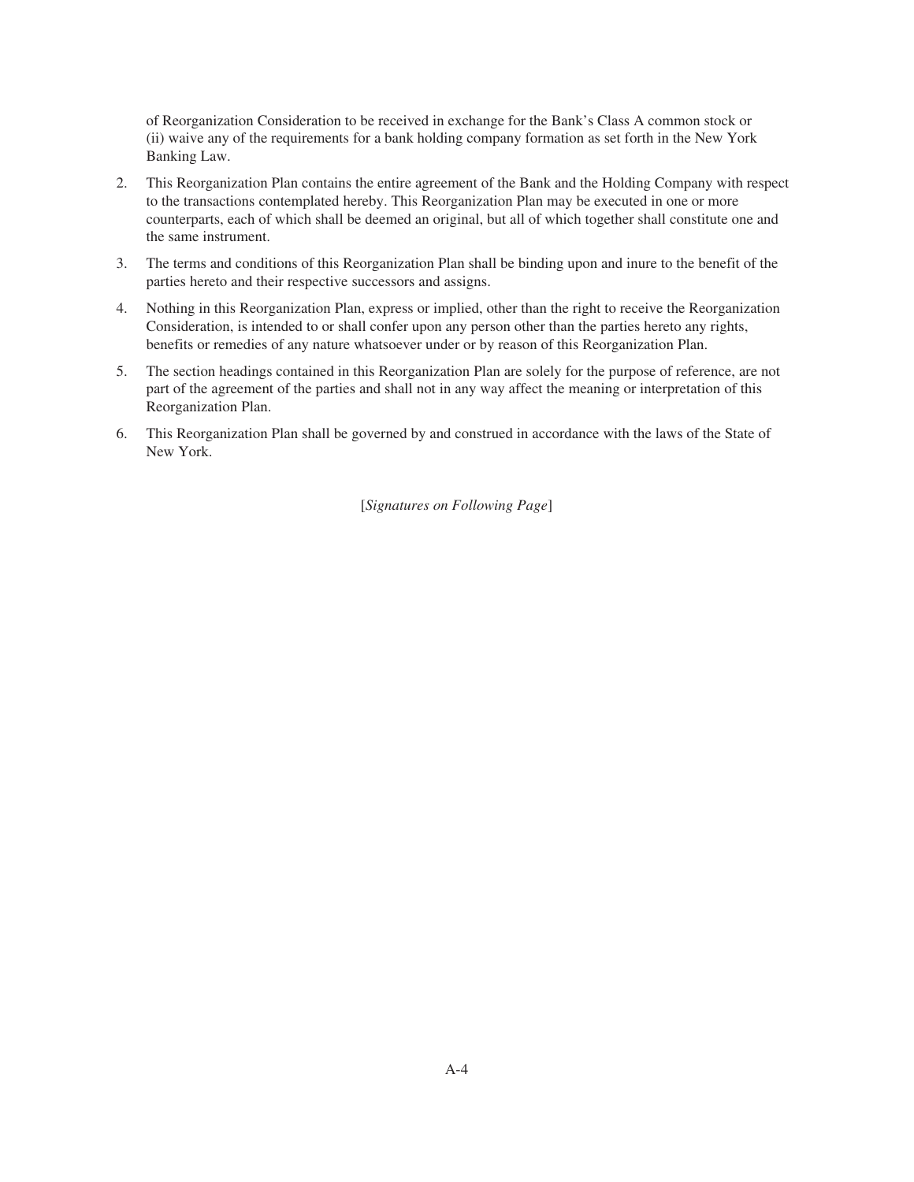of Reorganization Consideration to be received in exchange for the Bank's Class A common stock or (ii) waive any of the requirements for a bank holding company formation as set forth in the New York Banking Law.

2. This Reorganization Plan contains the entire agreement of the Bank and the Holding Company with respect to the transactions contemplated hereby. This Reorganization Plan may be executed in one or more counterparts, each of which shall be deemed an original, but all of which together shall constitute one and the same instrument.

3. The terms and conditions of this Reorganization Plan shall be binding upon and inure to the benefit of the parties hereto and their respective successors and assigns.

4. Nothing in this Reorganization Plan, express or implied, other than the right to receive the Reorganization Consideration, is intended to or shall confer upon any person other than the parties hereto any rights, benefits or remedies of any nature whatsoever under or by reason of this Reorganization Plan.

5. The section headings contained in this Reorganization Plan are solely for the purpose of reference, are not part of the agreement of the parties and shall not in any way affect the meaning or interpretation of this Reorganization Plan.

6. This Reorganization Plan shall be governed by and construed in accordance with the laws of the State of New York.

[*Signatures on Following Page*]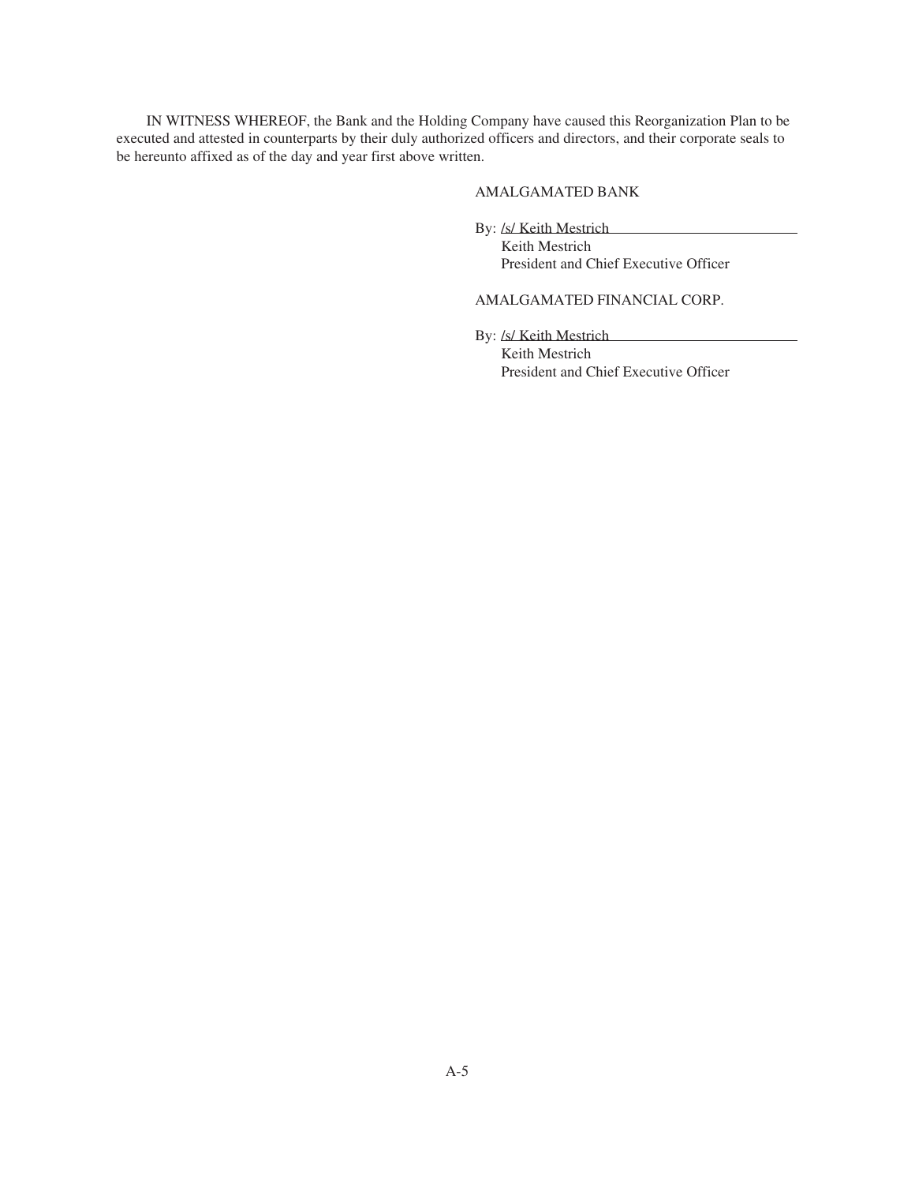IN WITNESS WHEREOF, the Bank and the Holding Company have caused this Reorganization Plan to be executed and attested in counterparts by their duly authorized officers and directors, and their corporate seals to be hereunto affixed as of the day and year first above written.

AMALGAMATED BANK

By: /s/ Keith Mestrich  
Keith Mestrich  
President and Chief Executive Officer

AMALGAMATED FINANCIAL CORP.

By: /s/ Keith Mestrich  
Keith Mestrich  
President and Chief Executive Officer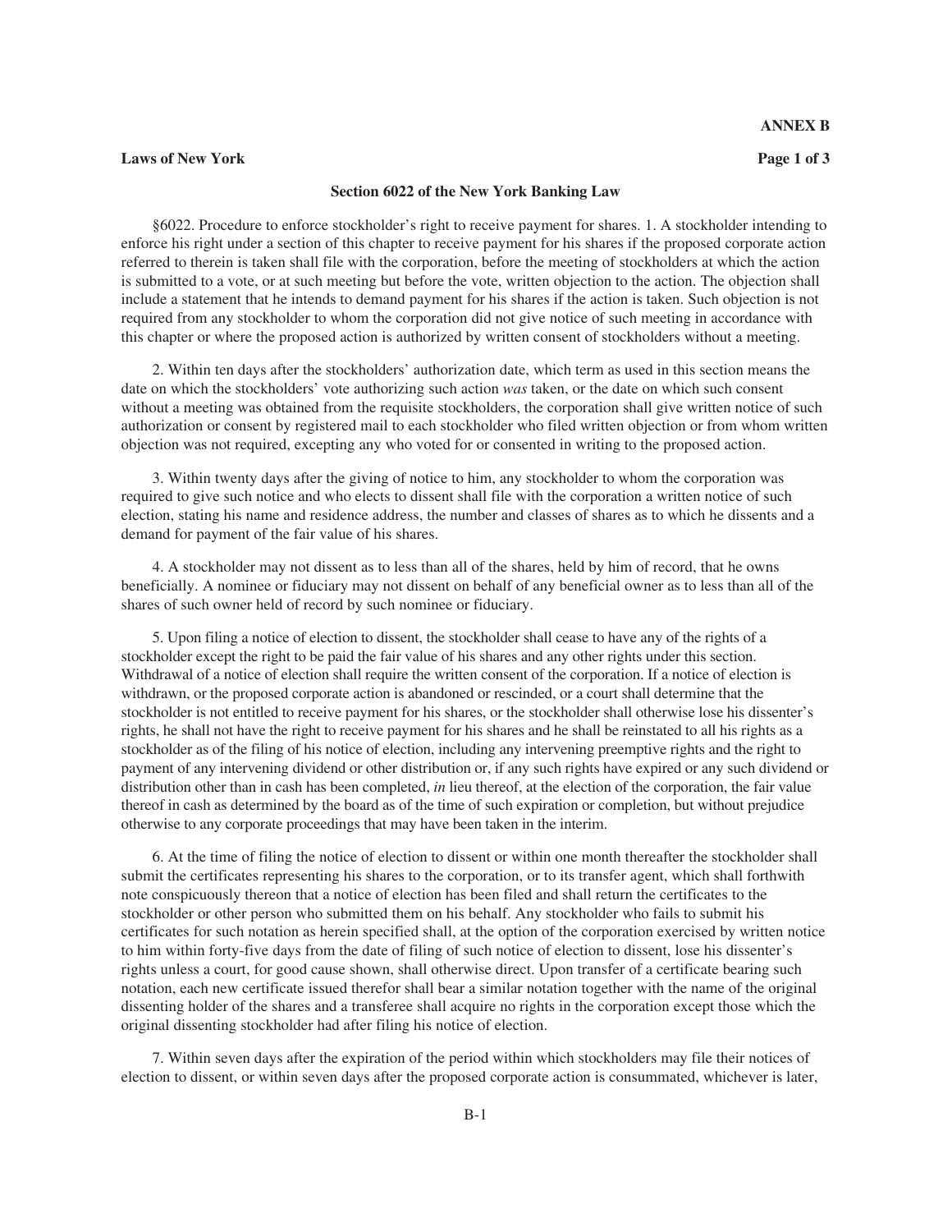**ANNEX B**

**Laws of New York**

### Section 6022 of the New York Banking Law

§6022. Procedure to enforce stockholder's right to receive payment for shares. 1. A stockholder intending to enforce his right under a section of this chapter to receive payment for his shares if the proposed corporate action referred to therein is taken shall file with the corporation, before the meeting of stockholders at which the action is submitted to a vote, or at such meeting but before the vote, written objection to the action. The objection shall include a statement that he intends to demand payment for his shares if the action is taken. Such objection is not required from any stockholder to whom the corporation did not give notice of such meeting in accordance with this chapter or where the proposed action is authorized by written consent of stockholders without a meeting.

2. Within ten days after the stockholders' authorization date, which term as used in this section means the date on which the stockholders' vote authorizing such action *was* taken, or the date on which such consent without a meeting was obtained from the requisite stockholders, the corporation shall give written notice of such authorization or consent by registered mail to each stockholder who filed written objection or from whom written objection was not required, excepting any who voted for or consented in writing to the proposed action.

3. Within twenty days after the giving of notice to him, any stockholder to whom the corporation was required to give such notice and who elects to dissent shall file with the corporation a written notice of such election, stating his name and residence address, the number and classes of shares as to which he dissents and a demand for payment of the fair value of his shares.

4. A stockholder may not dissent as to less than all of the shares, held by him of record, that he owns beneficially. A nominee or fiduciary may not dissent on behalf of any beneficial owner as to less than all of the shares of such owner held of record by such nominee or fiduciary.

5. Upon filing a notice of election to dissent, the stockholder shall cease to have any of the rights of a stockholder except the right to be paid the fair value of his shares and any other rights under this section. Withdrawal of a notice of election shall require the written consent of the corporation. If a notice of election is withdrawn, or the proposed corporate action is abandoned or rescinded, or a court shall determine that the stockholder is not entitled to receive payment for his shares, or the stockholder shall otherwise lose his dissenter's rights, he shall not have the right to receive payment for his shares and he shall be reinstated to all his rights as a stockholder as of the filing of his notice of election, including any intervening preemptive rights and the right to payment of any intervening dividend or other distribution or, if any such rights have expired or any such dividend or distribution other than in cash has been completed, *in* lieu thereof, at the election of the corporation, the fair value thereof in cash as determined by the board as of the time of such expiration or completion, but without prejudice otherwise to any corporate proceedings that may have been taken in the interim.

6. At the time of filing the notice of election to dissent or within one month thereafter the stockholder shall submit the certificates representing his shares to the corporation, or to its transfer agent, which shall forthwith note conspicuously thereon that a notice of election has been filed and shall return the certificates to the stockholder or other person who submitted them on his behalf. Any stockholder who fails to submit his certificates for such notation as herein specified shall, at the option of the corporation exercised by written notice to him within forty-five days from the date of filing of such notice of election to dissent, lose his dissenter's rights unless a court, for good cause shown, shall otherwise direct. Upon transfer of a certificate bearing such notation, each new certificate issued therefor shall bear a similar notation together with the name of the original dissenting holder of the shares and a transferee shall acquire no rights in the corporation except those which the original dissenting stockholder had after filing his notice of election.

7. Within seven days after the expiration of the period within which stockholders may file their notices of election to dissent, or within seven days after the proposed corporate action is consummated, whichever is later,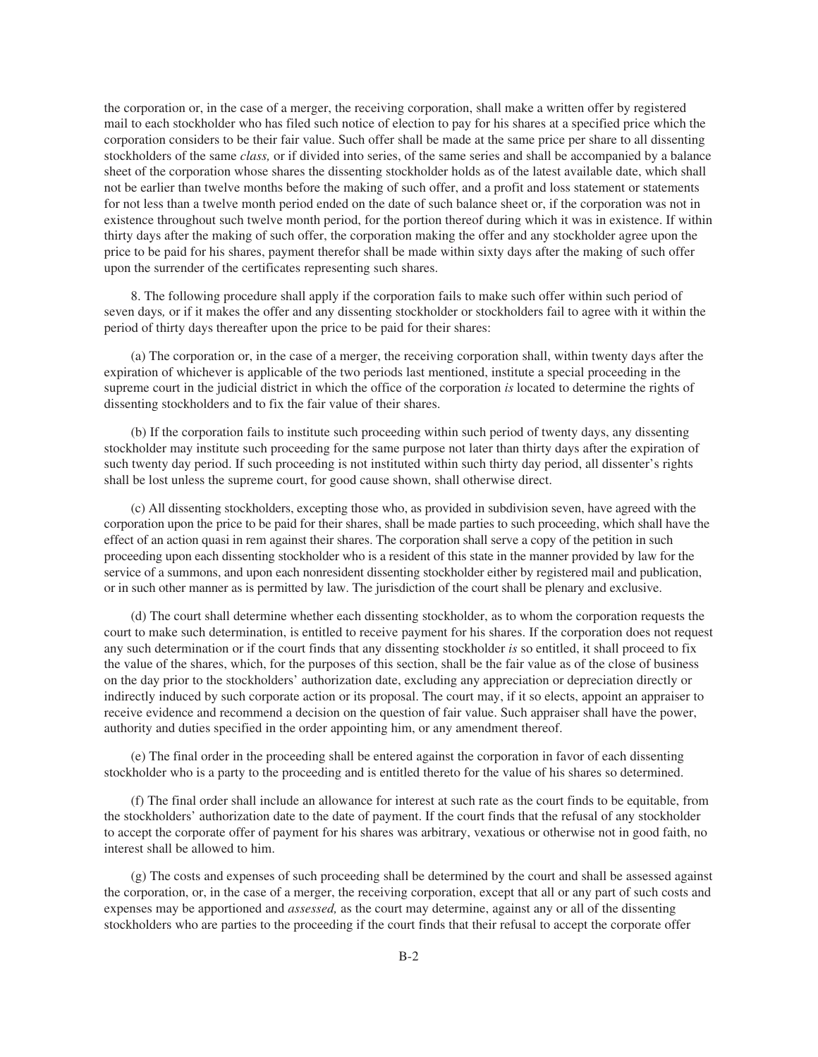the corporation or, in the case of a merger, the receiving corporation, shall make a written offer by registered mail to each stockholder who has filed such notice of election to pay for his shares at a specified price which the corporation considers to be their fair value. Such offer shall be made at the same price per share to all dissenting stockholders of the same *class,* or if divided into series, of the same series and shall be accompanied by a balance sheet of the corporation whose shares the dissenting stockholder holds as of the latest available date, which shall not be earlier than twelve months before the making of such offer, and a profit and loss statement or statements for not less than a twelve month period ended on the date of such balance sheet or, if the corporation was not in existence throughout such twelve month period, for the portion thereof during which it was in existence. If within thirty days after the making of such offer, the corporation making the offer and any stockholder agree upon the price to be paid for his shares, payment therefor shall be made within sixty days after the making of such offer upon the surrender of the certificates representing such shares.

8. The following procedure shall apply if the corporation fails to make such offer within such period of seven days*,* or if it makes the offer and any dissenting stockholder or stockholders fail to agree with it within the period of thirty days thereafter upon the price to be paid for their shares:

(a) The corporation or, in the case of a merger, the receiving corporation shall, within twenty days after the expiration of whichever is applicable of the two periods last mentioned, institute a special proceeding in the supreme court in the judicial district in which the office of the corporation *is* located to determine the rights of dissenting stockholders and to fix the fair value of their shares.

(b) If the corporation fails to institute such proceeding within such period of twenty days, any dissenting stockholder may institute such proceeding for the same purpose not later than thirty days after the expiration of such twenty day period. If such proceeding is not instituted within such thirty day period, all dissenter's rights shall be lost unless the supreme court, for good cause shown, shall otherwise direct.

(c) All dissenting stockholders, excepting those who, as provided in subdivision seven, have agreed with the corporation upon the price to be paid for their shares, shall be made parties to such proceeding, which shall have the effect of an action quasi in rem against their shares. The corporation shall serve a copy of the petition in such proceeding upon each dissenting stockholder who is a resident of this state in the manner provided by law for the service of a summons, and upon each nonresident dissenting stockholder either by registered mail and publication, or in such other manner as is permitted by law. The jurisdiction of the court shall be plenary and exclusive.

(d) The court shall determine whether each dissenting stockholder, as to whom the corporation requests the court to make such determination, is entitled to receive payment for his shares. If the corporation does not request any such determination or if the court finds that any dissenting stockholder *is* so entitled, it shall proceed to fix the value of the shares, which, for the purposes of this section, shall be the fair value as of the close of business on the day prior to the stockholders' authorization date, excluding any appreciation or depreciation directly or indirectly induced by such corporate action or its proposal. The court may, if it so elects, appoint an appraiser to receive evidence and recommend a decision on the question of fair value. Such appraiser shall have the power, authority and duties specified in the order appointing him, or any amendment thereof.

(e) The final order in the proceeding shall be entered against the corporation in favor of each dissenting stockholder who is a party to the proceeding and is entitled thereto for the value of his shares so determined.

(f) The final order shall include an allowance for interest at such rate as the court finds to be equitable, from the stockholders' authorization date to the date of payment. If the court finds that the refusal of any stockholder to accept the corporate offer of payment for his shares was arbitrary, vexatious or otherwise not in good faith, no interest shall be allowed to him.

(g) The costs and expenses of such proceeding shall be determined by the court and shall be assessed against the corporation, or, in the case of a merger, the receiving corporation, except that all or any part of such costs and expenses may be apportioned and *assessed,* as the court may determine, against any or all of the dissenting stockholders who are parties to the proceeding if the court finds that their refusal to accept the corporate offer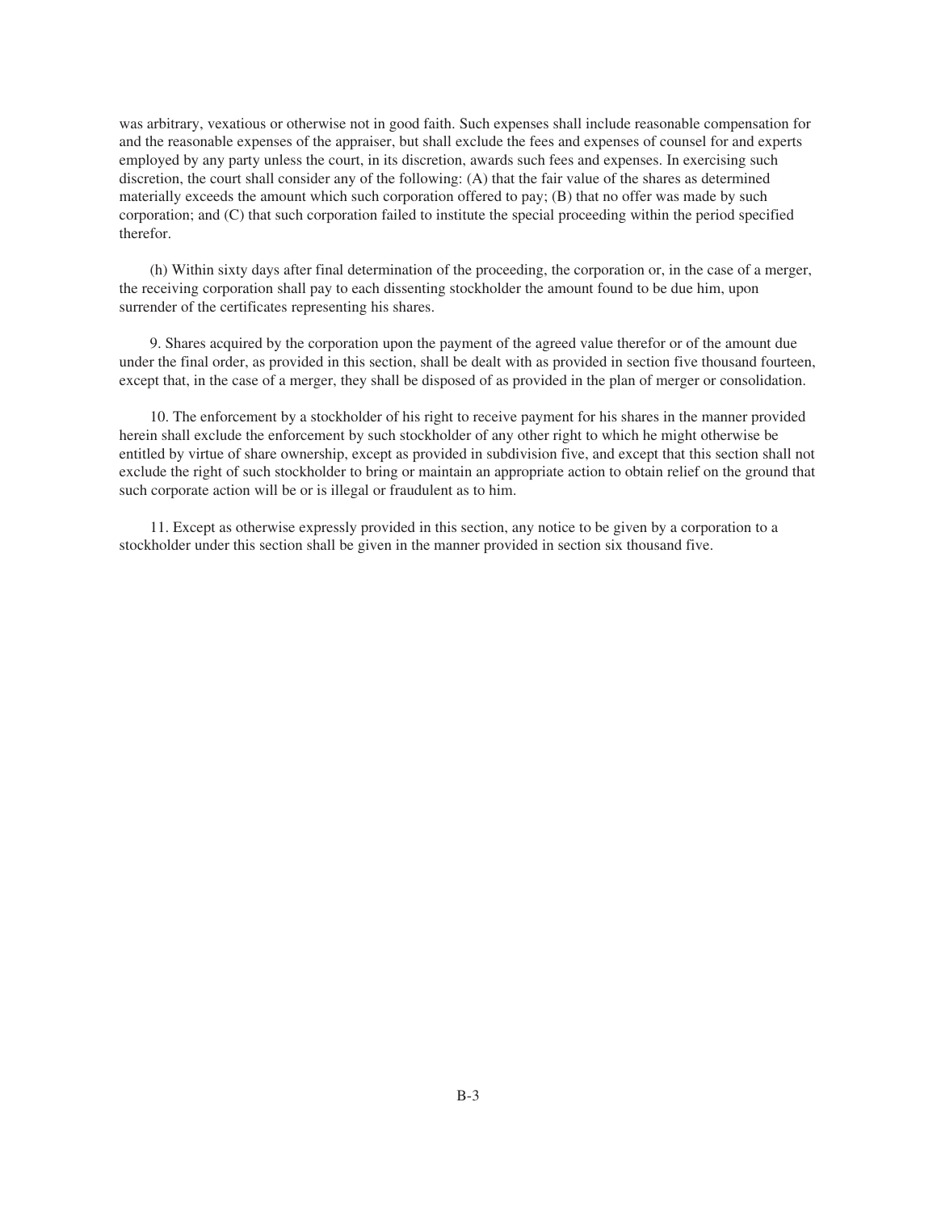was arbitrary, vexatious or otherwise not in good faith. Such expenses shall include reasonable compensation for and the reasonable expenses of the appraiser, but shall exclude the fees and expenses of counsel for and experts employed by any party unless the court, in its discretion, awards such fees and expenses. In exercising such discretion, the court shall consider any of the following: (A) that the fair value of the shares as determined materially exceeds the amount which such corporation offered to pay; (B) that no offer was made by such corporation; and (C) that such corporation failed to institute the special proceeding within the period specified therefor.

(h) Within sixty days after final determination of the proceeding, the corporation or, in the case of a merger, the receiving corporation shall pay to each dissenting stockholder the amount found to be due him, upon surrender of the certificates representing his shares.

9. Shares acquired by the corporation upon the payment of the agreed value therefor or of the amount due under the final order, as provided in this section, shall be dealt with as provided in section five thousand fourteen, except that, in the case of a merger, they shall be disposed of as provided in the plan of merger or consolidation.

10. The enforcement by a stockholder of his right to receive payment for his shares in the manner provided herein shall exclude the enforcement by such stockholder of any other right to which he might otherwise be entitled by virtue of share ownership, except as provided in subdivision five, and except that this section shall not exclude the right of such stockholder to bring or maintain an appropriate action to obtain relief on the ground that such corporate action will be or is illegal or fraudulent as to him.

11. Except as otherwise expressly provided in this section, any notice to be given by a corporation to a stockholder under this section shall be given in the manner provided in section six thousand five.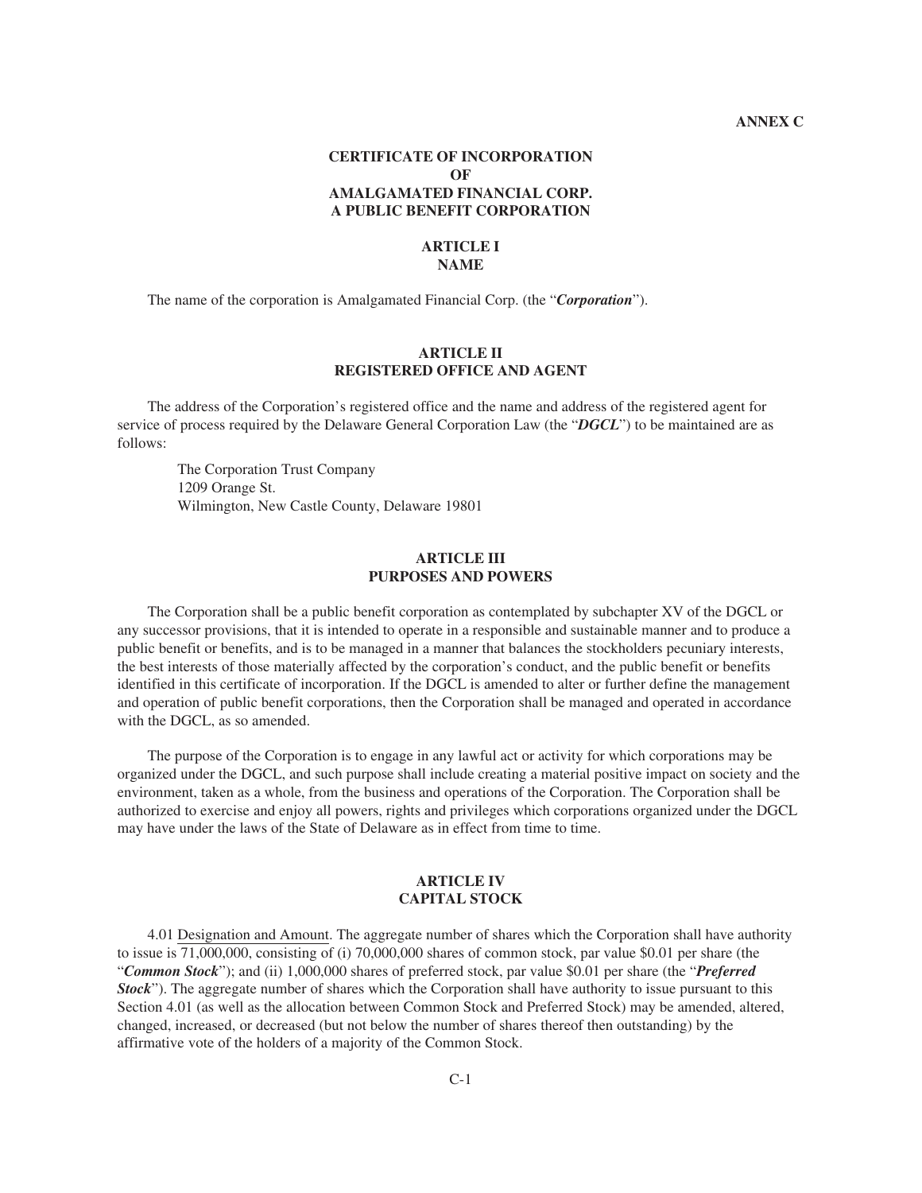**ANNEX C**

# CERTIFICATE OF INCORPORATION
# OF
# AMALGAMATED FINANCIAL CORP.
# A PUBLIC BENEFIT CORPORATION

## ARTICLE I
## NAME

The name of the corporation is Amalgamated Financial Corp. (the "***Corporation***").

## ARTICLE II
## REGISTERED OFFICE AND AGENT

The address of the Corporation's registered office and the name and address of the registered agent for service of process required by the Delaware General Corporation Law (the "***DGCL***") to be maintained are as follows:

The Corporation Trust Company
1209 Orange St.
Wilmington, New Castle County, Delaware 19801

## ARTICLE III
## PURPOSES AND POWERS

The Corporation shall be a public benefit corporation as contemplated by subchapter XV of the DGCL or any successor provisions, that it is intended to operate in a responsible and sustainable manner and to produce a public benefit or benefits, and is to be managed in a manner that balances the stockholders pecuniary interests, the best interests of those materially affected by the corporation's conduct, and the public benefit or benefits identified in this certificate of incorporation. If the DGCL is amended to alter or further define the management and operation of public benefit corporations, then the Corporation shall be managed and operated in accordance with the DGCL, as so amended.

The purpose of the Corporation is to engage in any lawful act or activity for which corporations may be organized under the DGCL, and such purpose shall include creating a material positive impact on society and the environment, taken as a whole, from the business and operations of the Corporation. The Corporation shall be authorized to exercise and enjoy all powers, rights and privileges which corporations organized under the DGCL may have under the laws of the State of Delaware as in effect from time to time.

## ARTICLE IV
## CAPITAL STOCK

4.01 Designation and Amount. The aggregate number of shares which the Corporation shall have authority to issue is 71,000,000, consisting of (i) 70,000,000 shares of common stock, par value $0.01 per share (the "***Common Stock***"); and (ii) 1,000,000 shares of preferred stock, par value $0.01 per share (the "***Preferred Stock***"). The aggregate number of shares which the Corporation shall have authority to issue pursuant to this Section 4.01 (as well as the allocation between Common Stock and Preferred Stock) may be amended, altered, changed, increased, or decreased (but not below the number of shares thereof then outstanding) by the affirmative vote of the holders of a majority of the Common Stock.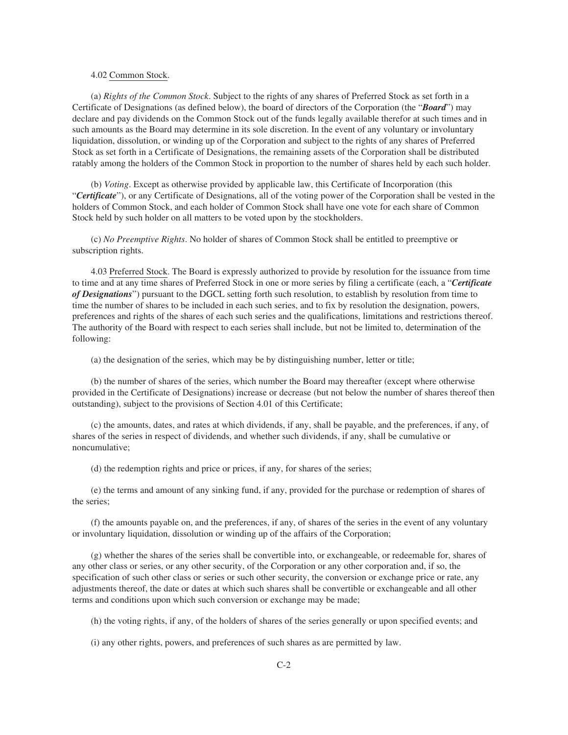4.02 Common Stock.

(a) *Rights of the Common Stock*. Subject to the rights of any shares of Preferred Stock as set forth in a Certificate of Designations (as defined below), the board of directors of the Corporation (the "***Board***") may declare and pay dividends on the Common Stock out of the funds legally available therefor at such times and in such amounts as the Board may determine in its sole discretion. In the event of any voluntary or involuntary liquidation, dissolution, or winding up of the Corporation and subject to the rights of any shares of Preferred Stock as set forth in a Certificate of Designations, the remaining assets of the Corporation shall be distributed ratably among the holders of the Common Stock in proportion to the number of shares held by each such holder.

(b) *Voting*. Except as otherwise provided by applicable law, this Certificate of Incorporation (this "***Certificate***"), or any Certificate of Designations, all of the voting power of the Corporation shall be vested in the holders of Common Stock, and each holder of Common Stock shall have one vote for each share of Common Stock held by such holder on all matters to be voted upon by the stockholders.

(c) *No Preemptive Rights*. No holder of shares of Common Stock shall be entitled to preemptive or subscription rights.

4.03 Preferred Stock. The Board is expressly authorized to provide by resolution for the issuance from time to time and at any time shares of Preferred Stock in one or more series by filing a certificate (each, a "***Certificate of Designations***") pursuant to the DGCL setting forth such resolution, to establish by resolution from time to time the number of shares to be included in each such series, and to fix by resolution the designation, powers, preferences and rights of the shares of each such series and the qualifications, limitations and restrictions thereof. The authority of the Board with respect to each series shall include, but not be limited to, determination of the following:

(a) the designation of the series, which may be by distinguishing number, letter or title;

(b) the number of shares of the series, which number the Board may thereafter (except where otherwise provided in the Certificate of Designations) increase or decrease (but not below the number of shares thereof then outstanding), subject to the provisions of Section 4.01 of this Certificate;

(c) the amounts, dates, and rates at which dividends, if any, shall be payable, and the preferences, if any, of shares of the series in respect of dividends, and whether such dividends, if any, shall be cumulative or noncumulative;

(d) the redemption rights and price or prices, if any, for shares of the series;

(e) the terms and amount of any sinking fund, if any, provided for the purchase or redemption of shares of the series;

(f) the amounts payable on, and the preferences, if any, of shares of the series in the event of any voluntary or involuntary liquidation, dissolution or winding up of the affairs of the Corporation;

(g) whether the shares of the series shall be convertible into, or exchangeable, or redeemable for, shares of any other class or series, or any other security, of the Corporation or any other corporation and, if so, the specification of such other class or series or such other security, the conversion or exchange price or rate, any adjustments thereof, the date or dates at which such shares shall be convertible or exchangeable and all other terms and conditions upon which such conversion or exchange may be made;

(h) the voting rights, if any, of the holders of shares of the series generally or upon specified events; and

(i) any other rights, powers, and preferences of such shares as are permitted by law.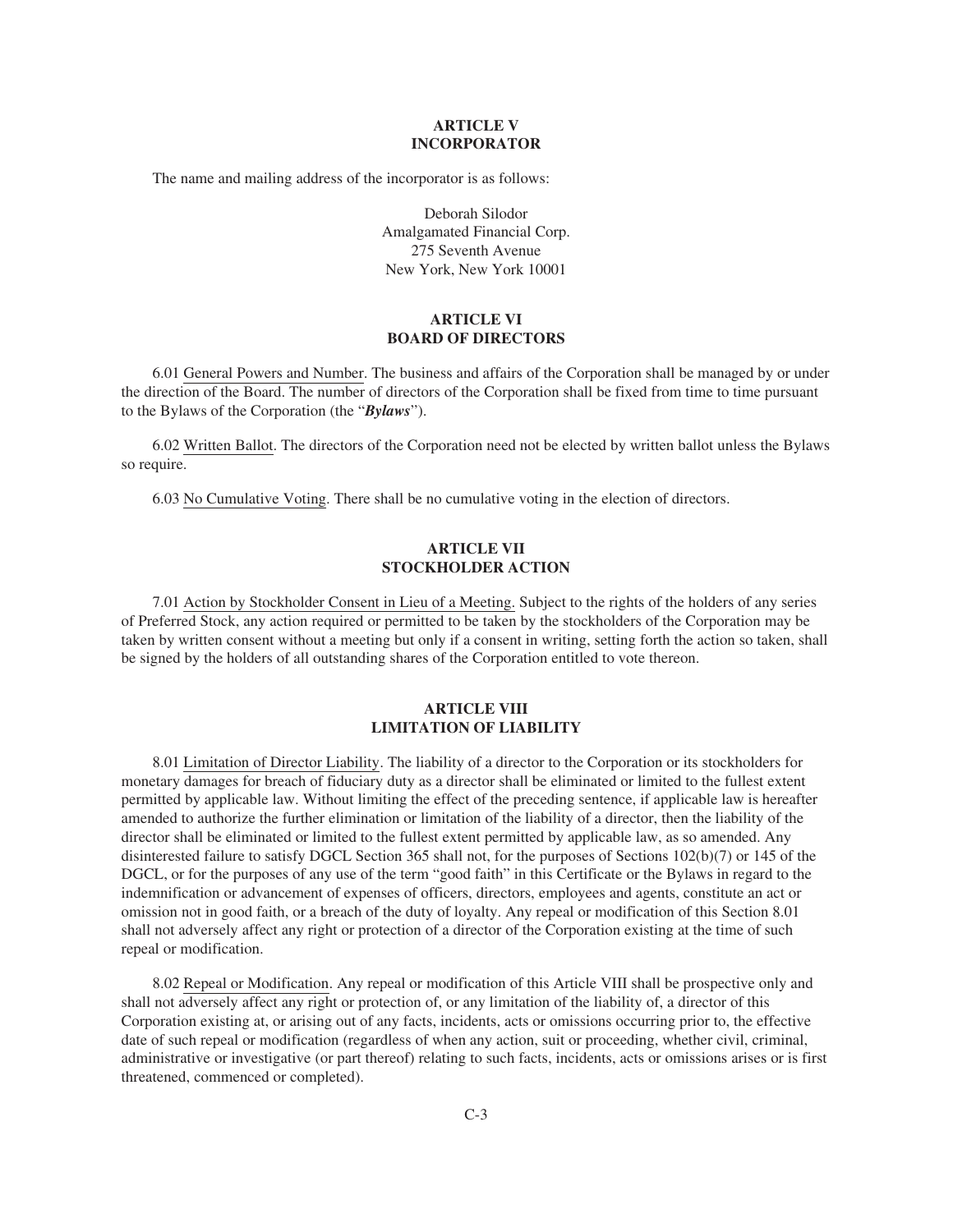## ARTICLE V
## INCORPORATOR

The name and mailing address of the incorporator is as follows:

Deborah Silodor
Amalgamated Financial Corp.
275 Seventh Avenue
New York, New York 10001

## ARTICLE VI
## BOARD OF DIRECTORS

6.01 General Powers and Number. The business and affairs of the Corporation shall be managed by or under the direction of the Board. The number of directors of the Corporation shall be fixed from time to time pursuant to the Bylaws of the Corporation (the "***Bylaws***").

6.02 Written Ballot. The directors of the Corporation need not be elected by written ballot unless the Bylaws so require.

6.03 No Cumulative Voting. There shall be no cumulative voting in the election of directors.

## ARTICLE VII
## STOCKHOLDER ACTION

7.01 Action by Stockholder Consent in Lieu of a Meeting. Subject to the rights of the holders of any series of Preferred Stock, any action required or permitted to be taken by the stockholders of the Corporation may be taken by written consent without a meeting but only if a consent in writing, setting forth the action so taken, shall be signed by the holders of all outstanding shares of the Corporation entitled to vote thereon.

## ARTICLE VIII
## LIMITATION OF LIABILITY

8.01 Limitation of Director Liability. The liability of a director to the Corporation or its stockholders for monetary damages for breach of fiduciary duty as a director shall be eliminated or limited to the fullest extent permitted by applicable law. Without limiting the effect of the preceding sentence, if applicable law is hereafter amended to authorize the further elimination or limitation of the liability of a director, then the liability of the director shall be eliminated or limited to the fullest extent permitted by applicable law, as so amended. Any disinterested failure to satisfy DGCL Section 365 shall not, for the purposes of Sections 102(b)(7) or 145 of the DGCL, or for the purposes of any use of the term "good faith" in this Certificate or the Bylaws in regard to the indemnification or advancement of expenses of officers, directors, employees and agents, constitute an act or omission not in good faith, or a breach of the duty of loyalty. Any repeal or modification of this Section 8.01 shall not adversely affect any right or protection of a director of the Corporation existing at the time of such repeal or modification.

8.02 Repeal or Modification. Any repeal or modification of this Article VIII shall be prospective only and shall not adversely affect any right or protection of, or any limitation of the liability of, a director of this Corporation existing at, or arising out of any facts, incidents, acts or omissions occurring prior to, the effective date of such repeal or modification (regardless of when any action, suit or proceeding, whether civil, criminal, administrative or investigative (or part thereof) relating to such facts, incidents, acts or omissions arises or is first threatened, commenced or completed).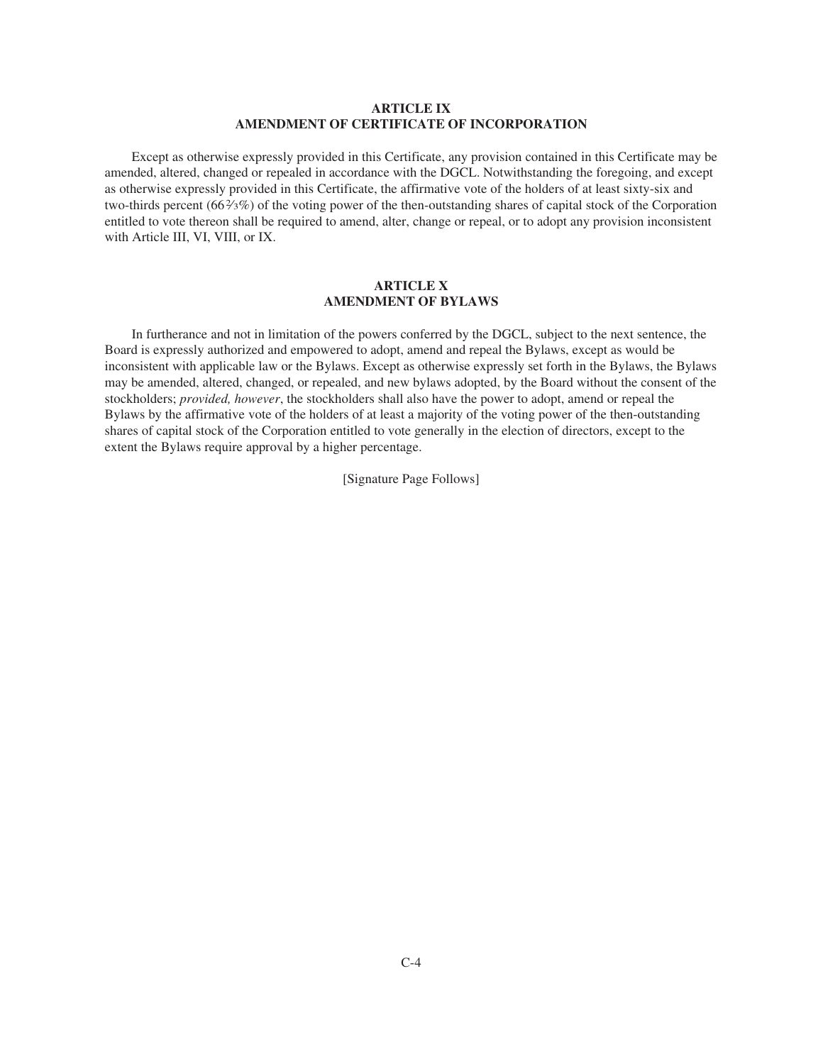## ARTICLE IX
## AMENDMENT OF CERTIFICATE OF INCORPORATION

Except as otherwise expressly provided in this Certificate, any provision contained in this Certificate may be amended, altered, changed or repealed in accordance with the DGCL. Notwithstanding the foregoing, and except as otherwise expressly provided in this Certificate, the affirmative vote of the holders of at least sixty-six and two-thirds percent (66⅔%) of the voting power of the then-outstanding shares of capital stock of the Corporation entitled to vote thereon shall be required to amend, alter, change or repeal, or to adopt any provision inconsistent with Article III, VI, VIII, or IX.

## ARTICLE X
## AMENDMENT OF BYLAWS

In furtherance and not in limitation of the powers conferred by the DGCL, subject to the next sentence, the Board is expressly authorized and empowered to adopt, amend and repeal the Bylaws, except as would be inconsistent with applicable law or the Bylaws. Except as otherwise expressly set forth in the Bylaws, the Bylaws may be amended, altered, changed, or repealed, and new bylaws adopted, by the Board without the consent of the stockholders; *provided, however*, the stockholders shall also have the power to adopt, amend or repeal the Bylaws by the affirmative vote of the holders of at least a majority of the voting power of the then-outstanding shares of capital stock of the Corporation entitled to vote generally in the election of directors, except to the extent the Bylaws require approval by a higher percentage.

[Signature Page Follows]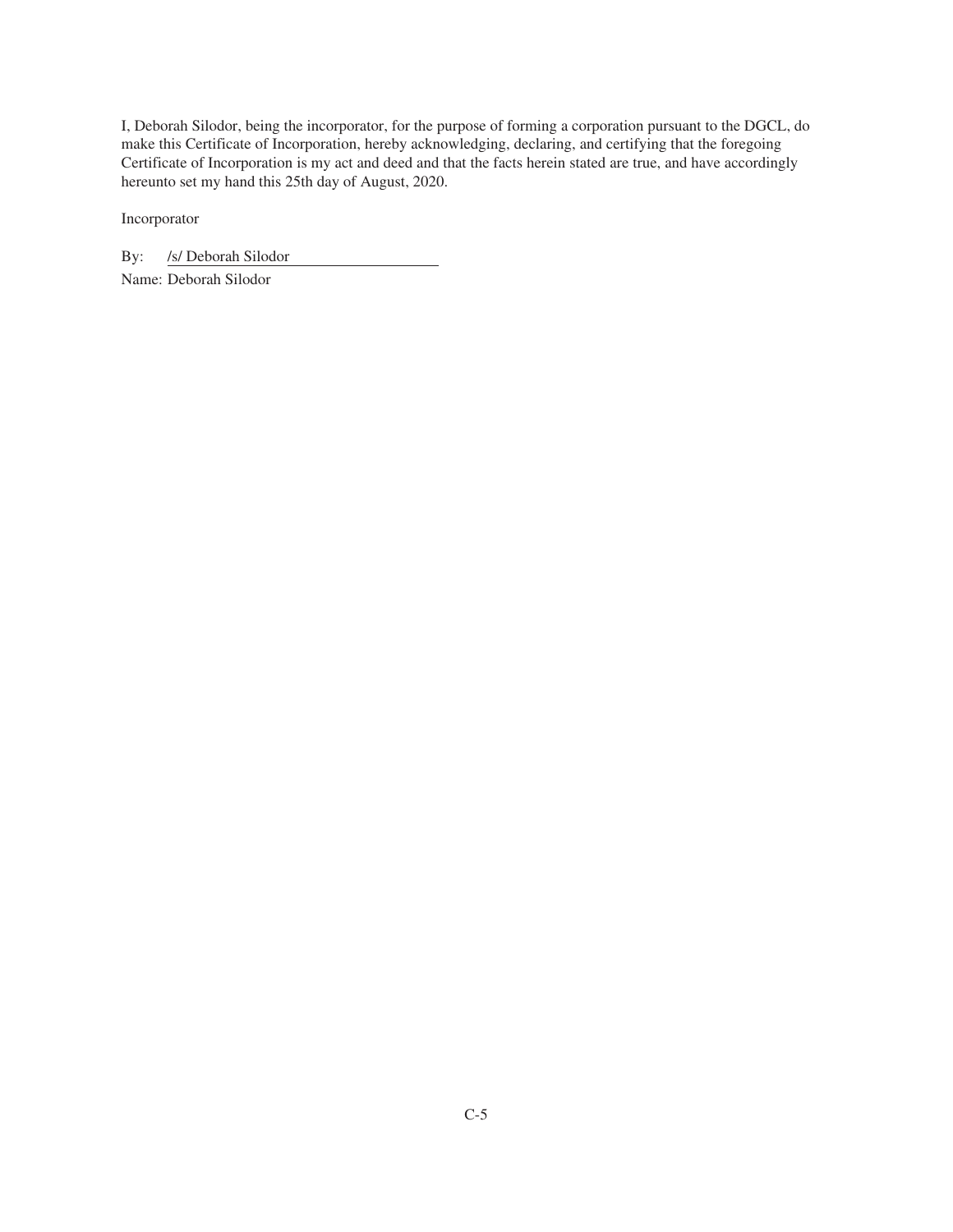I, Deborah Silodor, being the incorporator, for the purpose of forming a corporation pursuant to the DGCL, do make this Certificate of Incorporation, hereby acknowledging, declaring, and certifying that the foregoing Certificate of Incorporation is my act and deed and that the facts herein stated are true, and have accordingly hereunto set my hand this 25th day of August, 2020.

Incorporator

By: /s/ Deborah Silodor

Name: Deborah Silodor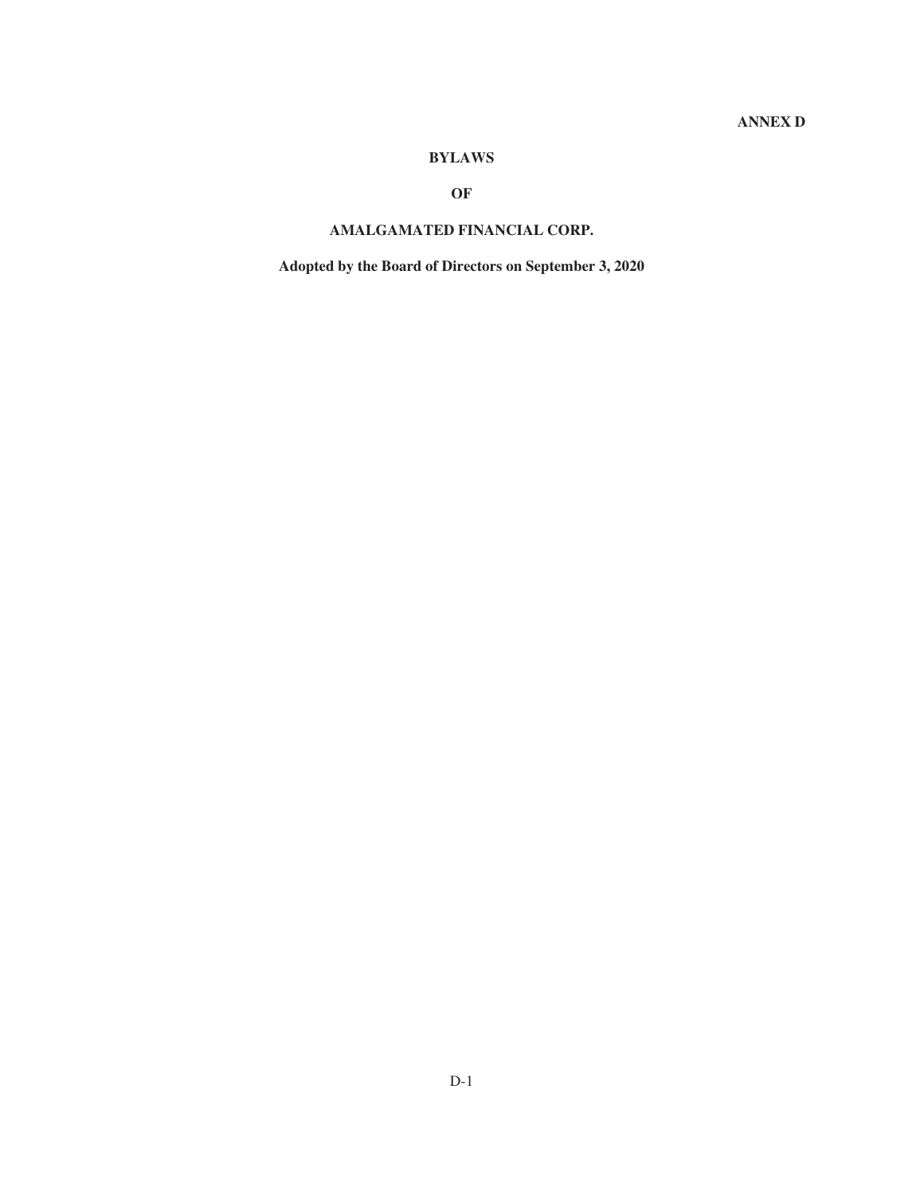**ANNEX D**

# BYLAWS

# OF

# AMALGAMATED FINANCIAL CORP.

**Adopted by the Board of Directors on September 3, 2020**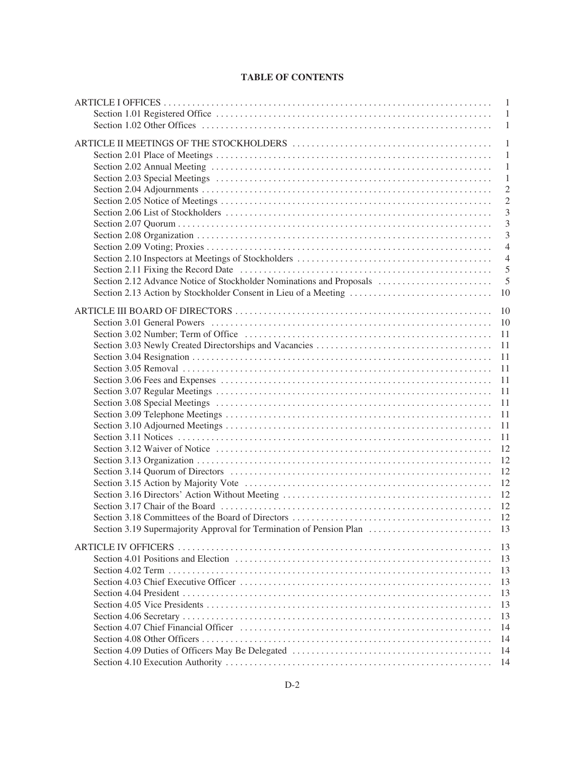**TABLE OF CONTENTS**

| | |
|---|---|
| ARTICLE I OFFICES | 1 |
| Section 1.01 Registered Office | 1 |
| Section 1.02 Other Offices | 1 |
| ARTICLE II MEETINGS OF THE STOCKHOLDERS | 1 |
| Section 2.01 Place of Meetings | 1 |
| Section 2.02 Annual Meeting | 1 |
| Section 2.03 Special Meetings | 1 |
| Section 2.04 Adjournments | 2 |
| Section 2.05 Notice of Meetings | 2 |
| Section 2.06 List of Stockholders | 3 |
| Section 2.07 Quorum | 3 |
| Section 2.08 Organization | 3 |
| Section 2.09 Voting; Proxies | 4 |
| Section 2.10 Inspectors at Meetings of Stockholders | 4 |
| Section 2.11 Fixing the Record Date | 5 |
| Section 2.12 Advance Notice of Stockholder Nominations and Proposals | 5 |
| Section 2.13 Action by Stockholder Consent in Lieu of a Meeting | 10 |
| ARTICLE III BOARD OF DIRECTORS | 10 |
| Section 3.01 General Powers | 10 |
| Section 3.02 Number; Term of Office | 11 |
| Section 3.03 Newly Created Directorships and Vacancies | 11 |
| Section 3.04 Resignation | 11 |
| Section 3.05 Removal | 11 |
| Section 3.06 Fees and Expenses | 11 |
| Section 3.07 Regular Meetings | 11 |
| Section 3.08 Special Meetings | 11 |
| Section 3.09 Telephone Meetings | 11 |
| Section 3.10 Adjourned Meetings | 11 |
| Section 3.11 Notices | 11 |
| Section 3.12 Waiver of Notice | 12 |
| Section 3.13 Organization | 12 |
| Section 3.14 Quorum of Directors | 12 |
| Section 3.15 Action by Majority Vote | 12 |
| Section 3.16 Directors' Action Without Meeting | 12 |
| Section 3.17 Chair of the Board | 12 |
| Section 3.18 Committees of the Board of Directors | 12 |
| Section 3.19 Supermajority Approval for Termination of Pension Plan | 13 |
| ARTICLE IV OFFICERS | 13 |
| Section 4.01 Positions and Election | 13 |
| Section 4.02 Term | 13 |
| Section 4.03 Chief Executive Officer | 13 |
| Section 4.04 President | 13 |
| Section 4.05 Vice Presidents | 13 |
| Section 4.06 Secretary | 13 |
| Section 4.07 Chief Financial Officer | 14 |
| Section 4.08 Other Officers | 14 |
| Section 4.09 Duties of Officers May Be Delegated | 14 |
| Section 4.10 Execution Authority | 14 |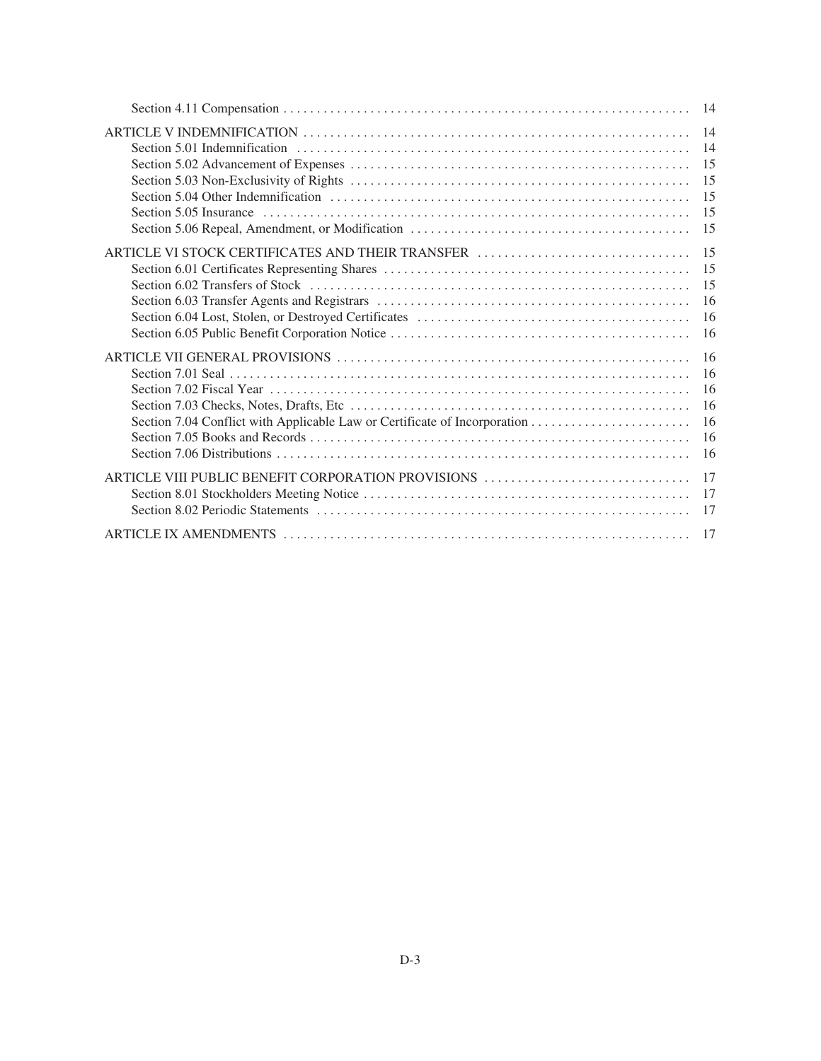| | |
|---|---|
| Section 4.11 Compensation | 14 |
| ARTICLE V INDEMNIFICATION | 14 |
| Section 5.01 Indemnification | 14 |
| Section 5.02 Advancement of Expenses | 15 |
| Section 5.03 Non-Exclusivity of Rights | 15 |
| Section 5.04 Other Indemnification | 15 |
| Section 5.05 Insurance | 15 |
| Section 5.06 Repeal, Amendment, or Modification | 15 |
| ARTICLE VI STOCK CERTIFICATES AND THEIR TRANSFER | 15 |
| Section 6.01 Certificates Representing Shares | 15 |
| Section 6.02 Transfers of Stock | 15 |
| Section 6.03 Transfer Agents and Registrars | 16 |
| Section 6.04 Lost, Stolen, or Destroyed Certificates | 16 |
| Section 6.05 Public Benefit Corporation Notice | 16 |
| ARTICLE VII GENERAL PROVISIONS | 16 |
| Section 7.01 Seal | 16 |
| Section 7.02 Fiscal Year | 16 |
| Section 7.03 Checks, Notes, Drafts, Etc | 16 |
| Section 7.04 Conflict with Applicable Law or Certificate of Incorporation | 16 |
| Section 7.05 Books and Records | 16 |
| Section 7.06 Distributions | 16 |
| ARTICLE VIII PUBLIC BENEFIT CORPORATION PROVISIONS | 17 |
| Section 8.01 Stockholders Meeting Notice | 17 |
| Section 8.02 Periodic Statements | 17 |
| ARTICLE IX AMENDMENTS | 17 |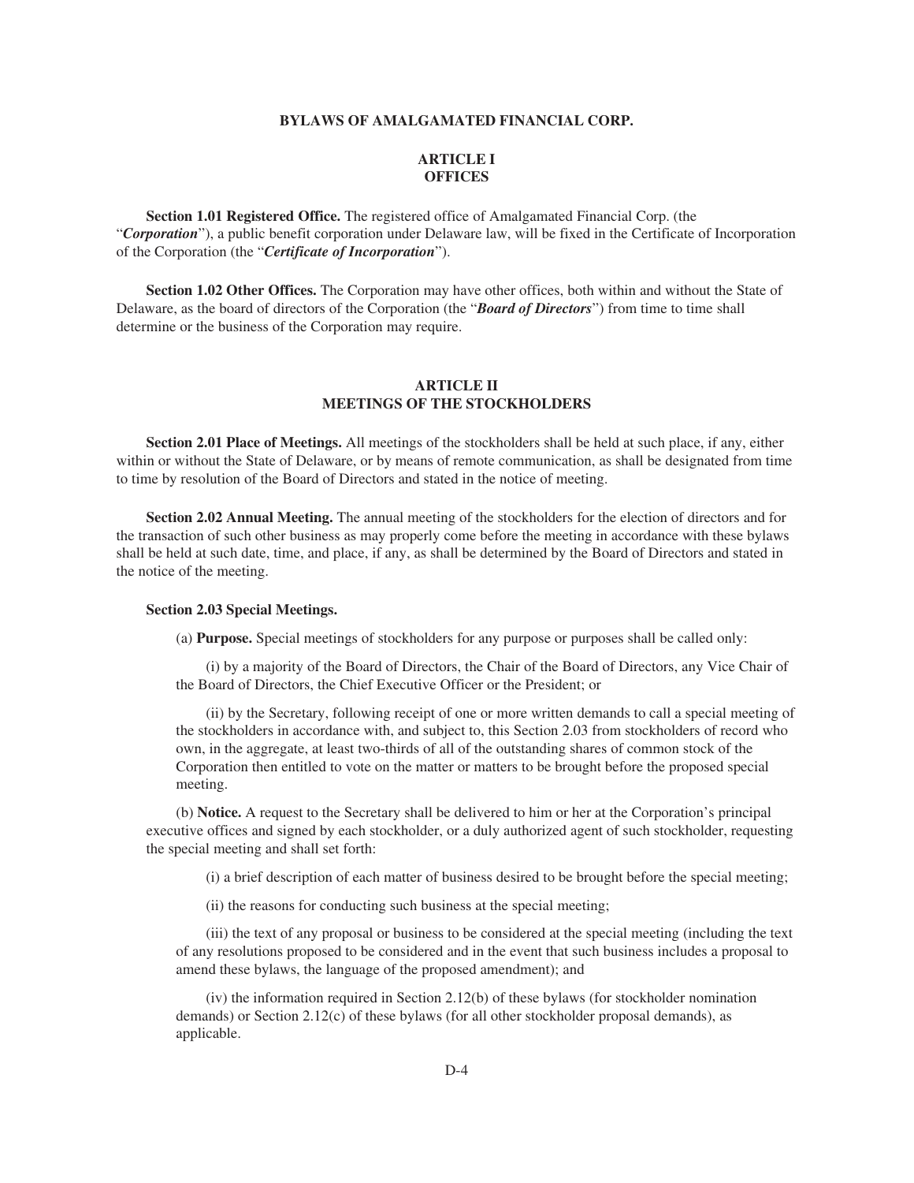# BYLAWS OF AMALGAMATED FINANCIAL CORP.

## ARTICLE I
## OFFICES

**Section 1.01 Registered Office.** The registered office of Amalgamated Financial Corp. (the "***Corporation***"), a public benefit corporation under Delaware law, will be fixed in the Certificate of Incorporation of the Corporation (the "***Certificate of Incorporation***").

**Section 1.02 Other Offices.** The Corporation may have other offices, both within and without the State of Delaware, as the board of directors of the Corporation (the "***Board of Directors***") from time to time shall determine or the business of the Corporation may require.

## ARTICLE II
## MEETINGS OF THE STOCKHOLDERS

**Section 2.01 Place of Meetings.** All meetings of the stockholders shall be held at such place, if any, either within or without the State of Delaware, or by means of remote communication, as shall be designated from time to time by resolution of the Board of Directors and stated in the notice of meeting.

**Section 2.02 Annual Meeting.** The annual meeting of the stockholders for the election of directors and for the transaction of such other business as may properly come before the meeting in accordance with these bylaws shall be held at such date, time, and place, if any, as shall be determined by the Board of Directors and stated in the notice of the meeting.

**Section 2.03 Special Meetings.**

(a) **Purpose.** Special meetings of stockholders for any purpose or purposes shall be called only:

(i) by a majority of the Board of Directors, the Chair of the Board of Directors, any Vice Chair of the Board of Directors, the Chief Executive Officer or the President; or

(ii) by the Secretary, following receipt of one or more written demands to call a special meeting of the stockholders in accordance with, and subject to, this Section 2.03 from stockholders of record who own, in the aggregate, at least two-thirds of all of the outstanding shares of common stock of the Corporation then entitled to vote on the matter or matters to be brought before the proposed special meeting.

(b) **Notice.** A request to the Secretary shall be delivered to him or her at the Corporation's principal executive offices and signed by each stockholder, or a duly authorized agent of such stockholder, requesting the special meeting and shall set forth:

(i) a brief description of each matter of business desired to be brought before the special meeting;

(ii) the reasons for conducting such business at the special meeting;

(iii) the text of any proposal or business to be considered at the special meeting (including the text of any resolutions proposed to be considered and in the event that such business includes a proposal to amend these bylaws, the language of the proposed amendment); and

(iv) the information required in Section 2.12(b) of these bylaws (for stockholder nomination demands) or Section 2.12(c) of these bylaws (for all other stockholder proposal demands), as applicable.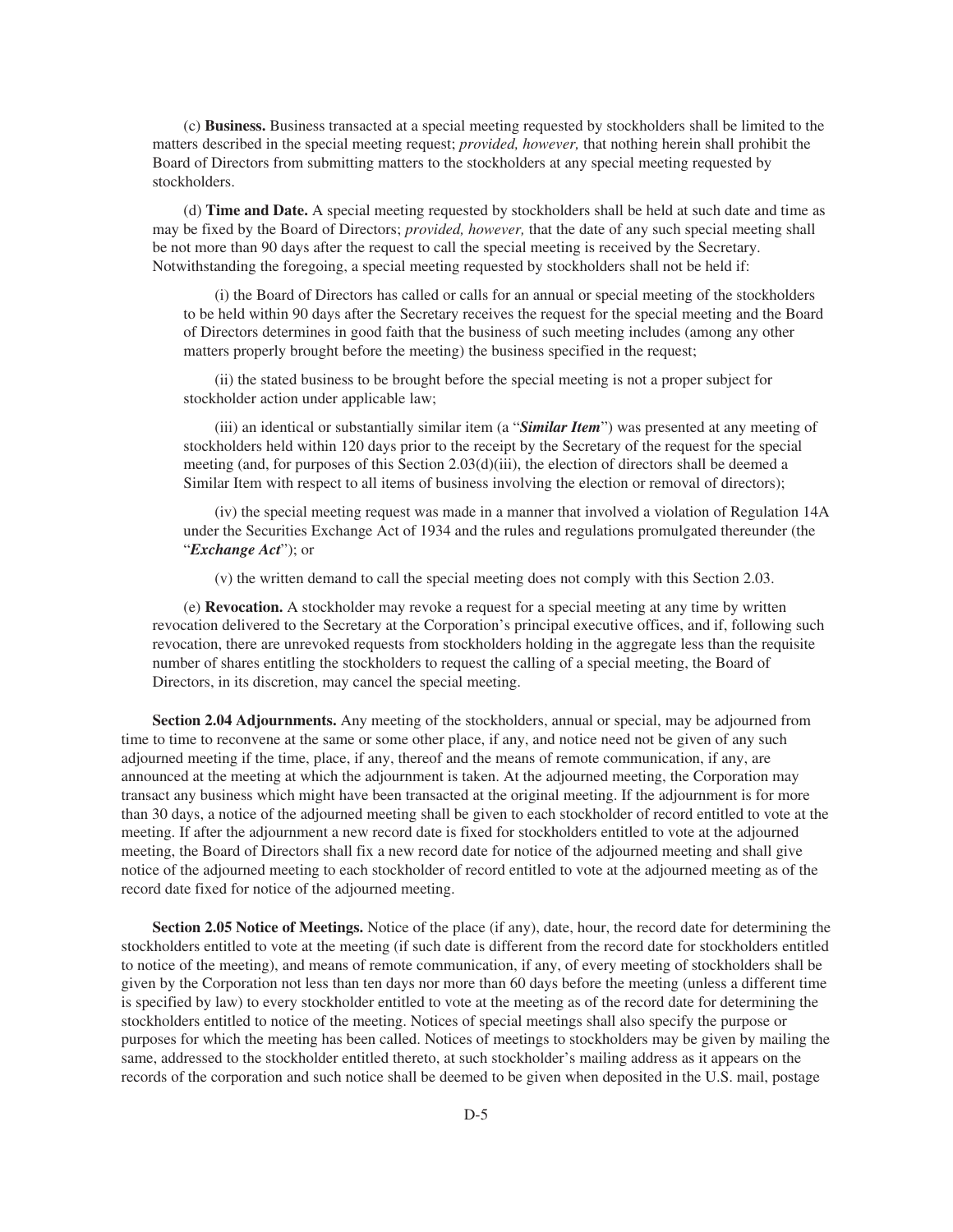(c) **Business.** Business transacted at a special meeting requested by stockholders shall be limited to the matters described in the special meeting request; *provided, however,* that nothing herein shall prohibit the Board of Directors from submitting matters to the stockholders at any special meeting requested by stockholders.

(d) **Time and Date.** A special meeting requested by stockholders shall be held at such date and time as may be fixed by the Board of Directors; *provided, however,* that the date of any such special meeting shall be not more than 90 days after the request to call the special meeting is received by the Secretary. Notwithstanding the foregoing, a special meeting requested by stockholders shall not be held if:

(i) the Board of Directors has called or calls for an annual or special meeting of the stockholders to be held within 90 days after the Secretary receives the request for the special meeting and the Board of Directors determines in good faith that the business of such meeting includes (among any other matters properly brought before the meeting) the business specified in the request;

(ii) the stated business to be brought before the special meeting is not a proper subject for stockholder action under applicable law;

(iii) an identical or substantially similar item (a "***Similar Item***") was presented at any meeting of stockholders held within 120 days prior to the receipt by the Secretary of the request for the special meeting (and, for purposes of this Section 2.03(d)(iii), the election of directors shall be deemed a Similar Item with respect to all items of business involving the election or removal of directors);

(iv) the special meeting request was made in a manner that involved a violation of Regulation 14A under the Securities Exchange Act of 1934 and the rules and regulations promulgated thereunder (the "***Exchange Act***"); or

(v) the written demand to call the special meeting does not comply with this Section 2.03.

(e) **Revocation.** A stockholder may revoke a request for a special meeting at any time by written revocation delivered to the Secretary at the Corporation's principal executive offices, and if, following such revocation, there are unrevoked requests from stockholders holding in the aggregate less than the requisite number of shares entitling the stockholders to request the calling of a special meeting, the Board of Directors, in its discretion, may cancel the special meeting.

**Section 2.04 Adjournments.** Any meeting of the stockholders, annual or special, may be adjourned from time to time to reconvene at the same or some other place, if any, and notice need not be given of any such adjourned meeting if the time, place, if any, thereof and the means of remote communication, if any, are announced at the meeting at which the adjournment is taken. At the adjourned meeting, the Corporation may transact any business which might have been transacted at the original meeting. If the adjournment is for more than 30 days, a notice of the adjourned meeting shall be given to each stockholder of record entitled to vote at the meeting. If after the adjournment a new record date is fixed for stockholders entitled to vote at the adjourned meeting, the Board of Directors shall fix a new record date for notice of the adjourned meeting and shall give notice of the adjourned meeting to each stockholder of record entitled to vote at the adjourned meeting as of the record date fixed for notice of the adjourned meeting.

**Section 2.05 Notice of Meetings.** Notice of the place (if any), date, hour, the record date for determining the stockholders entitled to vote at the meeting (if such date is different from the record date for stockholders entitled to notice of the meeting), and means of remote communication, if any, of every meeting of stockholders shall be given by the Corporation not less than ten days nor more than 60 days before the meeting (unless a different time is specified by law) to every stockholder entitled to vote at the meeting as of the record date for determining the stockholders entitled to notice of the meeting. Notices of special meetings shall also specify the purpose or purposes for which the meeting has been called. Notices of meetings to stockholders may be given by mailing the same, addressed to the stockholder entitled thereto, at such stockholder's mailing address as it appears on the records of the corporation and such notice shall be deemed to be given when deposited in the U.S. mail, postage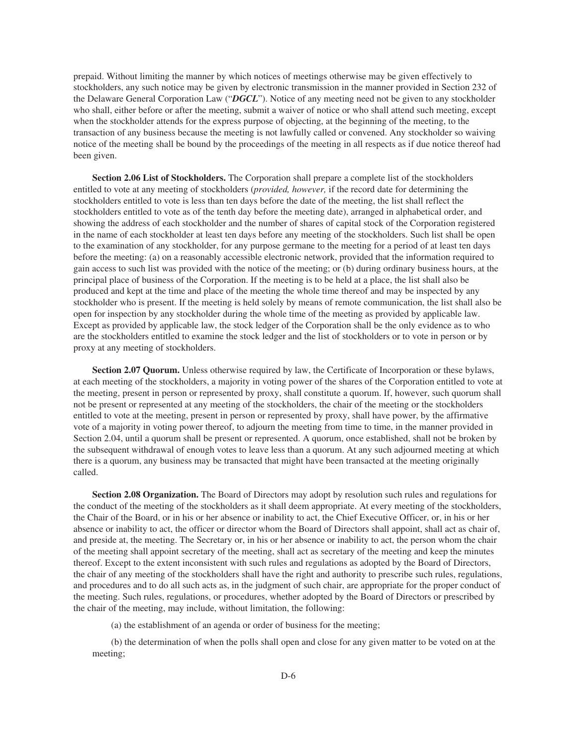prepaid. Without limiting the manner by which notices of meetings otherwise may be given effectively to stockholders, any such notice may be given by electronic transmission in the manner provided in Section 232 of the Delaware General Corporation Law ("***DGCL***"). Notice of any meeting need not be given to any stockholder who shall, either before or after the meeting, submit a waiver of notice or who shall attend such meeting, except when the stockholder attends for the express purpose of objecting, at the beginning of the meeting, to the transaction of any business because the meeting is not lawfully called or convened. Any stockholder so waiving notice of the meeting shall be bound by the proceedings of the meeting in all respects as if due notice thereof had been given.

**Section 2.06 List of Stockholders.** The Corporation shall prepare a complete list of the stockholders entitled to vote at any meeting of stockholders (*provided, however,* if the record date for determining the stockholders entitled to vote is less than ten days before the date of the meeting, the list shall reflect the stockholders entitled to vote as of the tenth day before the meeting date), arranged in alphabetical order, and showing the address of each stockholder and the number of shares of capital stock of the Corporation registered in the name of each stockholder at least ten days before any meeting of the stockholders. Such list shall be open to the examination of any stockholder, for any purpose germane to the meeting for a period of at least ten days before the meeting: (a) on a reasonably accessible electronic network, provided that the information required to gain access to such list was provided with the notice of the meeting; or (b) during ordinary business hours, at the principal place of business of the Corporation. If the meeting is to be held at a place, the list shall also be produced and kept at the time and place of the meeting the whole time thereof and may be inspected by any stockholder who is present. If the meeting is held solely by means of remote communication, the list shall also be open for inspection by any stockholder during the whole time of the meeting as provided by applicable law. Except as provided by applicable law, the stock ledger of the Corporation shall be the only evidence as to who are the stockholders entitled to examine the stock ledger and the list of stockholders or to vote in person or by proxy at any meeting of stockholders.

**Section 2.07 Quorum.** Unless otherwise required by law, the Certificate of Incorporation or these bylaws, at each meeting of the stockholders, a majority in voting power of the shares of the Corporation entitled to vote at the meeting, present in person or represented by proxy, shall constitute a quorum. If, however, such quorum shall not be present or represented at any meeting of the stockholders, the chair of the meeting or the stockholders entitled to vote at the meeting, present in person or represented by proxy, shall have power, by the affirmative vote of a majority in voting power thereof, to adjourn the meeting from time to time, in the manner provided in Section 2.04, until a quorum shall be present or represented. A quorum, once established, shall not be broken by the subsequent withdrawal of enough votes to leave less than a quorum. At any such adjourned meeting at which there is a quorum, any business may be transacted that might have been transacted at the meeting originally called.

**Section 2.08 Organization.** The Board of Directors may adopt by resolution such rules and regulations for the conduct of the meeting of the stockholders as it shall deem appropriate. At every meeting of the stockholders, the Chair of the Board, or in his or her absence or inability to act, the Chief Executive Officer, or, in his or her absence or inability to act, the officer or director whom the Board of Directors shall appoint, shall act as chair of, and preside at, the meeting. The Secretary or, in his or her absence or inability to act, the person whom the chair of the meeting shall appoint secretary of the meeting, shall act as secretary of the meeting and keep the minutes thereof. Except to the extent inconsistent with such rules and regulations as adopted by the Board of Directors, the chair of any meeting of the stockholders shall have the right and authority to prescribe such rules, regulations, and procedures and to do all such acts as, in the judgment of such chair, are appropriate for the proper conduct of the meeting. Such rules, regulations, or procedures, whether adopted by the Board of Directors or prescribed by the chair of the meeting, may include, without limitation, the following:

(a) the establishment of an agenda or order of business for the meeting;

(b) the determination of when the polls shall open and close for any given matter to be voted on at the meeting;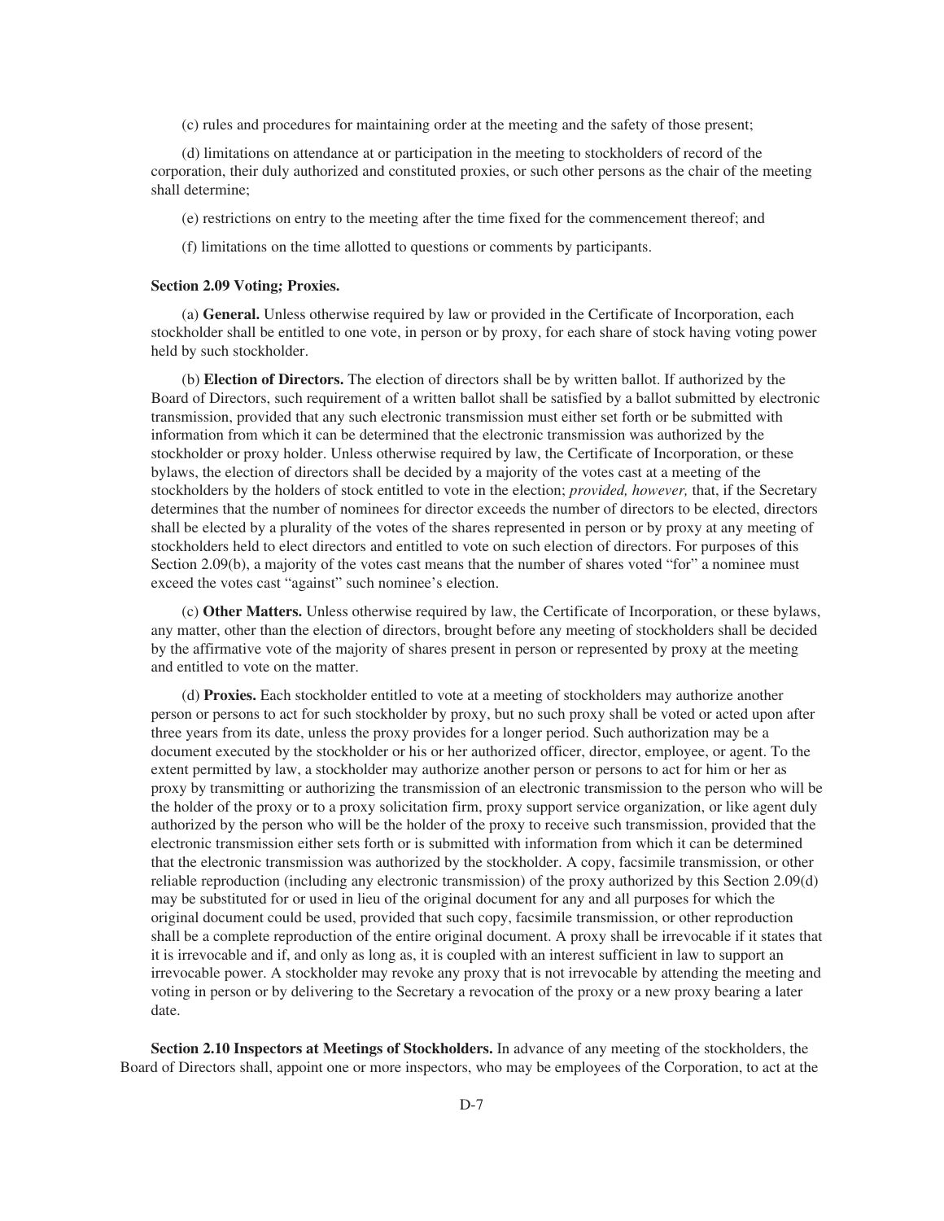(c) rules and procedures for maintaining order at the meeting and the safety of those present;

(d) limitations on attendance at or participation in the meeting to stockholders of record of the corporation, their duly authorized and constituted proxies, or such other persons as the chair of the meeting shall determine;

(e) restrictions on entry to the meeting after the time fixed for the commencement thereof; and

(f) limitations on the time allotted to questions or comments by participants.

**Section 2.09 Voting; Proxies.**

(a) **General.** Unless otherwise required by law or provided in the Certificate of Incorporation, each stockholder shall be entitled to one vote, in person or by proxy, for each share of stock having voting power held by such stockholder.

(b) **Election of Directors.** The election of directors shall be by written ballot. If authorized by the Board of Directors, such requirement of a written ballot shall be satisfied by a ballot submitted by electronic transmission, provided that any such electronic transmission must either set forth or be submitted with information from which it can be determined that the electronic transmission was authorized by the stockholder or proxy holder. Unless otherwise required by law, the Certificate of Incorporation, or these bylaws, the election of directors shall be decided by a majority of the votes cast at a meeting of the stockholders by the holders of stock entitled to vote in the election; *provided, however,* that, if the Secretary determines that the number of nominees for director exceeds the number of directors to be elected, directors shall be elected by a plurality of the votes of the shares represented in person or by proxy at any meeting of stockholders held to elect directors and entitled to vote on such election of directors. For purposes of this Section 2.09(b), a majority of the votes cast means that the number of shares voted "for" a nominee must exceed the votes cast "against" such nominee's election.

(c) **Other Matters.** Unless otherwise required by law, the Certificate of Incorporation, or these bylaws, any matter, other than the election of directors, brought before any meeting of stockholders shall be decided by the affirmative vote of the majority of shares present in person or represented by proxy at the meeting and entitled to vote on the matter.

(d) **Proxies.** Each stockholder entitled to vote at a meeting of stockholders may authorize another person or persons to act for such stockholder by proxy, but no such proxy shall be voted or acted upon after three years from its date, unless the proxy provides for a longer period. Such authorization may be a document executed by the stockholder or his or her authorized officer, director, employee, or agent. To the extent permitted by law, a stockholder may authorize another person or persons to act for him or her as proxy by transmitting or authorizing the transmission of an electronic transmission to the person who will be the holder of the proxy or to a proxy solicitation firm, proxy support service organization, or like agent duly authorized by the person who will be the holder of the proxy to receive such transmission, provided that the electronic transmission either sets forth or is submitted with information from which it can be determined that the electronic transmission was authorized by the stockholder. A copy, facsimile transmission, or other reliable reproduction (including any electronic transmission) of the proxy authorized by this Section 2.09(d) may be substituted for or used in lieu of the original document for any and all purposes for which the original document could be used, provided that such copy, facsimile transmission, or other reproduction shall be a complete reproduction of the entire original document. A proxy shall be irrevocable if it states that it is irrevocable and if, and only as long as, it is coupled with an interest sufficient in law to support an irrevocable power. A stockholder may revoke any proxy that is not irrevocable by attending the meeting and voting in person or by delivering to the Secretary a revocation of the proxy or a new proxy bearing a later date.

**Section 2.10 Inspectors at Meetings of Stockholders.** In advance of any meeting of the stockholders, the Board of Directors shall, appoint one or more inspectors, who may be employees of the Corporation, to act at the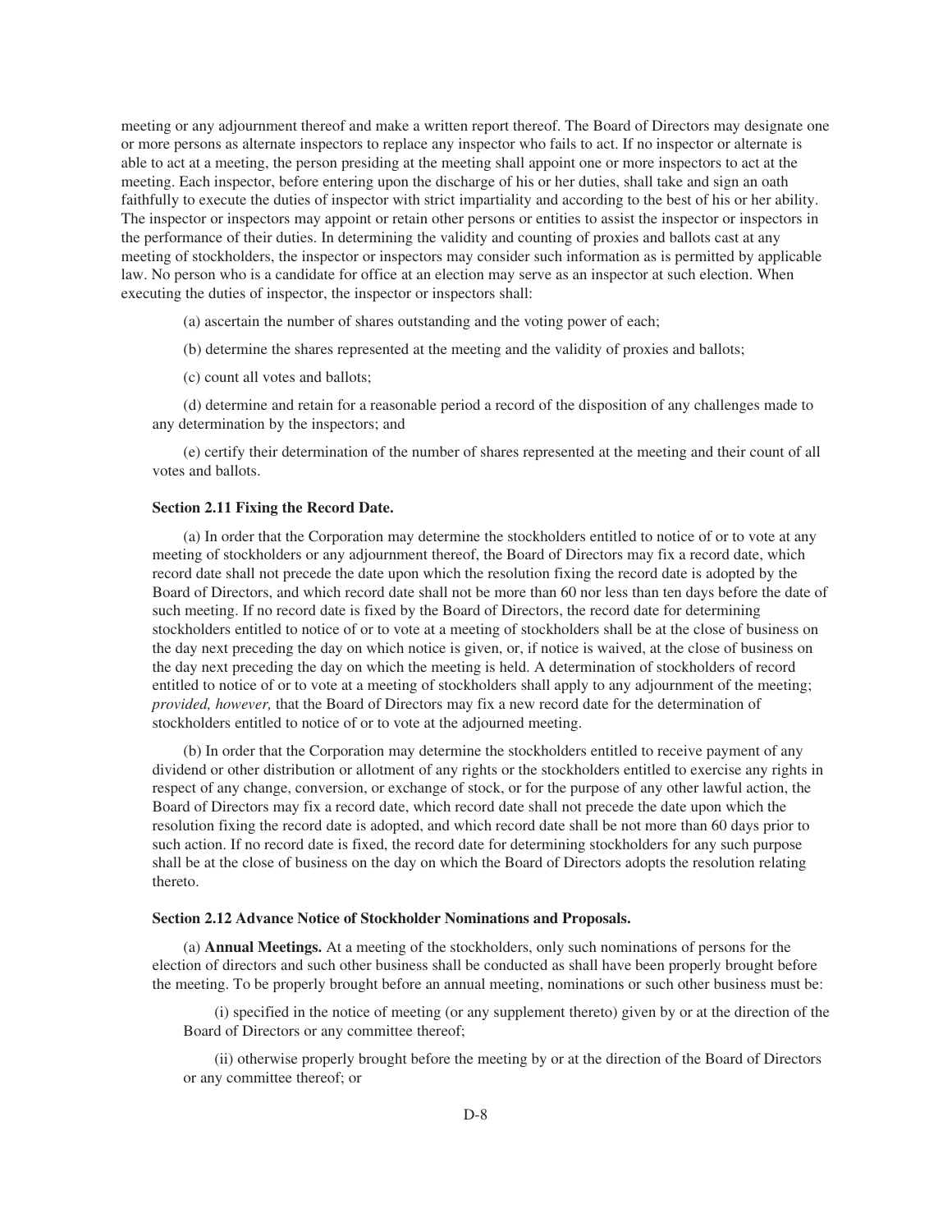meeting or any adjournment thereof and make a written report thereof. The Board of Directors may designate one or more persons as alternate inspectors to replace any inspector who fails to act. If no inspector or alternate is able to act at a meeting, the person presiding at the meeting shall appoint one or more inspectors to act at the meeting. Each inspector, before entering upon the discharge of his or her duties, shall take and sign an oath faithfully to execute the duties of inspector with strict impartiality and according to the best of his or her ability. The inspector or inspectors may appoint or retain other persons or entities to assist the inspector or inspectors in the performance of their duties. In determining the validity and counting of proxies and ballots cast at any meeting of stockholders, the inspector or inspectors may consider such information as is permitted by applicable law. No person who is a candidate for office at an election may serve as an inspector at such election. When executing the duties of inspector, the inspector or inspectors shall:

(a) ascertain the number of shares outstanding and the voting power of each;

(b) determine the shares represented at the meeting and the validity of proxies and ballots;

(c) count all votes and ballots;

(d) determine and retain for a reasonable period a record of the disposition of any challenges made to any determination by the inspectors; and

(e) certify their determination of the number of shares represented at the meeting and their count of all votes and ballots.

**Section 2.11 Fixing the Record Date.**

(a) In order that the Corporation may determine the stockholders entitled to notice of or to vote at any meeting of stockholders or any adjournment thereof, the Board of Directors may fix a record date, which record date shall not precede the date upon which the resolution fixing the record date is adopted by the Board of Directors, and which record date shall not be more than 60 nor less than ten days before the date of such meeting. If no record date is fixed by the Board of Directors, the record date for determining stockholders entitled to notice of or to vote at a meeting of stockholders shall be at the close of business on the day next preceding the day on which notice is given, or, if notice is waived, at the close of business on the day next preceding the day on which the meeting is held. A determination of stockholders of record entitled to notice of or to vote at a meeting of stockholders shall apply to any adjournment of the meeting; *provided, however,* that the Board of Directors may fix a new record date for the determination of stockholders entitled to notice of or to vote at the adjourned meeting.

(b) In order that the Corporation may determine the stockholders entitled to receive payment of any dividend or other distribution or allotment of any rights or the stockholders entitled to exercise any rights in respect of any change, conversion, or exchange of stock, or for the purpose of any other lawful action, the Board of Directors may fix a record date, which record date shall not precede the date upon which the resolution fixing the record date is adopted, and which record date shall be not more than 60 days prior to such action. If no record date is fixed, the record date for determining stockholders for any such purpose shall be at the close of business on the day on which the Board of Directors adopts the resolution relating thereto.

**Section 2.12 Advance Notice of Stockholder Nominations and Proposals.**

(a) **Annual Meetings.** At a meeting of the stockholders, only such nominations of persons for the election of directors and such other business shall be conducted as shall have been properly brought before the meeting. To be properly brought before an annual meeting, nominations or such other business must be:

(i) specified in the notice of meeting (or any supplement thereto) given by or at the direction of the Board of Directors or any committee thereof;

(ii) otherwise properly brought before the meeting by or at the direction of the Board of Directors or any committee thereof; or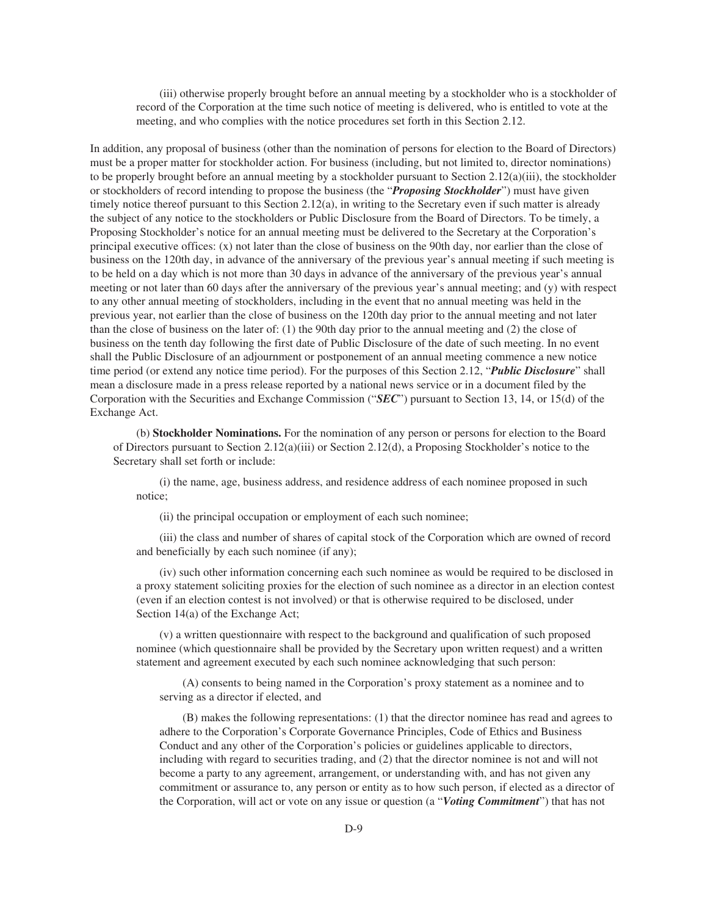(iii) otherwise properly brought before an annual meeting by a stockholder who is a stockholder of record of the Corporation at the time such notice of meeting is delivered, who is entitled to vote at the meeting, and who complies with the notice procedures set forth in this Section 2.12.

In addition, any proposal of business (other than the nomination of persons for election to the Board of Directors) must be a proper matter for stockholder action. For business (including, but not limited to, director nominations) to be properly brought before an annual meeting by a stockholder pursuant to Section 2.12(a)(iii), the stockholder or stockholders of record intending to propose the business (the "***Proposing Stockholder***") must have given timely notice thereof pursuant to this Section 2.12(a), in writing to the Secretary even if such matter is already the subject of any notice to the stockholders or Public Disclosure from the Board of Directors. To be timely, a Proposing Stockholder's notice for an annual meeting must be delivered to the Secretary at the Corporation's principal executive offices: (x) not later than the close of business on the 90th day, nor earlier than the close of business on the 120th day, in advance of the anniversary of the previous year's annual meeting if such meeting is to be held on a day which is not more than 30 days in advance of the anniversary of the previous year's annual meeting or not later than 60 days after the anniversary of the previous year's annual meeting; and (y) with respect to any other annual meeting of stockholders, including in the event that no annual meeting was held in the previous year, not earlier than the close of business on the 120th day prior to the annual meeting and not later than the close of business on the later of: (1) the 90th day prior to the annual meeting and (2) the close of business on the tenth day following the first date of Public Disclosure of the date of such meeting. In no event shall the Public Disclosure of an adjournment or postponement of an annual meeting commence a new notice time period (or extend any notice time period). For the purposes of this Section 2.12, "***Public Disclosure***" shall mean a disclosure made in a press release reported by a national news service or in a document filed by the Corporation with the Securities and Exchange Commission ("***SEC***") pursuant to Section 13, 14, or 15(d) of the Exchange Act.

(b) **Stockholder Nominations.** For the nomination of any person or persons for election to the Board of Directors pursuant to Section 2.12(a)(iii) or Section 2.12(d), a Proposing Stockholder's notice to the Secretary shall set forth or include:

(i) the name, age, business address, and residence address of each nominee proposed in such notice;

(ii) the principal occupation or employment of each such nominee;

(iii) the class and number of shares of capital stock of the Corporation which are owned of record and beneficially by each such nominee (if any);

(iv) such other information concerning each such nominee as would be required to be disclosed in a proxy statement soliciting proxies for the election of such nominee as a director in an election contest (even if an election contest is not involved) or that is otherwise required to be disclosed, under Section 14(a) of the Exchange Act;

(v) a written questionnaire with respect to the background and qualification of such proposed nominee (which questionnaire shall be provided by the Secretary upon written request) and a written statement and agreement executed by each such nominee acknowledging that such person:

(A) consents to being named in the Corporation's proxy statement as a nominee and to serving as a director if elected, and

(B) makes the following representations: (1) that the director nominee has read and agrees to adhere to the Corporation's Corporate Governance Principles, Code of Ethics and Business Conduct and any other of the Corporation's policies or guidelines applicable to directors, including with regard to securities trading, and (2) that the director nominee is not and will not become a party to any agreement, arrangement, or understanding with, and has not given any commitment or assurance to, any person or entity as to how such person, if elected as a director of the Corporation, will act or vote on any issue or question (a "***Voting Commitment***") that has not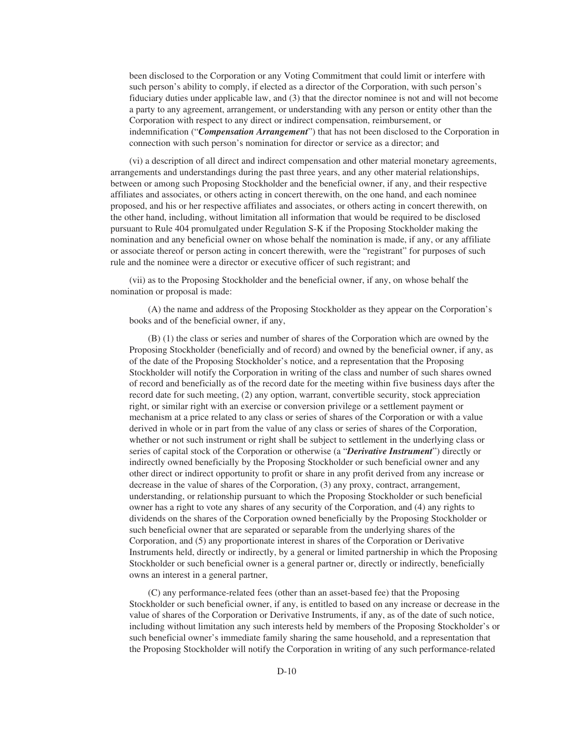been disclosed to the Corporation or any Voting Commitment that could limit or interfere with such person's ability to comply, if elected as a director of the Corporation, with such person's fiduciary duties under applicable law, and (3) that the director nominee is not and will not become a party to any agreement, arrangement, or understanding with any person or entity other than the Corporation with respect to any direct or indirect compensation, reimbursement, or indemnification ("***Compensation Arrangement***") that has not been disclosed to the Corporation in connection with such person's nomination for director or service as a director; and

(vi) a description of all direct and indirect compensation and other material monetary agreements, arrangements and understandings during the past three years, and any other material relationships, between or among such Proposing Stockholder and the beneficial owner, if any, and their respective affiliates and associates, or others acting in concert therewith, on the one hand, and each nominee proposed, and his or her respective affiliates and associates, or others acting in concert therewith, on the other hand, including, without limitation all information that would be required to be disclosed pursuant to Rule 404 promulgated under Regulation S-K if the Proposing Stockholder making the nomination and any beneficial owner on whose behalf the nomination is made, if any, or any affiliate or associate thereof or person acting in concert therewith, were the "registrant" for purposes of such rule and the nominee were a director or executive officer of such registrant; and

(vii) as to the Proposing Stockholder and the beneficial owner, if any, on whose behalf the nomination or proposal is made:

(A) the name and address of the Proposing Stockholder as they appear on the Corporation's books and of the beneficial owner, if any,

(B) (1) the class or series and number of shares of the Corporation which are owned by the Proposing Stockholder (beneficially and of record) and owned by the beneficial owner, if any, as of the date of the Proposing Stockholder's notice, and a representation that the Proposing Stockholder will notify the Corporation in writing of the class and number of such shares owned of record and beneficially as of the record date for the meeting within five business days after the record date for such meeting, (2) any option, warrant, convertible security, stock appreciation right, or similar right with an exercise or conversion privilege or a settlement payment or mechanism at a price related to any class or series of shares of the Corporation or with a value derived in whole or in part from the value of any class or series of shares of the Corporation, whether or not such instrument or right shall be subject to settlement in the underlying class or series of capital stock of the Corporation or otherwise (a "***Derivative Instrument***") directly or indirectly owned beneficially by the Proposing Stockholder or such beneficial owner and any other direct or indirect opportunity to profit or share in any profit derived from any increase or decrease in the value of shares of the Corporation, (3) any proxy, contract, arrangement, understanding, or relationship pursuant to which the Proposing Stockholder or such beneficial owner has a right to vote any shares of any security of the Corporation, and (4) any rights to dividends on the shares of the Corporation owned beneficially by the Proposing Stockholder or such beneficial owner that are separated or separable from the underlying shares of the Corporation, and (5) any proportionate interest in shares of the Corporation or Derivative Instruments held, directly or indirectly, by a general or limited partnership in which the Proposing Stockholder or such beneficial owner is a general partner or, directly or indirectly, beneficially owns an interest in a general partner,

(C) any performance-related fees (other than an asset-based fee) that the Proposing Stockholder or such beneficial owner, if any, is entitled to based on any increase or decrease in the value of shares of the Corporation or Derivative Instruments, if any, as of the date of such notice, including without limitation any such interests held by members of the Proposing Stockholder's or such beneficial owner's immediate family sharing the same household, and a representation that the Proposing Stockholder will notify the Corporation in writing of any such performance-related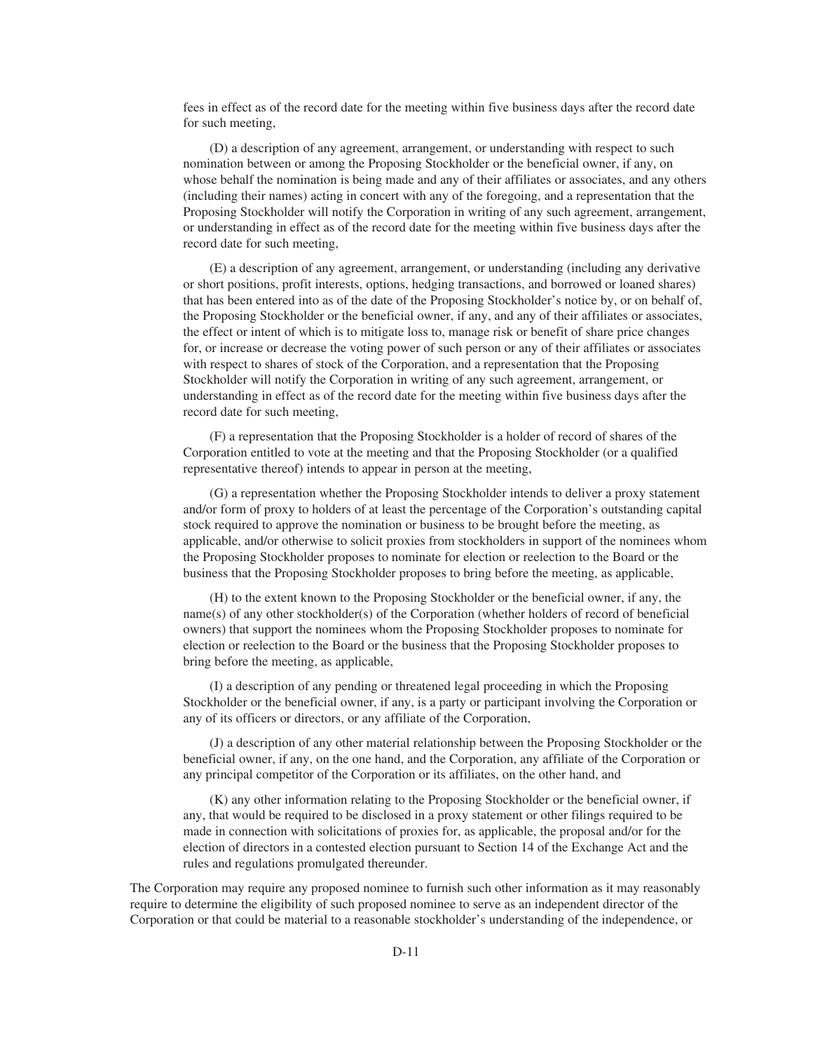fees in effect as of the record date for the meeting within five business days after the record date for such meeting,

(D) a description of any agreement, arrangement, or understanding with respect to such nomination between or among the Proposing Stockholder or the beneficial owner, if any, on whose behalf the nomination is being made and any of their affiliates or associates, and any others (including their names) acting in concert with any of the foregoing, and a representation that the Proposing Stockholder will notify the Corporation in writing of any such agreement, arrangement, or understanding in effect as of the record date for the meeting within five business days after the record date for such meeting,

(E) a description of any agreement, arrangement, or understanding (including any derivative or short positions, profit interests, options, hedging transactions, and borrowed or loaned shares) that has been entered into as of the date of the Proposing Stockholder's notice by, or on behalf of, the Proposing Stockholder or the beneficial owner, if any, and any of their affiliates or associates, the effect or intent of which is to mitigate loss to, manage risk or benefit of share price changes for, or increase or decrease the voting power of such person or any of their affiliates or associates with respect to shares of stock of the Corporation, and a representation that the Proposing Stockholder will notify the Corporation in writing of any such agreement, arrangement, or understanding in effect as of the record date for the meeting within five business days after the record date for such meeting,

(F) a representation that the Proposing Stockholder is a holder of record of shares of the Corporation entitled to vote at the meeting and that the Proposing Stockholder (or a qualified representative thereof) intends to appear in person at the meeting,

(G) a representation whether the Proposing Stockholder intends to deliver a proxy statement and/or form of proxy to holders of at least the percentage of the Corporation's outstanding capital stock required to approve the nomination or business to be brought before the meeting, as applicable, and/or otherwise to solicit proxies from stockholders in support of the nominees whom the Proposing Stockholder proposes to nominate for election or reelection to the Board or the business that the Proposing Stockholder proposes to bring before the meeting, as applicable,

(H) to the extent known to the Proposing Stockholder or the beneficial owner, if any, the name(s) of any other stockholder(s) of the Corporation (whether holders of record of beneficial owners) that support the nominees whom the Proposing Stockholder proposes to nominate for election or reelection to the Board or the business that the Proposing Stockholder proposes to bring before the meeting, as applicable,

(I) a description of any pending or threatened legal proceeding in which the Proposing Stockholder or the beneficial owner, if any, is a party or participant involving the Corporation or any of its officers or directors, or any affiliate of the Corporation,

(J) a description of any other material relationship between the Proposing Stockholder or the beneficial owner, if any, on the one hand, and the Corporation, any affiliate of the Corporation or any principal competitor of the Corporation or its affiliates, on the other hand, and

(K) any other information relating to the Proposing Stockholder or the beneficial owner, if any, that would be required to be disclosed in a proxy statement or other filings required to be made in connection with solicitations of proxies for, as applicable, the proposal and/or for the election of directors in a contested election pursuant to Section 14 of the Exchange Act and the rules and regulations promulgated thereunder.

The Corporation may require any proposed nominee to furnish such other information as it may reasonably require to determine the eligibility of such proposed nominee to serve as an independent director of the Corporation or that could be material to a reasonable stockholder's understanding of the independence, or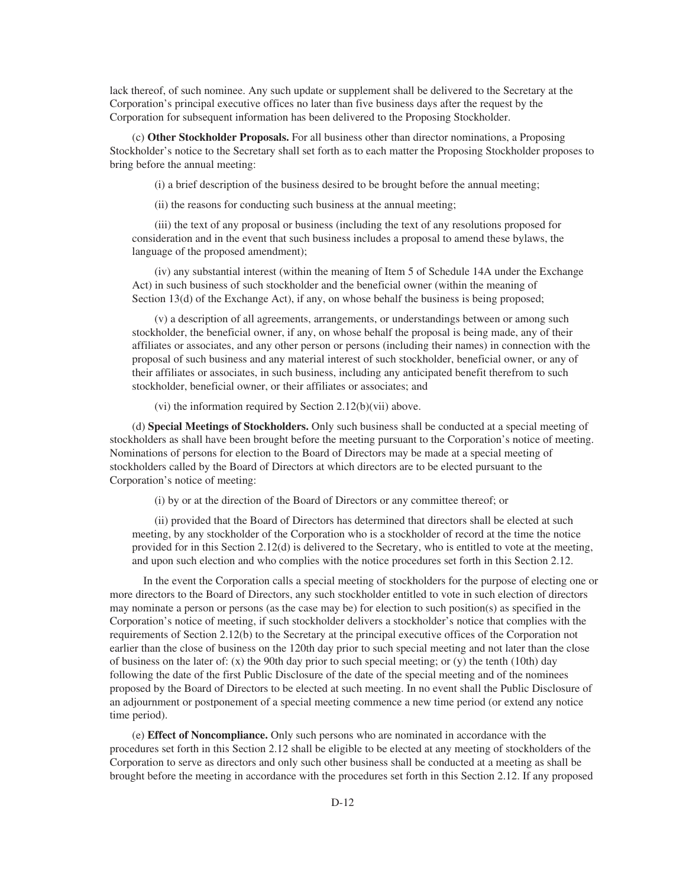lack thereof, of such nominee. Any such update or supplement shall be delivered to the Secretary at the Corporation's principal executive offices no later than five business days after the request by the Corporation for subsequent information has been delivered to the Proposing Stockholder.

(c) **Other Stockholder Proposals.** For all business other than director nominations, a Proposing Stockholder's notice to the Secretary shall set forth as to each matter the Proposing Stockholder proposes to bring before the annual meeting:

(i) a brief description of the business desired to be brought before the annual meeting;

(ii) the reasons for conducting such business at the annual meeting;

(iii) the text of any proposal or business (including the text of any resolutions proposed for consideration and in the event that such business includes a proposal to amend these bylaws, the language of the proposed amendment);

(iv) any substantial interest (within the meaning of Item 5 of Schedule 14A under the Exchange Act) in such business of such stockholder and the beneficial owner (within the meaning of Section 13(d) of the Exchange Act), if any, on whose behalf the business is being proposed;

(v) a description of all agreements, arrangements, or understandings between or among such stockholder, the beneficial owner, if any, on whose behalf the proposal is being made, any of their affiliates or associates, and any other person or persons (including their names) in connection with the proposal of such business and any material interest of such stockholder, beneficial owner, or any of their affiliates or associates, in such business, including any anticipated benefit therefrom to such stockholder, beneficial owner, or their affiliates or associates; and

(vi) the information required by Section 2.12(b)(vii) above.

(d) **Special Meetings of Stockholders.** Only such business shall be conducted at a special meeting of stockholders as shall have been brought before the meeting pursuant to the Corporation's notice of meeting. Nominations of persons for election to the Board of Directors may be made at a special meeting of stockholders called by the Board of Directors at which directors are to be elected pursuant to the Corporation's notice of meeting:

(i) by or at the direction of the Board of Directors or any committee thereof; or

(ii) provided that the Board of Directors has determined that directors shall be elected at such meeting, by any stockholder of the Corporation who is a stockholder of record at the time the notice provided for in this Section 2.12(d) is delivered to the Secretary, who is entitled to vote at the meeting, and upon such election and who complies with the notice procedures set forth in this Section 2.12.

In the event the Corporation calls a special meeting of stockholders for the purpose of electing one or more directors to the Board of Directors, any such stockholder entitled to vote in such election of directors may nominate a person or persons (as the case may be) for election to such position(s) as specified in the Corporation's notice of meeting, if such stockholder delivers a stockholder's notice that complies with the requirements of Section 2.12(b) to the Secretary at the principal executive offices of the Corporation not earlier than the close of business on the 120th day prior to such special meeting and not later than the close of business on the later of: (x) the 90th day prior to such special meeting; or (y) the tenth (10th) day following the date of the first Public Disclosure of the date of the special meeting and of the nominees proposed by the Board of Directors to be elected at such meeting. In no event shall the Public Disclosure of an adjournment or postponement of a special meeting commence a new time period (or extend any notice time period).

(e) **Effect of Noncompliance.** Only such persons who are nominated in accordance with the procedures set forth in this Section 2.12 shall be eligible to be elected at any meeting of stockholders of the Corporation to serve as directors and only such other business shall be conducted at a meeting as shall be brought before the meeting in accordance with the procedures set forth in this Section 2.12. If any proposed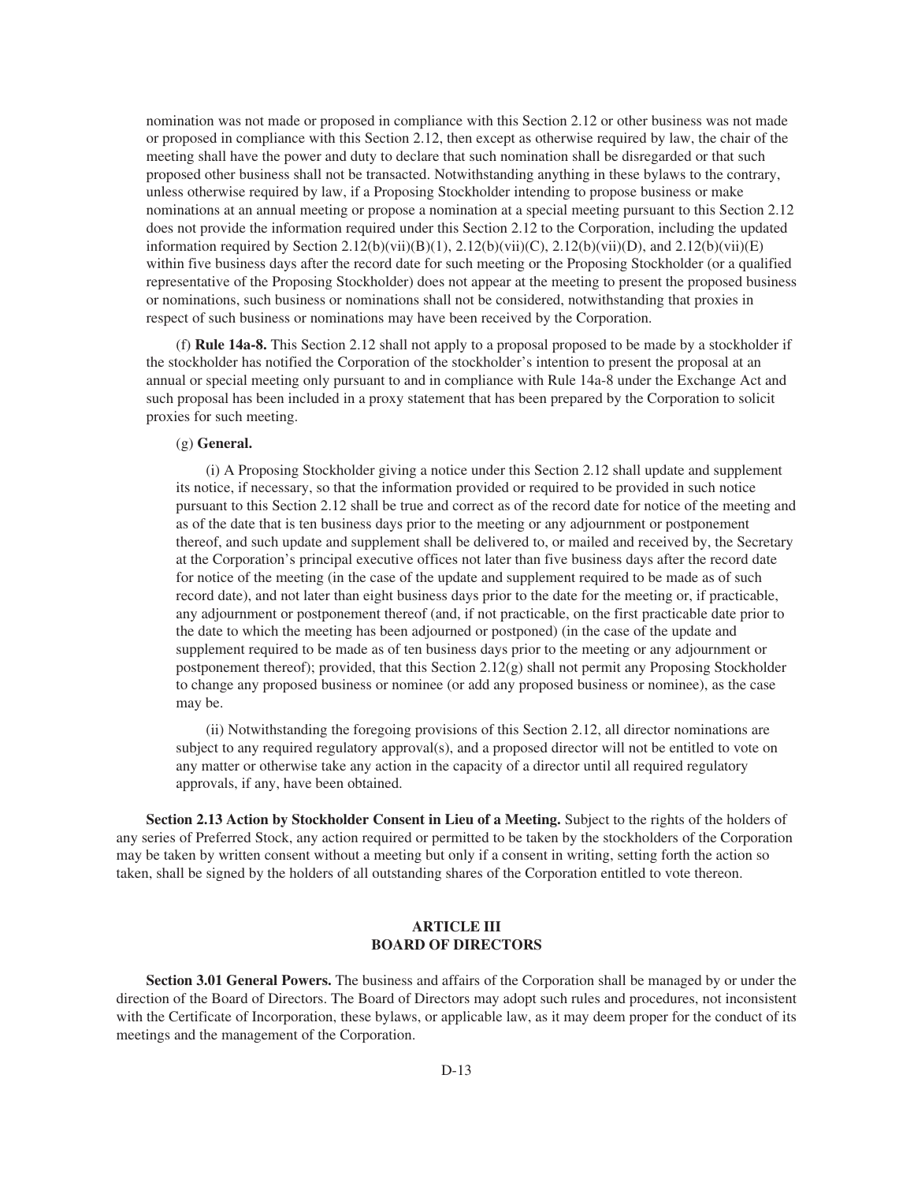nomination was not made or proposed in compliance with this Section 2.12 or other business was not made or proposed in compliance with this Section 2.12, then except as otherwise required by law, the chair of the meeting shall have the power and duty to declare that such nomination shall be disregarded or that such proposed other business shall not be transacted. Notwithstanding anything in these bylaws to the contrary, unless otherwise required by law, if a Proposing Stockholder intending to propose business or make nominations at an annual meeting or propose a nomination at a special meeting pursuant to this Section 2.12 does not provide the information required under this Section 2.12 to the Corporation, including the updated information required by Section 2.12(b)(vii)(B)(1), 2.12(b)(vii)(C), 2.12(b)(vii)(D), and 2.12(b)(vii)(E) within five business days after the record date for such meeting or the Proposing Stockholder (or a qualified representative of the Proposing Stockholder) does not appear at the meeting to present the proposed business or nominations, such business or nominations shall not be considered, notwithstanding that proxies in respect of such business or nominations may have been received by the Corporation.

(f) **Rule 14a-8.** This Section 2.12 shall not apply to a proposal proposed to be made by a stockholder if the stockholder has notified the Corporation of the stockholder's intention to present the proposal at an annual or special meeting only pursuant to and in compliance with Rule 14a-8 under the Exchange Act and such proposal has been included in a proxy statement that has been prepared by the Corporation to solicit proxies for such meeting.

(g) **General.**

(i) A Proposing Stockholder giving a notice under this Section 2.12 shall update and supplement its notice, if necessary, so that the information provided or required to be provided in such notice pursuant to this Section 2.12 shall be true and correct as of the record date for notice of the meeting and as of the date that is ten business days prior to the meeting or any adjournment or postponement thereof, and such update and supplement shall be delivered to, or mailed and received by, the Secretary at the Corporation's principal executive offices not later than five business days after the record date for notice of the meeting (in the case of the update and supplement required to be made as of such record date), and not later than eight business days prior to the date for the meeting or, if practicable, any adjournment or postponement thereof (and, if not practicable, on the first practicable date prior to the date to which the meeting has been adjourned or postponed) (in the case of the update and supplement required to be made as of ten business days prior to the meeting or any adjournment or postponement thereof); provided, that this Section 2.12(g) shall not permit any Proposing Stockholder to change any proposed business or nominee (or add any proposed business or nominee), as the case may be.

(ii) Notwithstanding the foregoing provisions of this Section 2.12, all director nominations are subject to any required regulatory approval(s), and a proposed director will not be entitled to vote on any matter or otherwise take any action in the capacity of a director until all required regulatory approvals, if any, have been obtained.

**Section 2.13 Action by Stockholder Consent in Lieu of a Meeting.** Subject to the rights of the holders of any series of Preferred Stock, any action required or permitted to be taken by the stockholders of the Corporation may be taken by written consent without a meeting but only if a consent in writing, setting forth the action so taken, shall be signed by the holders of all outstanding shares of the Corporation entitled to vote thereon.

## ARTICLE III
## BOARD OF DIRECTORS

**Section 3.01 General Powers.** The business and affairs of the Corporation shall be managed by or under the direction of the Board of Directors. The Board of Directors may adopt such rules and procedures, not inconsistent with the Certificate of Incorporation, these bylaws, or applicable law, as it may deem proper for the conduct of its meetings and the management of the Corporation.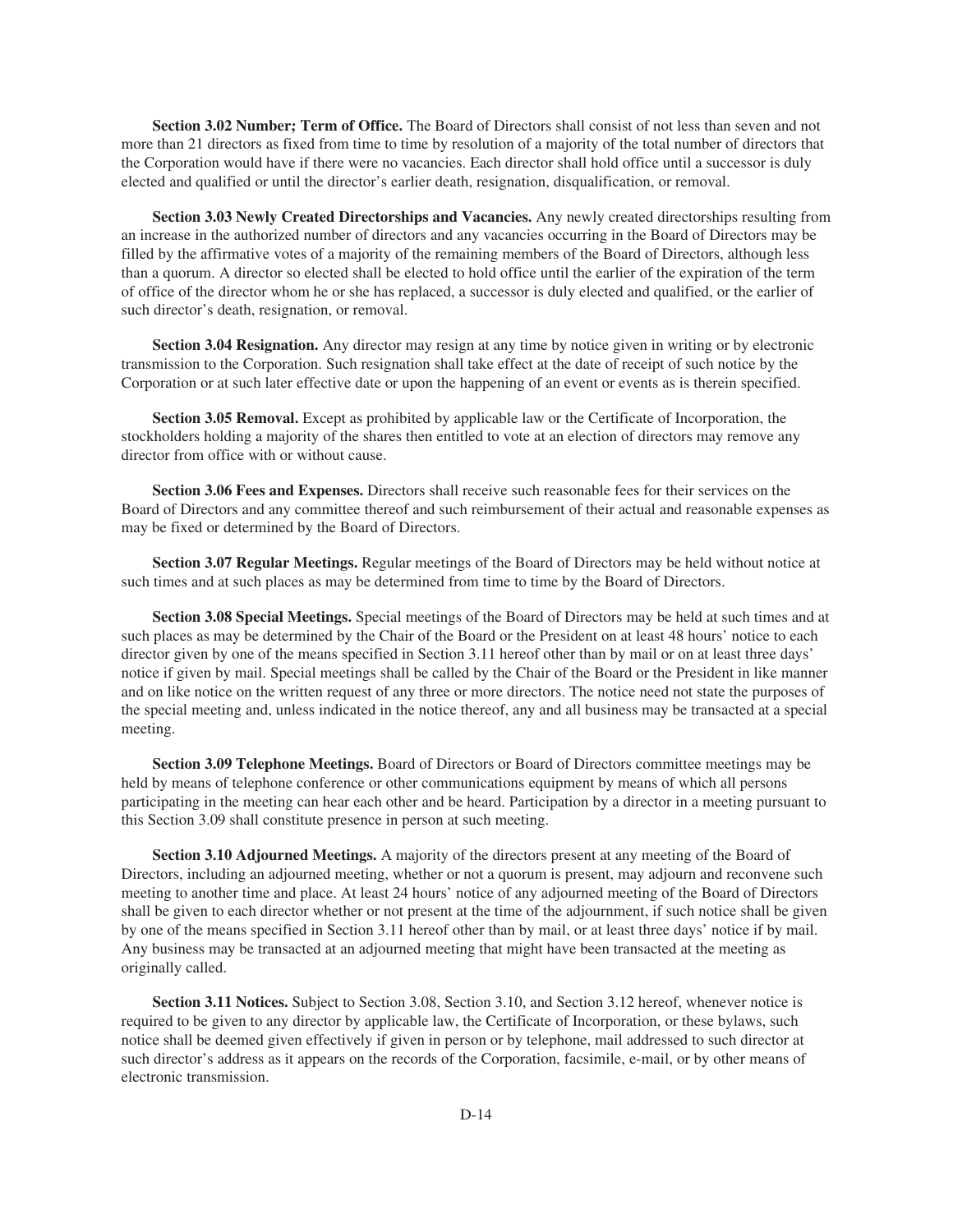**Section 3.02 Number; Term of Office.** The Board of Directors shall consist of not less than seven and not more than 21 directors as fixed from time to time by resolution of a majority of the total number of directors that the Corporation would have if there were no vacancies. Each director shall hold office until a successor is duly elected and qualified or until the director's earlier death, resignation, disqualification, or removal.

**Section 3.03 Newly Created Directorships and Vacancies.** Any newly created directorships resulting from an increase in the authorized number of directors and any vacancies occurring in the Board of Directors may be filled by the affirmative votes of a majority of the remaining members of the Board of Directors, although less than a quorum. A director so elected shall be elected to hold office until the earlier of the expiration of the term of office of the director whom he or she has replaced, a successor is duly elected and qualified, or the earlier of such director's death, resignation, or removal.

**Section 3.04 Resignation.** Any director may resign at any time by notice given in writing or by electronic transmission to the Corporation. Such resignation shall take effect at the date of receipt of such notice by the Corporation or at such later effective date or upon the happening of an event or events as is therein specified.

**Section 3.05 Removal.** Except as prohibited by applicable law or the Certificate of Incorporation, the stockholders holding a majority of the shares then entitled to vote at an election of directors may remove any director from office with or without cause.

**Section 3.06 Fees and Expenses.** Directors shall receive such reasonable fees for their services on the Board of Directors and any committee thereof and such reimbursement of their actual and reasonable expenses as may be fixed or determined by the Board of Directors.

**Section 3.07 Regular Meetings.** Regular meetings of the Board of Directors may be held without notice at such times and at such places as may be determined from time to time by the Board of Directors.

**Section 3.08 Special Meetings.** Special meetings of the Board of Directors may be held at such times and at such places as may be determined by the Chair of the Board or the President on at least 48 hours' notice to each director given by one of the means specified in Section 3.11 hereof other than by mail or on at least three days' notice if given by mail. Special meetings shall be called by the Chair of the Board or the President in like manner and on like notice on the written request of any three or more directors. The notice need not state the purposes of the special meeting and, unless indicated in the notice thereof, any and all business may be transacted at a special meeting.

**Section 3.09 Telephone Meetings.** Board of Directors or Board of Directors committee meetings may be held by means of telephone conference or other communications equipment by means of which all persons participating in the meeting can hear each other and be heard. Participation by a director in a meeting pursuant to this Section 3.09 shall constitute presence in person at such meeting.

**Section 3.10 Adjourned Meetings.** A majority of the directors present at any meeting of the Board of Directors, including an adjourned meeting, whether or not a quorum is present, may adjourn and reconvene such meeting to another time and place. At least 24 hours' notice of any adjourned meeting of the Board of Directors shall be given to each director whether or not present at the time of the adjournment, if such notice shall be given by one of the means specified in Section 3.11 hereof other than by mail, or at least three days' notice if by mail. Any business may be transacted at an adjourned meeting that might have been transacted at the meeting as originally called.

**Section 3.11 Notices.** Subject to Section 3.08, Section 3.10, and Section 3.12 hereof, whenever notice is required to be given to any director by applicable law, the Certificate of Incorporation, or these bylaws, such notice shall be deemed given effectively if given in person or by telephone, mail addressed to such director at such director's address as it appears on the records of the Corporation, facsimile, e-mail, or by other means of electronic transmission.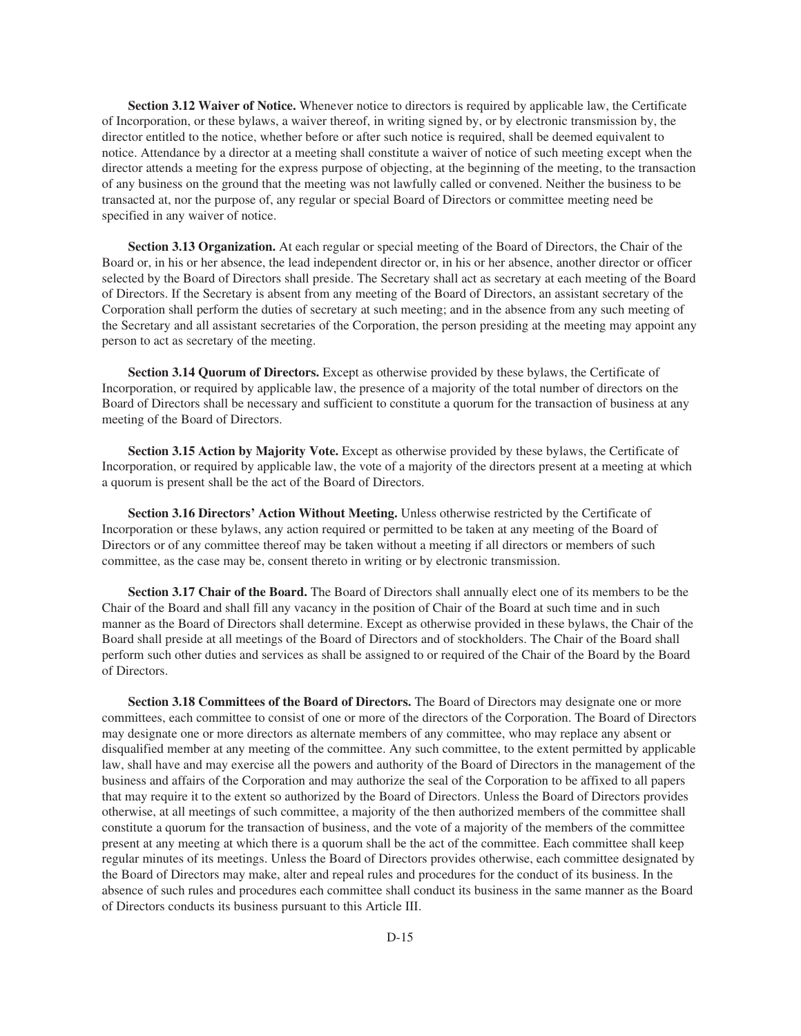**Section 3.12 Waiver of Notice.** Whenever notice to directors is required by applicable law, the Certificate of Incorporation, or these bylaws, a waiver thereof, in writing signed by, or by electronic transmission by, the director entitled to the notice, whether before or after such notice is required, shall be deemed equivalent to notice. Attendance by a director at a meeting shall constitute a waiver of notice of such meeting except when the director attends a meeting for the express purpose of objecting, at the beginning of the meeting, to the transaction of any business on the ground that the meeting was not lawfully called or convened. Neither the business to be transacted at, nor the purpose of, any regular or special Board of Directors or committee meeting need be specified in any waiver of notice.

**Section 3.13 Organization.** At each regular or special meeting of the Board of Directors, the Chair of the Board or, in his or her absence, the lead independent director or, in his or her absence, another director or officer selected by the Board of Directors shall preside. The Secretary shall act as secretary at each meeting of the Board of Directors. If the Secretary is absent from any meeting of the Board of Directors, an assistant secretary of the Corporation shall perform the duties of secretary at such meeting; and in the absence from any such meeting of the Secretary and all assistant secretaries of the Corporation, the person presiding at the meeting may appoint any person to act as secretary of the meeting.

**Section 3.14 Quorum of Directors.** Except as otherwise provided by these bylaws, the Certificate of Incorporation, or required by applicable law, the presence of a majority of the total number of directors on the Board of Directors shall be necessary and sufficient to constitute a quorum for the transaction of business at any meeting of the Board of Directors.

**Section 3.15 Action by Majority Vote.** Except as otherwise provided by these bylaws, the Certificate of Incorporation, or required by applicable law, the vote of a majority of the directors present at a meeting at which a quorum is present shall be the act of the Board of Directors.

**Section 3.16 Directors' Action Without Meeting.** Unless otherwise restricted by the Certificate of Incorporation or these bylaws, any action required or permitted to be taken at any meeting of the Board of Directors or of any committee thereof may be taken without a meeting if all directors or members of such committee, as the case may be, consent thereto in writing or by electronic transmission.

**Section 3.17 Chair of the Board.** The Board of Directors shall annually elect one of its members to be the Chair of the Board and shall fill any vacancy in the position of Chair of the Board at such time and in such manner as the Board of Directors shall determine. Except as otherwise provided in these bylaws, the Chair of the Board shall preside at all meetings of the Board of Directors and of stockholders. The Chair of the Board shall perform such other duties and services as shall be assigned to or required of the Chair of the Board by the Board of Directors.

**Section 3.18 Committees of the Board of Directors.** The Board of Directors may designate one or more committees, each committee to consist of one or more of the directors of the Corporation. The Board of Directors may designate one or more directors as alternate members of any committee, who may replace any absent or disqualified member at any meeting of the committee. Any such committee, to the extent permitted by applicable law, shall have and may exercise all the powers and authority of the Board of Directors in the management of the business and affairs of the Corporation and may authorize the seal of the Corporation to be affixed to all papers that may require it to the extent so authorized by the Board of Directors. Unless the Board of Directors provides otherwise, at all meetings of such committee, a majority of the then authorized members of the committee shall constitute a quorum for the transaction of business, and the vote of a majority of the members of the committee present at any meeting at which there is a quorum shall be the act of the committee. Each committee shall keep regular minutes of its meetings. Unless the Board of Directors provides otherwise, each committee designated by the Board of Directors may make, alter and repeal rules and procedures for the conduct of its business. In the absence of such rules and procedures each committee shall conduct its business in the same manner as the Board of Directors conducts its business pursuant to this Article III.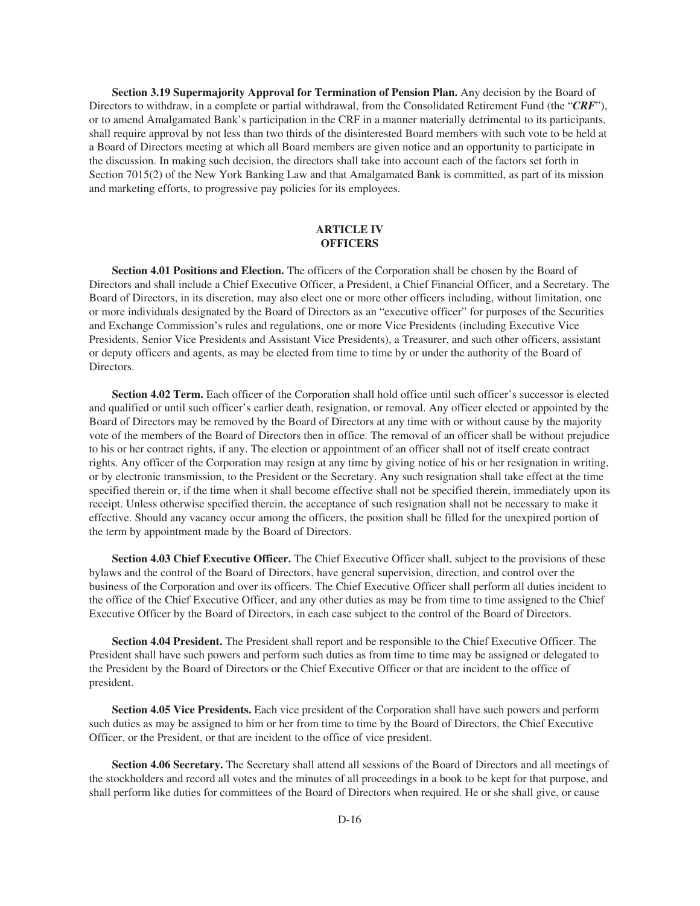**Section 3.19 Supermajority Approval for Termination of Pension Plan.** Any decision by the Board of Directors to withdraw, in a complete or partial withdrawal, from the Consolidated Retirement Fund (the "***CRF***"), or to amend Amalgamated Bank's participation in the CRF in a manner materially detrimental to its participants, shall require approval by not less than two thirds of the disinterested Board members with such vote to be held at a Board of Directors meeting at which all Board members are given notice and an opportunity to participate in the discussion. In making such decision, the directors shall take into account each of the factors set forth in Section 7015(2) of the New York Banking Law and that Amalgamated Bank is committed, as part of its mission and marketing efforts, to progressive pay policies for its employees.

## ARTICLE IV
## OFFICERS

**Section 4.01 Positions and Election.** The officers of the Corporation shall be chosen by the Board of Directors and shall include a Chief Executive Officer, a President, a Chief Financial Officer, and a Secretary. The Board of Directors, in its discretion, may also elect one or more other officers including, without limitation, one or more individuals designated by the Board of Directors as an "executive officer" for purposes of the Securities and Exchange Commission's rules and regulations, one or more Vice Presidents (including Executive Vice Presidents, Senior Vice Presidents and Assistant Vice Presidents), a Treasurer, and such other officers, assistant or deputy officers and agents, as may be elected from time to time by or under the authority of the Board of Directors.

**Section 4.02 Term.** Each officer of the Corporation shall hold office until such officer's successor is elected and qualified or until such officer's earlier death, resignation, or removal. Any officer elected or appointed by the Board of Directors may be removed by the Board of Directors at any time with or without cause by the majority vote of the members of the Board of Directors then in office. The removal of an officer shall be without prejudice to his or her contract rights, if any. The election or appointment of an officer shall not of itself create contract rights. Any officer of the Corporation may resign at any time by giving notice of his or her resignation in writing, or by electronic transmission, to the President or the Secretary. Any such resignation shall take effect at the time specified therein or, if the time when it shall become effective shall not be specified therein, immediately upon its receipt. Unless otherwise specified therein, the acceptance of such resignation shall not be necessary to make it effective. Should any vacancy occur among the officers, the position shall be filled for the unexpired portion of the term by appointment made by the Board of Directors.

**Section 4.03 Chief Executive Officer.** The Chief Executive Officer shall, subject to the provisions of these bylaws and the control of the Board of Directors, have general supervision, direction, and control over the business of the Corporation and over its officers. The Chief Executive Officer shall perform all duties incident to the office of the Chief Executive Officer, and any other duties as may be from time to time assigned to the Chief Executive Officer by the Board of Directors, in each case subject to the control of the Board of Directors.

**Section 4.04 President.** The President shall report and be responsible to the Chief Executive Officer. The President shall have such powers and perform such duties as from time to time may be assigned or delegated to the President by the Board of Directors or the Chief Executive Officer or that are incident to the office of president.

**Section 4.05 Vice Presidents.** Each vice president of the Corporation shall have such powers and perform such duties as may be assigned to him or her from time to time by the Board of Directors, the Chief Executive Officer, or the President, or that are incident to the office of vice president.

**Section 4.06 Secretary.** The Secretary shall attend all sessions of the Board of Directors and all meetings of the stockholders and record all votes and the minutes of all proceedings in a book to be kept for that purpose, and shall perform like duties for committees of the Board of Directors when required. He or she shall give, or cause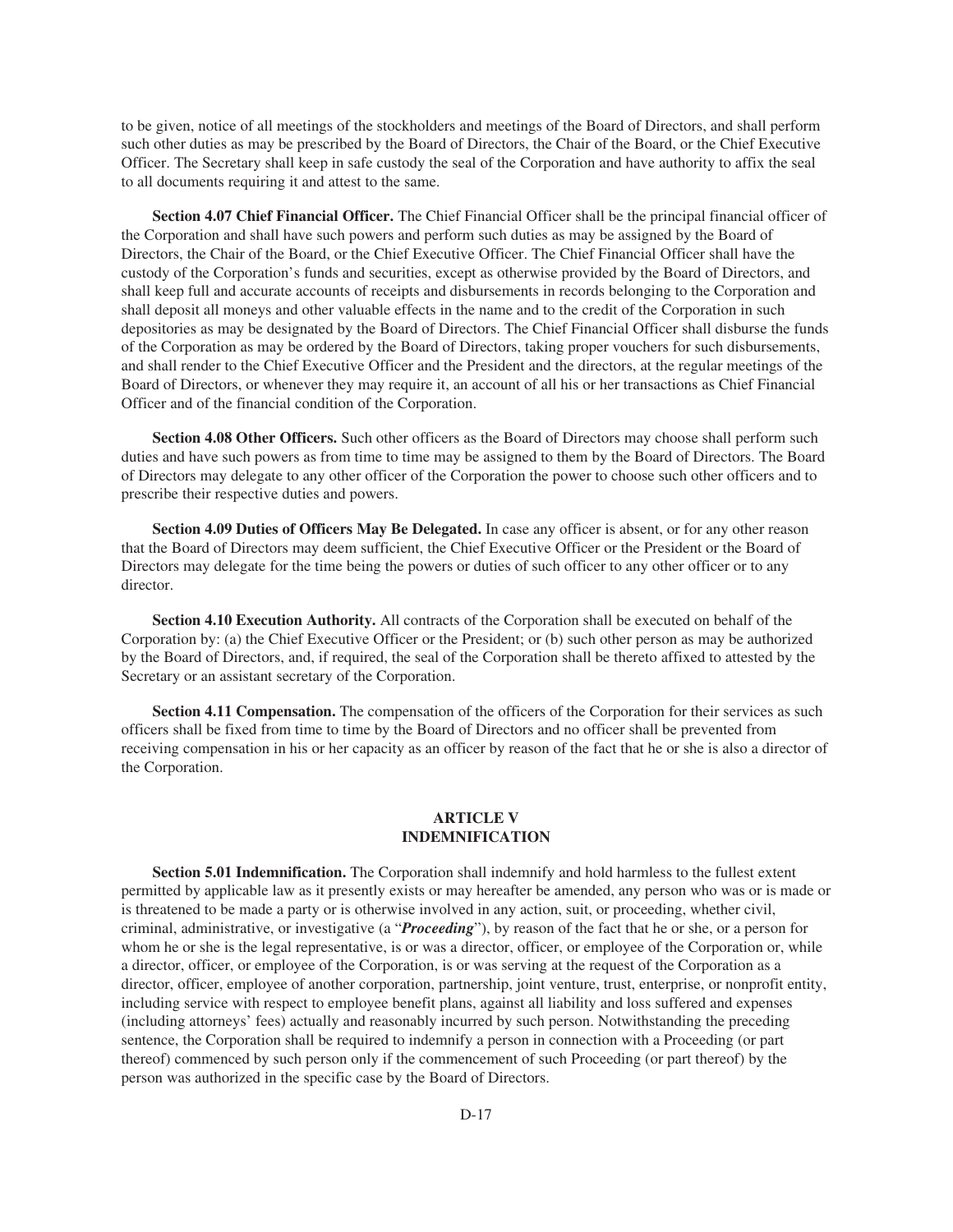to be given, notice of all meetings of the stockholders and meetings of the Board of Directors, and shall perform such other duties as may be prescribed by the Board of Directors, the Chair of the Board, or the Chief Executive Officer. The Secretary shall keep in safe custody the seal of the Corporation and have authority to affix the seal to all documents requiring it and attest to the same.

**Section 4.07 Chief Financial Officer.** The Chief Financial Officer shall be the principal financial officer of the Corporation and shall have such powers and perform such duties as may be assigned by the Board of Directors, the Chair of the Board, or the Chief Executive Officer. The Chief Financial Officer shall have the custody of the Corporation's funds and securities, except as otherwise provided by the Board of Directors, and shall keep full and accurate accounts of receipts and disbursements in records belonging to the Corporation and shall deposit all moneys and other valuable effects in the name and to the credit of the Corporation in such depositories as may be designated by the Board of Directors. The Chief Financial Officer shall disburse the funds of the Corporation as may be ordered by the Board of Directors, taking proper vouchers for such disbursements, and shall render to the Chief Executive Officer and the President and the directors, at the regular meetings of the Board of Directors, or whenever they may require it, an account of all his or her transactions as Chief Financial Officer and of the financial condition of the Corporation.

**Section 4.08 Other Officers.** Such other officers as the Board of Directors may choose shall perform such duties and have such powers as from time to time may be assigned to them by the Board of Directors. The Board of Directors may delegate to any other officer of the Corporation the power to choose such other officers and to prescribe their respective duties and powers.

**Section 4.09 Duties of Officers May Be Delegated.** In case any officer is absent, or for any other reason that the Board of Directors may deem sufficient, the Chief Executive Officer or the President or the Board of Directors may delegate for the time being the powers or duties of such officer to any other officer or to any director.

**Section 4.10 Execution Authority.** All contracts of the Corporation shall be executed on behalf of the Corporation by: (a) the Chief Executive Officer or the President; or (b) such other person as may be authorized by the Board of Directors, and, if required, the seal of the Corporation shall be thereto affixed to attested by the Secretary or an assistant secretary of the Corporation.

**Section 4.11 Compensation.** The compensation of the officers of the Corporation for their services as such officers shall be fixed from time to time by the Board of Directors and no officer shall be prevented from receiving compensation in his or her capacity as an officer by reason of the fact that he or she is also a director of the Corporation.

## ARTICLE V
## INDEMNIFICATION

**Section 5.01 Indemnification.** The Corporation shall indemnify and hold harmless to the fullest extent permitted by applicable law as it presently exists or may hereafter be amended, any person who was or is made or is threatened to be made a party or is otherwise involved in any action, suit, or proceeding, whether civil, criminal, administrative, or investigative (a "***Proceeding***"), by reason of the fact that he or she, or a person for whom he or she is the legal representative, is or was a director, officer, or employee of the Corporation or, while a director, officer, or employee of the Corporation, is or was serving at the request of the Corporation as a director, officer, employee of another corporation, partnership, joint venture, trust, enterprise, or nonprofit entity, including service with respect to employee benefit plans, against all liability and loss suffered and expenses (including attorneys' fees) actually and reasonably incurred by such person. Notwithstanding the preceding sentence, the Corporation shall be required to indemnify a person in connection with a Proceeding (or part thereof) commenced by such person only if the commencement of such Proceeding (or part thereof) by the person was authorized in the specific case by the Board of Directors.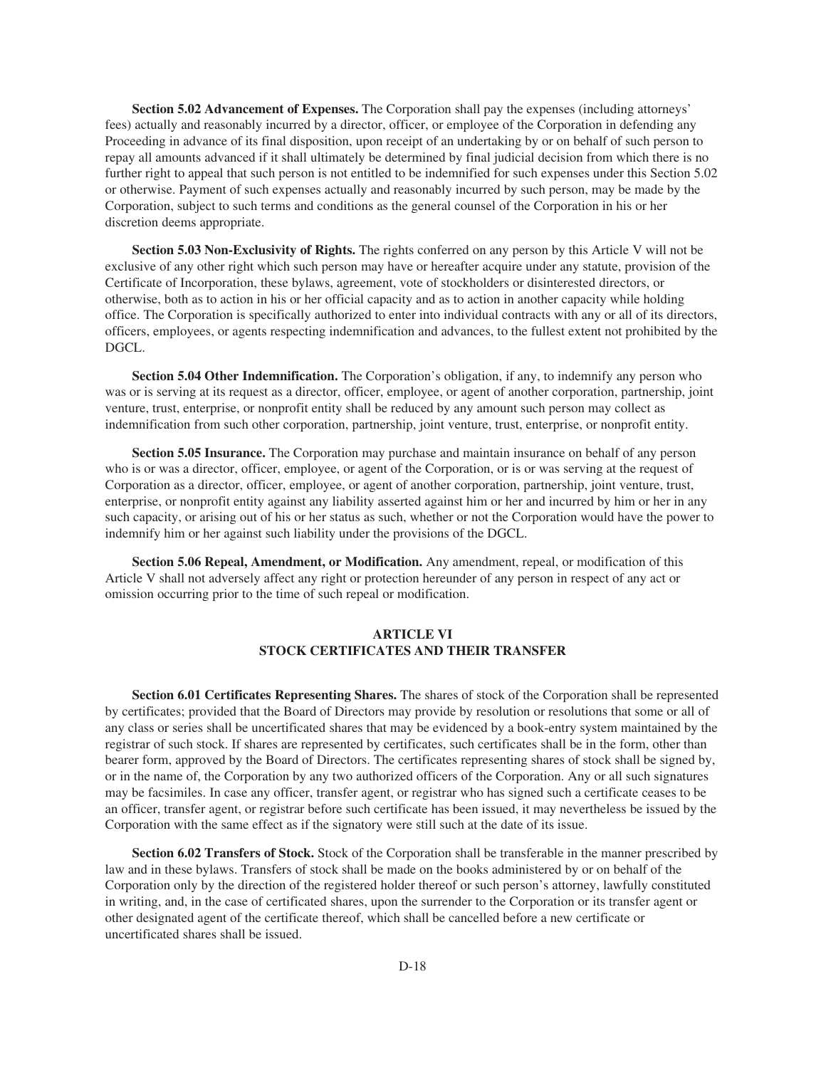**Section 5.02 Advancement of Expenses.** The Corporation shall pay the expenses (including attorneys' fees) actually and reasonably incurred by a director, officer, or employee of the Corporation in defending any Proceeding in advance of its final disposition, upon receipt of an undertaking by or on behalf of such person to repay all amounts advanced if it shall ultimately be determined by final judicial decision from which there is no further right to appeal that such person is not entitled to be indemnified for such expenses under this Section 5.02 or otherwise. Payment of such expenses actually and reasonably incurred by such person, may be made by the Corporation, subject to such terms and conditions as the general counsel of the Corporation in his or her discretion deems appropriate.

**Section 5.03 Non-Exclusivity of Rights.** The rights conferred on any person by this Article V will not be exclusive of any other right which such person may have or hereafter acquire under any statute, provision of the Certificate of Incorporation, these bylaws, agreement, vote of stockholders or disinterested directors, or otherwise, both as to action in his or her official capacity and as to action in another capacity while holding office. The Corporation is specifically authorized to enter into individual contracts with any or all of its directors, officers, employees, or agents respecting indemnification and advances, to the fullest extent not prohibited by the DGCL.

**Section 5.04 Other Indemnification.** The Corporation's obligation, if any, to indemnify any person who was or is serving at its request as a director, officer, employee, or agent of another corporation, partnership, joint venture, trust, enterprise, or nonprofit entity shall be reduced by any amount such person may collect as indemnification from such other corporation, partnership, joint venture, trust, enterprise, or nonprofit entity.

**Section 5.05 Insurance.** The Corporation may purchase and maintain insurance on behalf of any person who is or was a director, officer, employee, or agent of the Corporation, or is or was serving at the request of Corporation as a director, officer, employee, or agent of another corporation, partnership, joint venture, trust, enterprise, or nonprofit entity against any liability asserted against him or her and incurred by him or her in any such capacity, or arising out of his or her status as such, whether or not the Corporation would have the power to indemnify him or her against such liability under the provisions of the DGCL.

**Section 5.06 Repeal, Amendment, or Modification.** Any amendment, repeal, or modification of this Article V shall not adversely affect any right or protection hereunder of any person in respect of any act or omission occurring prior to the time of such repeal or modification.

## ARTICLE VI
## STOCK CERTIFICATES AND THEIR TRANSFER

**Section 6.01 Certificates Representing Shares.** The shares of stock of the Corporation shall be represented by certificates; provided that the Board of Directors may provide by resolution or resolutions that some or all of any class or series shall be uncertificated shares that may be evidenced by a book-entry system maintained by the registrar of such stock. If shares are represented by certificates, such certificates shall be in the form, other than bearer form, approved by the Board of Directors. The certificates representing shares of stock shall be signed by, or in the name of, the Corporation by any two authorized officers of the Corporation. Any or all such signatures may be facsimiles. In case any officer, transfer agent, or registrar who has signed such a certificate ceases to be an officer, transfer agent, or registrar before such certificate has been issued, it may nevertheless be issued by the Corporation with the same effect as if the signatory were still such at the date of its issue.

**Section 6.02 Transfers of Stock.** Stock of the Corporation shall be transferable in the manner prescribed by law and in these bylaws. Transfers of stock shall be made on the books administered by or on behalf of the Corporation only by the direction of the registered holder thereof or such person's attorney, lawfully constituted in writing, and, in the case of certificated shares, upon the surrender to the Corporation or its transfer agent or other designated agent of the certificate thereof, which shall be cancelled before a new certificate or uncertificated shares shall be issued.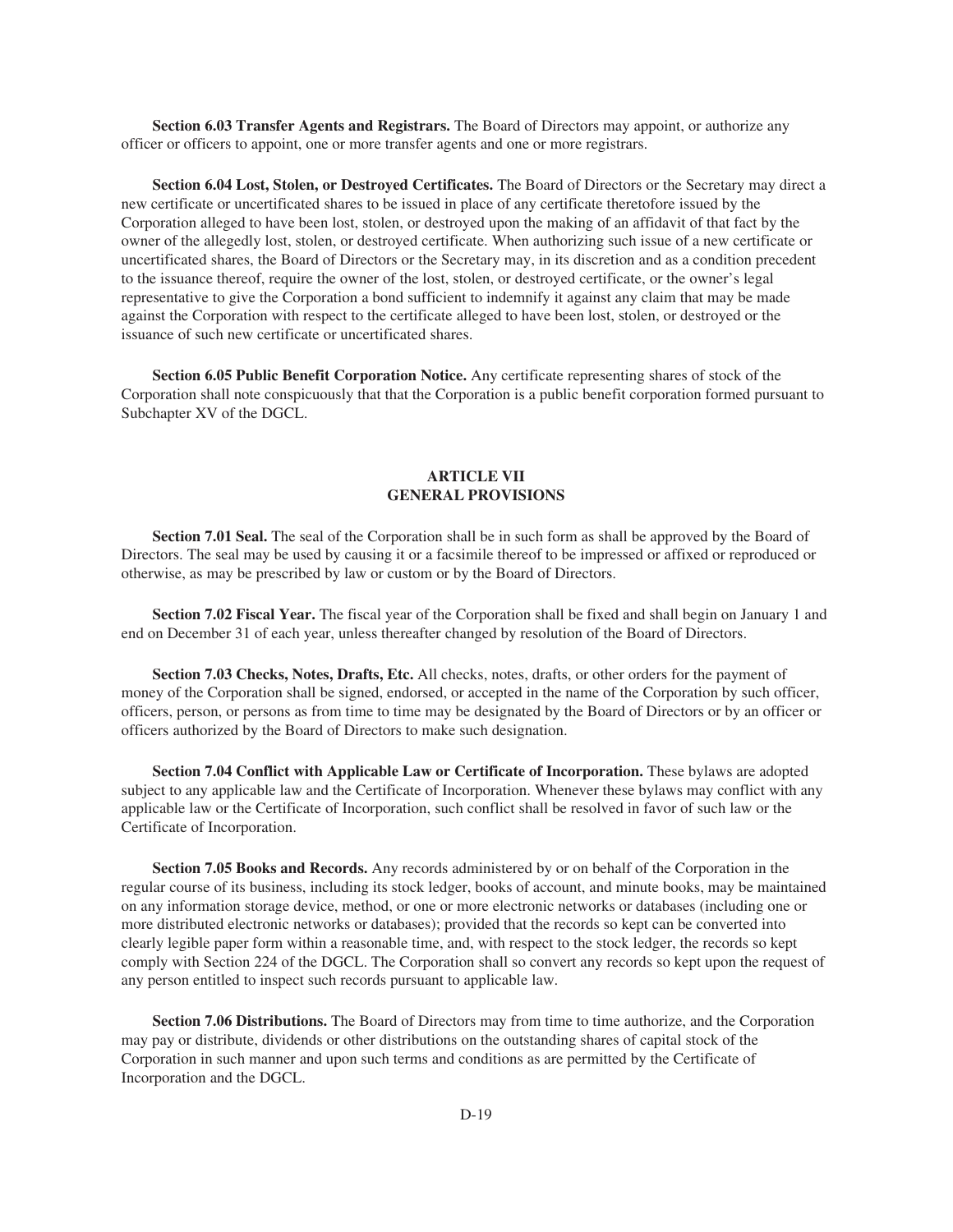**Section 6.03 Transfer Agents and Registrars.** The Board of Directors may appoint, or authorize any officer or officers to appoint, one or more transfer agents and one or more registrars.

**Section 6.04 Lost, Stolen, or Destroyed Certificates.** The Board of Directors or the Secretary may direct a new certificate or uncertificated shares to be issued in place of any certificate theretofore issued by the Corporation alleged to have been lost, stolen, or destroyed upon the making of an affidavit of that fact by the owner of the allegedly lost, stolen, or destroyed certificate. When authorizing such issue of a new certificate or uncertificated shares, the Board of Directors or the Secretary may, in its discretion and as a condition precedent to the issuance thereof, require the owner of the lost, stolen, or destroyed certificate, or the owner's legal representative to give the Corporation a bond sufficient to indemnify it against any claim that may be made against the Corporation with respect to the certificate alleged to have been lost, stolen, or destroyed or the issuance of such new certificate or uncertificated shares.

**Section 6.05 Public Benefit Corporation Notice.** Any certificate representing shares of stock of the Corporation shall note conspicuously that that the Corporation is a public benefit corporation formed pursuant to Subchapter XV of the DGCL.

## ARTICLE VII
## GENERAL PROVISIONS

**Section 7.01 Seal.** The seal of the Corporation shall be in such form as shall be approved by the Board of Directors. The seal may be used by causing it or a facsimile thereof to be impressed or affixed or reproduced or otherwise, as may be prescribed by law or custom or by the Board of Directors.

**Section 7.02 Fiscal Year.** The fiscal year of the Corporation shall be fixed and shall begin on January 1 and end on December 31 of each year, unless thereafter changed by resolution of the Board of Directors.

**Section 7.03 Checks, Notes, Drafts, Etc.** All checks, notes, drafts, or other orders for the payment of money of the Corporation shall be signed, endorsed, or accepted in the name of the Corporation by such officer, officers, person, or persons as from time to time may be designated by the Board of Directors or by an officer or officers authorized by the Board of Directors to make such designation.

**Section 7.04 Conflict with Applicable Law or Certificate of Incorporation.** These bylaws are adopted subject to any applicable law and the Certificate of Incorporation. Whenever these bylaws may conflict with any applicable law or the Certificate of Incorporation, such conflict shall be resolved in favor of such law or the Certificate of Incorporation.

**Section 7.05 Books and Records.** Any records administered by or on behalf of the Corporation in the regular course of its business, including its stock ledger, books of account, and minute books, may be maintained on any information storage device, method, or one or more electronic networks or databases (including one or more distributed electronic networks or databases); provided that the records so kept can be converted into clearly legible paper form within a reasonable time, and, with respect to the stock ledger, the records so kept comply with Section 224 of the DGCL. The Corporation shall so convert any records so kept upon the request of any person entitled to inspect such records pursuant to applicable law.

**Section 7.06 Distributions.** The Board of Directors may from time to time authorize, and the Corporation may pay or distribute, dividends or other distributions on the outstanding shares of capital stock of the Corporation in such manner and upon such terms and conditions as are permitted by the Certificate of Incorporation and the DGCL.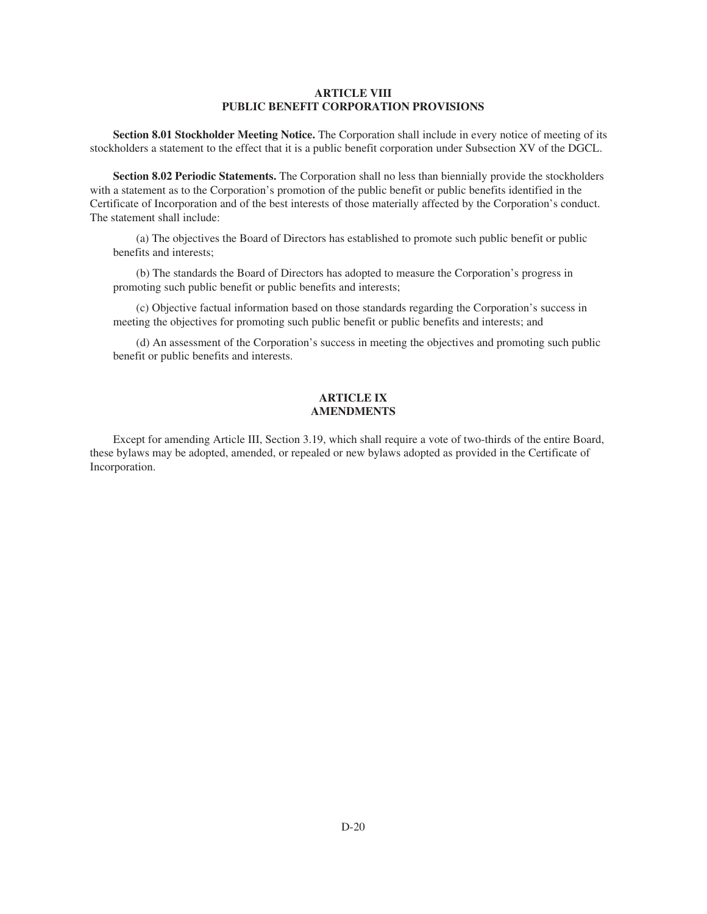## ARTICLE VIII
## PUBLIC BENEFIT CORPORATION PROVISIONS

**Section 8.01 Stockholder Meeting Notice.** The Corporation shall include in every notice of meeting of its stockholders a statement to the effect that it is a public benefit corporation under Subsection XV of the DGCL.

**Section 8.02 Periodic Statements.** The Corporation shall no less than biennially provide the stockholders with a statement as to the Corporation's promotion of the public benefit or public benefits identified in the Certificate of Incorporation and of the best interests of those materially affected by the Corporation's conduct. The statement shall include:

(a) The objectives the Board of Directors has established to promote such public benefit or public benefits and interests;

(b) The standards the Board of Directors has adopted to measure the Corporation's progress in promoting such public benefit or public benefits and interests;

(c) Objective factual information based on those standards regarding the Corporation's success in meeting the objectives for promoting such public benefit or public benefits and interests; and

(d) An assessment of the Corporation's success in meeting the objectives and promoting such public benefit or public benefits and interests.

## ARTICLE IX
## AMENDMENTS

Except for amending Article III, Section 3.19, which shall require a vote of two-thirds of the entire Board, these bylaws may be adopted, amended, or repealed or new bylaws adopted as provided in the Certificate of Incorporation.